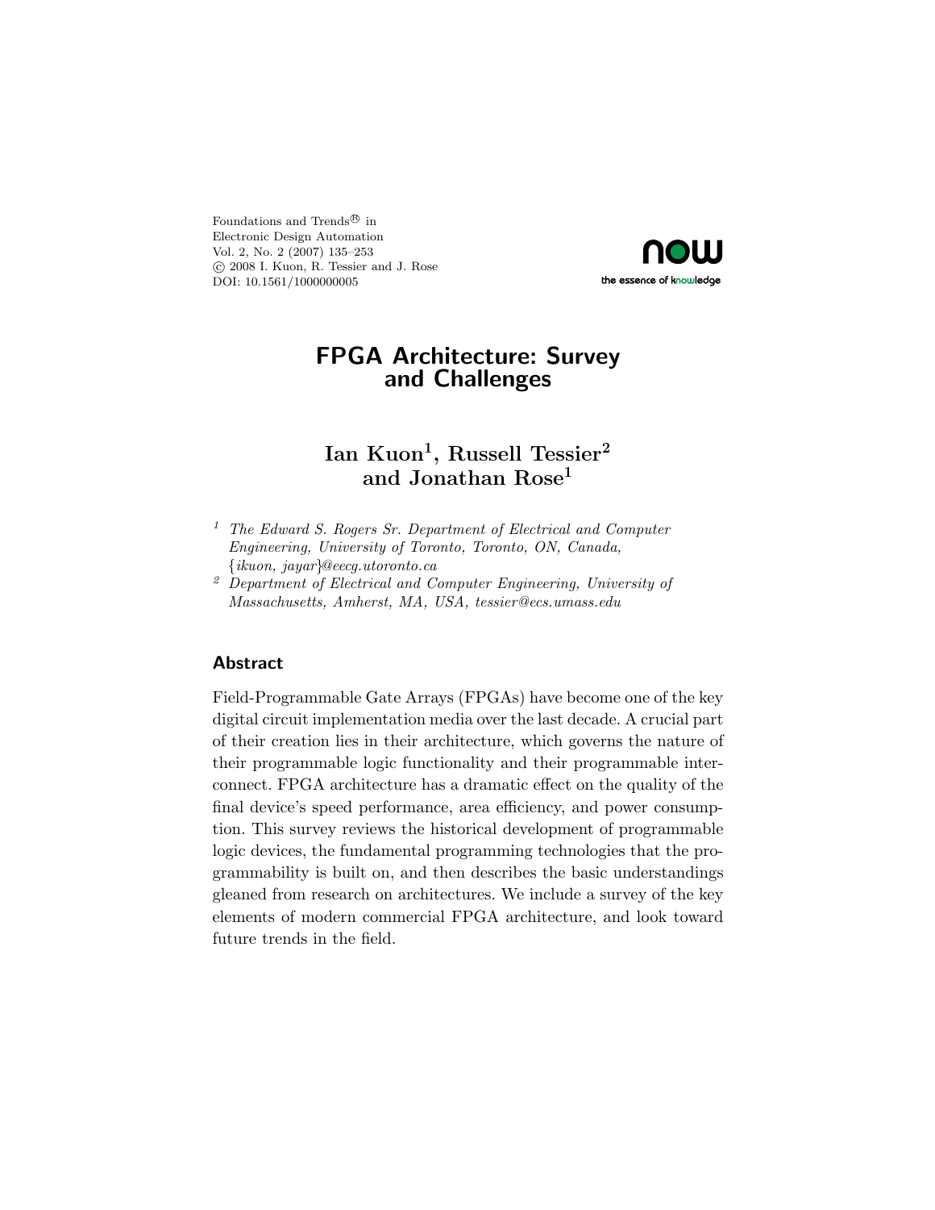Foundations and Trends® in
Electronic Design Automation
Vol. 2, No. 2 (2007) 135–253
© 2008 I. Kuon, R. Tessier and J. Rose
DOI: 10.1561/1000000005

# FPGA Architecture: Survey and Challenges

**Ian Kuon[1], Russell Tessier[2] and Jonathan Rose[1]**

[1] *The Edward S. Rogers Sr. Department of Electrical and Computer Engineering, University of Toronto, Toronto, ON, Canada, {ikuon, jayar}@eecg.utoronto.ca*

[2] *Department of Electrical and Computer Engineering, University of Massachusetts, Amherst, MA, USA, tessier@ecs.umass.edu*

## Abstract

Field-Programmable Gate Arrays (FPGAs) have become one of the key digital circuit implementation media over the last decade. A crucial part of their creation lies in their architecture, which governs the nature of their programmable logic functionality and their programmable interconnect. FPGA architecture has a dramatic effect on the quality of the final device's speed performance, area efficiency, and power consumption. This survey reviews the historical development of programmable logic devices, the fundamental programming technologies that the programmability is built on, and then describes the basic understandings gleaned from research on architectures. We include a survey of the key elements of modern commercial FPGA architecture, and look toward future trends in the field.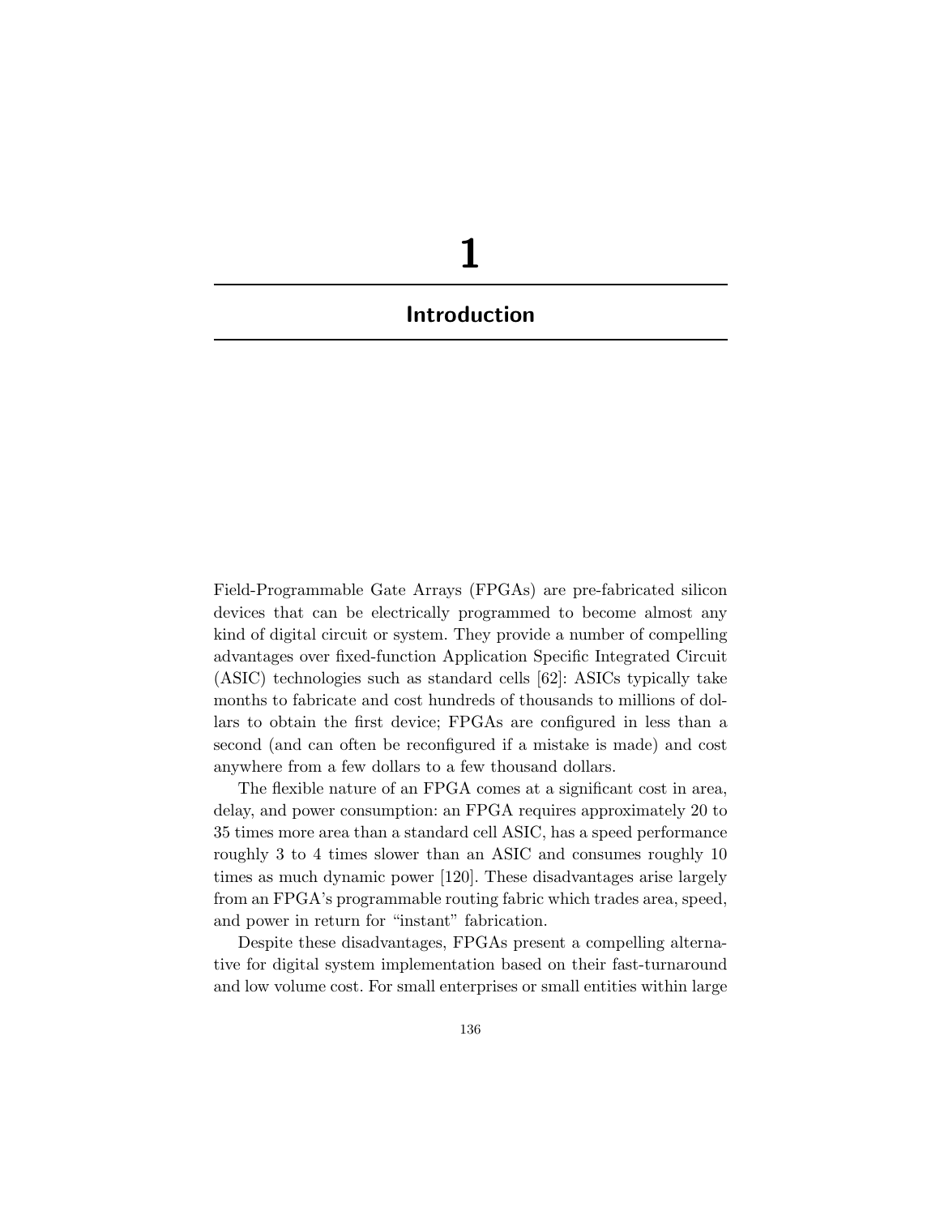# 1

## Introduction

Field-Programmable Gate Arrays (FPGAs) are pre-fabricated silicon devices that can be electrically programmed to become almost any kind of digital circuit or system. They provide a number of compelling advantages over fixed-function Application Specific Integrated Circuit (ASIC) technologies such as standard cells [62]: ASICs typically take months to fabricate and cost hundreds of thousands to millions of dollars to obtain the first device; FPGAs are configured in less than a second (and can often be reconfigured if a mistake is made) and cost anywhere from a few dollars to a few thousand dollars.

The flexible nature of an FPGA comes at a significant cost in area, delay, and power consumption: an FPGA requires approximately 20 to 35 times more area than a standard cell ASIC, has a speed performance roughly 3 to 4 times slower than an ASIC and consumes roughly 10 times as much dynamic power [120]. These disadvantages arise largely from an FPGA's programmable routing fabric which trades area, speed, and power in return for "instant" fabrication.

Despite these disadvantages, FPGAs present a compelling alternative for digital system implementation based on their fast-turnaround and low volume cost. For small enterprises or small entities within large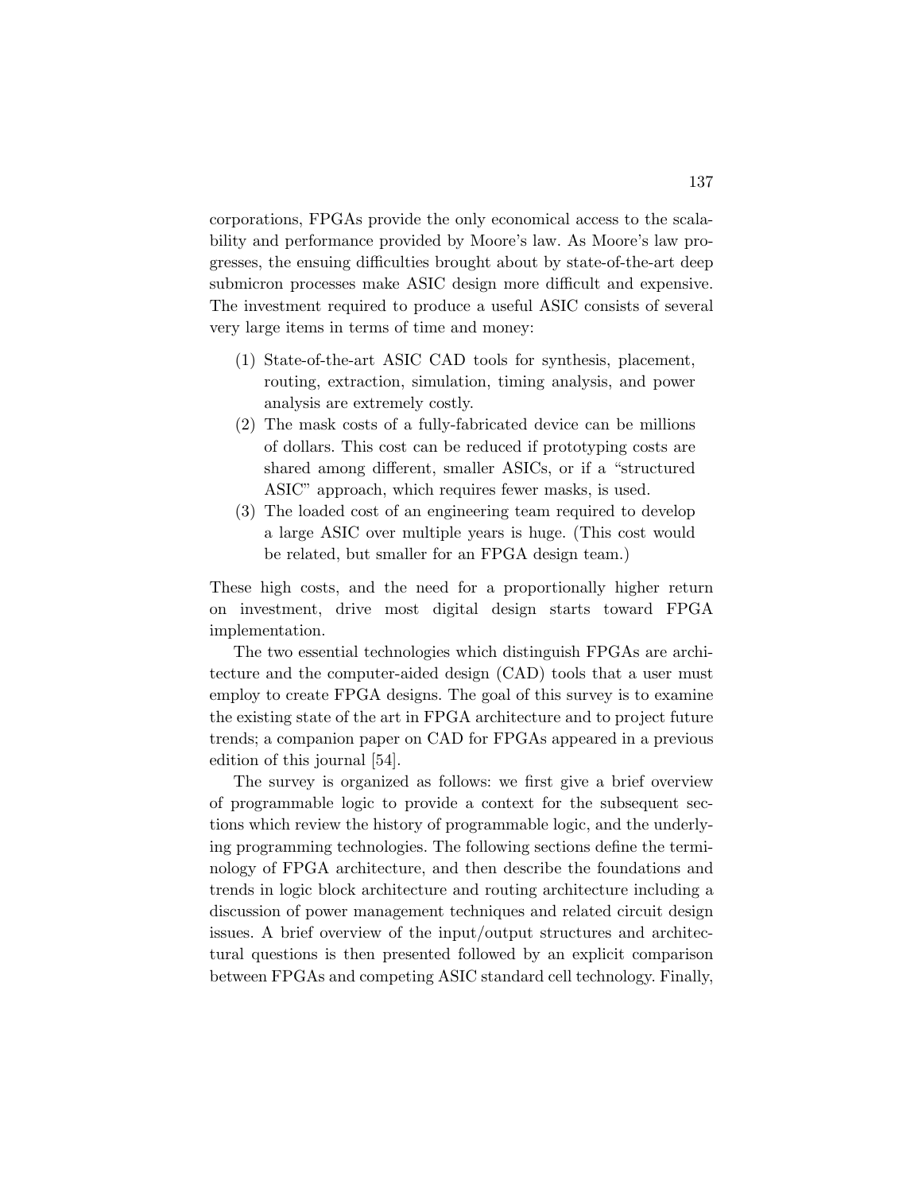corporations, FPGAs provide the only economical access to the scalability and performance provided by Moore's law. As Moore's law progresses, the ensuing difficulties brought about by state-of-the-art deep submicron processes make ASIC design more difficult and expensive. The investment required to produce a useful ASIC consists of several very large items in terms of time and money:

(1) State-of-the-art ASIC CAD tools for synthesis, placement, routing, extraction, simulation, timing analysis, and power analysis are extremely costly.
(2) The mask costs of a fully-fabricated device can be millions of dollars. This cost can be reduced if prototyping costs are shared among different, smaller ASICs, or if a "structured ASIC" approach, which requires fewer masks, is used.
(3) The loaded cost of an engineering team required to develop a large ASIC over multiple years is huge. (This cost would be related, but smaller for an FPGA design team.)

These high costs, and the need for a proportionally higher return on investment, drive most digital design starts toward FPGA implementation.

The two essential technologies which distinguish FPGAs are architecture and the computer-aided design (CAD) tools that a user must employ to create FPGA designs. The goal of this survey is to examine the existing state of the art in FPGA architecture and to project future trends; a companion paper on CAD for FPGAs appeared in a previous edition of this journal [54].

The survey is organized as follows: we first give a brief overview of programmable logic to provide a context for the subsequent sections which review the history of programmable logic, and the underlying programming technologies. The following sections define the terminology of FPGA architecture, and then describe the foundations and trends in logic block architecture and routing architecture including a discussion of power management techniques and related circuit design issues. A brief overview of the input/output structures and architectural questions is then presented followed by an explicit comparison between FPGAs and competing ASIC standard cell technology. Finally,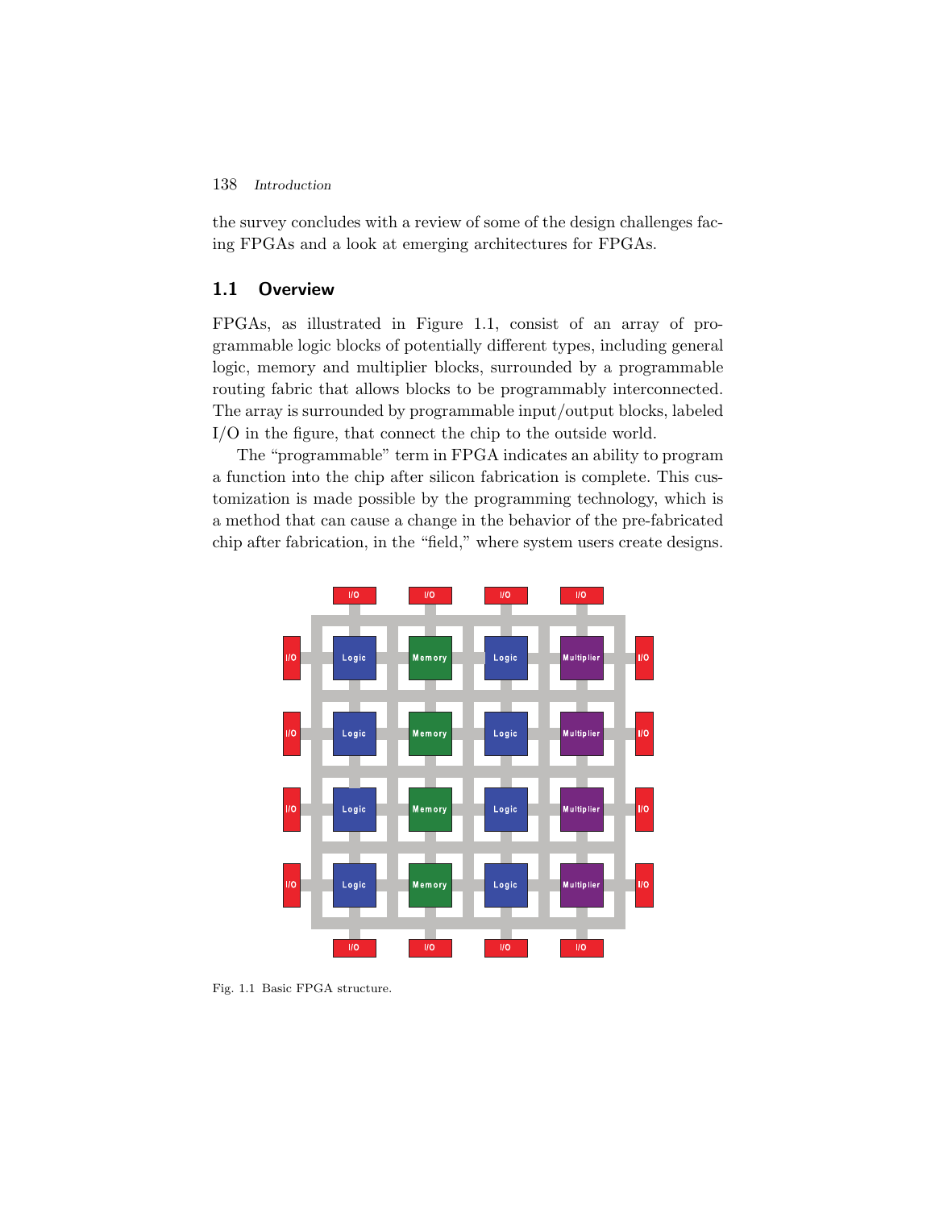the survey concludes with a review of some of the design challenges facing FPGAs and a look at emerging architectures for FPGAs.

## 1.1 Overview

FPGAs, as illustrated in Figure 1.1, consist of an array of programmable logic blocks of potentially different types, including general logic, memory and multiplier blocks, surrounded by a programmable routing fabric that allows blocks to be programmably interconnected. The array is surrounded by programmable input/output blocks, labeled I/O in the figure, that connect the chip to the outside world.

The "programmable" term in FPGA indicates an ability to program a function into the chip after silicon fabrication is complete. This customization is made possible by the programming technology, which is a method that can cause a change in the behavior of the pre-fabricated chip after fabrication, in the "field," where system users create designs.

Fig. 1.1 Basic FPGA structure.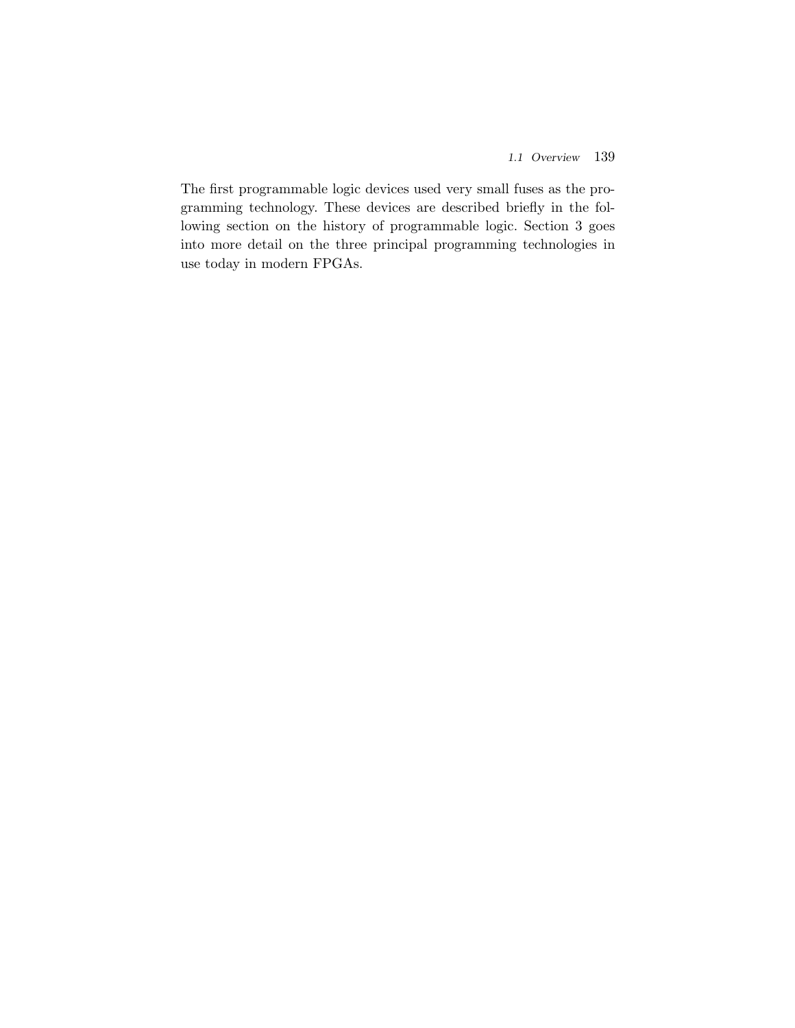The first programmable logic devices used very small fuses as the programming technology. These devices are described briefly in the following section on the history of programmable logic. Section 3 goes into more detail on the three principal programming technologies in use today in modern FPGAs.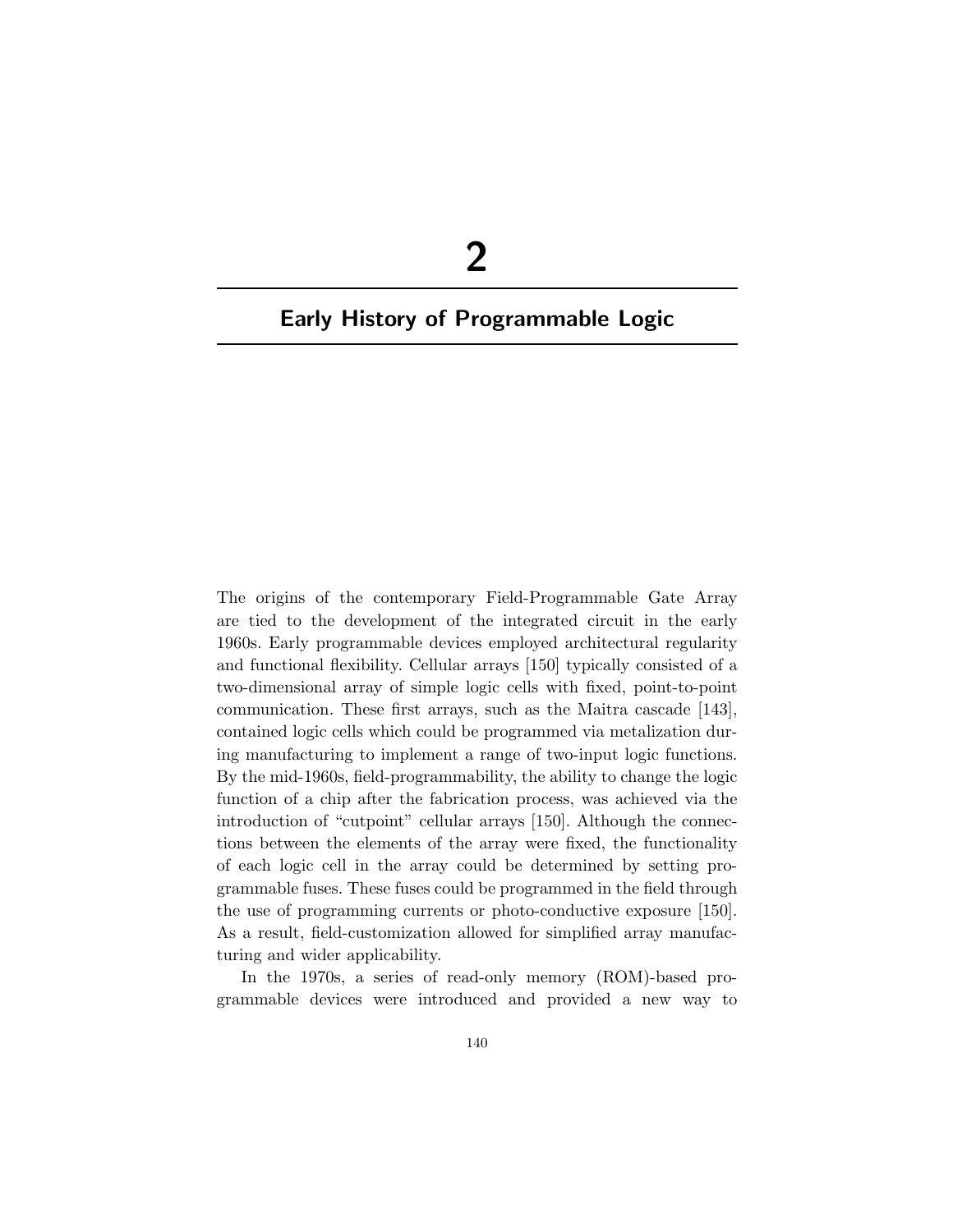# 2

# Early History of Programmable Logic

The origins of the contemporary Field-Programmable Gate Array are tied to the development of the integrated circuit in the early 1960s. Early programmable devices employed architectural regularity and functional flexibility. Cellular arrays [150] typically consisted of a two-dimensional array of simple logic cells with fixed, point-to-point communication. These first arrays, such as the Maitra cascade [143], contained logic cells which could be programmed via metalization during manufacturing to implement a range of two-input logic functions. By the mid-1960s, field-programmability, the ability to change the logic function of a chip after the fabrication process, was achieved via the introduction of "cutpoint" cellular arrays [150]. Although the connections between the elements of the array were fixed, the functionality of each logic cell in the array could be determined by setting programmable fuses. These fuses could be programmed in the field through the use of programming currents or photo-conductive exposure [150]. As a result, field-customization allowed for simplified array manufacturing and wider applicability.

In the 1970s, a series of read-only memory (ROM)-based programmable devices were introduced and provided a new way to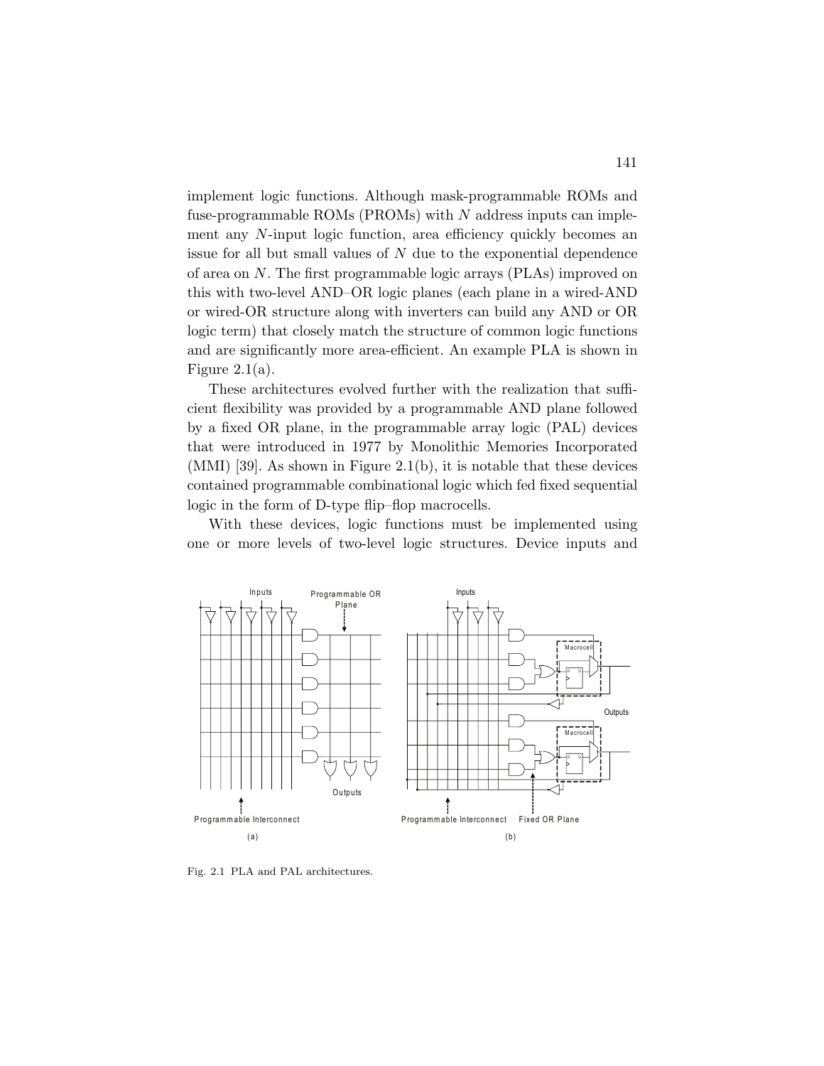implement logic functions. Although mask-programmable ROMs and fuse-programmable ROMs (PROMs) with $N$ address inputs can implement any $N$-input logic function, area efficiency quickly becomes an issue for all but small values of $N$ due to the exponential dependence of area on $N$. The first programmable logic arrays (PLAs) improved on this with two-level AND–OR logic planes (each plane in a wired-AND or wired-OR structure along with inverters can build any AND or OR logic term) that closely match the structure of common logic functions and are significantly more area-efficient. An example PLA is shown in Figure 2.1(a).

These architectures evolved further with the realization that sufficient flexibility was provided by a programmable AND plane followed by a fixed OR plane, in the programmable array logic (PAL) devices that were introduced in 1977 by Monolithic Memories Incorporated (MMI) [39]. As shown in Figure 2.1(b), it is notable that these devices contained programmable combinational logic which fed fixed sequential logic in the form of D-type flip–flop macrocells.

With these devices, logic functions must be implemented using one or more levels of two-level logic structures. Device inputs and

Fig. 2.1 PLA and PAL architectures.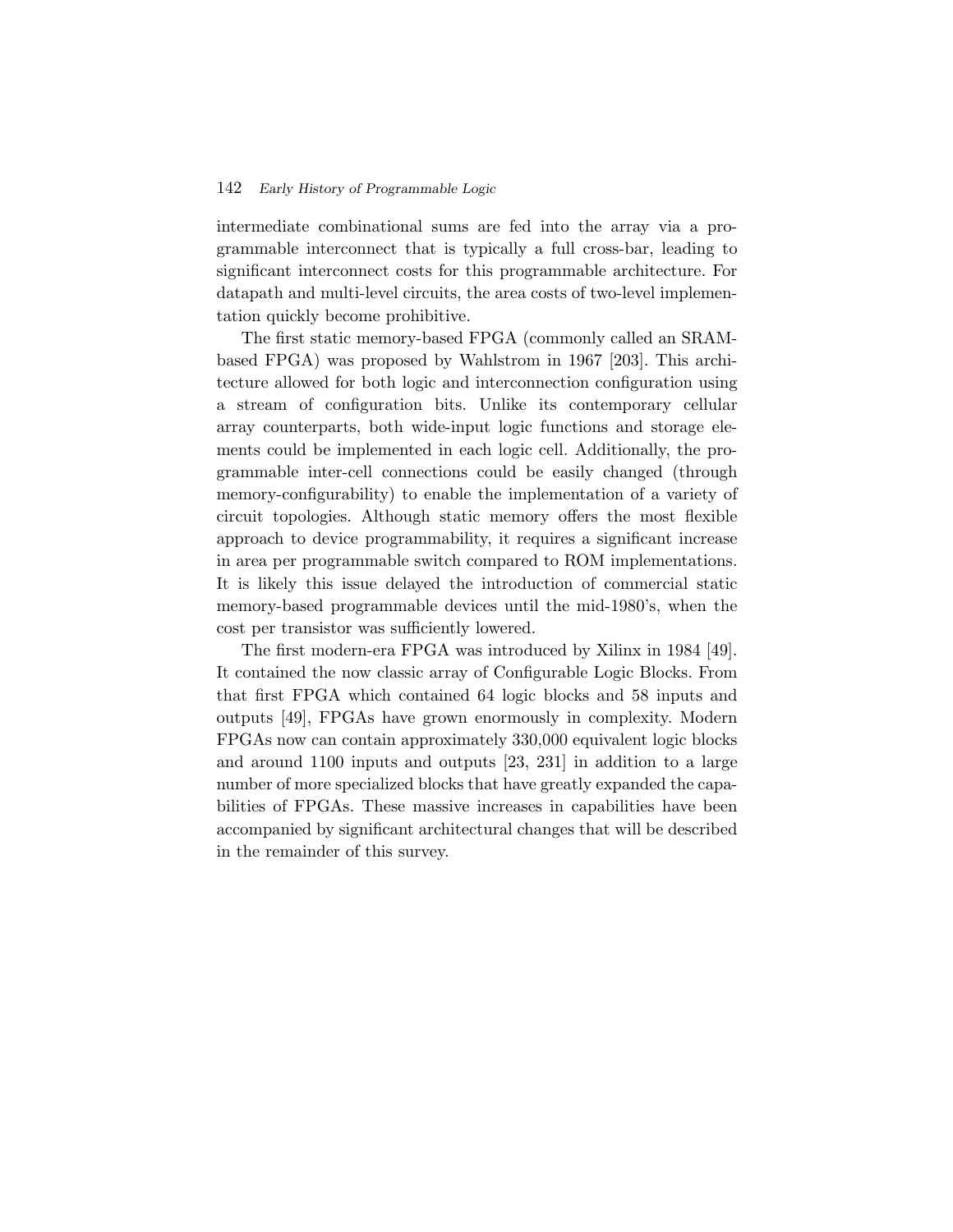intermediate combinational sums are fed into the array via a programmable interconnect that is typically a full cross-bar, leading to significant interconnect costs for this programmable architecture. For datapath and multi-level circuits, the area costs of two-level implementation quickly become prohibitive.

The first static memory-based FPGA (commonly called an SRAM-based FPGA) was proposed by Wahlstrom in 1967 [203]. This architecture allowed for both logic and interconnection configuration using a stream of configuration bits. Unlike its contemporary cellular array counterparts, both wide-input logic functions and storage elements could be implemented in each logic cell. Additionally, the programmable inter-cell connections could be easily changed (through memory-configurability) to enable the implementation of a variety of circuit topologies. Although static memory offers the most flexible approach to device programmability, it requires a significant increase in area per programmable switch compared to ROM implementations. It is likely this issue delayed the introduction of commercial static memory-based programmable devices until the mid-1980's, when the cost per transistor was sufficiently lowered.

The first modern-era FPGA was introduced by Xilinx in 1984 [49]. It contained the now classic array of Configurable Logic Blocks. From that first FPGA which contained 64 logic blocks and 58 inputs and outputs [49], FPGAs have grown enormously in complexity. Modern FPGAs now can contain approximately 330,000 equivalent logic blocks and around 1100 inputs and outputs [23, 231] in addition to a large number of more specialized blocks that have greatly expanded the capabilities of FPGAs. These massive increases in capabilities have been accompanied by significant architectural changes that will be described in the remainder of this survey.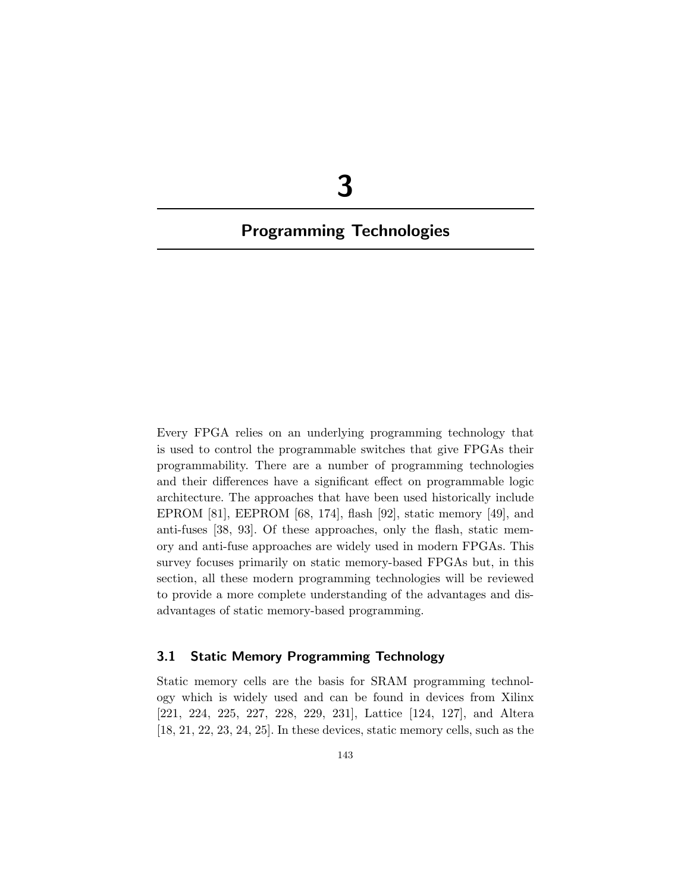# 3

# Programming Technologies

Every FPGA relies on an underlying programming technology that is used to control the programmable switches that give FPGAs their programmability. There are a number of programming technologies and their differences have a significant effect on programmable logic architecture. The approaches that have been used historically include EPROM [81], EEPROM [68, 174], flash [92], static memory [49], and anti-fuses [38, 93]. Of these approaches, only the flash, static memory and anti-fuse approaches are widely used in modern FPGAs. This survey focuses primarily on static memory-based FPGAs but, in this section, all these modern programming technologies will be reviewed to provide a more complete understanding of the advantages and disadvantages of static memory-based programming.

## 3.1 Static Memory Programming Technology

Static memory cells are the basis for SRAM programming technology which is widely used and can be found in devices from Xilinx [221, 224, 225, 227, 228, 229, 231], Lattice [124, 127], and Altera [18, 21, 22, 23, 24, 25]. In these devices, static memory cells, such as the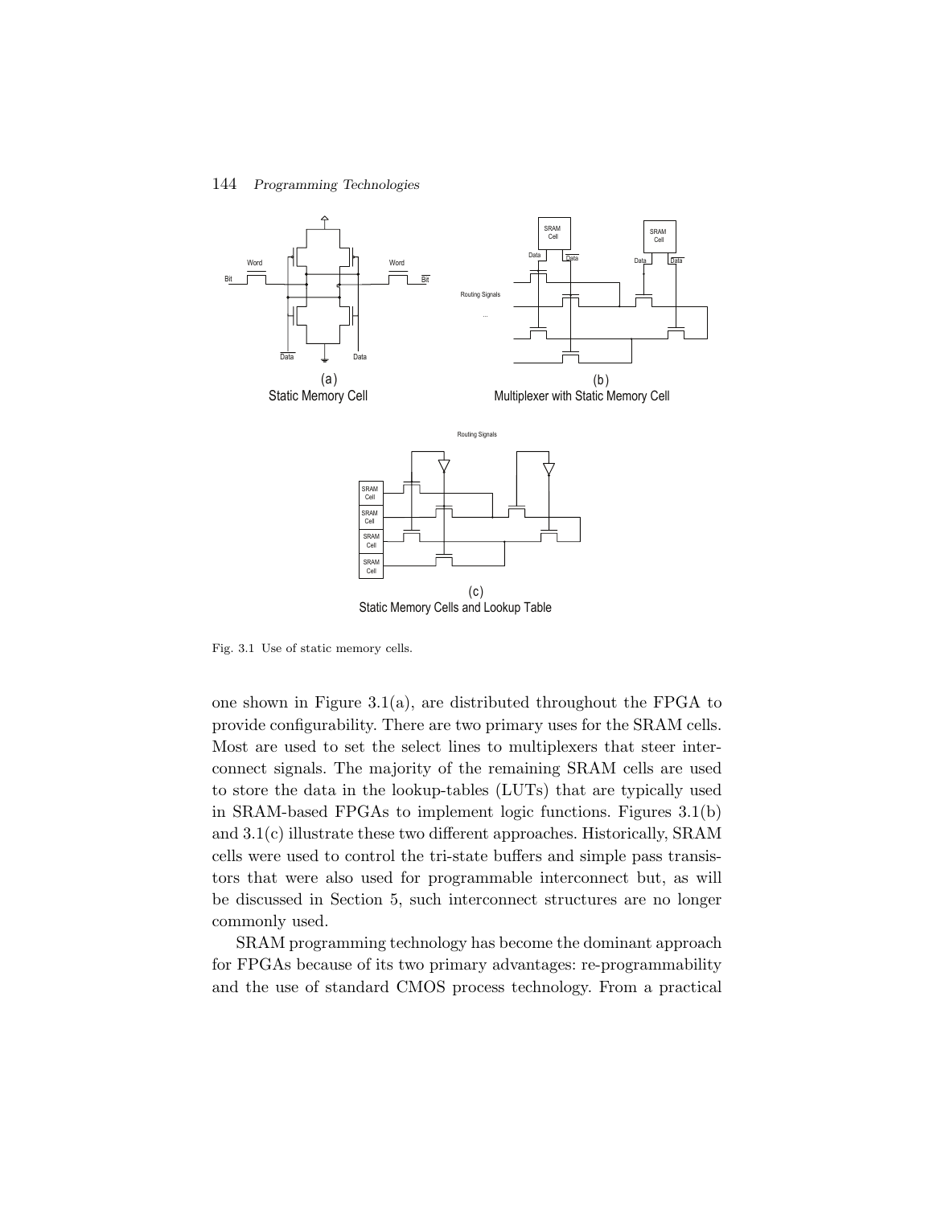Fig. 3.1 Use of static memory cells.

one shown in Figure 3.1(a), are distributed throughout the FPGA to provide configurability. There are two primary uses for the SRAM cells. Most are used to set the select lines to multiplexers that steer interconnect signals. The majority of the remaining SRAM cells are used to store the data in the lookup-tables (LUTs) that are typically used in SRAM-based FPGAs to implement logic functions. Figures 3.1(b) and 3.1(c) illustrate these two different approaches. Historically, SRAM cells were used to control the tri-state buffers and simple pass transistors that were also used for programmable interconnect but, as will be discussed in Section 5, such interconnect structures are no longer commonly used.

SRAM programming technology has become the dominant approach for FPGAs because of its two primary advantages: re-programmability and the use of standard CMOS process technology. From a practical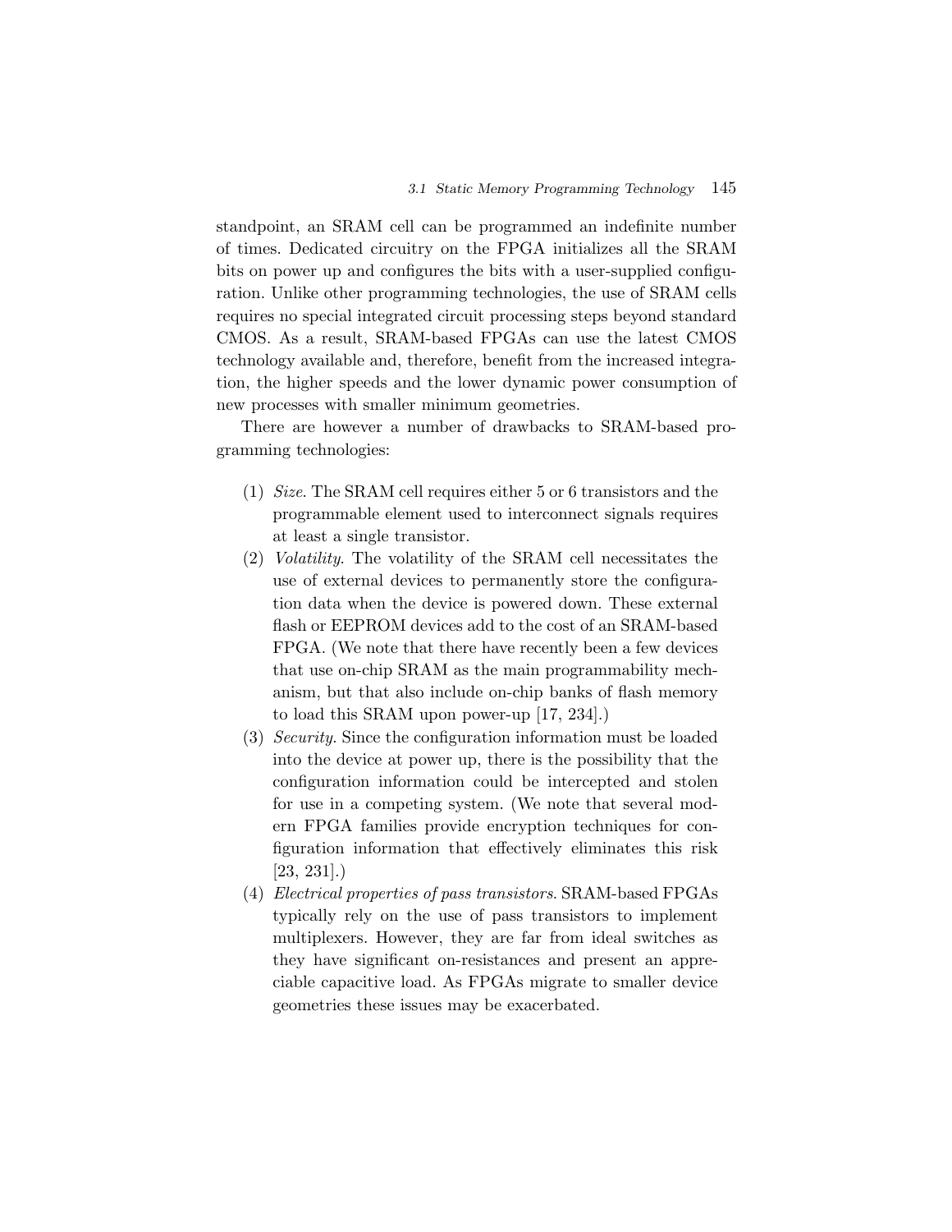standpoint, an SRAM cell can be programmed an indefinite number of times. Dedicated circuitry on the FPGA initializes all the SRAM bits on power up and configures the bits with a user-supplied configuration. Unlike other programming technologies, the use of SRAM cells requires no special integrated circuit processing steps beyond standard CMOS. As a result, SRAM-based FPGAs can use the latest CMOS technology available and, therefore, benefit from the increased integration, the higher speeds and the lower dynamic power consumption of new processes with smaller minimum geometries.

There are however a number of drawbacks to SRAM-based programming technologies:

(1) *Size*. The SRAM cell requires either 5 or 6 transistors and the programmable element used to interconnect signals requires at least a single transistor.

(2) *Volatility*. The volatility of the SRAM cell necessitates the use of external devices to permanently store the configuration data when the device is powered down. These external flash or EEPROM devices add to the cost of an SRAM-based FPGA. (We note that there have recently been a few devices that use on-chip SRAM as the main programmability mechanism, but that also include on-chip banks of flash memory to load this SRAM upon power-up [17, 234].)

(3) *Security*. Since the configuration information must be loaded into the device at power up, there is the possibility that the configuration information could be intercepted and stolen for use in a competing system. (We note that several modern FPGA families provide encryption techniques for configuration information that effectively eliminates this risk [23, 231].)

(4) *Electrical properties of pass transistors*. SRAM-based FPGAs typically rely on the use of pass transistors to implement multiplexers. However, they are far from ideal switches as they have significant on-resistances and present an appreciable capacitive load. As FPGAs migrate to smaller device geometries these issues may be exacerbated.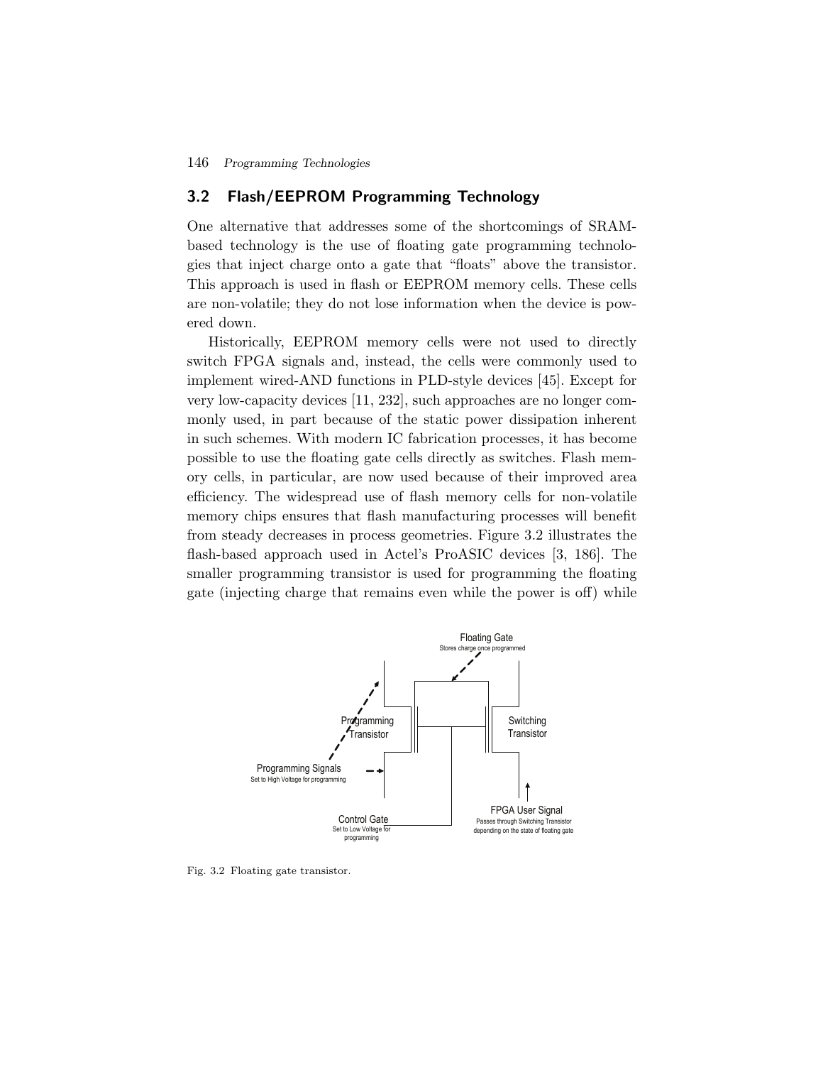## 3.2 Flash/EEPROM Programming Technology

One alternative that addresses some of the shortcomings of SRAM-based technology is the use of floating gate programming technologies that inject charge onto a gate that "floats" above the transistor. This approach is used in flash or EEPROM memory cells. These cells are non-volatile; they do not lose information when the device is powered down.

Historically, EEPROM memory cells were not used to directly switch FPGA signals and, instead, the cells were commonly used to implement wired-AND functions in PLD-style devices [45]. Except for very low-capacity devices [11, 232], such approaches are no longer commonly used, in part because of the static power dissipation inherent in such schemes. With modern IC fabrication processes, it has become possible to use the floating gate cells directly as switches. Flash memory cells, in particular, are now used because of their improved area efficiency. The widespread use of flash memory cells for non-volatile memory chips ensures that flash manufacturing processes will benefit from steady decreases in process geometries. Figure 3.2 illustrates the flash-based approach used in Actel's ProASIC devices [3, 186]. The smaller programming transistor is used for programming the floating gate (injecting charge that remains even while the power is off) while

Fig. 3.2 Floating gate transistor.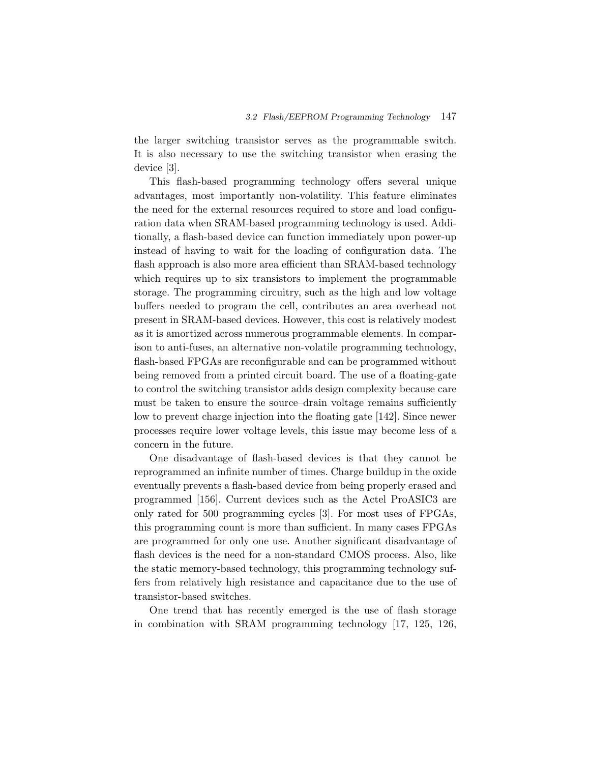the larger switching transistor serves as the programmable switch. It is also necessary to use the switching transistor when erasing the device [3].

This flash-based programming technology offers several unique advantages, most importantly non-volatility. This feature eliminates the need for the external resources required to store and load configuration data when SRAM-based programming technology is used. Additionally, a flash-based device can function immediately upon power-up instead of having to wait for the loading of configuration data. The flash approach is also more area efficient than SRAM-based technology which requires up to six transistors to implement the programmable storage. The programming circuitry, such as the high and low voltage buffers needed to program the cell, contributes an area overhead not present in SRAM-based devices. However, this cost is relatively modest as it is amortized across numerous programmable elements. In comparison to anti-fuses, an alternative non-volatile programming technology, flash-based FPGAs are reconfigurable and can be programmed without being removed from a printed circuit board. The use of a floating-gate to control the switching transistor adds design complexity because care must be taken to ensure the source–drain voltage remains sufficiently low to prevent charge injection into the floating gate [142]. Since newer processes require lower voltage levels, this issue may become less of a concern in the future.

One disadvantage of flash-based devices is that they cannot be reprogrammed an infinite number of times. Charge buildup in the oxide eventually prevents a flash-based device from being properly erased and programmed [156]. Current devices such as the Actel ProASIC3 are only rated for 500 programming cycles [3]. For most uses of FPGAs, this programming count is more than sufficient. In many cases FPGAs are programmed for only one use. Another significant disadvantage of flash devices is the need for a non-standard CMOS process. Also, like the static memory-based technology, this programming technology suffers from relatively high resistance and capacitance due to the use of transistor-based switches.

One trend that has recently emerged is the use of flash storage in combination with SRAM programming technology [17, 125, 126,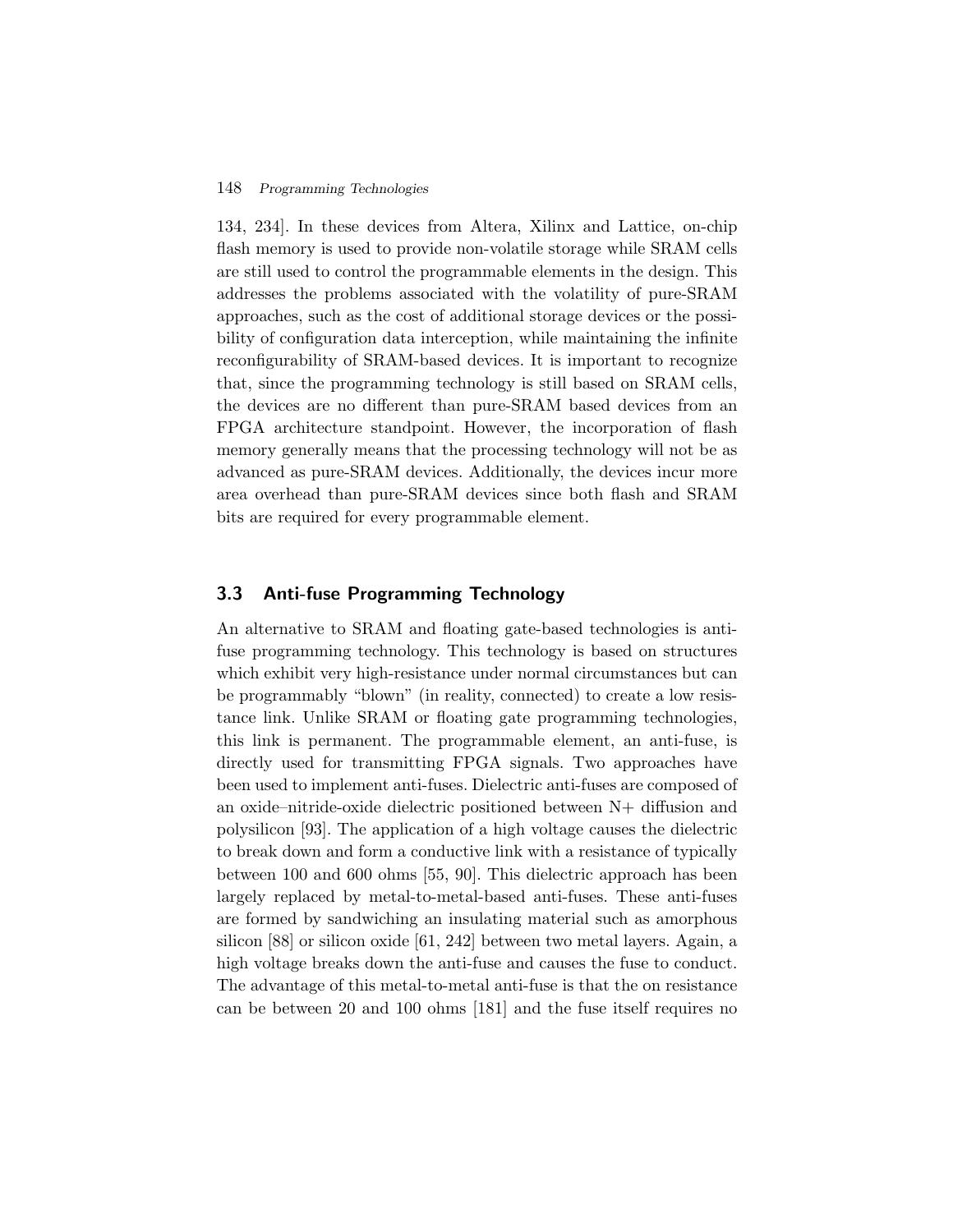134, 234]. In these devices from Altera, Xilinx and Lattice, on-chip flash memory is used to provide non-volatile storage while SRAM cells are still used to control the programmable elements in the design. This addresses the problems associated with the volatility of pure-SRAM approaches, such as the cost of additional storage devices or the possibility of configuration data interception, while maintaining the infinite reconfigurability of SRAM-based devices. It is important to recognize that, since the programming technology is still based on SRAM cells, the devices are no different than pure-SRAM based devices from an FPGA architecture standpoint. However, the incorporation of flash memory generally means that the processing technology will not be as advanced as pure-SRAM devices. Additionally, the devices incur more area overhead than pure-SRAM devices since both flash and SRAM bits are required for every programmable element.

## 3.3 Anti-fuse Programming Technology

An alternative to SRAM and floating gate-based technologies is anti-fuse programming technology. This technology is based on structures which exhibit very high-resistance under normal circumstances but can be programmably "blown" (in reality, connected) to create a low resistance link. Unlike SRAM or floating gate programming technologies, this link is permanent. The programmable element, an anti-fuse, is directly used for transmitting FPGA signals. Two approaches have been used to implement anti-fuses. Dielectric anti-fuses are composed of an oxide–nitride-oxide dielectric positioned between N+ diffusion and polysilicon [93]. The application of a high voltage causes the dielectric to break down and form a conductive link with a resistance of typically between 100 and 600 ohms [55, 90]. This dielectric approach has been largely replaced by metal-to-metal-based anti-fuses. These anti-fuses are formed by sandwiching an insulating material such as amorphous silicon [88] or silicon oxide [61, 242] between two metal layers. Again, a high voltage breaks down the anti-fuse and causes the fuse to conduct. The advantage of this metal-to-metal anti-fuse is that the on resistance can be between 20 and 100 ohms [181] and the fuse itself requires no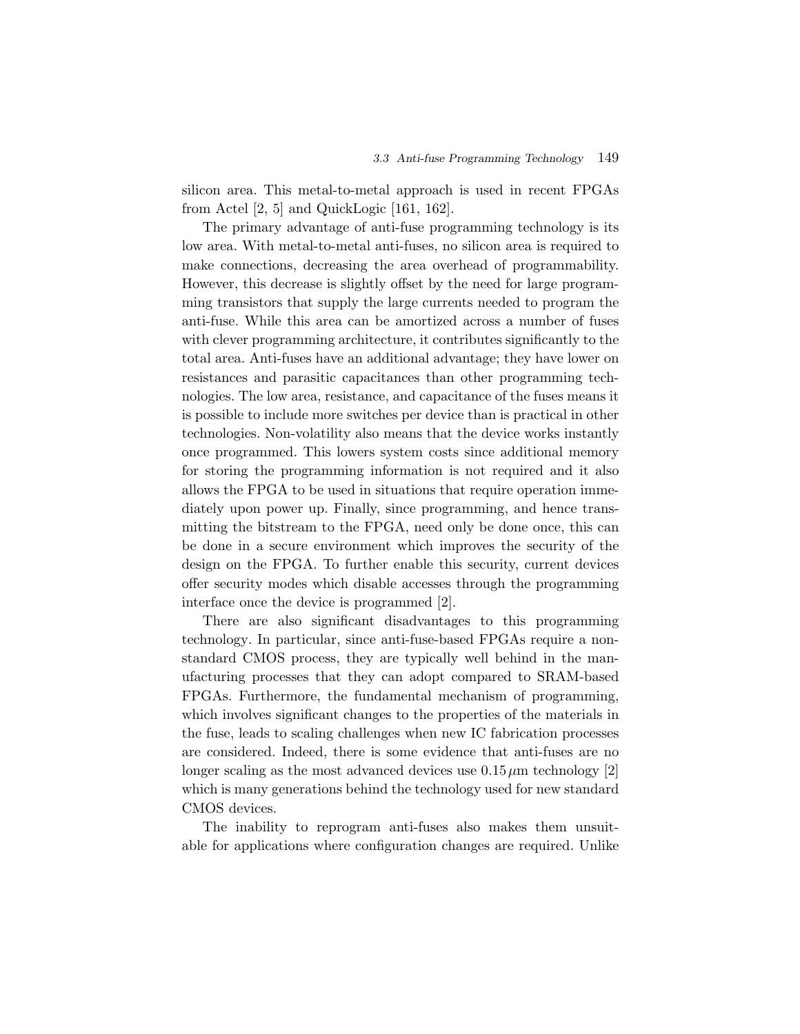silicon area. This metal-to-metal approach is used in recent FPGAs from Actel [2, 5] and QuickLogic [161, 162].

The primary advantage of anti-fuse programming technology is its low area. With metal-to-metal anti-fuses, no silicon area is required to make connections, decreasing the area overhead of programmability. However, this decrease is slightly offset by the need for large programming transistors that supply the large currents needed to program the anti-fuse. While this area can be amortized across a number of fuses with clever programming architecture, it contributes significantly to the total area. Anti-fuses have an additional advantage; they have lower on resistances and parasitic capacitances than other programming technologies. The low area, resistance, and capacitance of the fuses means it is possible to include more switches per device than is practical in other technologies. Non-volatility also means that the device works instantly once programmed. This lowers system costs since additional memory for storing the programming information is not required and it also allows the FPGA to be used in situations that require operation immediately upon power up. Finally, since programming, and hence transmitting the bitstream to the FPGA, need only be done once, this can be done in a secure environment which improves the security of the design on the FPGA. To further enable this security, current devices offer security modes which disable accesses through the programming interface once the device is programmed [2].

There are also significant disadvantages to this programming technology. In particular, since anti-fuse-based FPGAs require a non-standard CMOS process, they are typically well behind in the manufacturing processes that they can adopt compared to SRAM-based FPGAs. Furthermore, the fundamental mechanism of programming, which involves significant changes to the properties of the materials in the fuse, leads to scaling challenges when new IC fabrication processes are considered. Indeed, there is some evidence that anti-fuses are no longer scaling as the most advanced devices use $0.15\,\mu$m technology [2] which is many generations behind the technology used for new standard CMOS devices.

The inability to reprogram anti-fuses also makes them unsuitable for applications where configuration changes are required. Unlike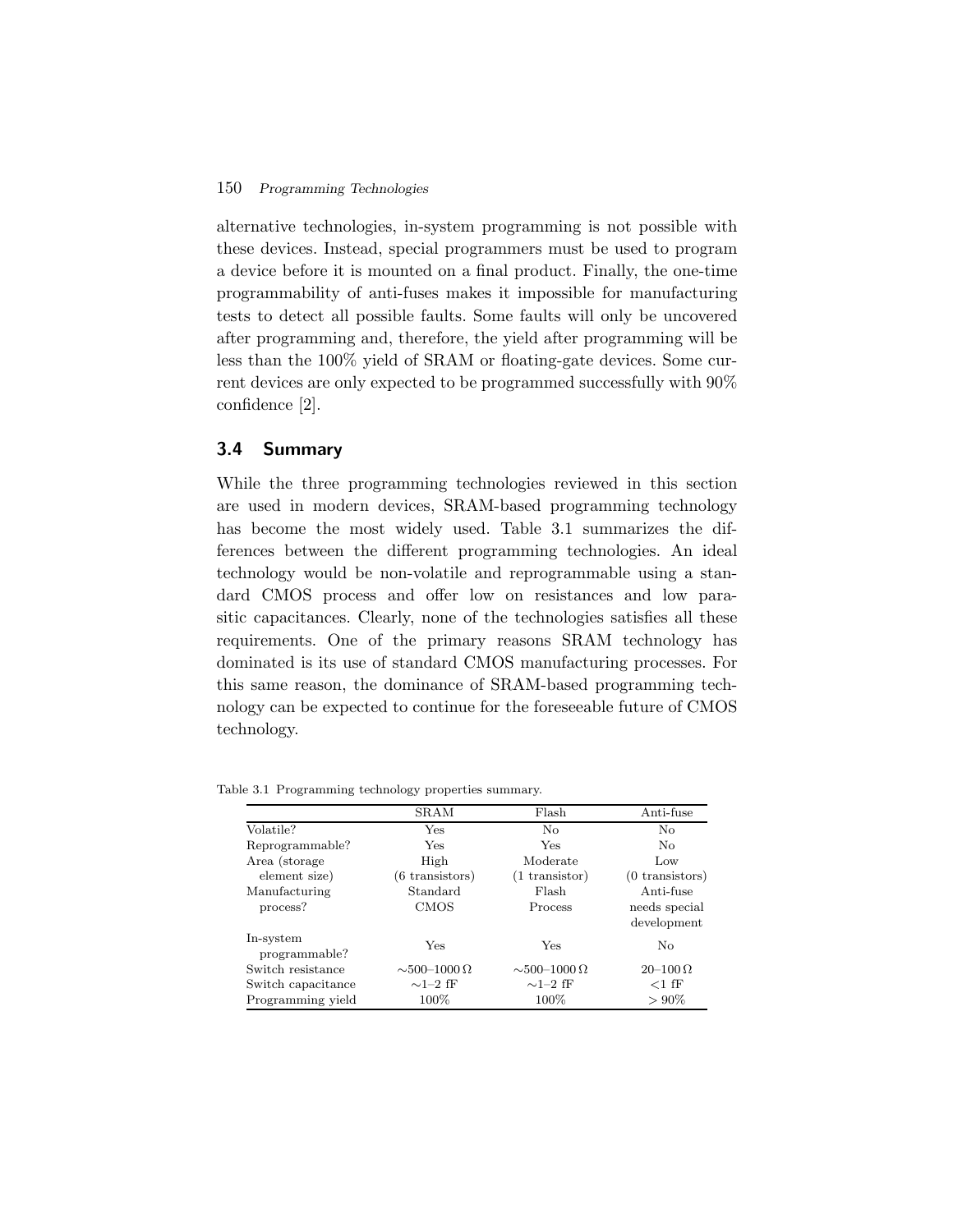alternative technologies, in-system programming is not possible with these devices. Instead, special programmers must be used to program a device before it is mounted on a final product. Finally, the one-time programmability of anti-fuses makes it impossible for manufacturing tests to detect all possible faults. Some faults will only be uncovered after programming and, therefore, the yield after programming will be less than the 100% yield of SRAM or floating-gate devices. Some current devices are only expected to be programmed successfully with 90% confidence [2].

## 3.4 Summary

While the three programming technologies reviewed in this section are used in modern devices, SRAM-based programming technology has become the most widely used. Table 3.1 summarizes the differences between the different programming technologies. An ideal technology would be non-volatile and reprogrammable using a standard CMOS process and offer low on resistances and low parasitic capacitances. Clearly, none of the technologies satisfies all these requirements. One of the primary reasons SRAM technology has dominated is its use of standard CMOS manufacturing processes. For this same reason, the dominance of SRAM-based programming technology can be expected to continue for the foreseeable future of CMOS technology.

Table 3.1 Programming technology properties summary.

| | SRAM | Flash | Anti-fuse |
|---|---|---|---|
| Volatile? | Yes | No | No |
| Reprogrammable? | Yes | Yes | No |
| Area (storage element size) | High (6 transistors) | Moderate (1 transistor) | Low (0 transistors) |
| Manufacturing process? | Standard CMOS | Flash Process | Anti-fuse needs special development |
| In-system programmable? | Yes | Yes | No |
| Switch resistance | $\sim$500–1000 $\Omega$ | $\sim$500–1000 $\Omega$ | 20–100 $\Omega$ |
| Switch capacitance | $\sim$1–2 fF | $\sim$1–2 fF | <1 fF |
| Programming yield | 100% | 100% | > 90% |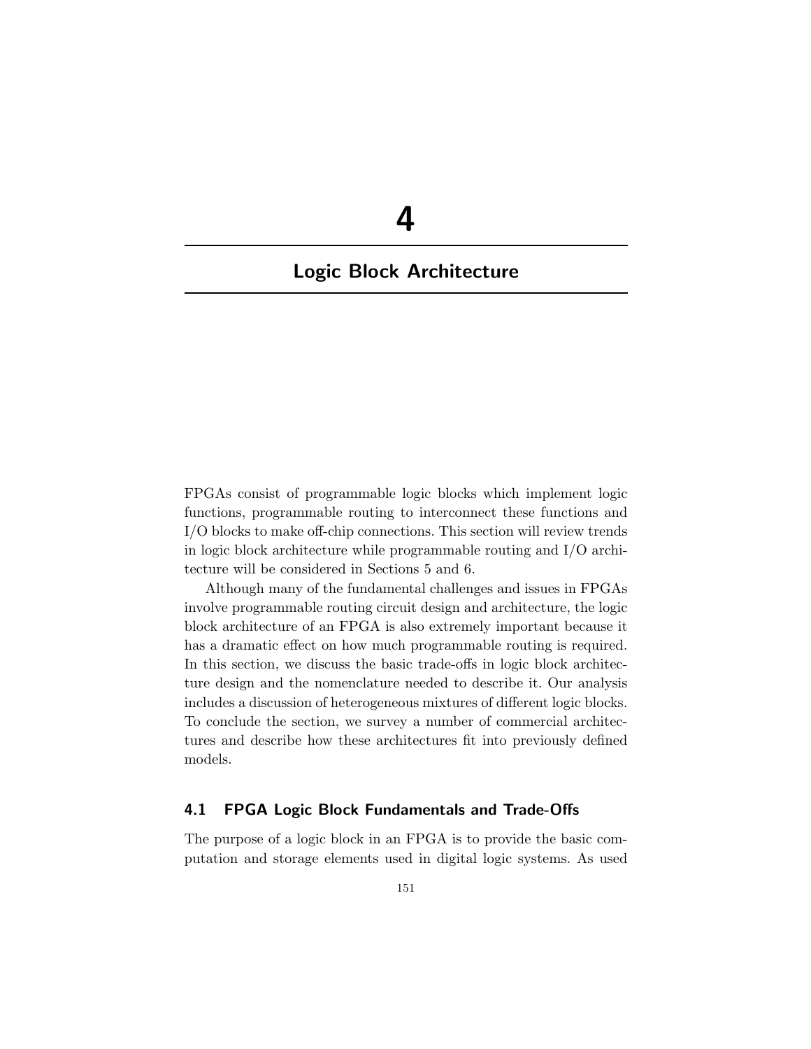# 4

# Logic Block Architecture

FPGAs consist of programmable logic blocks which implement logic functions, programmable routing to interconnect these functions and I/O blocks to make off-chip connections. This section will review trends in logic block architecture while programmable routing and I/O architecture will be considered in Sections 5 and 6.

Although many of the fundamental challenges and issues in FPGAs involve programmable routing circuit design and architecture, the logic block architecture of an FPGA is also extremely important because it has a dramatic effect on how much programmable routing is required. In this section, we discuss the basic trade-offs in logic block architecture design and the nomenclature needed to describe it. Our analysis includes a discussion of heterogeneous mixtures of different logic blocks. To conclude the section, we survey a number of commercial architectures and describe how these architectures fit into previously defined models.

## 4.1 FPGA Logic Block Fundamentals and Trade-Offs

The purpose of a logic block in an FPGA is to provide the basic computation and storage elements used in digital logic systems. As used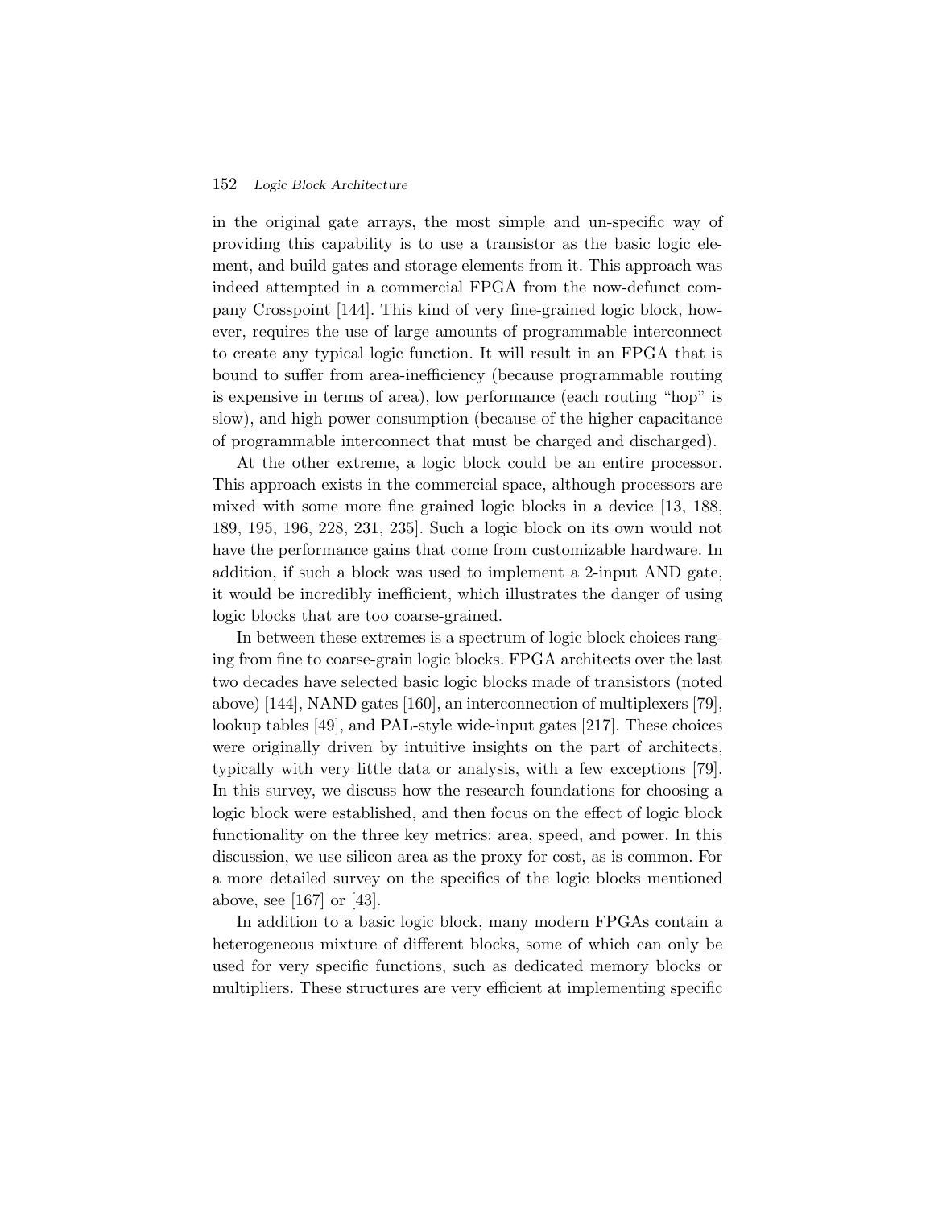in the original gate arrays, the most simple and un-specific way of providing this capability is to use a transistor as the basic logic element, and build gates and storage elements from it. This approach was indeed attempted in a commercial FPGA from the now-defunct company Crosspoint [144]. This kind of very fine-grained logic block, however, requires the use of large amounts of programmable interconnect to create any typical logic function. It will result in an FPGA that is bound to suffer from area-inefficiency (because programmable routing is expensive in terms of area), low performance (each routing "hop" is slow), and high power consumption (because of the higher capacitance of programmable interconnect that must be charged and discharged).

At the other extreme, a logic block could be an entire processor. This approach exists in the commercial space, although processors are mixed with some more fine grained logic blocks in a device [13, 188, 189, 195, 196, 228, 231, 235]. Such a logic block on its own would not have the performance gains that come from customizable hardware. In addition, if such a block was used to implement a 2-input AND gate, it would be incredibly inefficient, which illustrates the danger of using logic blocks that are too coarse-grained.

In between these extremes is a spectrum of logic block choices ranging from fine to coarse-grain logic blocks. FPGA architects over the last two decades have selected basic logic blocks made of transistors (noted above) [144], NAND gates [160], an interconnection of multiplexers [79], lookup tables [49], and PAL-style wide-input gates [217]. These choices were originally driven by intuitive insights on the part of architects, typically with very little data or analysis, with a few exceptions [79]. In this survey, we discuss how the research foundations for choosing a logic block were established, and then focus on the effect of logic block functionality on the three key metrics: area, speed, and power. In this discussion, we use silicon area as the proxy for cost, as is common. For a more detailed survey on the specifics of the logic blocks mentioned above, see [167] or [43].

In addition to a basic logic block, many modern FPGAs contain a heterogeneous mixture of different blocks, some of which can only be used for very specific functions, such as dedicated memory blocks or multipliers. These structures are very efficient at implementing specific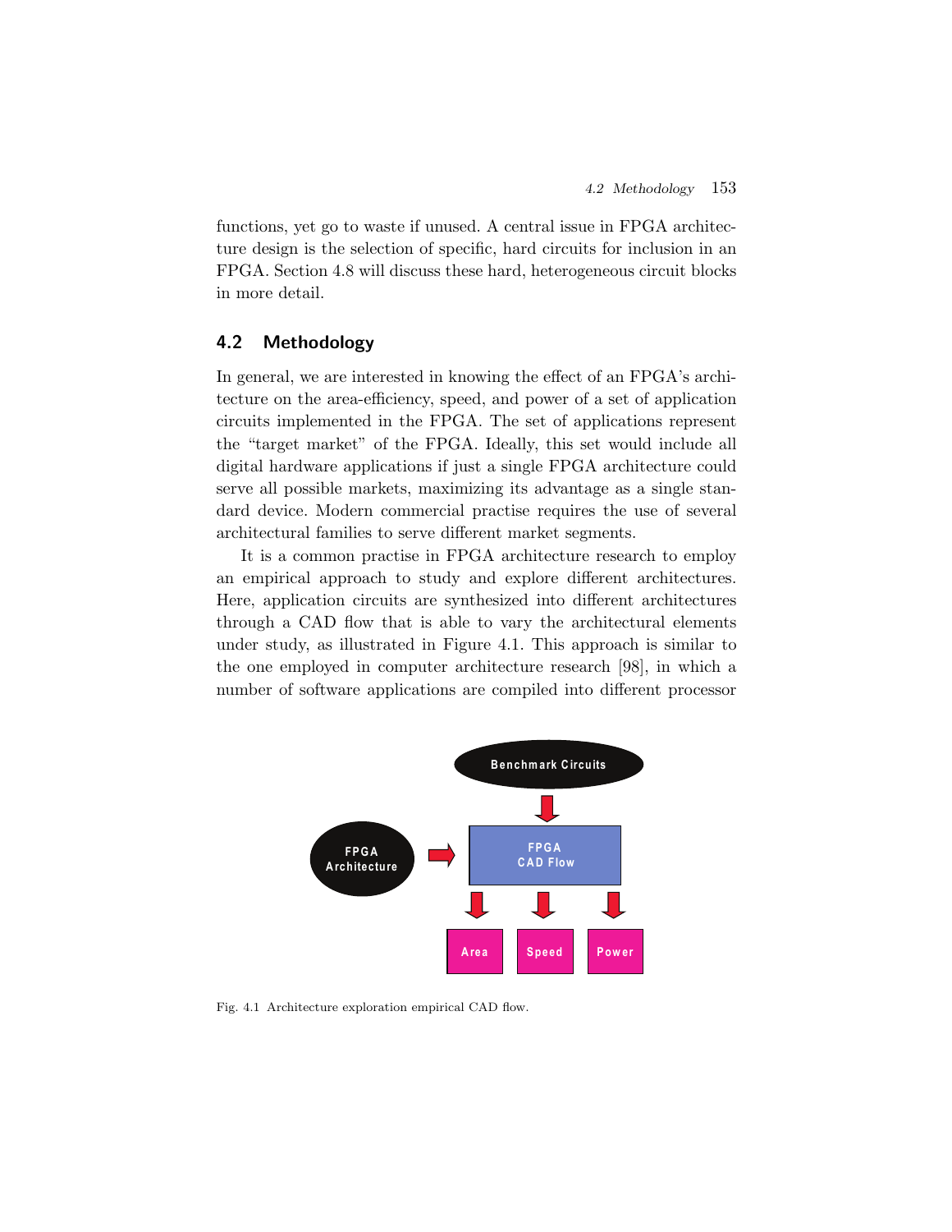functions, yet go to waste if unused. A central issue in FPGA architecture design is the selection of specific, hard circuits for inclusion in an FPGA. Section 4.8 will discuss these hard, heterogeneous circuit blocks in more detail.

## 4.2 Methodology

In general, we are interested in knowing the effect of an FPGA's architecture on the area-efficiency, speed, and power of a set of application circuits implemented in the FPGA. The set of applications represent the "target market" of the FPGA. Ideally, this set would include all digital hardware applications if just a single FPGA architecture could serve all possible markets, maximizing its advantage as a single standard device. Modern commercial practise requires the use of several architectural families to serve different market segments.

It is a common practise in FPGA architecture research to employ an empirical approach to study and explore different architectures. Here, application circuits are synthesized into different architectures through a CAD flow that is able to vary the architectural elements under study, as illustrated in Figure 4.1. This approach is similar to the one employed in computer architecture research [98], in which a number of software applications are compiled into different processor

Fig. 4.1 Architecture exploration empirical CAD flow.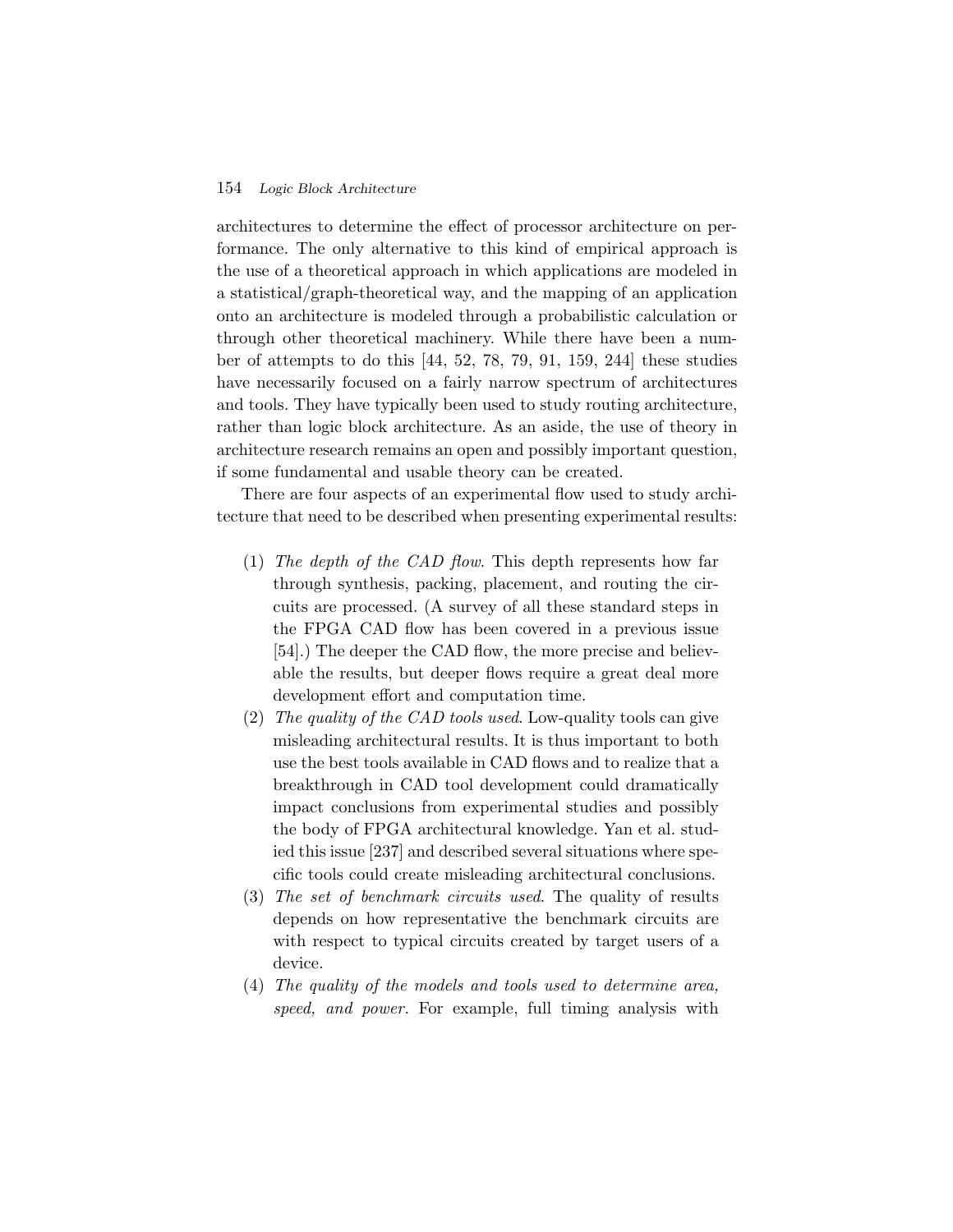architectures to determine the effect of processor architecture on performance. The only alternative to this kind of empirical approach is the use of a theoretical approach in which applications are modeled in a statistical/graph-theoretical way, and the mapping of an application onto an architecture is modeled through a probabilistic calculation or through other theoretical machinery. While there have been a number of attempts to do this [44, 52, 78, 79, 91, 159, 244] these studies have necessarily focused on a fairly narrow spectrum of architectures and tools. They have typically been used to study routing architecture, rather than logic block architecture. As an aside, the use of theory in architecture research remains an open and possibly important question, if some fundamental and usable theory can be created.

There are four aspects of an experimental flow used to study architecture that need to be described when presenting experimental results:

1. *The depth of the CAD flow*. This depth represents how far through synthesis, packing, placement, and routing the circuits are processed. (A survey of all these standard steps in the FPGA CAD flow has been covered in a previous issue [54].) The deeper the CAD flow, the more precise and believable the results, but deeper flows require a great deal more development effort and computation time.
2. *The quality of the CAD tools used*. Low-quality tools can give misleading architectural results. It is thus important to both use the best tools available in CAD flows and to realize that a breakthrough in CAD tool development could dramatically impact conclusions from experimental studies and possibly the body of FPGA architectural knowledge. Yan et al. studied this issue [237] and described several situations where specific tools could create misleading architectural conclusions.
3. *The set of benchmark circuits used*. The quality of results depends on how representative the benchmark circuits are with respect to typical circuits created by target users of a device.
4. *The quality of the models and tools used to determine area, speed, and power.* For example, full timing analysis with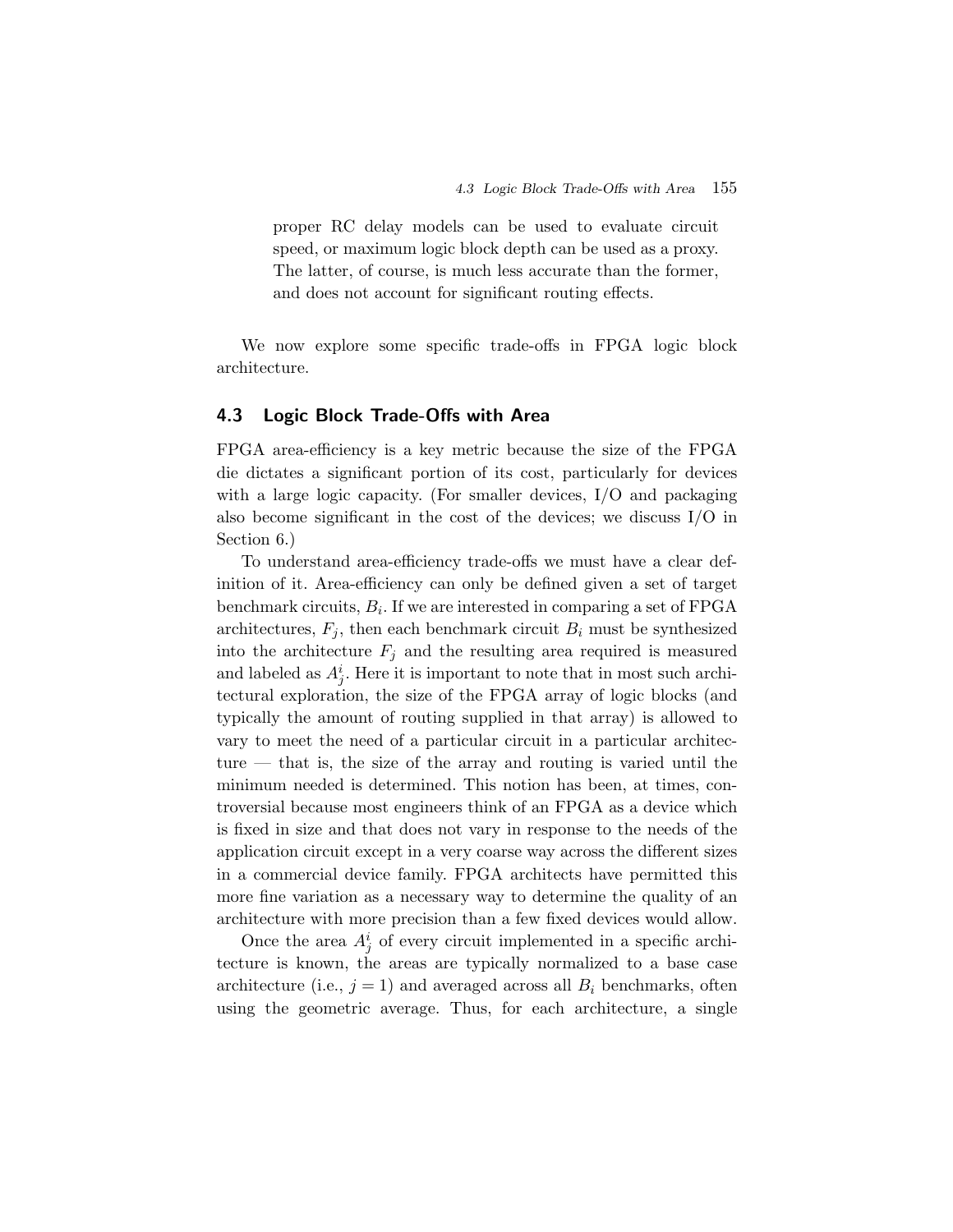proper RC delay models can be used to evaluate circuit speed, or maximum logic block depth can be used as a proxy. The latter, of course, is much less accurate than the former, and does not account for significant routing effects.

We now explore some specific trade-offs in FPGA logic block architecture.

## 4.3 Logic Block Trade-Offs with Area

FPGA area-efficiency is a key metric because the size of the FPGA die dictates a significant portion of its cost, particularly for devices with a large logic capacity. (For smaller devices, I/O and packaging also become significant in the cost of the devices; we discuss I/O in Section 6.)

To understand area-efficiency trade-offs we must have a clear definition of it. Area-efficiency can only be defined given a set of target benchmark circuits, $B_i$. If we are interested in comparing a set of FPGA architectures, $F_j$, then each benchmark circuit $B_i$ must be synthesized into the architecture $F_j$ and the resulting area required is measured and labeled as $A^i_j$. Here it is important to note that in most such architectural exploration, the size of the FPGA array of logic blocks (and typically the amount of routing supplied in that array) is allowed to vary to meet the need of a particular circuit in a particular architecture — that is, the size of the array and routing is varied until the minimum needed is determined. This notion has been, at times, controversial because most engineers think of an FPGA as a device which is fixed in size and that does not vary in response to the needs of the application circuit except in a very coarse way across the different sizes in a commercial device family. FPGA architects have permitted this more fine variation as a necessary way to determine the quality of an architecture with more precision than a few fixed devices would allow.

Once the area $A^i_j$ of every circuit implemented in a specific architecture is known, the areas are typically normalized to a base case architecture (i.e., $j = 1$) and averaged across all $B_i$ benchmarks, often using the geometric average. Thus, for each architecture, a single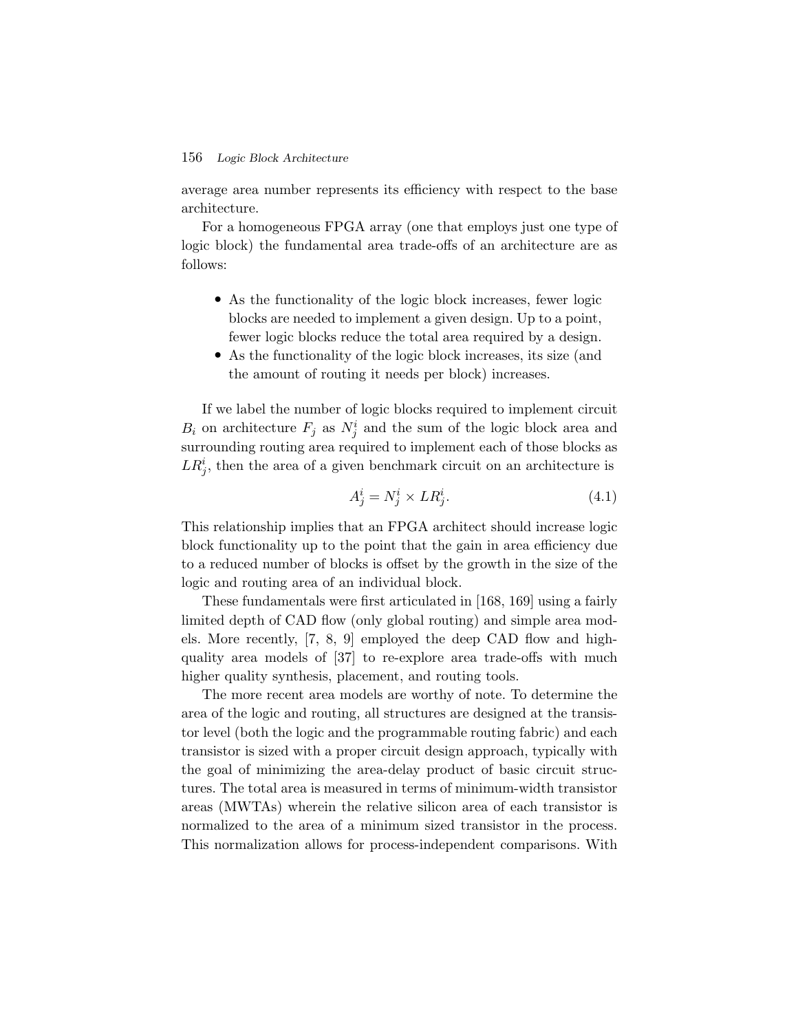average area number represents its efficiency with respect to the base architecture.

For a homogeneous FPGA array (one that employs just one type of logic block) the fundamental area trade-offs of an architecture are as follows:

- As the functionality of the logic block increases, fewer logic blocks are needed to implement a given design. Up to a point, fewer logic blocks reduce the total area required by a design.
- As the functionality of the logic block increases, its size (and the amount of routing it needs per block) increases.

If we label the number of logic blocks required to implement circuit $B_i$ on architecture $F_j$ as $N_j^i$ and the sum of the logic block area and surrounding routing area required to implement each of those blocks as $LR_j^i$, then the area of a given benchmark circuit on an architecture is

$$A_j^i = N_j^i \times LR_j^i. \tag{4.1}$$

This relationship implies that an FPGA architect should increase logic block functionality up to the point that the gain in area efficiency due to a reduced number of blocks is offset by the growth in the size of the logic and routing area of an individual block.

These fundamentals were first articulated in [168, 169] using a fairly limited depth of CAD flow (only global routing) and simple area models. More recently, [7, 8, 9] employed the deep CAD flow and high-quality area models of [37] to re-explore area trade-offs with much higher quality synthesis, placement, and routing tools.

The more recent area models are worthy of note. To determine the area of the logic and routing, all structures are designed at the transistor level (both the logic and the programmable routing fabric) and each transistor is sized with a proper circuit design approach, typically with the goal of minimizing the area-delay product of basic circuit structures. The total area is measured in terms of minimum-width transistor areas (MWTAs) wherein the relative silicon area of each transistor is normalized to the area of a minimum sized transistor in the process. This normalization allows for process-independent comparisons. With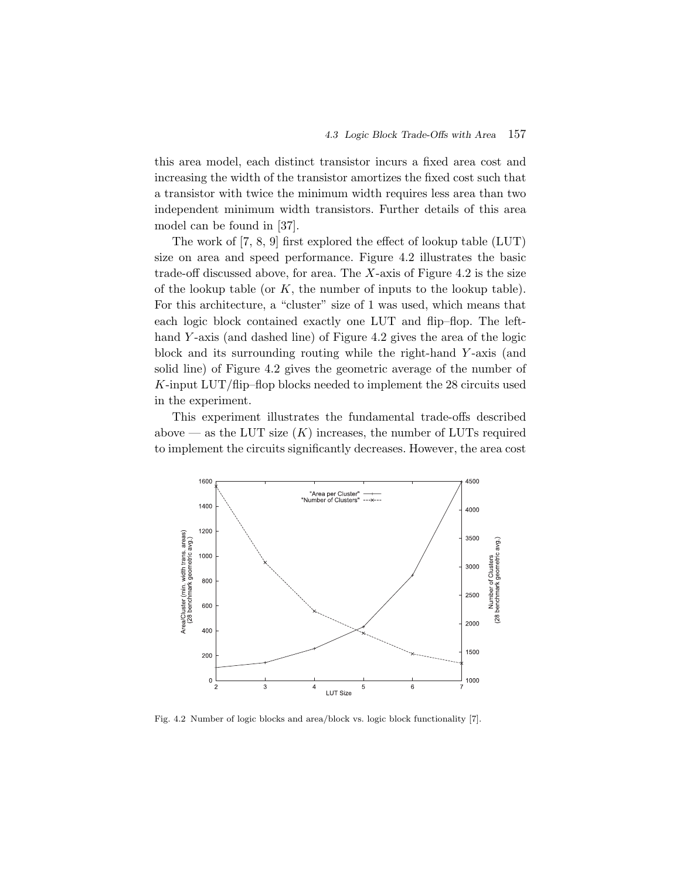this area model, each distinct transistor incurs a fixed area cost and increasing the width of the transistor amortizes the fixed cost such that a transistor with twice the minimum width requires less area than two independent minimum width transistors. Further details of this area model can be found in [37].

The work of [7, 8, 9] first explored the effect of lookup table (LUT) size on area and speed performance. Figure 4.2 illustrates the basic trade-off discussed above, for area. The $X$-axis of Figure 4.2 is the size of the lookup table (or $K$, the number of inputs to the lookup table). For this architecture, a "cluster" size of 1 was used, which means that each logic block contained exactly one LUT and flip–flop. The left-hand $Y$-axis (and dashed line) of Figure 4.2 gives the area of the logic block and its surrounding routing while the right-hand $Y$-axis (and solid line) of Figure 4.2 gives the geometric average of the number of $K$-input LUT/flip–flop blocks needed to implement the 28 circuits used in the experiment.

This experiment illustrates the fundamental trade-offs described above — as the LUT size ($K$) increases, the number of LUTs required to implement the circuits significantly decreases. However, the area cost

Fig. 4.2 Number of logic blocks and area/block vs. logic block functionality [7].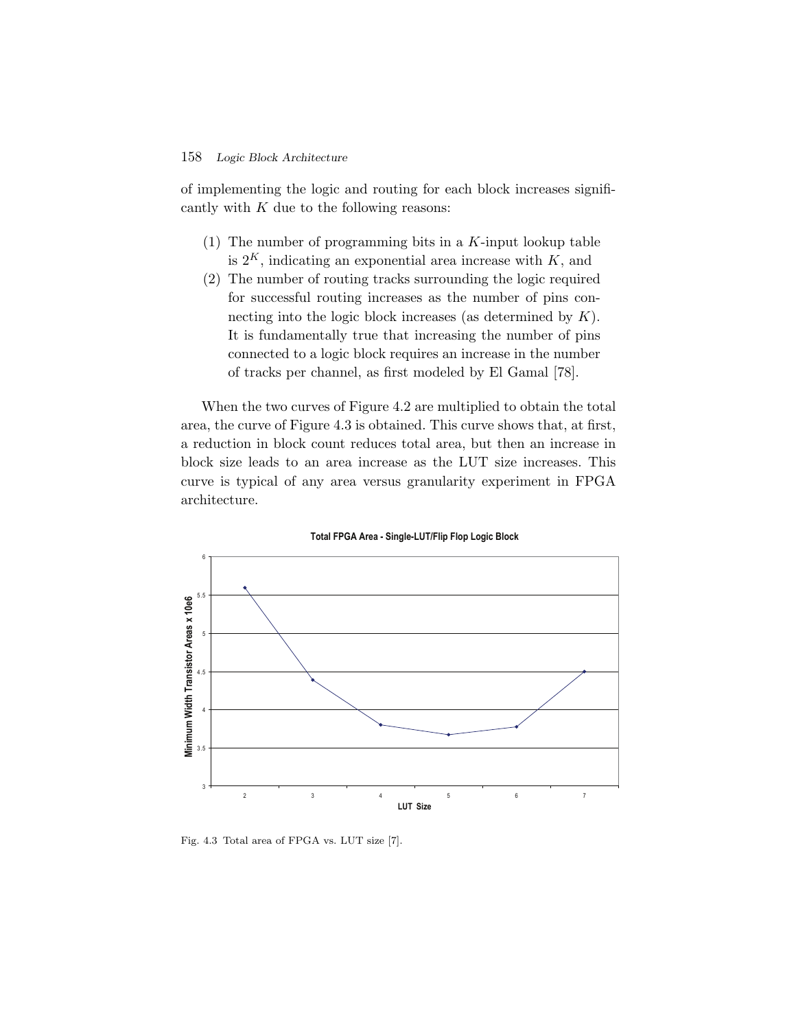of implementing the logic and routing for each block increases significantly with $K$ due to the following reasons:

(1) The number of programming bits in a $K$-input lookup table is $2^K$, indicating an exponential area increase with $K$, and
(2) The number of routing tracks surrounding the logic required for successful routing increases as the number of pins connecting into the logic block increases (as determined by $K$). It is fundamentally true that increasing the number of pins connected to a logic block requires an increase in the number of tracks per channel, as first modeled by El Gamal [78].

When the two curves of Figure 4.2 are multiplied to obtain the total area, the curve of Figure 4.3 is obtained. This curve shows that, at first, a reduction in block count reduces total area, but then an increase in block size leads to an area increase as the LUT size increases. This curve is typical of any area versus granularity experiment in FPGA architecture.

Fig. 4.3 Total area of FPGA vs. LUT size [7].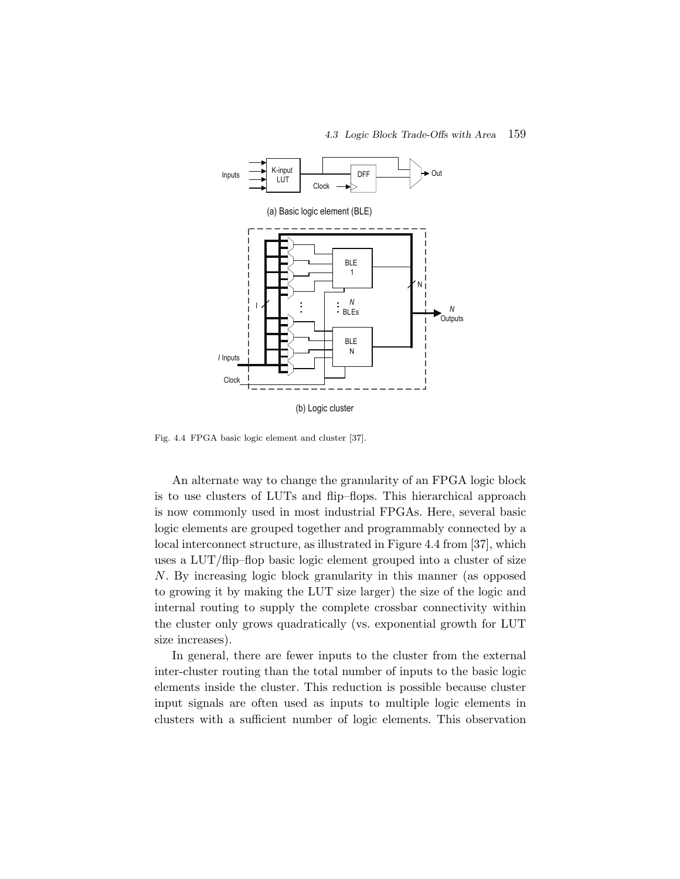Fig. 4.4 FPGA basic logic element and cluster [37].

An alternate way to change the granularity of an FPGA logic block is to use clusters of LUTs and flip–flops. This hierarchical approach is now commonly used in most industrial FPGAs. Here, several basic logic elements are grouped together and programmably connected by a local interconnect structure, as illustrated in Figure 4.4 from [37], which uses a LUT/flip–flop basic logic element grouped into a cluster of size $N$. By increasing logic block granularity in this manner (as opposed to growing it by making the LUT size larger) the size of the logic and internal routing to supply the complete crossbar connectivity within the cluster only grows quadratically (vs. exponential growth for LUT size increases).

In general, there are fewer inputs to the cluster from the external inter-cluster routing than the total number of inputs to the basic logic elements inside the cluster. This reduction is possible because cluster input signals are often used as inputs to multiple logic elements in clusters with a sufficient number of logic elements. This observation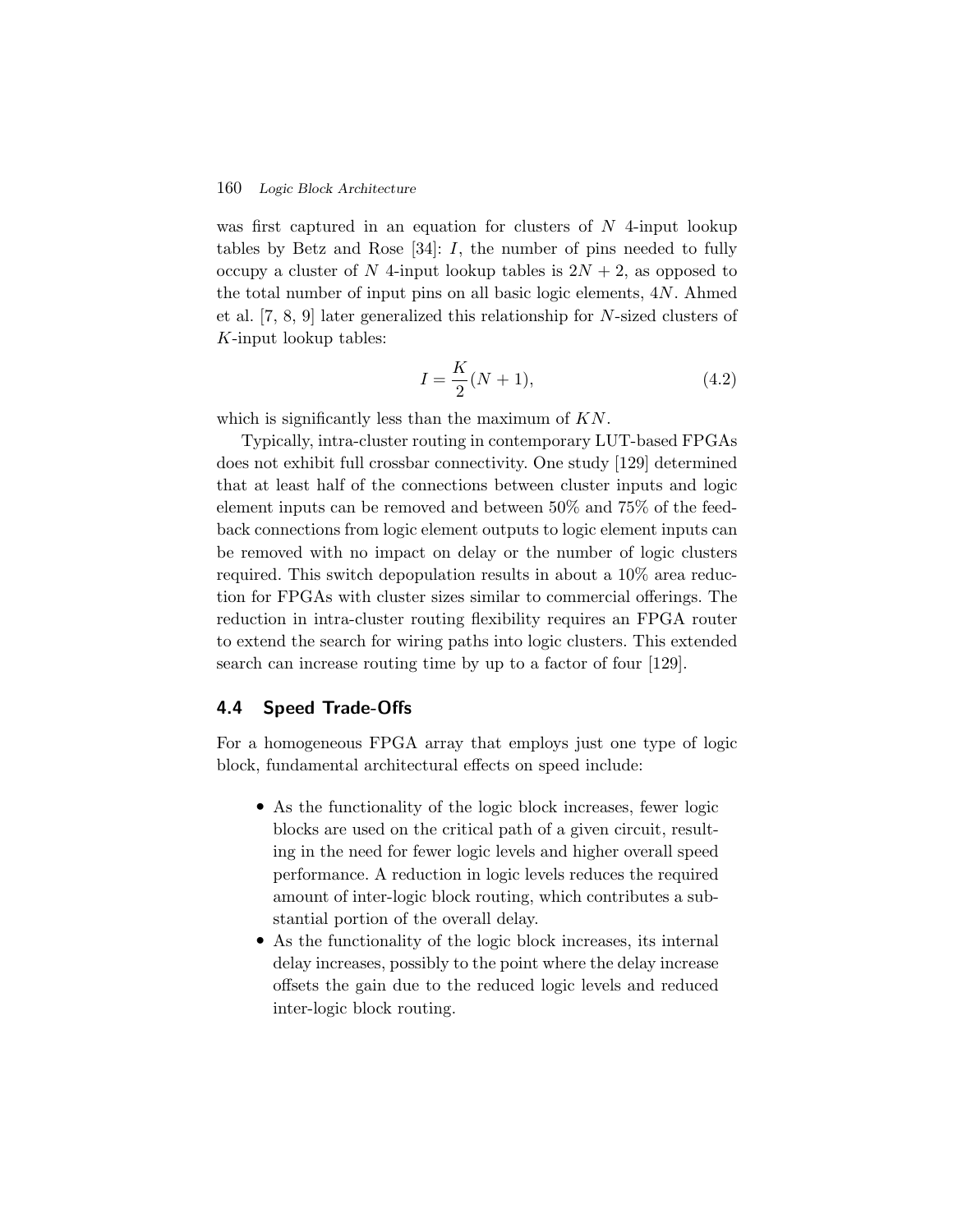was first captured in an equation for clusters of $N$ 4-input lookup tables by Betz and Rose [34]: $I$, the number of pins needed to fully occupy a cluster of $N$ 4-input lookup tables is $2N + 2$, as opposed to the total number of input pins on all basic logic elements, $4N$. Ahmed et al. [7, 8, 9] later generalized this relationship for $N$-sized clusters of $K$-input lookup tables:

$$I = \frac{K}{2}(N + 1), \tag{4.2}$$

which is significantly less than the maximum of $KN$.

Typically, intra-cluster routing in contemporary LUT-based FPGAs does not exhibit full crossbar connectivity. One study [129] determined that at least half of the connections between cluster inputs and logic element inputs can be removed and between 50% and 75% of the feedback connections from logic element outputs to logic element inputs can be removed with no impact on delay or the number of logic clusters required. This switch depopulation results in about a 10% area reduction for FPGAs with cluster sizes similar to commercial offerings. The reduction in intra-cluster routing flexibility requires an FPGA router to extend the search for wiring paths into logic clusters. This extended search can increase routing time by up to a factor of four [129].

## 4.4 Speed Trade-Offs

For a homogeneous FPGA array that employs just one type of logic block, fundamental architectural effects on speed include:

- As the functionality of the logic block increases, fewer logic blocks are used on the critical path of a given circuit, resulting in the need for fewer logic levels and higher overall speed performance. A reduction in logic levels reduces the required amount of inter-logic block routing, which contributes a substantial portion of the overall delay.
- As the functionality of the logic block increases, its internal delay increases, possibly to the point where the delay increase offsets the gain due to the reduced logic levels and reduced inter-logic block routing.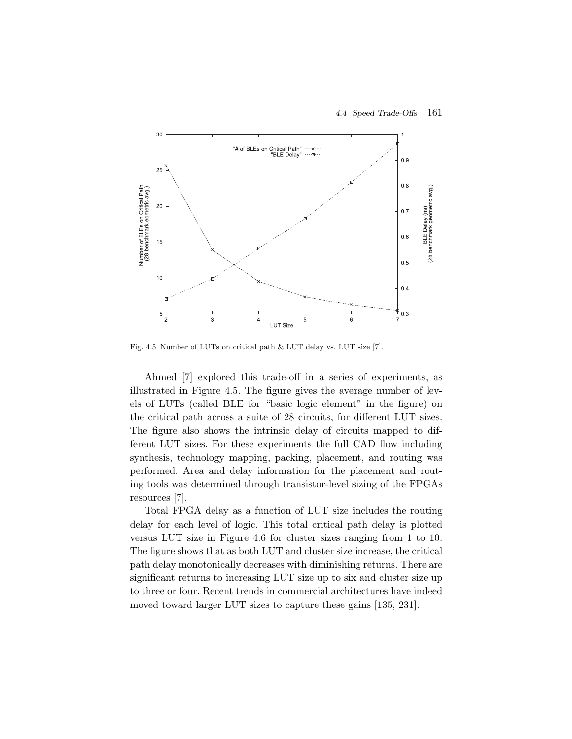Fig. 4.5 Number of LUTs on critical path & LUT delay vs. LUT size [7].

Ahmed [7] explored this trade-off in a series of experiments, as illustrated in Figure 4.5. The figure gives the average number of levels of LUTs (called BLE for "basic logic element" in the figure) on the critical path across a suite of 28 circuits, for different LUT sizes. The figure also shows the intrinsic delay of circuits mapped to different LUT sizes. For these experiments the full CAD flow including synthesis, technology mapping, packing, placement, and routing was performed. Area and delay information for the placement and routing tools was determined through transistor-level sizing of the FPGAs resources [7].

Total FPGA delay as a function of LUT size includes the routing delay for each level of logic. This total critical path delay is plotted versus LUT size in Figure 4.6 for cluster sizes ranging from 1 to 10. The figure shows that as both LUT and cluster size increase, the critical path delay monotonically decreases with diminishing returns. There are significant returns to increasing LUT size up to six and cluster size up to three or four. Recent trends in commercial architectures have indeed moved toward larger LUT sizes to capture these gains [135, 231].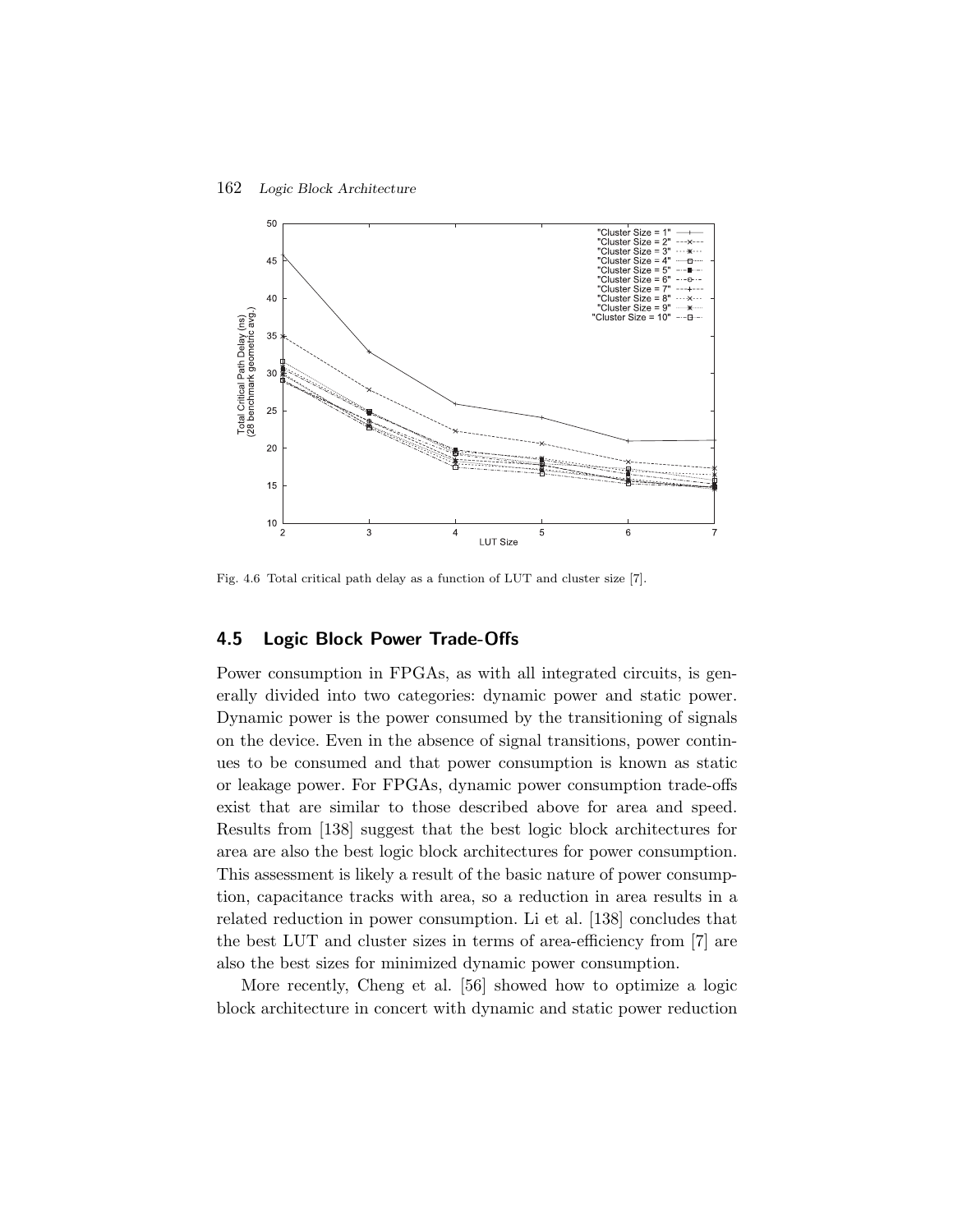Fig. 4.6 Total critical path delay as a function of LUT and cluster size [7].

## 4.5 Logic Block Power Trade-Offs

Power consumption in FPGAs, as with all integrated circuits, is generally divided into two categories: dynamic power and static power. Dynamic power is the power consumed by the transitioning of signals on the device. Even in the absence of signal transitions, power continues to be consumed and that power consumption is known as static or leakage power. For FPGAs, dynamic power consumption trade-offs exist that are similar to those described above for area and speed. Results from [138] suggest that the best logic block architectures for area are also the best logic block architectures for power consumption. This assessment is likely a result of the basic nature of power consumption, capacitance tracks with area, so a reduction in area results in a related reduction in power consumption. Li et al. [138] concludes that the best LUT and cluster sizes in terms of area-efficiency from [7] are also the best sizes for minimized dynamic power consumption.

More recently, Cheng et al. [56] showed how to optimize a logic block architecture in concert with dynamic and static power reduction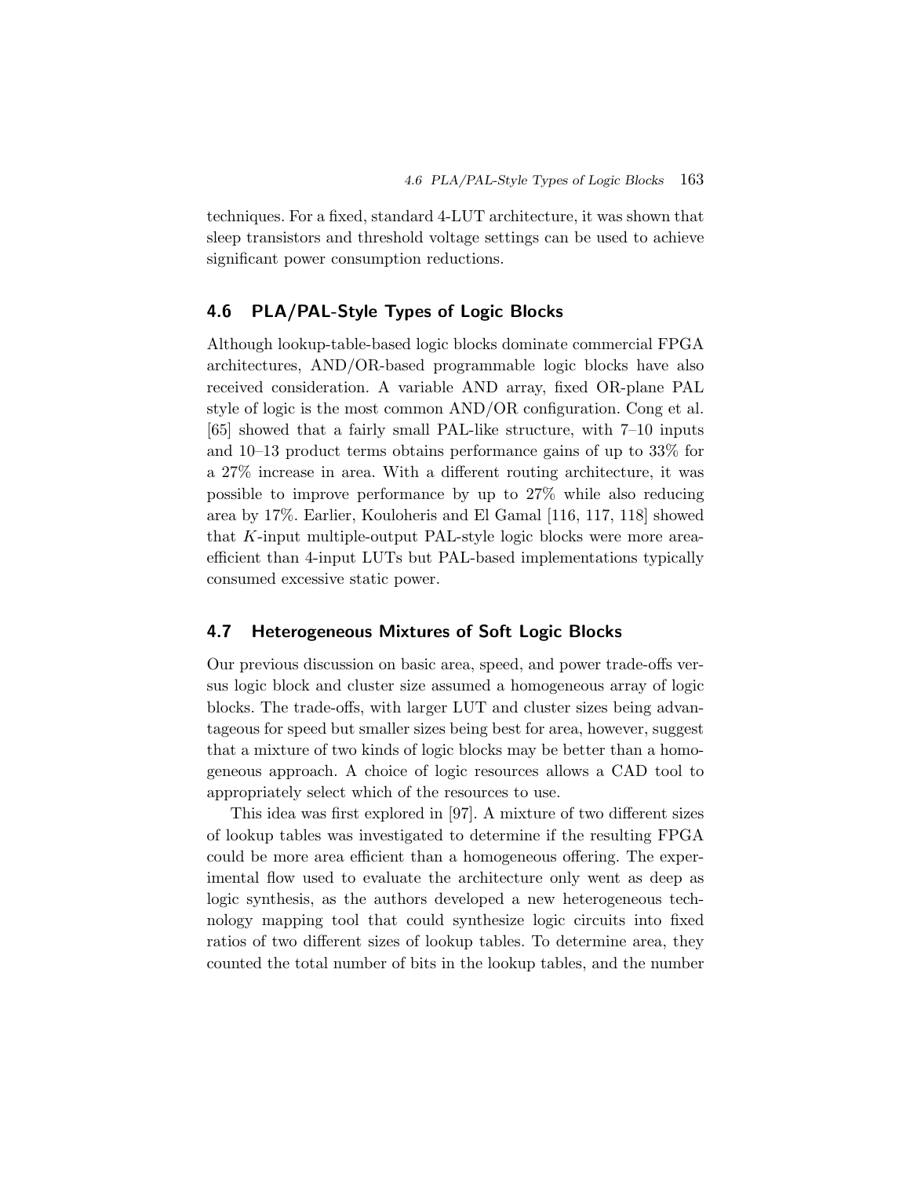techniques. For a fixed, standard 4-LUT architecture, it was shown that sleep transistors and threshold voltage settings can be used to achieve significant power consumption reductions.

## 4.6 PLA/PAL-Style Types of Logic Blocks

Although lookup-table-based logic blocks dominate commercial FPGA architectures, AND/OR-based programmable logic blocks have also received consideration. A variable AND array, fixed OR-plane PAL style of logic is the most common AND/OR configuration. Cong et al. [65] showed that a fairly small PAL-like structure, with 7–10 inputs and 10–13 product terms obtains performance gains of up to 33% for a 27% increase in area. With a different routing architecture, it was possible to improve performance by up to 27% while also reducing area by 17%. Earlier, Kouloheris and El Gamal [116, 117, 118] showed that $K$-input multiple-output PAL-style logic blocks were more area-efficient than 4-input LUTs but PAL-based implementations typically consumed excessive static power.

## 4.7 Heterogeneous Mixtures of Soft Logic Blocks

Our previous discussion on basic area, speed, and power trade-offs versus logic block and cluster size assumed a homogeneous array of logic blocks. The trade-offs, with larger LUT and cluster sizes being advantageous for speed but smaller sizes being best for area, however, suggest that a mixture of two kinds of logic blocks may be better than a homogeneous approach. A choice of logic resources allows a CAD tool to appropriately select which of the resources to use.

This idea was first explored in [97]. A mixture of two different sizes of lookup tables was investigated to determine if the resulting FPGA could be more area efficient than a homogeneous offering. The experimental flow used to evaluate the architecture only went as deep as logic synthesis, as the authors developed a new heterogeneous technology mapping tool that could synthesize logic circuits into fixed ratios of two different sizes of lookup tables. To determine area, they counted the total number of bits in the lookup tables, and the number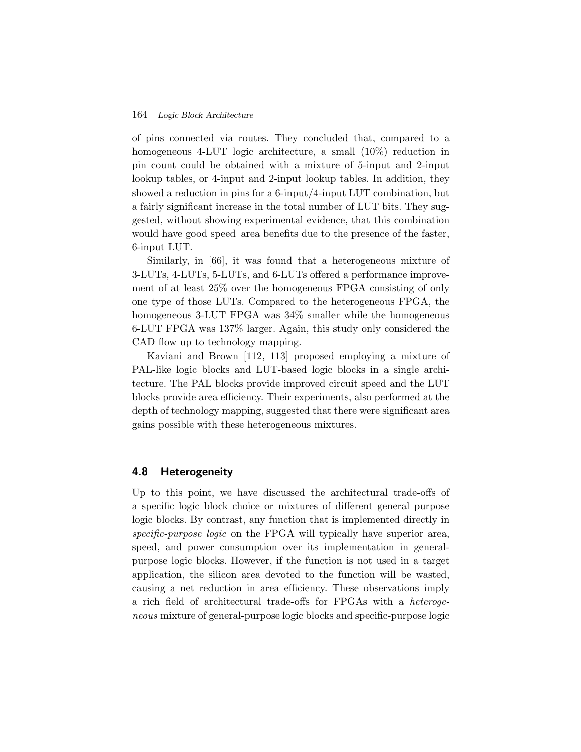of pins connected via routes. They concluded that, compared to a homogeneous 4-LUT logic architecture, a small (10%) reduction in pin count could be obtained with a mixture of 5-input and 2-input lookup tables, or 4-input and 2-input lookup tables. In addition, they showed a reduction in pins for a 6-input/4-input LUT combination, but a fairly significant increase in the total number of LUT bits. They suggested, without showing experimental evidence, that this combination would have good speed–area benefits due to the presence of the faster, 6-input LUT.

Similarly, in [66], it was found that a heterogeneous mixture of 3-LUTs, 4-LUTs, 5-LUTs, and 6-LUTs offered a performance improvement of at least 25% over the homogeneous FPGA consisting of only one type of those LUTs. Compared to the heterogeneous FPGA, the homogeneous 3-LUT FPGA was 34% smaller while the homogeneous 6-LUT FPGA was 137% larger. Again, this study only considered the CAD flow up to technology mapping.

Kaviani and Brown [112, 113] proposed employing a mixture of PAL-like logic blocks and LUT-based logic blocks in a single architecture. The PAL blocks provide improved circuit speed and the LUT blocks provide area efficiency. Their experiments, also performed at the depth of technology mapping, suggested that there were significant area gains possible with these heterogeneous mixtures.

## 4.8 Heterogeneity

Up to this point, we have discussed the architectural trade-offs of a specific logic block choice or mixtures of different general purpose logic blocks. By contrast, any function that is implemented directly in *specific-purpose logic* on the FPGA will typically have superior area, speed, and power consumption over its implementation in general-purpose logic blocks. However, if the function is not used in a target application, the silicon area devoted to the function will be wasted, causing a net reduction in area efficiency. These observations imply a rich field of architectural trade-offs for FPGAs with a *heterogeneous* mixture of general-purpose logic blocks and specific-purpose logic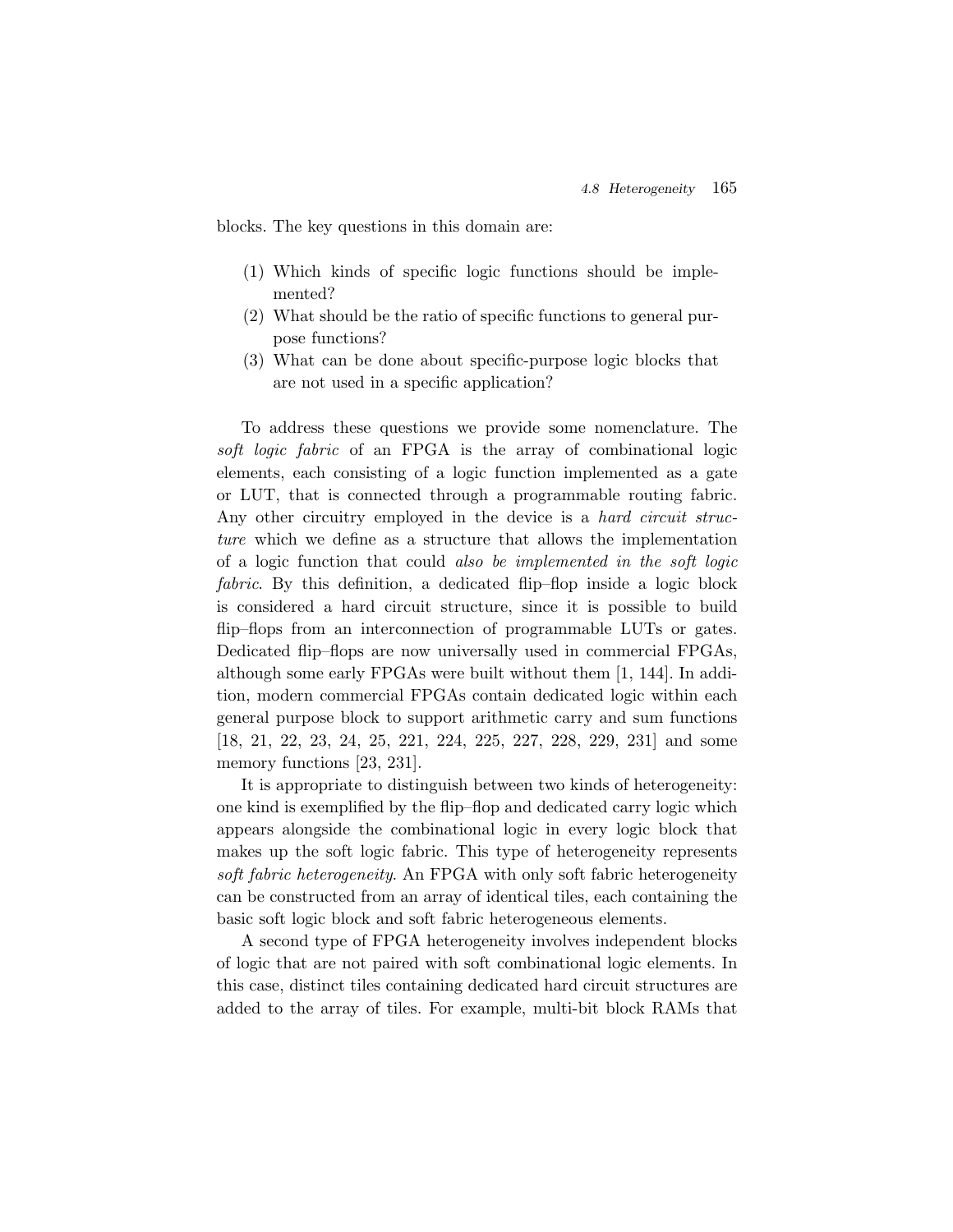blocks. The key questions in this domain are:

(1) Which kinds of specific logic functions should be implemented?
(2) What should be the ratio of specific functions to general purpose functions?
(3) What can be done about specific-purpose logic blocks that are not used in a specific application?

To address these questions we provide some nomenclature. The *soft logic fabric* of an FPGA is the array of combinational logic elements, each consisting of a logic function implemented as a gate or LUT, that is connected through a programmable routing fabric. Any other circuitry employed in the device is a *hard circuit structure* which we define as a structure that allows the implementation of a logic function that could *also be implemented in the soft logic fabric*. By this definition, a dedicated flip–flop inside a logic block is considered a hard circuit structure, since it is possible to build flip–flops from an interconnection of programmable LUTs or gates. Dedicated flip–flops are now universally used in commercial FPGAs, although some early FPGAs were built without them [1, 144]. In addition, modern commercial FPGAs contain dedicated logic within each general purpose block to support arithmetic carry and sum functions [18, 21, 22, 23, 24, 25, 221, 224, 225, 227, 228, 229, 231] and some memory functions [23, 231].

It is appropriate to distinguish between two kinds of heterogeneity: one kind is exemplified by the flip–flop and dedicated carry logic which appears alongside the combinational logic in every logic block that makes up the soft logic fabric. This type of heterogeneity represents *soft fabric heterogeneity*. An FPGA with only soft fabric heterogeneity can be constructed from an array of identical tiles, each containing the basic soft logic block and soft fabric heterogeneous elements.

A second type of FPGA heterogeneity involves independent blocks of logic that are not paired with soft combinational logic elements. In this case, distinct tiles containing dedicated hard circuit structures are added to the array of tiles. For example, multi-bit block RAMs that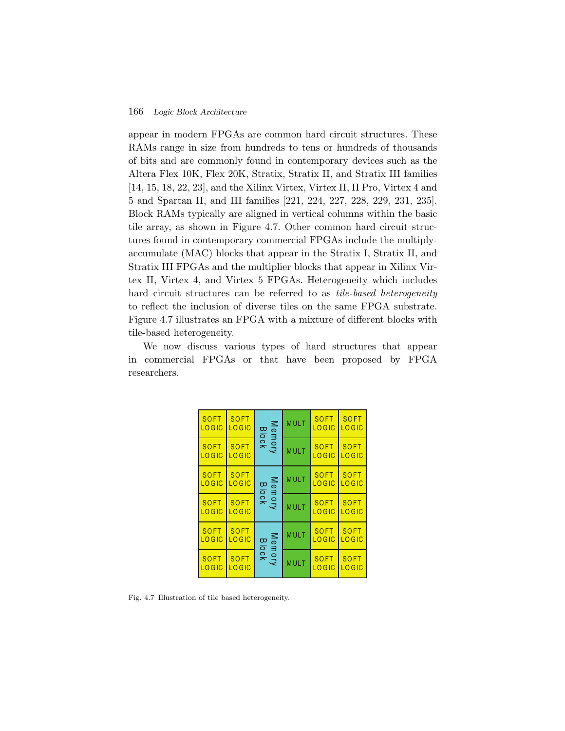appear in modern FPGAs are common hard circuit structures. These RAMs range in size from hundreds to tens or hundreds of thousands of bits and are commonly found in contemporary devices such as the Altera Flex 10K, Flex 20K, Stratix, Stratix II, and Stratix III families [14, 15, 18, 22, 23], and the Xilinx Virtex, Virtex II, II Pro, Virtex 4 and 5 and Spartan II, and III families [221, 224, 227, 228, 229, 231, 235]. Block RAMs typically are aligned in vertical columns within the basic tile array, as shown in Figure 4.7. Other common hard circuit structures found in contemporary commercial FPGAs include the multiply-accumulate (MAC) blocks that appear in the Stratix I, Stratix II, and Stratix III FPGAs and the multiplier blocks that appear in Xilinx Virtex II, Virtex 4, and Virtex 5 FPGAs. Heterogeneity which includes hard circuit structures can be referred to as *tile-based heterogeneity* to reflect the inclusion of diverse tiles on the same FPGA substrate. Figure 4.7 illustrates an FPGA with a mixture of different blocks with tile-based heterogeneity.

We now discuss various types of hard structures that appear in commercial FPGAs or that have been proposed by FPGA researchers.

| SOFT LOGIC | SOFT LOGIC | Memory Block | MULT | SOFT LOGIC | SOFT LOGIC |
|---|---|---|---|---|---|
| SOFT LOGIC | SOFT LOGIC | | MULT | SOFT LOGIC | SOFT LOGIC |
| SOFT LOGIC | SOFT LOGIC | Memory Block | MULT | SOFT LOGIC | SOFT LOGIC |
| SOFT LOGIC | SOFT LOGIC | | MULT | SOFT LOGIC | SOFT LOGIC |
| SOFT LOGIC | SOFT LOGIC | Memory Block | MULT | SOFT LOGIC | SOFT LOGIC |
| SOFT LOGIC | SOFT LOGIC | | MULT | SOFT LOGIC | SOFT LOGIC |

Fig. 4.7 Illustration of tile based heterogeneity.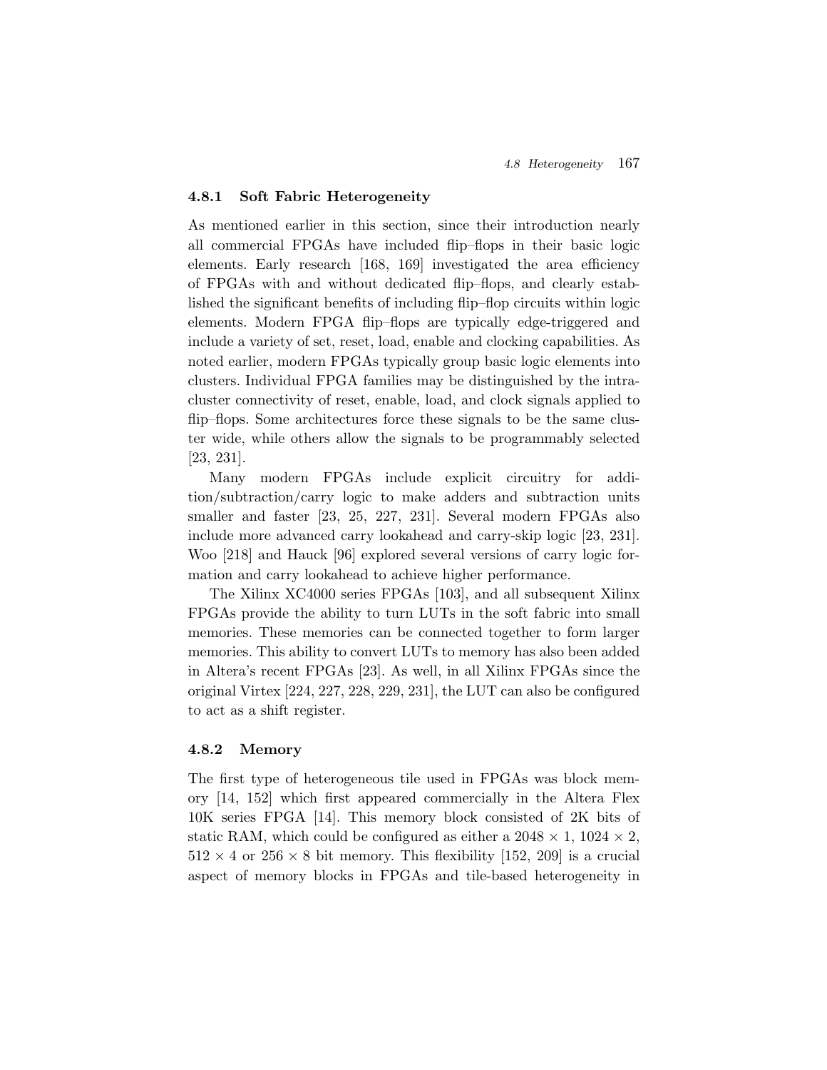### 4.8.1 Soft Fabric Heterogeneity

As mentioned earlier in this section, since their introduction nearly all commercial FPGAs have included flip–flops in their basic logic elements. Early research [168, 169] investigated the area efficiency of FPGAs with and without dedicated flip–flops, and clearly established the significant benefits of including flip–flop circuits within logic elements. Modern FPGA flip–flops are typically edge-triggered and include a variety of set, reset, load, enable and clocking capabilities. As noted earlier, modern FPGAs typically group basic logic elements into clusters. Individual FPGA families may be distinguished by the intra-cluster connectivity of reset, enable, load, and clock signals applied to flip–flops. Some architectures force these signals to be the same cluster wide, while others allow the signals to be programmably selected [23, 231].

Many modern FPGAs include explicit circuitry for addition/subtraction/carry logic to make adders and subtraction units smaller and faster [23, 25, 227, 231]. Several modern FPGAs also include more advanced carry lookahead and carry-skip logic [23, 231]. Woo [218] and Hauck [96] explored several versions of carry logic formation and carry lookahead to achieve higher performance.

The Xilinx XC4000 series FPGAs [103], and all subsequent Xilinx FPGAs provide the ability to turn LUTs in the soft fabric into small memories. These memories can be connected together to form larger memories. This ability to convert LUTs to memory has also been added in Altera's recent FPGAs [23]. As well, in all Xilinx FPGAs since the original Virtex [224, 227, 228, 229, 231], the LUT can also be configured to act as a shift register.

### 4.8.2 Memory

The first type of heterogeneous tile used in FPGAs was block memory [14, 152] which first appeared commercially in the Altera Flex 10K series FPGA [14]. This memory block consisted of 2K bits of static RAM, which could be configured as either a $2048 \times 1$, $1024 \times 2$, $512 \times 4$ or $256 \times 8$ bit memory. This flexibility [152, 209] is a crucial aspect of memory blocks in FPGAs and tile-based heterogeneity in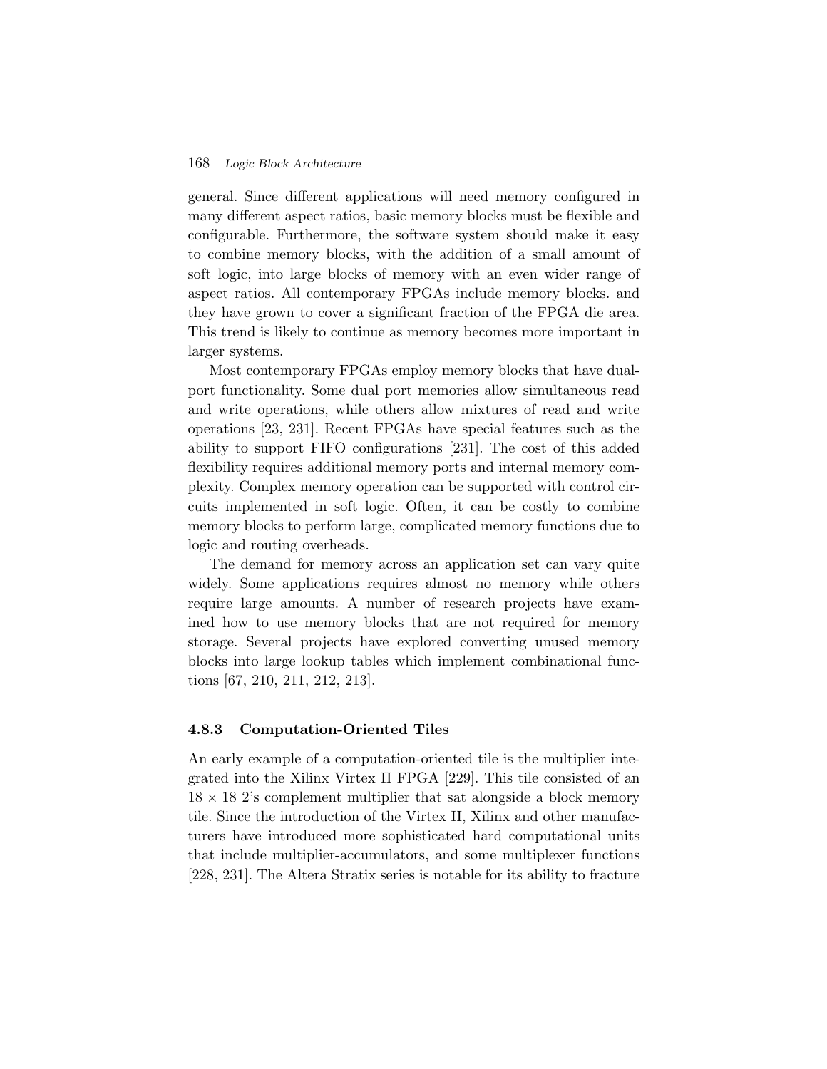general. Since different applications will need memory configured in many different aspect ratios, basic memory blocks must be flexible and configurable. Furthermore, the software system should make it easy to combine memory blocks, with the addition of a small amount of soft logic, into large blocks of memory with an even wider range of aspect ratios. All contemporary FPGAs include memory blocks. and they have grown to cover a significant fraction of the FPGA die area. This trend is likely to continue as memory becomes more important in larger systems.

Most contemporary FPGAs employ memory blocks that have dual-port functionality. Some dual port memories allow simultaneous read and write operations, while others allow mixtures of read and write operations [23, 231]. Recent FPGAs have special features such as the ability to support FIFO configurations [231]. The cost of this added flexibility requires additional memory ports and internal memory complexity. Complex memory operation can be supported with control circuits implemented in soft logic. Often, it can be costly to combine memory blocks to perform large, complicated memory functions due to logic and routing overheads.

The demand for memory across an application set can vary quite widely. Some applications requires almost no memory while others require large amounts. A number of research projects have examined how to use memory blocks that are not required for memory storage. Several projects have explored converting unused memory blocks into large lookup tables which implement combinational functions [67, 210, 211, 212, 213].

### 4.8.3 Computation-Oriented Tiles

An early example of a computation-oriented tile is the multiplier integrated into the Xilinx Virtex II FPGA [229]. This tile consisted of an $18 \times 18$ 2's complement multiplier that sat alongside a block memory tile. Since the introduction of the Virtex II, Xilinx and other manufacturers have introduced more sophisticated hard computational units that include multiplier-accumulators, and some multiplexer functions [228, 231]. The Altera Stratix series is notable for its ability to fracture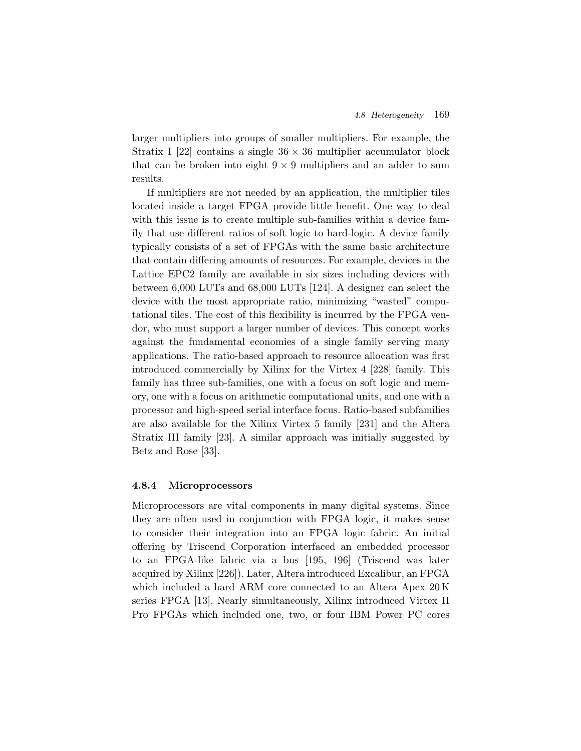larger multipliers into groups of smaller multipliers. For example, the Stratix I [22] contains a single $36 \times 36$ multiplier accumulator block that can be broken into eight $9 \times 9$ multipliers and an adder to sum results.

If multipliers are not needed by an application, the multiplier tiles located inside a target FPGA provide little benefit. One way to deal with this issue is to create multiple sub-families within a device family that use different ratios of soft logic to hard-logic. A device family typically consists of a set of FPGAs with the same basic architecture that contain differing amounts of resources. For example, devices in the Lattice EPC2 family are available in six sizes including devices with between 6,000 LUTs and 68,000 LUTs [124]. A designer can select the device with the most appropriate ratio, minimizing "wasted" computational tiles. The cost of this flexibility is incurred by the FPGA vendor, who must support a larger number of devices. This concept works against the fundamental economies of a single family serving many applications. The ratio-based approach to resource allocation was first introduced commercially by Xilinx for the Virtex 4 [228] family. This family has three sub-families, one with a focus on soft logic and memory, one with a focus on arithmetic computational units, and one with a processor and high-speed serial interface focus. Ratio-based subfamilies are also available for the Xilinx Virtex 5 family [231] and the Altera Stratix III family [23]. A similar approach was initially suggested by Betz and Rose [33].

### 4.8.4 Microprocessors

Microprocessors are vital components in many digital systems. Since they are often used in conjunction with FPGA logic, it makes sense to consider their integration into an FPGA logic fabric. An initial offering by Triscend Corporation interfaced an embedded processor to an FPGA-like fabric via a bus [195, 196] (Triscend was later acquired by Xilinx [226]). Later, Altera introduced Excalibur, an FPGA which included a hard ARM core connected to an Altera Apex 20 K series FPGA [13]. Nearly simultaneously, Xilinx introduced Virtex II Pro FPGAs which included one, two, or four IBM Power PC cores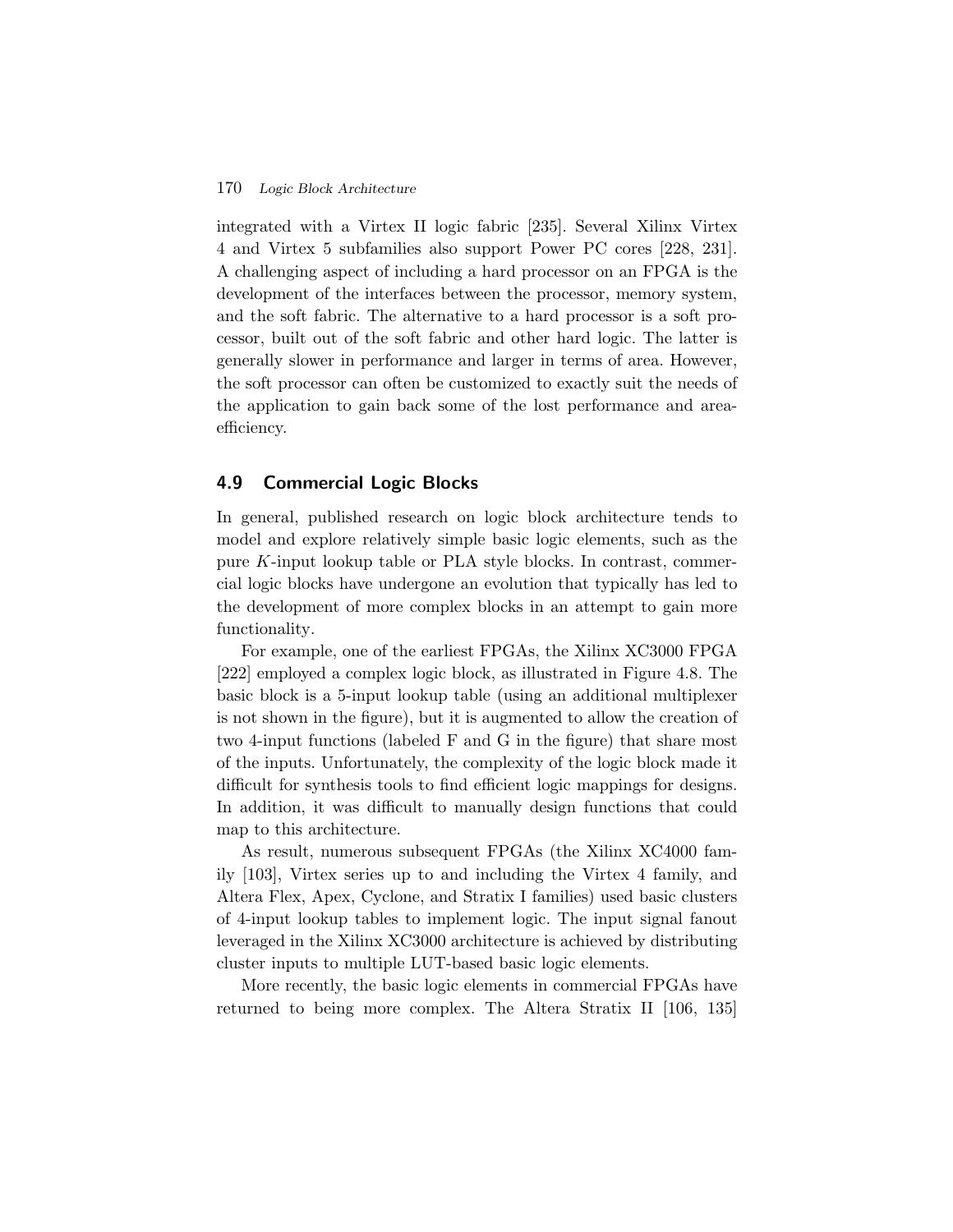integrated with a Virtex II logic fabric [235]. Several Xilinx Virtex 4 and Virtex 5 subfamilies also support Power PC cores [228, 231]. A challenging aspect of including a hard processor on an FPGA is the development of the interfaces between the processor, memory system, and the soft fabric. The alternative to a hard processor is a soft processor, built out of the soft fabric and other hard logic. The latter is generally slower in performance and larger in terms of area. However, the soft processor can often be customized to exactly suit the needs of the application to gain back some of the lost performance and area-efficiency.

## 4.9 Commercial Logic Blocks

In general, published research on logic block architecture tends to model and explore relatively simple basic logic elements, such as the pure $K$-input lookup table or PLA style blocks. In contrast, commercial logic blocks have undergone an evolution that typically has led to the development of more complex blocks in an attempt to gain more functionality.

For example, one of the earliest FPGAs, the Xilinx XC3000 FPGA [222] employed a complex logic block, as illustrated in Figure 4.8. The basic block is a 5-input lookup table (using an additional multiplexer is not shown in the figure), but it is augmented to allow the creation of two 4-input functions (labeled F and G in the figure) that share most of the inputs. Unfortunately, the complexity of the logic block made it difficult for synthesis tools to find efficient logic mappings for designs. In addition, it was difficult to manually design functions that could map to this architecture.

As result, numerous subsequent FPGAs (the Xilinx XC4000 family [103], Virtex series up to and including the Virtex 4 family, and Altera Flex, Apex, Cyclone, and Stratix I families) used basic clusters of 4-input lookup tables to implement logic. The input signal fanout leveraged in the Xilinx XC3000 architecture is achieved by distributing cluster inputs to multiple LUT-based basic logic elements.

More recently, the basic logic elements in commercial FPGAs have returned to being more complex. The Altera Stratix II [106, 135]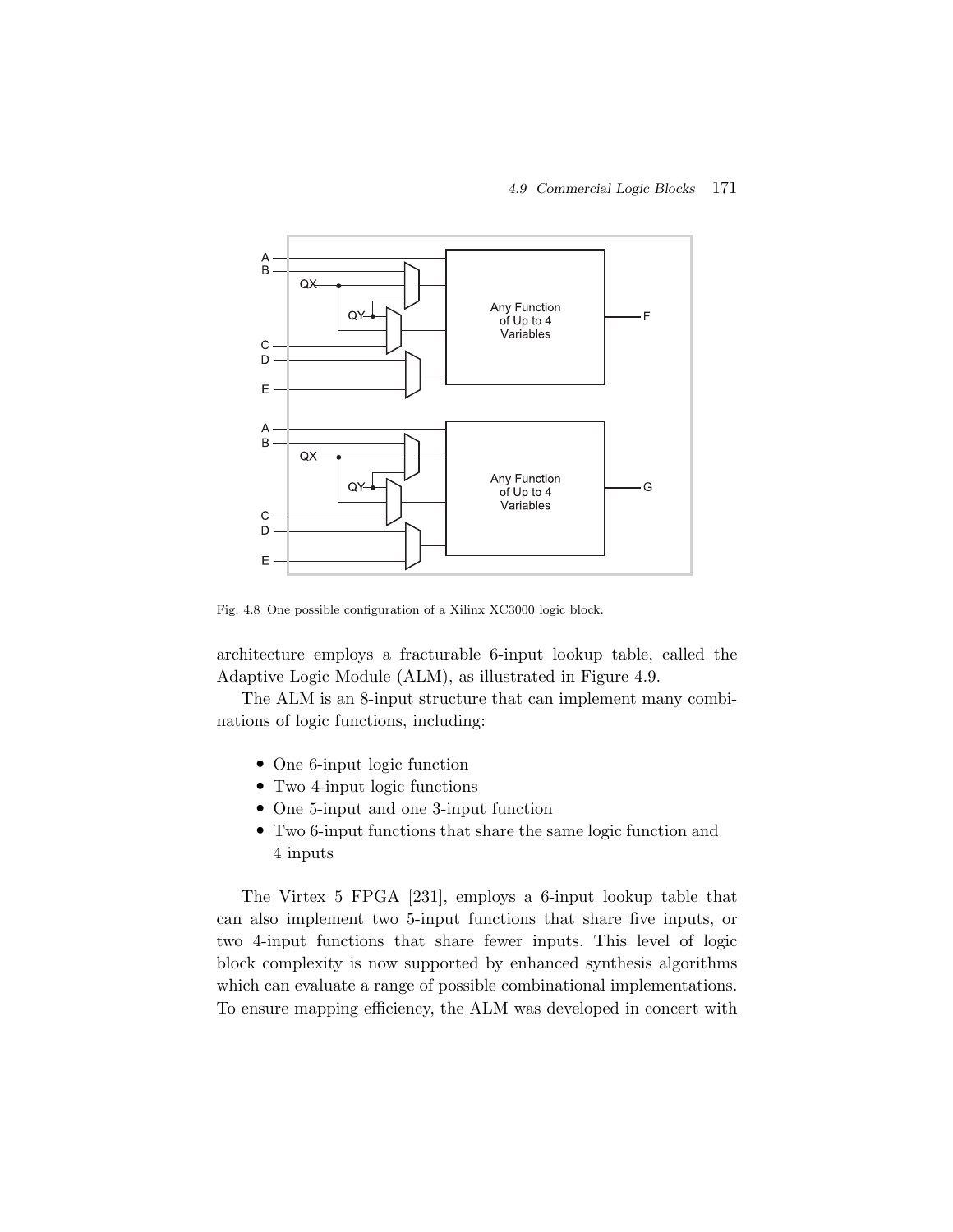Fig. 4.8 One possible configuration of a Xilinx XC3000 logic block.

architecture employs a fracturable 6-input lookup table, called the Adaptive Logic Module (ALM), as illustrated in Figure 4.9.

The ALM is an 8-input structure that can implement many combinations of logic functions, including:

- One 6-input logic function
- Two 4-input logic functions
- One 5-input and one 3-input function
- Two 6-input functions that share the same logic function and 4 inputs

The Virtex 5 FPGA [231], employs a 6-input lookup table that can also implement two 5-input functions that share five inputs, or two 4-input functions that share fewer inputs. This level of logic block complexity is now supported by enhanced synthesis algorithms which can evaluate a range of possible combinational implementations. To ensure mapping efficiency, the ALM was developed in concert with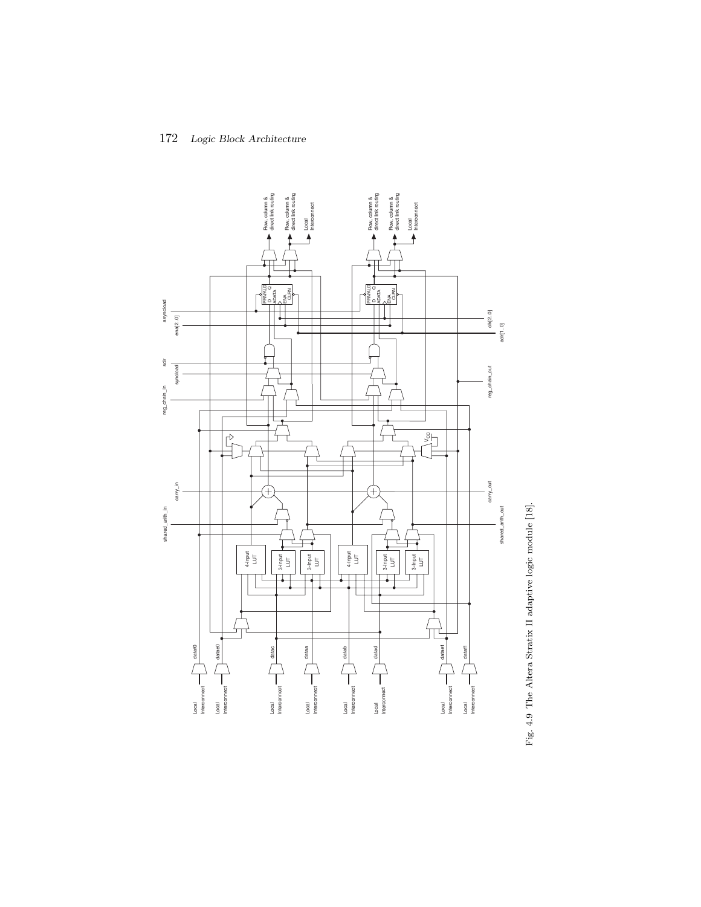Fig. 4.9 The Altera Stratix II adaptive logic module [18].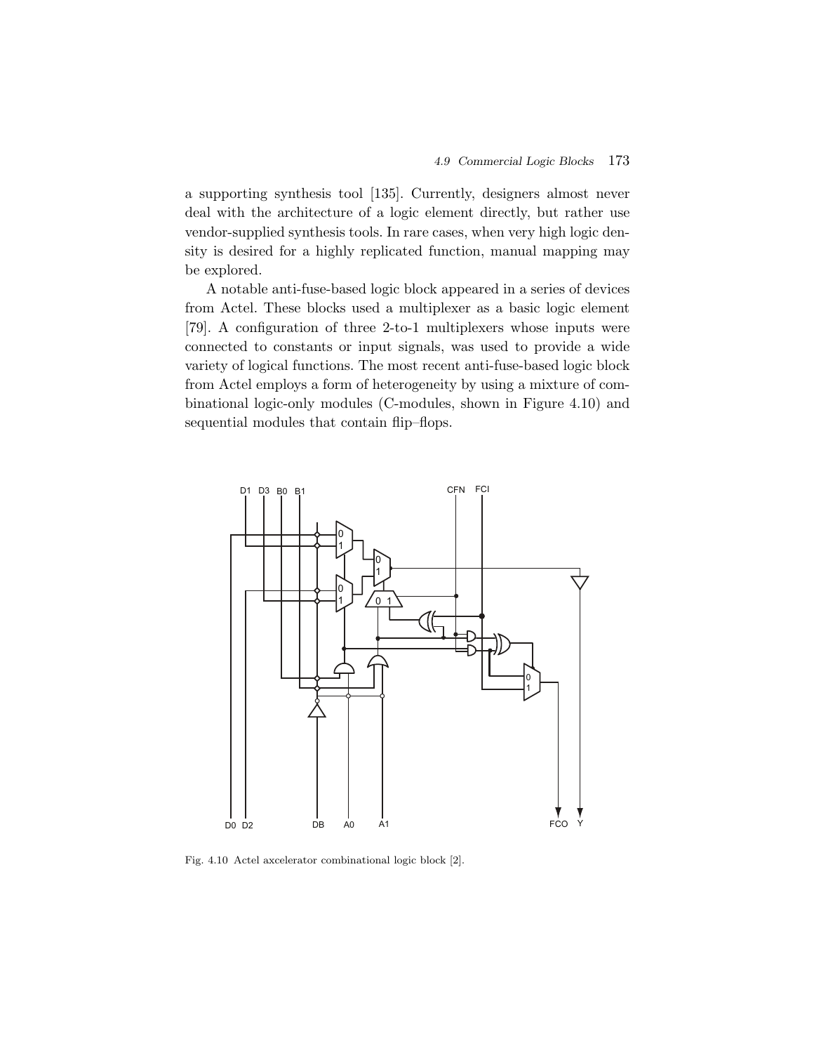a supporting synthesis tool [135]. Currently, designers almost never deal with the architecture of a logic element directly, but rather use vendor-supplied synthesis tools. In rare cases, when very high logic density is desired for a highly replicated function, manual mapping may be explored.

A notable anti-fuse-based logic block appeared in a series of devices from Actel. These blocks used a multiplexer as a basic logic element [79]. A configuration of three 2-to-1 multiplexers whose inputs were connected to constants or input signals, was used to provide a wide variety of logical functions. The most recent anti-fuse-based logic block from Actel employs a form of heterogeneity by using a mixture of combinational logic-only modules (C-modules, shown in Figure 4.10) and sequential modules that contain flip–flops.

Fig. 4.10 Actel axcelerator combinational logic block [2].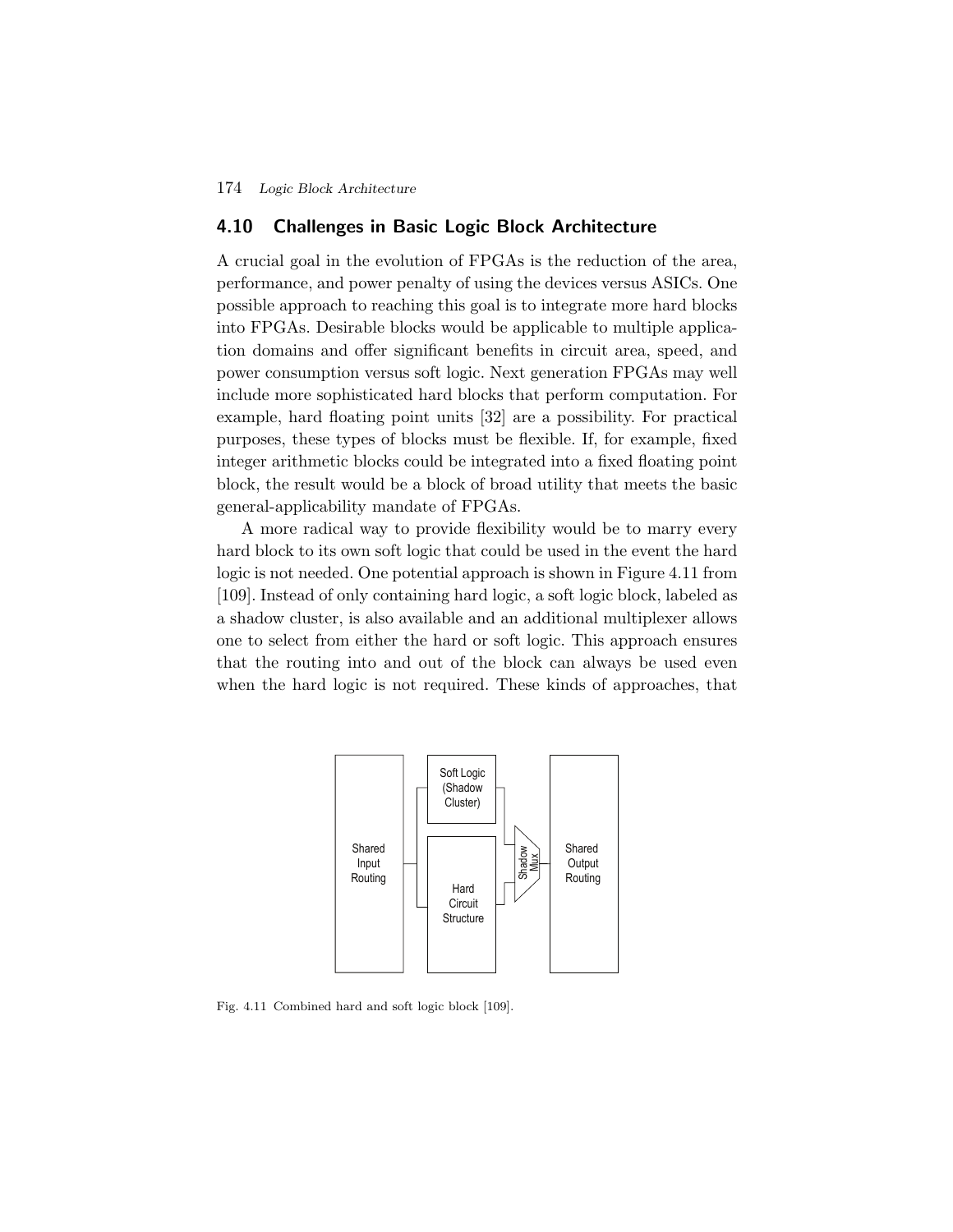## 4.10 Challenges in Basic Logic Block Architecture

A crucial goal in the evolution of FPGAs is the reduction of the area, performance, and power penalty of using the devices versus ASICs. One possible approach to reaching this goal is to integrate more hard blocks into FPGAs. Desirable blocks would be applicable to multiple application domains and offer significant benefits in circuit area, speed, and power consumption versus soft logic. Next generation FPGAs may well include more sophisticated hard blocks that perform computation. For example, hard floating point units [32] are a possibility. For practical purposes, these types of blocks must be flexible. If, for example, fixed integer arithmetic blocks could be integrated into a fixed floating point block, the result would be a block of broad utility that meets the basic general-applicability mandate of FPGAs.

A more radical way to provide flexibility would be to marry every hard block to its own soft logic that could be used in the event the hard logic is not needed. One potential approach is shown in Figure 4.11 from [109]. Instead of only containing hard logic, a soft logic block, labeled as a shadow cluster, is also available and an additional multiplexer allows one to select from either the hard or soft logic. This approach ensures that the routing into and out of the block can always be used even when the hard logic is not required. These kinds of approaches, that

Fig. 4.11 Combined hard and soft logic block [109].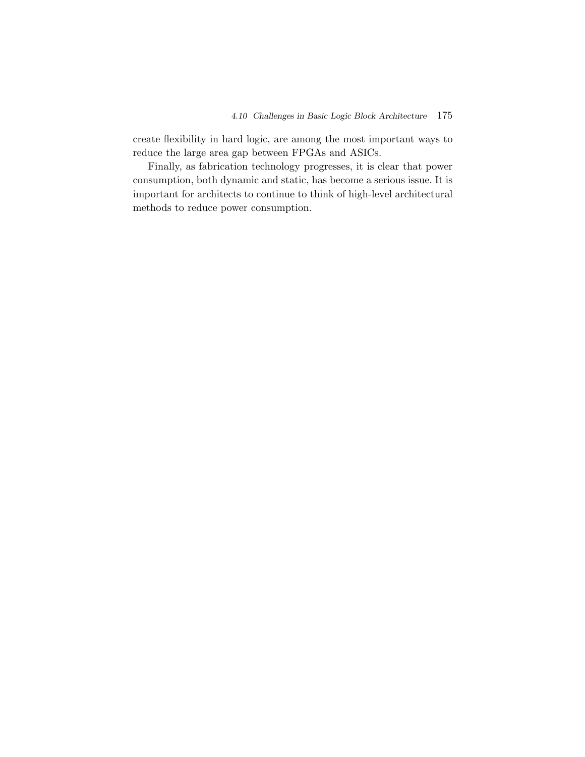create flexibility in hard logic, are among the most important ways to reduce the large area gap between FPGAs and ASICs.

Finally, as fabrication technology progresses, it is clear that power consumption, both dynamic and static, has become a serious issue. It is important for architects to continue to think of high-level architectural methods to reduce power consumption.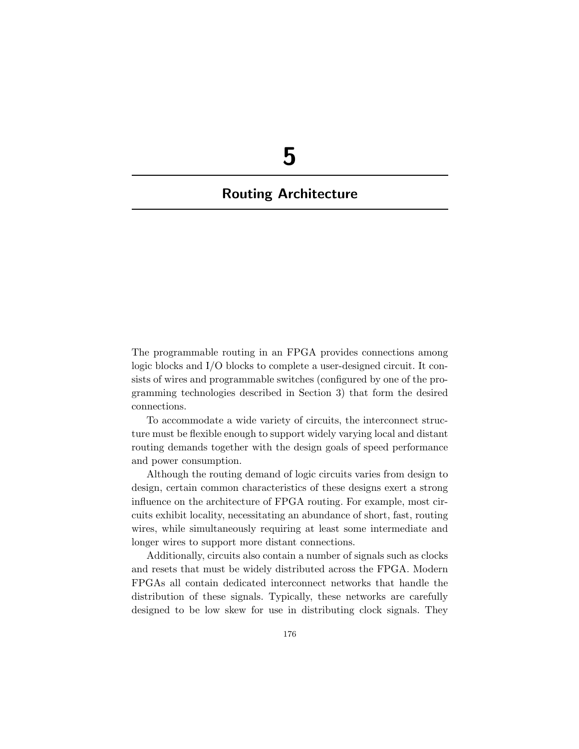# 5

# Routing Architecture

The programmable routing in an FPGA provides connections among logic blocks and I/O blocks to complete a user-designed circuit. It consists of wires and programmable switches (configured by one of the programming technologies described in Section 3) that form the desired connections.

To accommodate a wide variety of circuits, the interconnect structure must be flexible enough to support widely varying local and distant routing demands together with the design goals of speed performance and power consumption.

Although the routing demand of logic circuits varies from design to design, certain common characteristics of these designs exert a strong influence on the architecture of FPGA routing. For example, most circuits exhibit locality, necessitating an abundance of short, fast, routing wires, while simultaneously requiring at least some intermediate and longer wires to support more distant connections.

Additionally, circuits also contain a number of signals such as clocks and resets that must be widely distributed across the FPGA. Modern FPGAs all contain dedicated interconnect networks that handle the distribution of these signals. Typically, these networks are carefully designed to be low skew for use in distributing clock signals. They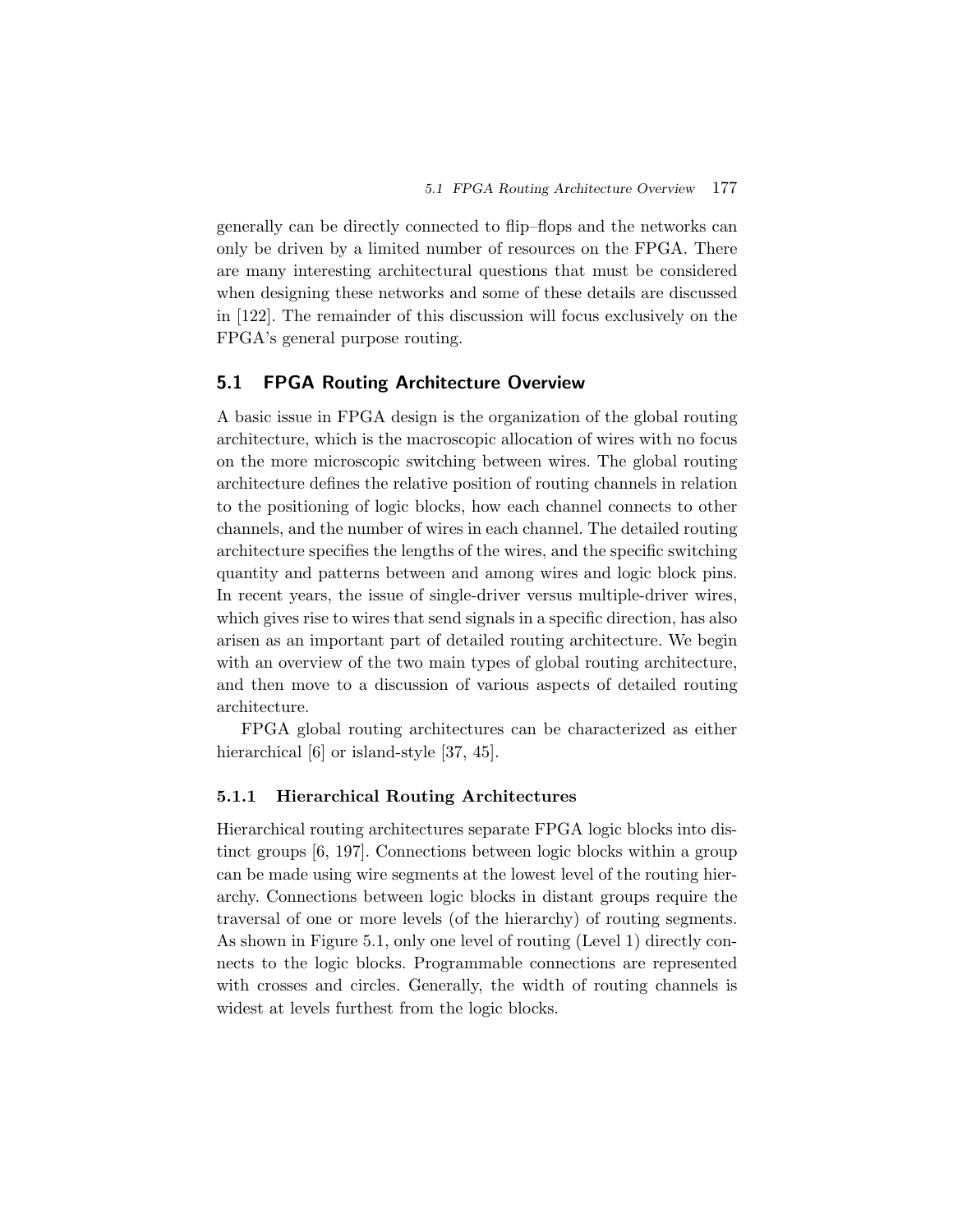generally can be directly connected to flip–flops and the networks can only be driven by a limited number of resources on the FPGA. There are many interesting architectural questions that must be considered when designing these networks and some of these details are discussed in [122]. The remainder of this discussion will focus exclusively on the FPGA's general purpose routing.

## 5.1 FPGA Routing Architecture Overview

A basic issue in FPGA design is the organization of the global routing architecture, which is the macroscopic allocation of wires with no focus on the more microscopic switching between wires. The global routing architecture defines the relative position of routing channels in relation to the positioning of logic blocks, how each channel connects to other channels, and the number of wires in each channel. The detailed routing architecture specifies the lengths of the wires, and the specific switching quantity and patterns between and among wires and logic block pins. In recent years, the issue of single-driver versus multiple-driver wires, which gives rise to wires that send signals in a specific direction, has also arisen as an important part of detailed routing architecture. We begin with an overview of the two main types of global routing architecture, and then move to a discussion of various aspects of detailed routing architecture.

FPGA global routing architectures can be characterized as either hierarchical [6] or island-style [37, 45].

### 5.1.1 Hierarchical Routing Architectures

Hierarchical routing architectures separate FPGA logic blocks into distinct groups [6, 197]. Connections between logic blocks within a group can be made using wire segments at the lowest level of the routing hierarchy. Connections between logic blocks in distant groups require the traversal of one or more levels (of the hierarchy) of routing segments. As shown in Figure 5.1, only one level of routing (Level 1) directly connects to the logic blocks. Programmable connections are represented with crosses and circles. Generally, the width of routing channels is widest at levels furthest from the logic blocks.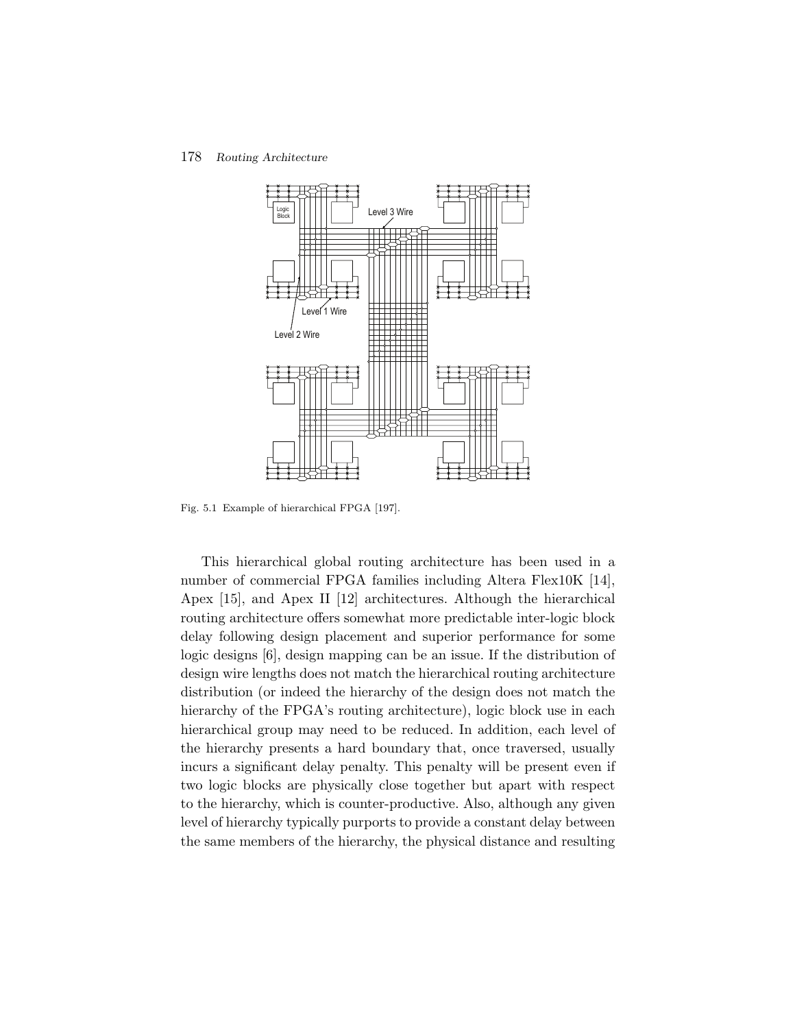Fig. 5.1 Example of hierarchical FPGA [197].

This hierarchical global routing architecture has been used in a number of commercial FPGA families including Altera Flex10K [14], Apex [15], and Apex II [12] architectures. Although the hierarchical routing architecture offers somewhat more predictable inter-logic block delay following design placement and superior performance for some logic designs [6], design mapping can be an issue. If the distribution of design wire lengths does not match the hierarchical routing architecture distribution (or indeed the hierarchy of the design does not match the hierarchy of the FPGA's routing architecture), logic block use in each hierarchical group may need to be reduced. In addition, each level of the hierarchy presents a hard boundary that, once traversed, usually incurs a significant delay penalty. This penalty will be present even if two logic blocks are physically close together but apart with respect to the hierarchy, which is counter-productive. Also, although any given level of hierarchy typically purports to provide a constant delay between the same members of the hierarchy, the physical distance and resulting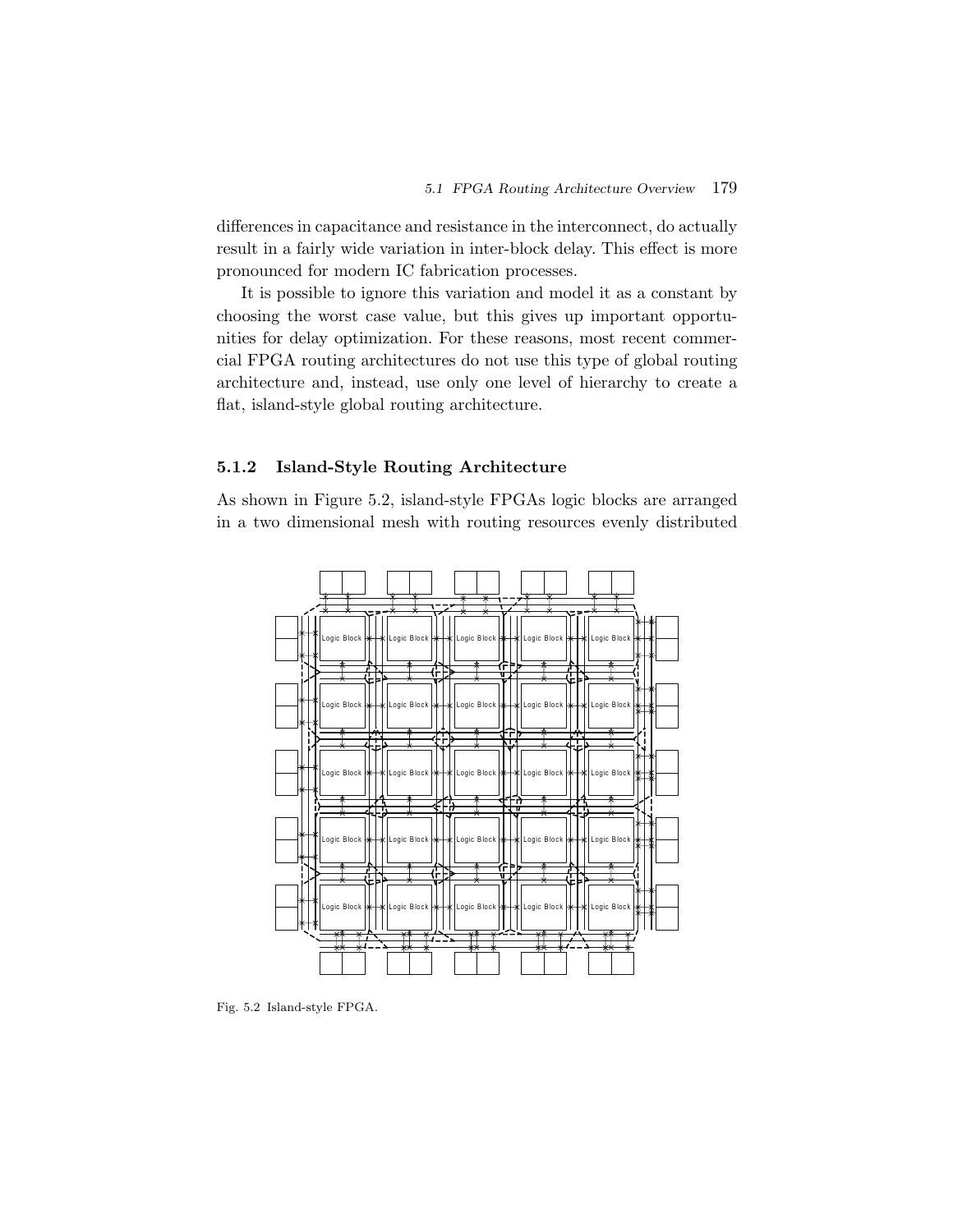differences in capacitance and resistance in the interconnect, do actually result in a fairly wide variation in inter-block delay. This effect is more pronounced for modern IC fabrication processes.

It is possible to ignore this variation and model it as a constant by choosing the worst case value, but this gives up important opportunities for delay optimization. For these reasons, most recent commercial FPGA routing architectures do not use this type of global routing architecture and, instead, use only one level of hierarchy to create a flat, island-style global routing architecture.

### 5.1.2 Island-Style Routing Architecture

As shown in Figure 5.2, island-style FPGAs logic blocks are arranged in a two dimensional mesh with routing resources evenly distributed

Fig. 5.2 Island-style FPGA.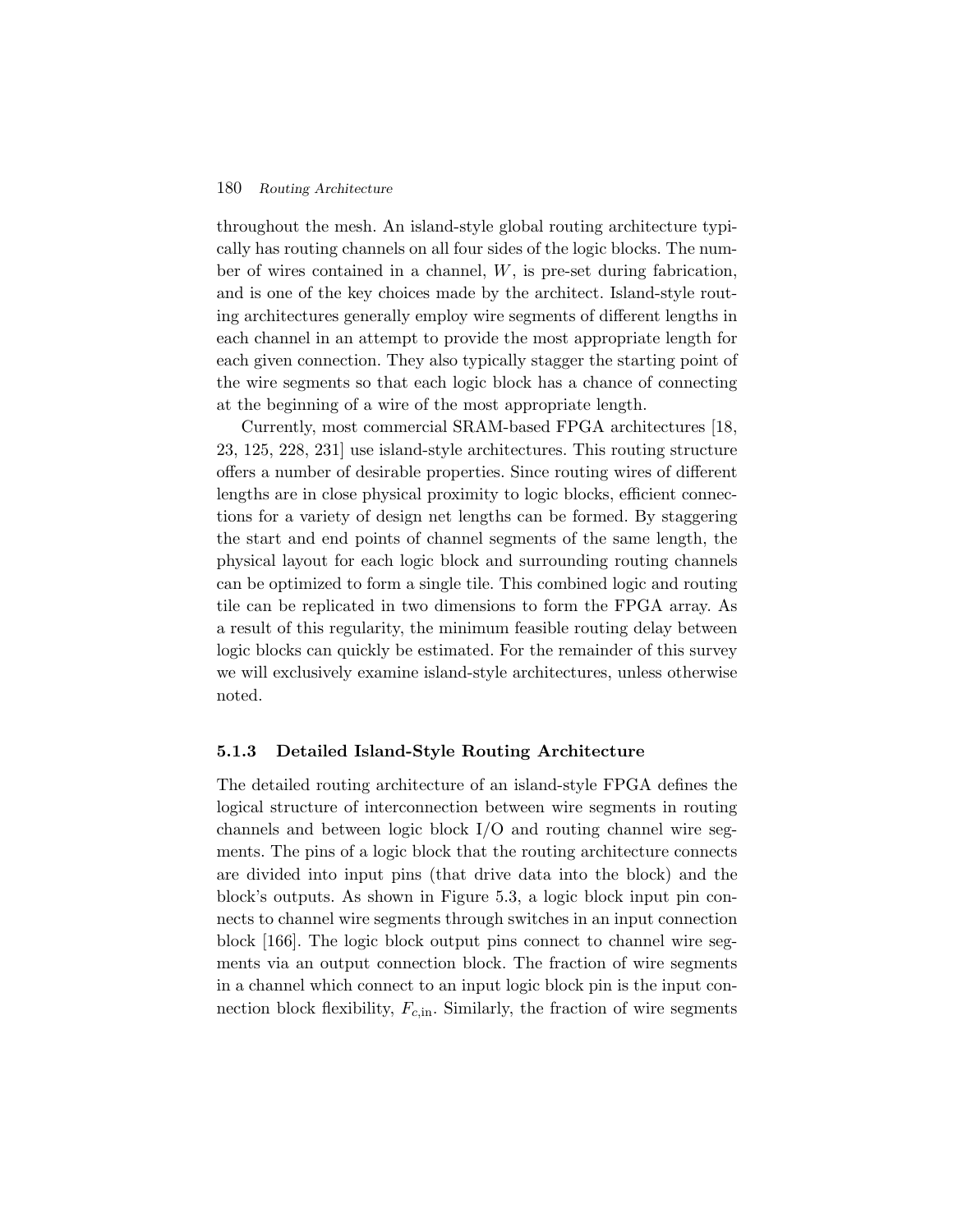throughout the mesh. An island-style global routing architecture typically has routing channels on all four sides of the logic blocks. The number of wires contained in a channel, $W$, is pre-set during fabrication, and is one of the key choices made by the architect. Island-style routing architectures generally employ wire segments of different lengths in each channel in an attempt to provide the most appropriate length for each given connection. They also typically stagger the starting point of the wire segments so that each logic block has a chance of connecting at the beginning of a wire of the most appropriate length.

Currently, most commercial SRAM-based FPGA architectures [18, 23, 125, 228, 231] use island-style architectures. This routing structure offers a number of desirable properties. Since routing wires of different lengths are in close physical proximity to logic blocks, efficient connections for a variety of design net lengths can be formed. By staggering the start and end points of channel segments of the same length, the physical layout for each logic block and surrounding routing channels can be optimized to form a single tile. This combined logic and routing tile can be replicated in two dimensions to form the FPGA array. As a result of this regularity, the minimum feasible routing delay between logic blocks can quickly be estimated. For the remainder of this survey we will exclusively examine island-style architectures, unless otherwise noted.

### 5.1.3 Detailed Island-Style Routing Architecture

The detailed routing architecture of an island-style FPGA defines the logical structure of interconnection between wire segments in routing channels and between logic block I/O and routing channel wire segments. The pins of a logic block that the routing architecture connects are divided into input pins (that drive data into the block) and the block's outputs. As shown in Figure 5.3, a logic block input pin connects to channel wire segments through switches in an input connection block [166]. The logic block output pins connect to channel wire segments via an output connection block. The fraction of wire segments in a channel which connect to an input logic block pin is the input connection block flexibility, $F_{c,\text{in}}$. Similarly, the fraction of wire segments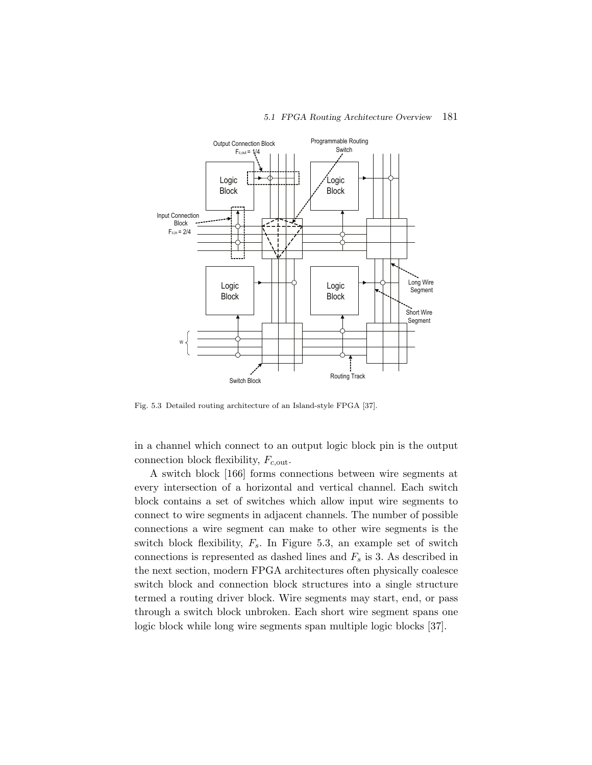Fig. 5.3 Detailed routing architecture of an Island-style FPGA [37].

in a channel which connect to an output logic block pin is the output connection block flexibility, $F_{c,\text{out}}$.

A switch block [166] forms connections between wire segments at every intersection of a horizontal and vertical channel. Each switch block contains a set of switches which allow input wire segments to connect to wire segments in adjacent channels. The number of possible connections a wire segment can make to other wire segments is the switch block flexibility, $F_s$. In Figure 5.3, an example set of switch connections is represented as dashed lines and $F_s$ is 3. As described in the next section, modern FPGA architectures often physically coalesce switch block and connection block structures into a single structure termed a routing driver block. Wire segments may start, end, or pass through a switch block unbroken. Each short wire segment spans one logic block while long wire segments span multiple logic blocks [37].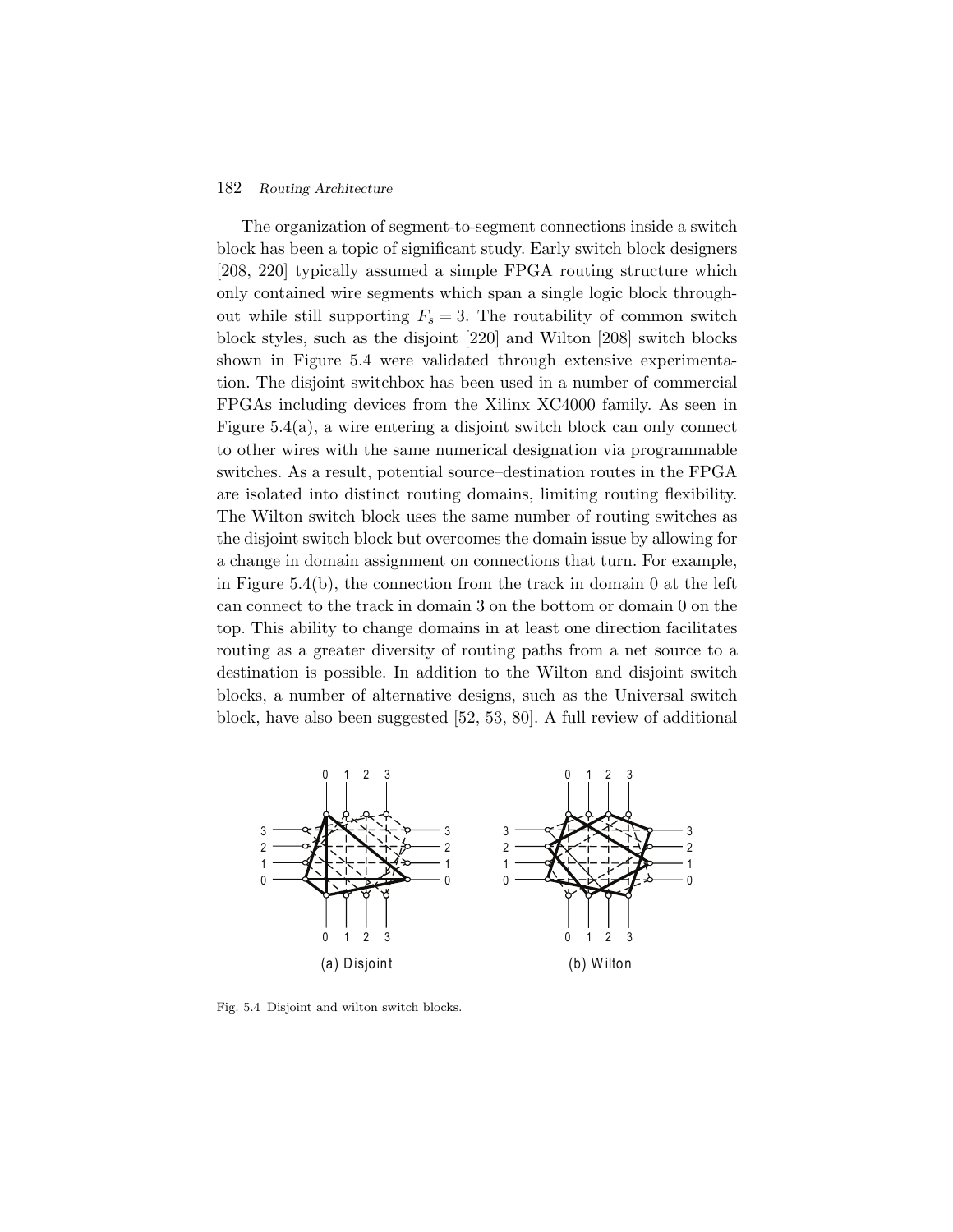The organization of segment-to-segment connections inside a switch block has been a topic of significant study. Early switch block designers [208, 220] typically assumed a simple FPGA routing structure which only contained wire segments which span a single logic block throughout while still supporting $F_s = 3$. The routability of common switch block styles, such as the disjoint [220] and Wilton [208] switch blocks shown in Figure 5.4 were validated through extensive experimentation. The disjoint switchbox has been used in a number of commercial FPGAs including devices from the Xilinx XC4000 family. As seen in Figure 5.4(a), a wire entering a disjoint switch block can only connect to other wires with the same numerical designation via programmable switches. As a result, potential source–destination routes in the FPGA are isolated into distinct routing domains, limiting routing flexibility. The Wilton switch block uses the same number of routing switches as the disjoint switch block but overcomes the domain issue by allowing for a change in domain assignment on connections that turn. For example, in Figure 5.4(b), the connection from the track in domain 0 at the left can connect to the track in domain 3 on the bottom or domain 0 on the top. This ability to change domains in at least one direction facilitates routing as a greater diversity of routing paths from a net source to a destination is possible. In addition to the Wilton and disjoint switch blocks, a number of alternative designs, such as the Universal switch block, have also been suggested [52, 53, 80]. A full review of additional

Fig. 5.4 Disjoint and wilton switch blocks.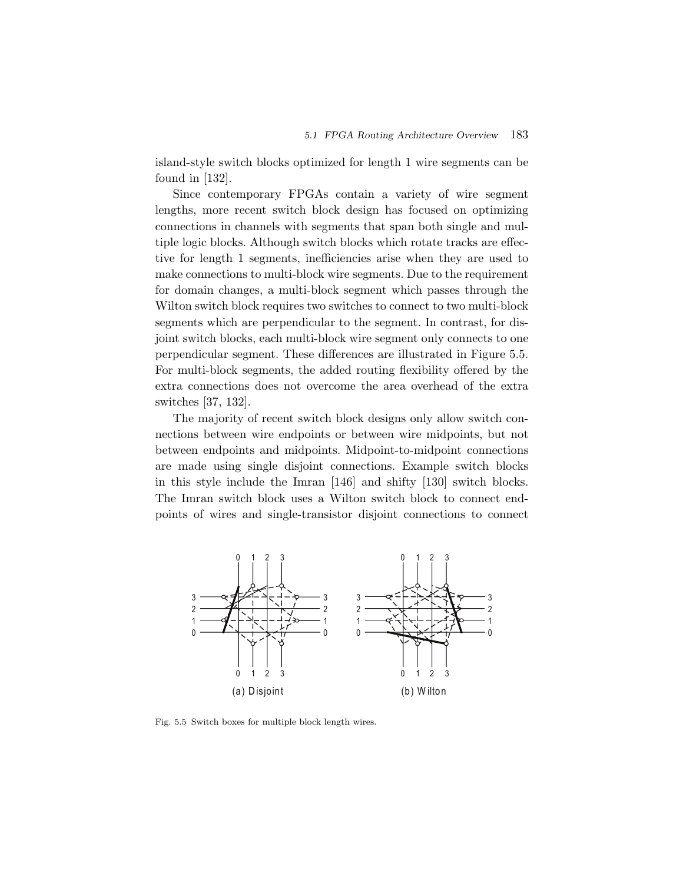island-style switch blocks optimized for length 1 wire segments can be found in [132].

Since contemporary FPGAs contain a variety of wire segment lengths, more recent switch block design has focused on optimizing connections in channels with segments that span both single and multiple logic blocks. Although switch blocks which rotate tracks are effective for length 1 segments, inefficiencies arise when they are used to make connections to multi-block wire segments. Due to the requirement for domain changes, a multi-block segment which passes through the Wilton switch block requires two switches to connect to two multi-block segments which are perpendicular to the segment. In contrast, for disjoint switch blocks, each multi-block wire segment only connects to one perpendicular segment. These differences are illustrated in Figure 5.5. For multi-block segments, the added routing flexibility offered by the extra connections does not overcome the area overhead of the extra switches [37, 132].

The majority of recent switch block designs only allow switch connections between wire endpoints or between wire midpoints, but not between endpoints and midpoints. Midpoint-to-midpoint connections are made using single disjoint connections. Example switch blocks in this style include the Imran [146] and shifty [130] switch blocks. The Imran switch block uses a Wilton switch block to connect endpoints of wires and single-transistor disjoint connections to connect

(a) Disjoint (b) Wilton

Fig. 5.5 Switch boxes for multiple block length wires.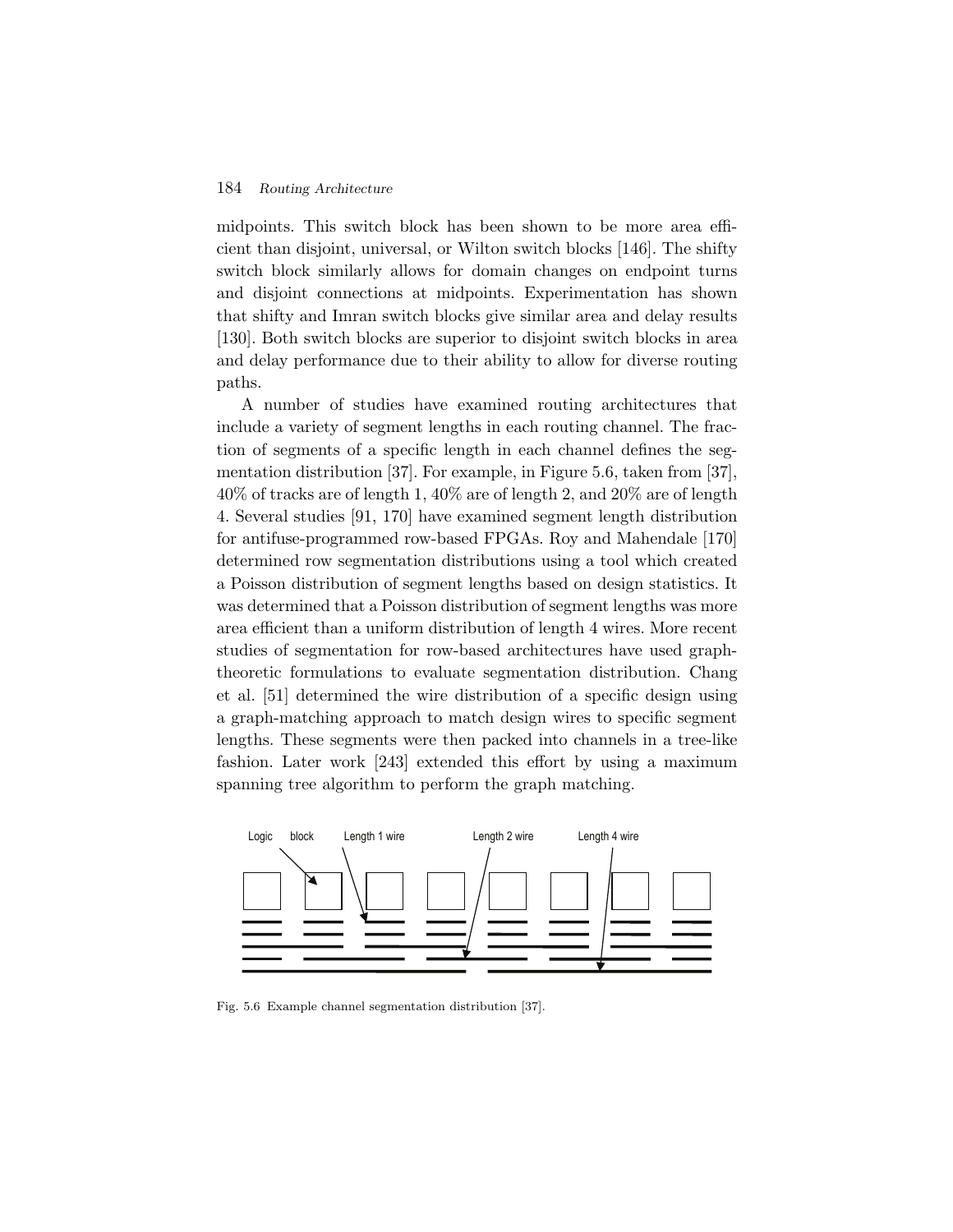midpoints. This switch block has been shown to be more area efficient than disjoint, universal, or Wilton switch blocks [146]. The shifty switch block similarly allows for domain changes on endpoint turns and disjoint connections at midpoints. Experimentation has shown that shifty and Imran switch blocks give similar area and delay results [130]. Both switch blocks are superior to disjoint switch blocks in area and delay performance due to their ability to allow for diverse routing paths.

A number of studies have examined routing architectures that include a variety of segment lengths in each routing channel. The fraction of segments of a specific length in each channel defines the segmentation distribution [37]. For example, in Figure 5.6, taken from [37], 40% of tracks are of length 1, 40% are of length 2, and 20% are of length 4. Several studies [91, 170] have examined segment length distribution for antifuse-programmed row-based FPGAs. Roy and Mahendale [170] determined row segmentation distributions using a tool which created a Poisson distribution of segment lengths based on design statistics. It was determined that a Poisson distribution of segment lengths was more area efficient than a uniform distribution of length 4 wires. More recent studies of segmentation for row-based architectures have used graph-theoretic formulations to evaluate segmentation distribution. Chang et al. [51] determined the wire distribution of a specific design using a graph-matching approach to match design wires to specific segment lengths. These segments were then packed into channels in a tree-like fashion. Later work [243] extended this effort by using a maximum spanning tree algorithm to perform the graph matching.

Fig. 5.6 Example channel segmentation distribution [37].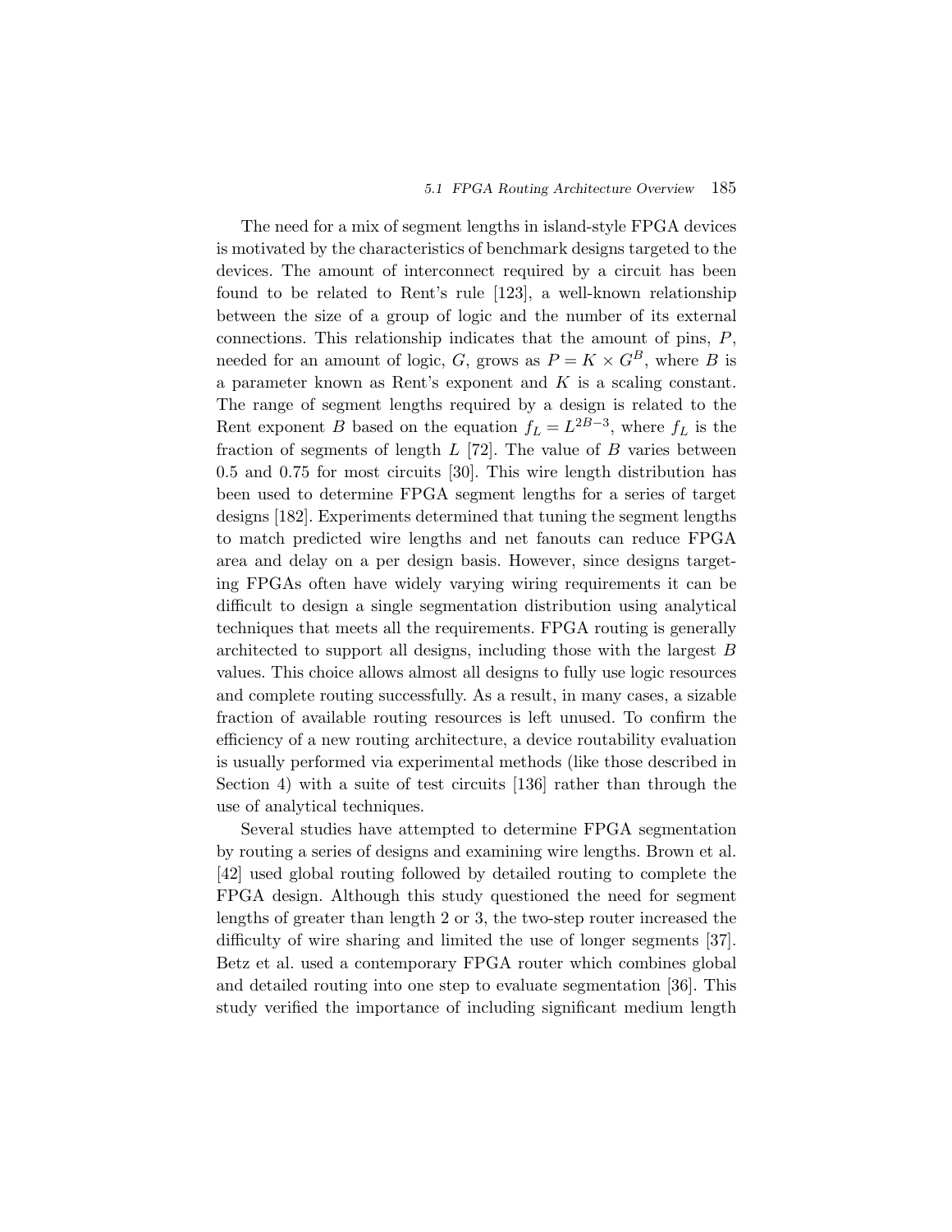The need for a mix of segment lengths in island-style FPGA devices is motivated by the characteristics of benchmark designs targeted to the devices. The amount of interconnect required by a circuit has been found to be related to Rent's rule [123], a well-known relationship between the size of a group of logic and the number of its external connections. This relationship indicates that the amount of pins, $P$, needed for an amount of logic, $G$, grows as $P = K \times G^B$, where $B$ is a parameter known as Rent's exponent and $K$ is a scaling constant. The range of segment lengths required by a design is related to the Rent exponent $B$ based on the equation $f_L = L^{2B-3}$, where $f_L$ is the fraction of segments of length $L$ [72]. The value of $B$ varies between 0.5 and 0.75 for most circuits [30]. This wire length distribution has been used to determine FPGA segment lengths for a series of target designs [182]. Experiments determined that tuning the segment lengths to match predicted wire lengths and net fanouts can reduce FPGA area and delay on a per design basis. However, since designs targeting FPGAs often have widely varying wiring requirements it can be difficult to design a single segmentation distribution using analytical techniques that meets all the requirements. FPGA routing is generally architected to support all designs, including those with the largest $B$ values. This choice allows almost all designs to fully use logic resources and complete routing successfully. As a result, in many cases, a sizable fraction of available routing resources is left unused. To confirm the efficiency of a new routing architecture, a device routability evaluation is usually performed via experimental methods (like those described in Section 4) with a suite of test circuits [136] rather than through the use of analytical techniques.

Several studies have attempted to determine FPGA segmentation by routing a series of designs and examining wire lengths. Brown et al. [42] used global routing followed by detailed routing to complete the FPGA design. Although this study questioned the need for segment lengths of greater than length 2 or 3, the two-step router increased the difficulty of wire sharing and limited the use of longer segments [37]. Betz et al. used a contemporary FPGA router which combines global and detailed routing into one step to evaluate segmentation [36]. This study verified the importance of including significant medium length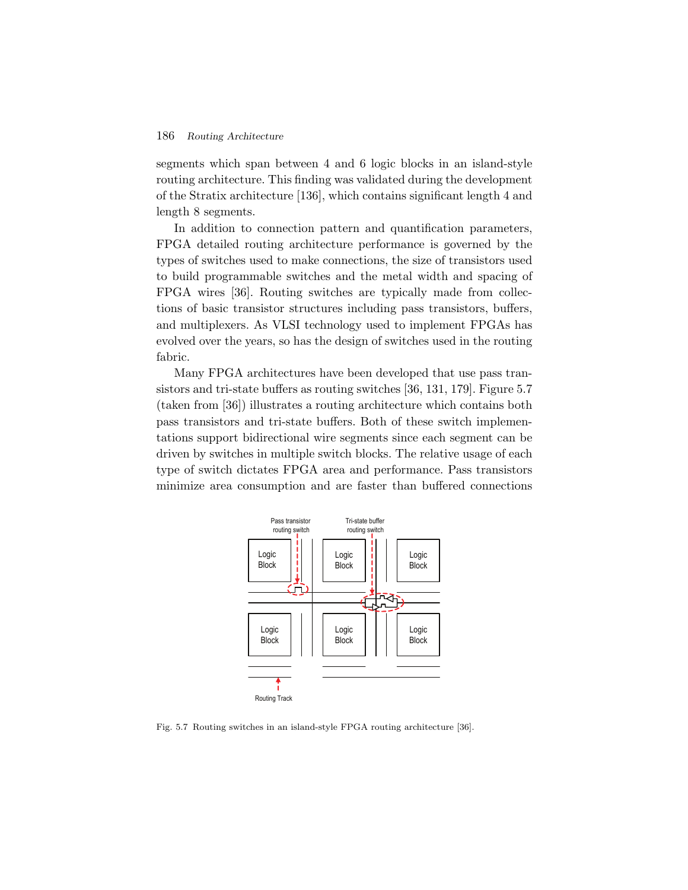segments which span between 4 and 6 logic blocks in an island-style routing architecture. This finding was validated during the development of the Stratix architecture [136], which contains significant length 4 and length 8 segments.

In addition to connection pattern and quantification parameters, FPGA detailed routing architecture performance is governed by the types of switches used to make connections, the size of transistors used to build programmable switches and the metal width and spacing of FPGA wires [36]. Routing switches are typically made from collections of basic transistor structures including pass transistors, buffers, and multiplexers. As VLSI technology used to implement FPGAs has evolved over the years, so has the design of switches used in the routing fabric.

Many FPGA architectures have been developed that use pass transistors and tri-state buffers as routing switches [36, 131, 179]. Figure 5.7 (taken from [36]) illustrates a routing architecture which contains both pass transistors and tri-state buffers. Both of these switch implementations support bidirectional wire segments since each segment can be driven by switches in multiple switch blocks. The relative usage of each type of switch dictates FPGA area and performance. Pass transistors minimize area consumption and are faster than buffered connections

Fig. 5.7 Routing switches in an island-style FPGA routing architecture [36].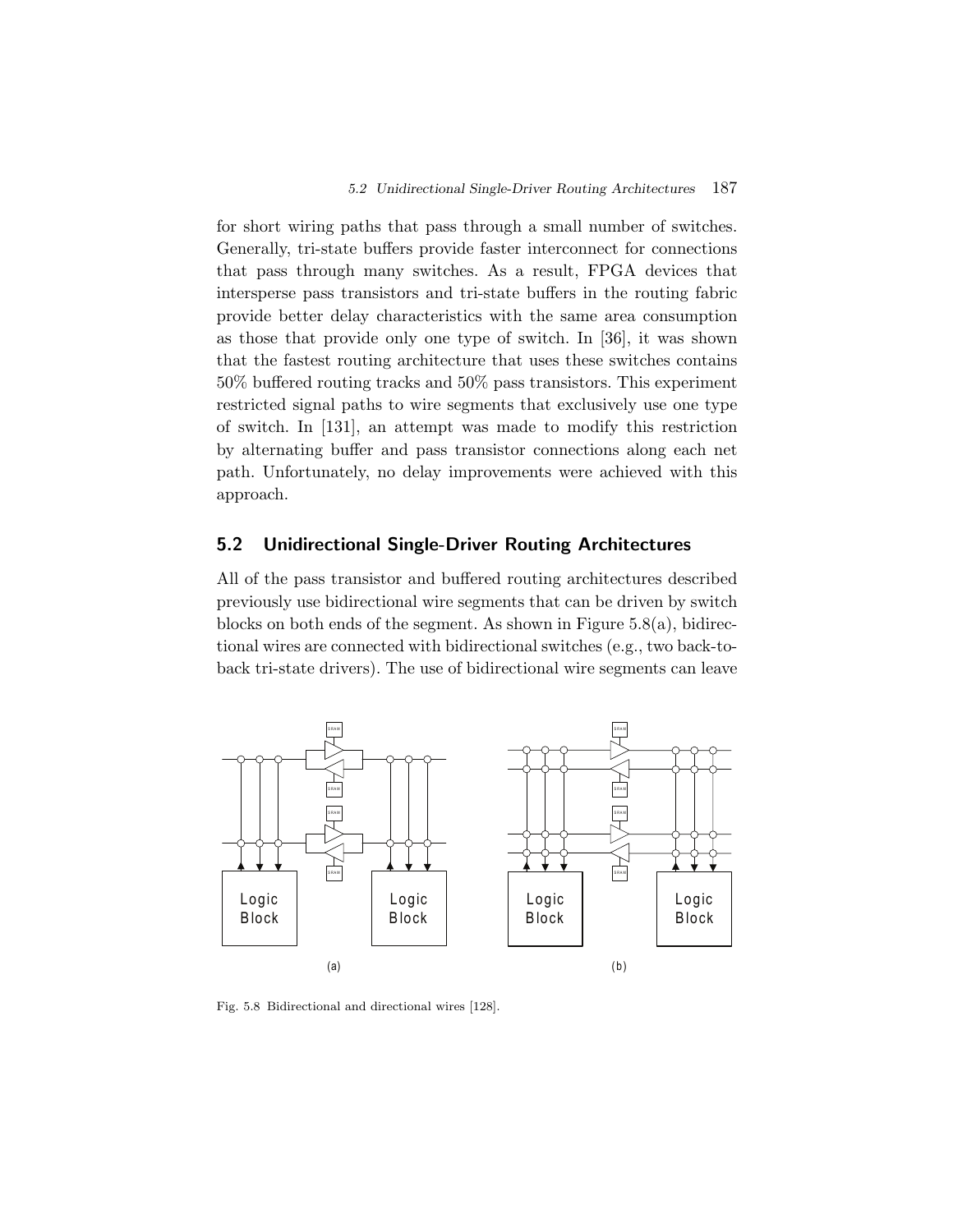for short wiring paths that pass through a small number of switches. Generally, tri-state buffers provide faster interconnect for connections that pass through many switches. As a result, FPGA devices that intersperse pass transistors and tri-state buffers in the routing fabric provide better delay characteristics with the same area consumption as those that provide only one type of switch. In [36], it was shown that the fastest routing architecture that uses these switches contains 50% buffered routing tracks and 50% pass transistors. This experiment restricted signal paths to wire segments that exclusively use one type of switch. In [131], an attempt was made to modify this restriction by alternating buffer and pass transistor connections along each net path. Unfortunately, no delay improvements were achieved with this approach.

## 5.2 Unidirectional Single-Driver Routing Architectures

All of the pass transistor and buffered routing architectures described previously use bidirectional wire segments that can be driven by switch blocks on both ends of the segment. As shown in Figure 5.8(a), bidirectional wires are connected with bidirectional switches (e.g., two back-to-back tri-state drivers). The use of bidirectional wire segments can leave

Fig. 5.8 Bidirectional and directional wires [128].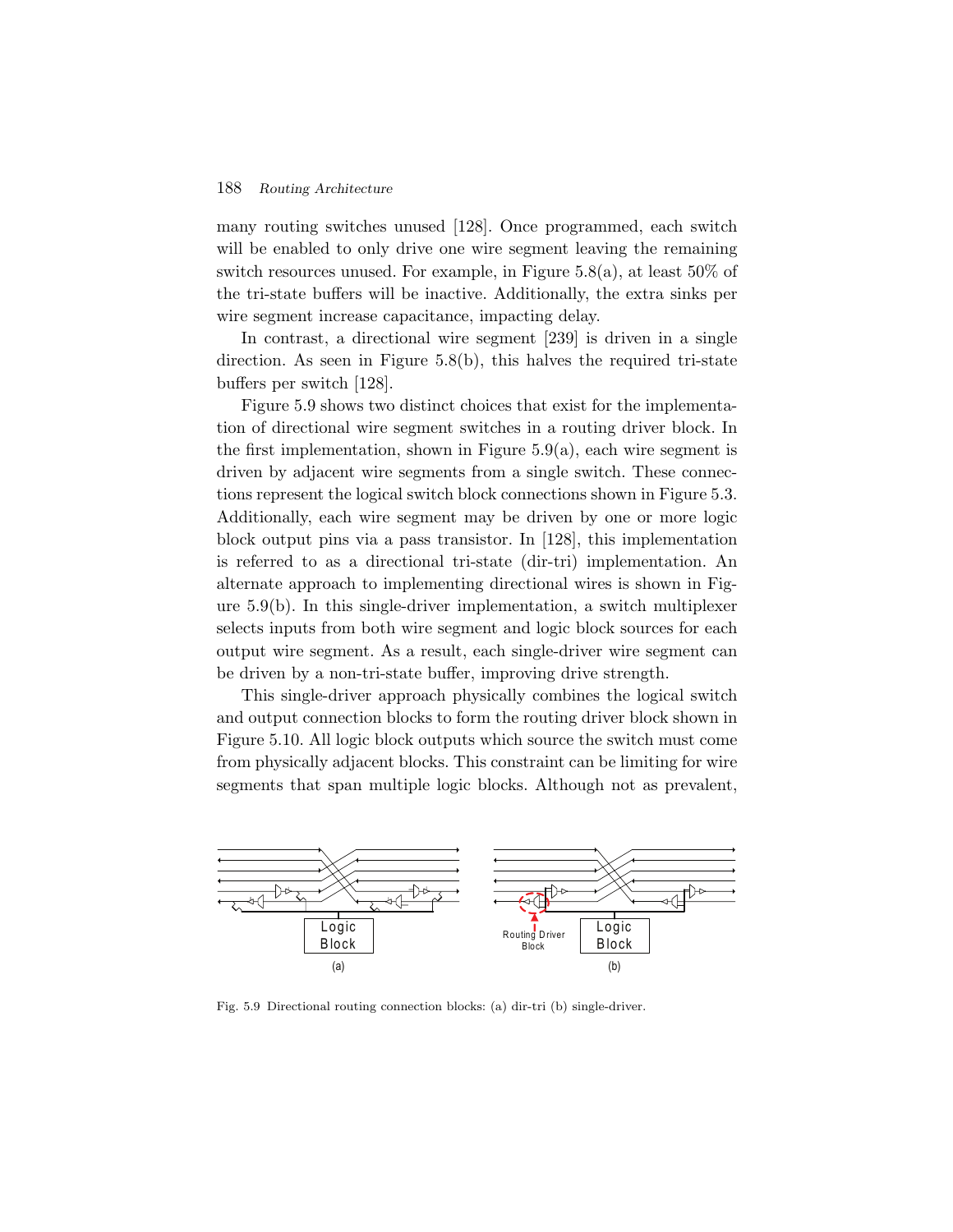many routing switches unused [128]. Once programmed, each switch will be enabled to only drive one wire segment leaving the remaining switch resources unused. For example, in Figure 5.8(a), at least 50% of the tri-state buffers will be inactive. Additionally, the extra sinks per wire segment increase capacitance, impacting delay.

In contrast, a directional wire segment [239] is driven in a single direction. As seen in Figure 5.8(b), this halves the required tri-state buffers per switch [128].

Figure 5.9 shows two distinct choices that exist for the implementation of directional wire segment switches in a routing driver block. In the first implementation, shown in Figure 5.9(a), each wire segment is driven by adjacent wire segments from a single switch. These connections represent the logical switch block connections shown in Figure 5.3. Additionally, each wire segment may be driven by one or more logic block output pins via a pass transistor. In [128], this implementation is referred to as a directional tri-state (dir-tri) implementation. An alternate approach to implementing directional wires is shown in Figure 5.9(b). In this single-driver implementation, a switch multiplexer selects inputs from both wire segment and logic block sources for each output wire segment. As a result, each single-driver wire segment can be driven by a non-tri-state buffer, improving drive strength.

This single-driver approach physically combines the logical switch and output connection blocks to form the routing driver block shown in Figure 5.10. All logic block outputs which source the switch must come from physically adjacent blocks. This constraint can be limiting for wire segments that span multiple logic blocks. Although not as prevalent,

Fig. 5.9 Directional routing connection blocks: (a) dir-tri (b) single-driver.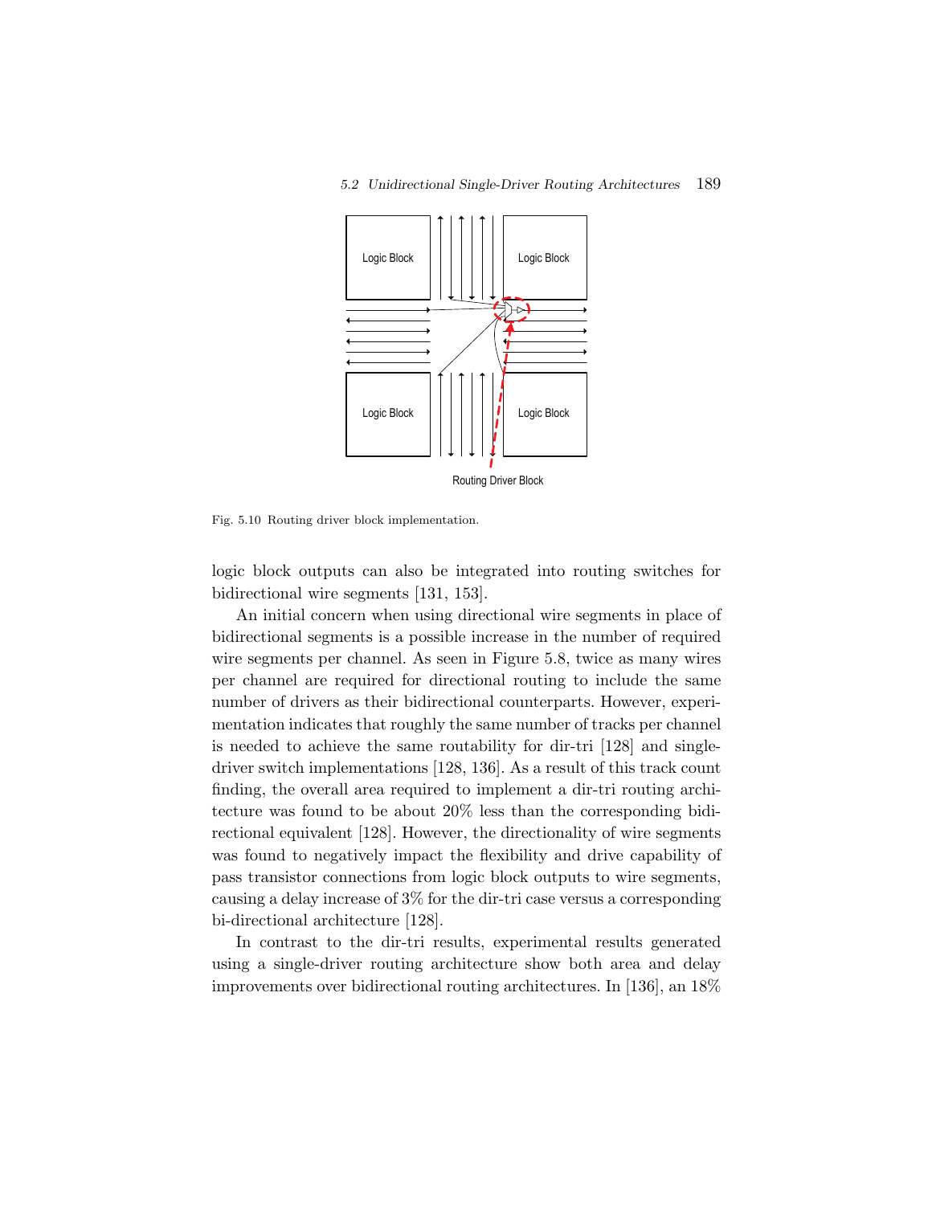Fig. 5.10 Routing driver block implementation.

logic block outputs can also be integrated into routing switches for bidirectional wire segments [131, 153].

An initial concern when using directional wire segments in place of bidirectional segments is a possible increase in the number of required wire segments per channel. As seen in Figure 5.8, twice as many wires per channel are required for directional routing to include the same number of drivers as their bidirectional counterparts. However, experimentation indicates that roughly the same number of tracks per channel is needed to achieve the same routability for dir-tri [128] and single-driver switch implementations [128, 136]. As a result of this track count finding, the overall area required to implement a dir-tri routing architecture was found to be about 20% less than the corresponding bidirectional equivalent [128]. However, the directionality of wire segments was found to negatively impact the flexibility and drive capability of pass transistor connections from logic block outputs to wire segments, causing a delay increase of 3% for the dir-tri case versus a corresponding bi-directional architecture [128].

In contrast to the dir-tri results, experimental results generated using a single-driver routing architecture show both area and delay improvements over bidirectional routing architectures. In [136], an 18%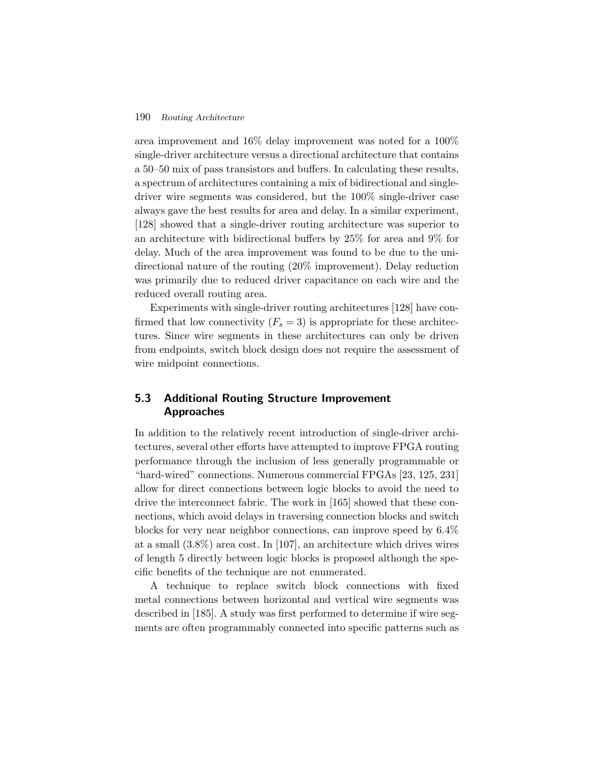area improvement and 16% delay improvement was noted for a 100% single-driver architecture versus a directional architecture that contains a 50–50 mix of pass transistors and buffers. In calculating these results, a spectrum of architectures containing a mix of bidirectional and single-driver wire segments was considered, but the 100% single-driver case always gave the best results for area and delay. In a similar experiment, [128] showed that a single-driver routing architecture was superior to an architecture with bidirectional buffers by 25% for area and 9% for delay. Much of the area improvement was found to be due to the unidirectional nature of the routing (20% improvement). Delay reduction was primarily due to reduced driver capacitance on each wire and the reduced overall routing area.

Experiments with single-driver routing architectures [128] have confirmed that low connectivity ($F_s = 3$) is appropriate for these architectures. Since wire segments in these architectures can only be driven from endpoints, switch block design does not require the assessment of wire midpoint connections.

## 5.3 Additional Routing Structure Improvement Approaches

In addition to the relatively recent introduction of single-driver architectures, several other efforts have attempted to improve FPGA routing performance through the inclusion of less generally programmable or "hard-wired" connections. Numerous commercial FPGAs [23, 125, 231] allow for direct connections between logic blocks to avoid the need to drive the interconnect fabric. The work in [165] showed that these connections, which avoid delays in traversing connection blocks and switch blocks for very near neighbor connections, can improve speed by 6.4% at a small (3.8%) area cost. In [107], an architecture which drives wires of length 5 directly between logic blocks is proposed although the specific benefits of the technique are not enumerated.

A technique to replace switch block connections with fixed metal connections between horizontal and vertical wire segments was described in [185]. A study was first performed to determine if wire segments are often programmably connected into specific patterns such as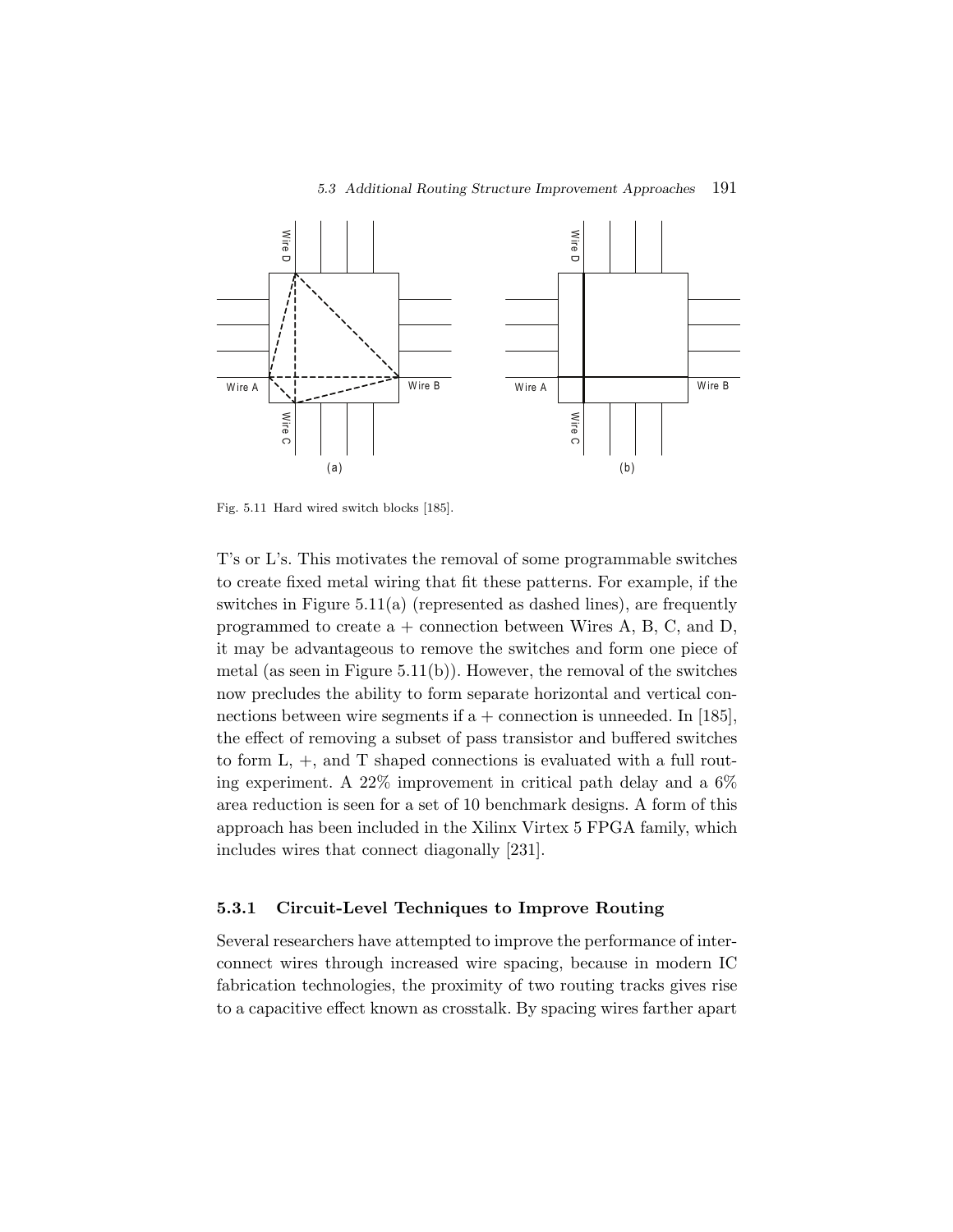Fig. 5.11 Hard wired switch blocks [185].

T's or L's. This motivates the removal of some programmable switches to create fixed metal wiring that fit these patterns. For example, if the switches in Figure 5.11(a) (represented as dashed lines), are frequently programmed to create a + connection between Wires A, B, C, and D, it may be advantageous to remove the switches and form one piece of metal (as seen in Figure 5.11(b)). However, the removal of the switches now precludes the ability to form separate horizontal and vertical connections between wire segments if a + connection is unneeded. In [185], the effect of removing a subset of pass transistor and buffered switches to form L, +, and T shaped connections is evaluated with a full routing experiment. A 22% improvement in critical path delay and a 6% area reduction is seen for a set of 10 benchmark designs. A form of this approach has been included in the Xilinx Virtex 5 FPGA family, which includes wires that connect diagonally [231].

### 5.3.1 Circuit-Level Techniques to Improve Routing

Several researchers have attempted to improve the performance of interconnect wires through increased wire spacing, because in modern IC fabrication technologies, the proximity of two routing tracks gives rise to a capacitive effect known as crosstalk. By spacing wires farther apart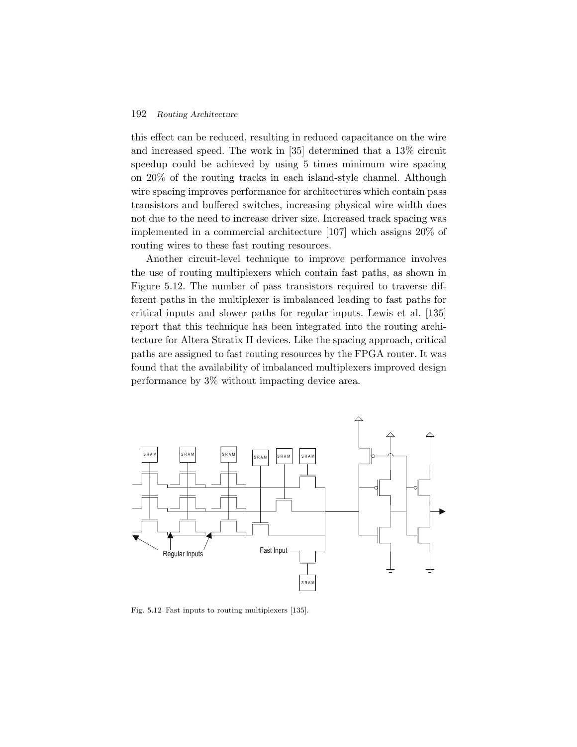this effect can be reduced, resulting in reduced capacitance on the wire and increased speed. The work in [35] determined that a 13% circuit speedup could be achieved by using 5 times minimum wire spacing on 20% of the routing tracks in each island-style channel. Although wire spacing improves performance for architectures which contain pass transistors and buffered switches, increasing physical wire width does not due to the need to increase driver size. Increased track spacing was implemented in a commercial architecture [107] which assigns 20% of routing wires to these fast routing resources.

Another circuit-level technique to improve performance involves the use of routing multiplexers which contain fast paths, as shown in Figure 5.12. The number of pass transistors required to traverse different paths in the multiplexer is imbalanced leading to fast paths for critical inputs and slower paths for regular inputs. Lewis et al. [135] report that this technique has been integrated into the routing architecture for Altera Stratix II devices. Like the spacing approach, critical paths are assigned to fast routing resources by the FPGA router. It was found that the availability of imbalanced multiplexers improved design performance by 3% without impacting device area.

Fig. 5.12 Fast inputs to routing multiplexers [135].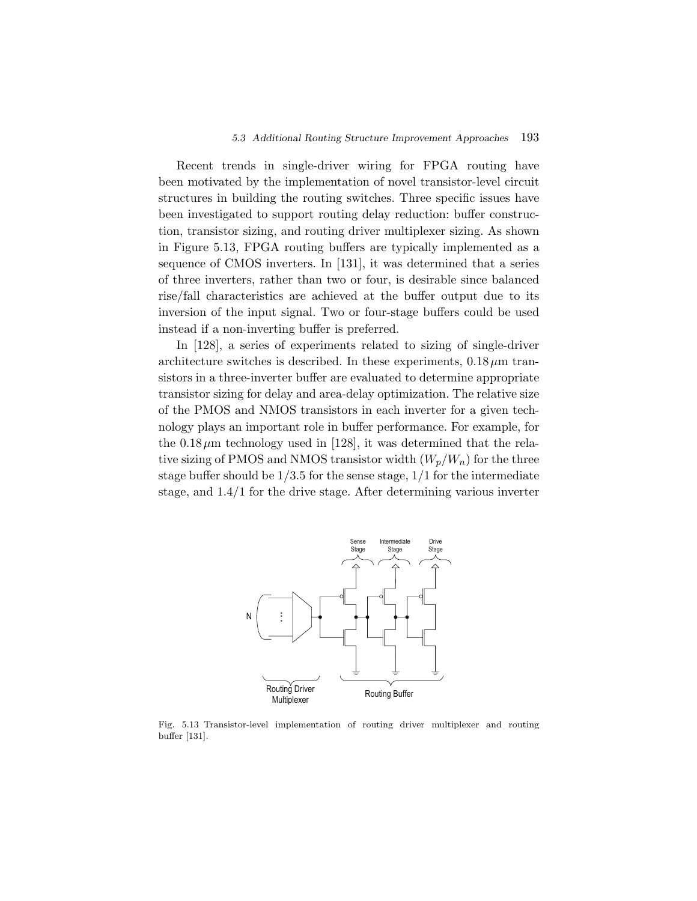Recent trends in single-driver wiring for FPGA routing have been motivated by the implementation of novel transistor-level circuit structures in building the routing switches. Three specific issues have been investigated to support routing delay reduction: buffer construction, transistor sizing, and routing driver multiplexer sizing. As shown in Figure 5.13, FPGA routing buffers are typically implemented as a sequence of CMOS inverters. In [131], it was determined that a series of three inverters, rather than two or four, is desirable since balanced rise/fall characteristics are achieved at the buffer output due to its inversion of the input signal. Two or four-stage buffers could be used instead if a non-inverting buffer is preferred.

In [128], a series of experiments related to sizing of single-driver architecture switches is described. In these experiments, $0.18\,\mu$m transistors in a three-inverter buffer are evaluated to determine appropriate transistor sizing for delay and area-delay optimization. The relative size of the PMOS and NMOS transistors in each inverter for a given technology plays an important role in buffer performance. For example, for the $0.18\,\mu$m technology used in [128], it was determined that the relative sizing of PMOS and NMOS transistor width $(W_p/W_n)$ for the three stage buffer should be $1/3.5$ for the sense stage, $1/1$ for the intermediate stage, and $1.4/1$ for the drive stage. After determining various inverter

Fig. 5.13 Transistor-level implementation of routing driver multiplexer and routing buffer [131].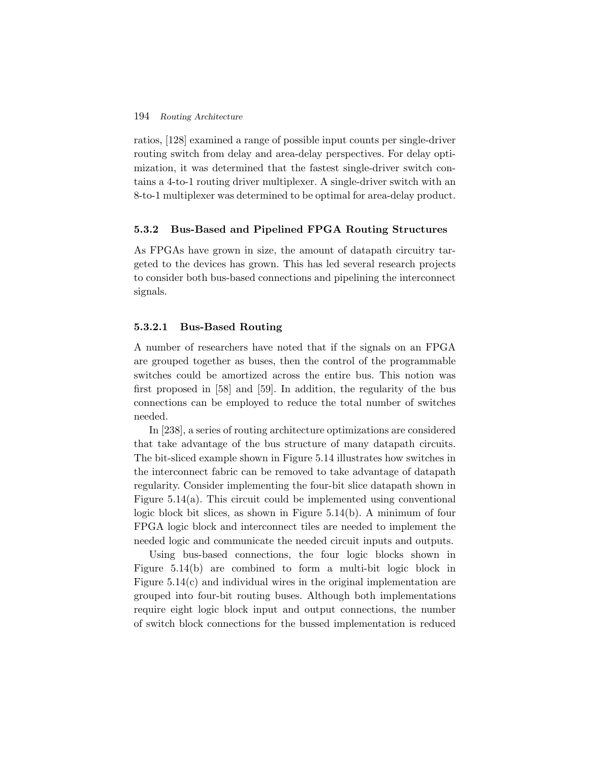ratios, [128] examined a range of possible input counts per single-driver routing switch from delay and area-delay perspectives. For delay optimization, it was determined that the fastest single-driver switch contains a 4-to-1 routing driver multiplexer. A single-driver switch with an 8-to-1 multiplexer was determined to be optimal for area-delay product.

### 5.3.2 Bus-Based and Pipelined FPGA Routing Structures

As FPGAs have grown in size, the amount of datapath circuitry targeted to the devices has grown. This has led several research projects to consider both bus-based connections and pipelining the interconnect signals.

#### 5.3.2.1 Bus-Based Routing

A number of researchers have noted that if the signals on an FPGA are grouped together as buses, then the control of the programmable switches could be amortized across the entire bus. This notion was first proposed in [58] and [59]. In addition, the regularity of the bus connections can be employed to reduce the total number of switches needed.

In [238], a series of routing architecture optimizations are considered that take advantage of the bus structure of many datapath circuits. The bit-sliced example shown in Figure 5.14 illustrates how switches in the interconnect fabric can be removed to take advantage of datapath regularity. Consider implementing the four-bit slice datapath shown in Figure 5.14(a). This circuit could be implemented using conventional logic block bit slices, as shown in Figure 5.14(b). A minimum of four FPGA logic block and interconnect tiles are needed to implement the needed logic and communicate the needed circuit inputs and outputs.

Using bus-based connections, the four logic blocks shown in Figure 5.14(b) are combined to form a multi-bit logic block in Figure 5.14(c) and individual wires in the original implementation are grouped into four-bit routing buses. Although both implementations require eight logic block input and output connections, the number of switch block connections for the bussed implementation is reduced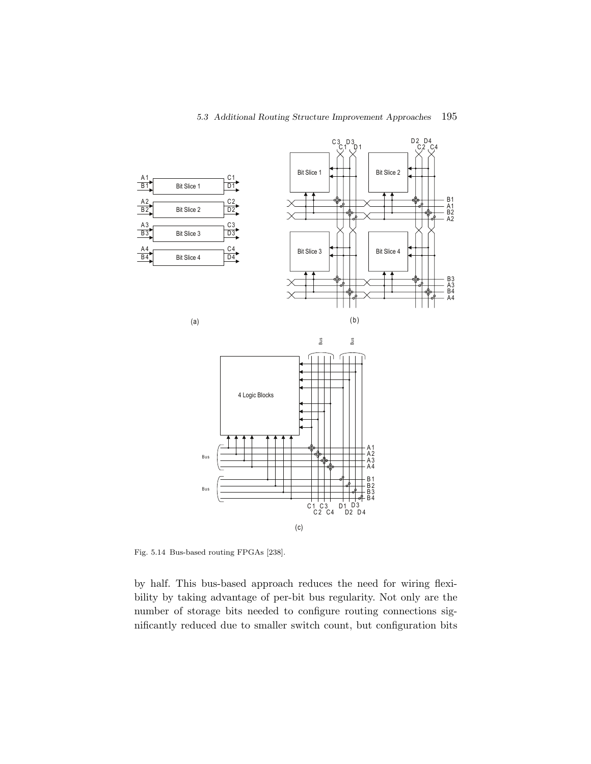Fig. 5.14 Bus-based routing FPGAs [238].

by half. This bus-based approach reduces the need for wiring flexibility by taking advantage of per-bit bus regularity. Not only are the number of storage bits needed to configure routing connections significantly reduced due to smaller switch count, but configuration bits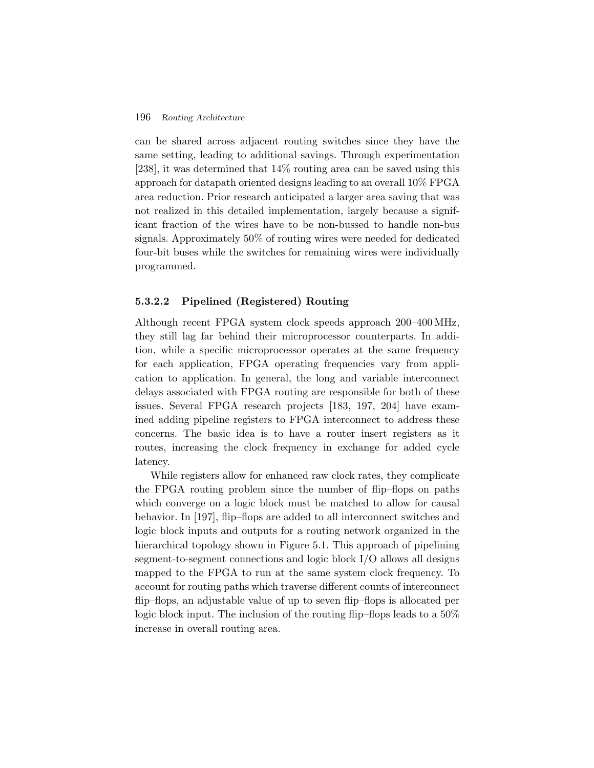can be shared across adjacent routing switches since they have the same setting, leading to additional savings. Through experimentation [238], it was determined that 14% routing area can be saved using this approach for datapath oriented designs leading to an overall 10% FPGA area reduction. Prior research anticipated a larger area saving that was not realized in this detailed implementation, largely because a significant fraction of the wires have to be non-bussed to handle non-bus signals. Approximately 50% of routing wires were needed for dedicated four-bit buses while the switches for remaining wires were individually programmed.

#### 5.3.2.2 Pipelined (Registered) Routing

Although recent FPGA system clock speeds approach 200–400 MHz, they still lag far behind their microprocessor counterparts. In addition, while a specific microprocessor operates at the same frequency for each application, FPGA operating frequencies vary from application to application. In general, the long and variable interconnect delays associated with FPGA routing are responsible for both of these issues. Several FPGA research projects [183, 197, 204] have examined adding pipeline registers to FPGA interconnect to address these concerns. The basic idea is to have a router insert registers as it routes, increasing the clock frequency in exchange for added cycle latency.

While registers allow for enhanced raw clock rates, they complicate the FPGA routing problem since the number of flip–flops on paths which converge on a logic block must be matched to allow for causal behavior. In [197], flip–flops are added to all interconnect switches and logic block inputs and outputs for a routing network organized in the hierarchical topology shown in Figure 5.1. This approach of pipelining segment-to-segment connections and logic block I/O allows all designs mapped to the FPGA to run at the same system clock frequency. To account for routing paths which traverse different counts of interconnect flip–flops, an adjustable value of up to seven flip–flops is allocated per logic block input. The inclusion of the routing flip–flops leads to a 50% increase in overall routing area.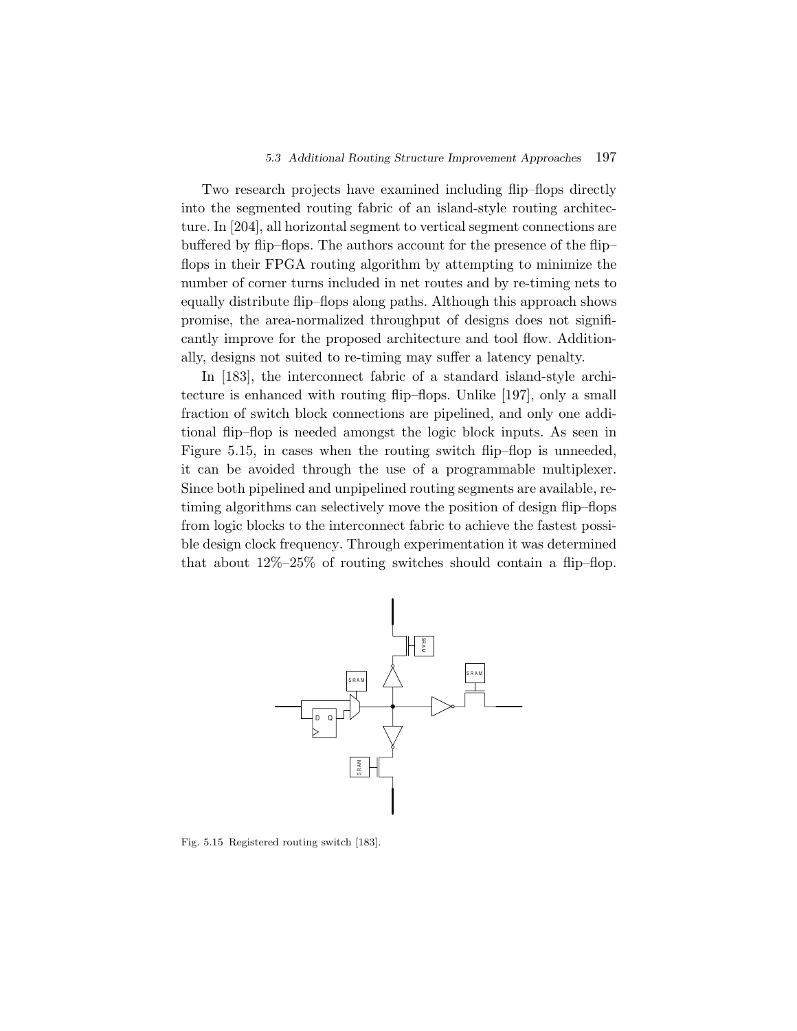Two research projects have examined including flip–flops directly into the segmented routing fabric of an island-style routing architecture. In [204], all horizontal segment to vertical segment connections are buffered by flip–flops. The authors account for the presence of the flip–flops in their FPGA routing algorithm by attempting to minimize the number of corner turns included in net routes and by re-timing nets to equally distribute flip–flops along paths. Although this approach shows promise, the area-normalized throughput of designs does not significantly improve for the proposed architecture and tool flow. Additionally, designs not suited to re-timing may suffer a latency penalty.

In [183], the interconnect fabric of a standard island-style architecture is enhanced with routing flip–flops. Unlike [197], only a small fraction of switch block connections are pipelined, and only one additional flip–flop is needed amongst the logic block inputs. As seen in Figure 5.15, in cases when the routing switch flip–flop is unneeded, it can be avoided through the use of a programmable multiplexer. Since both pipelined and unpipelined routing segments are available, retiming algorithms can selectively move the position of design flip–flops from logic blocks to the interconnect fabric to achieve the fastest possible design clock frequency. Through experimentation it was determined that about 12%–25% of routing switches should contain a flip–flop.

Fig. 5.15 Registered routing switch [183].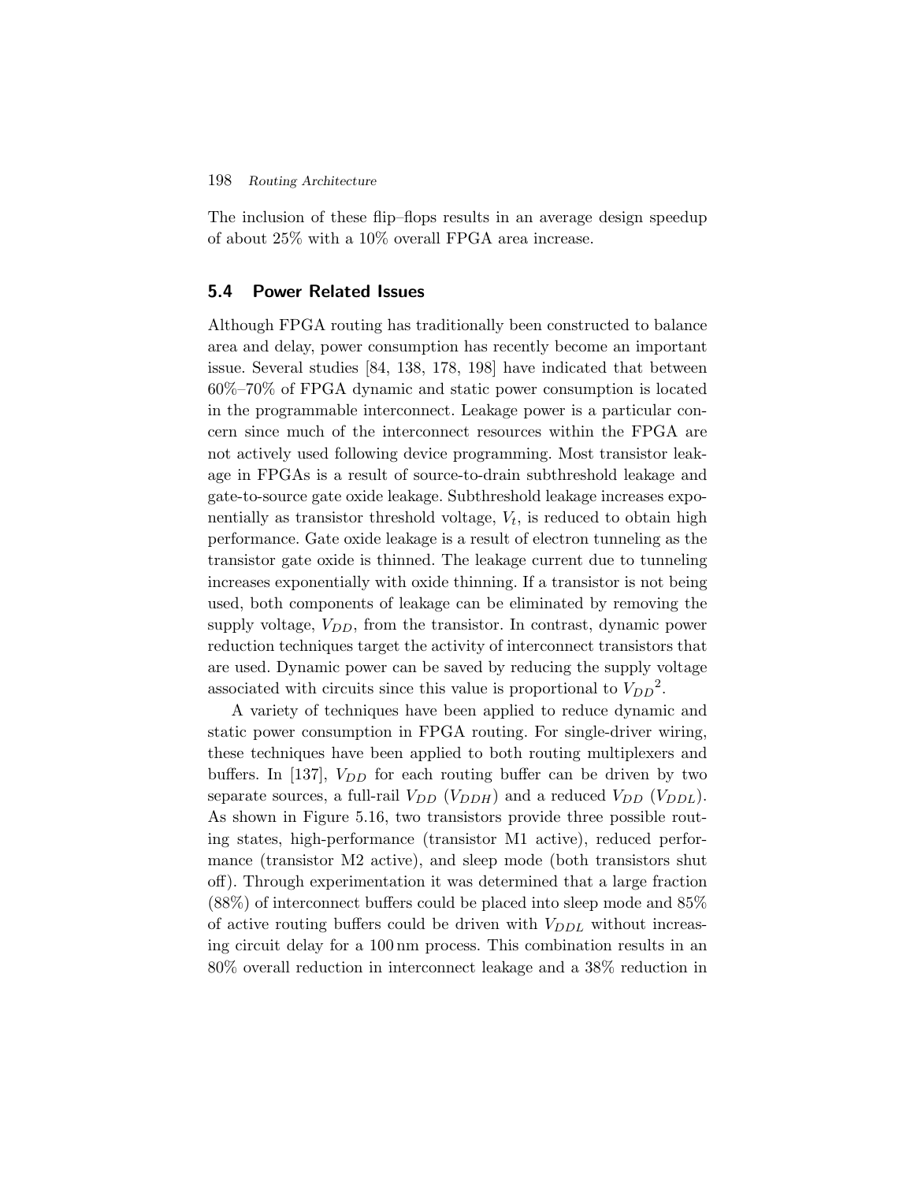The inclusion of these flip–flops results in an average design speedup of about 25% with a 10% overall FPGA area increase.

## 5.4 Power Related Issues

Although FPGA routing has traditionally been constructed to balance area and delay, power consumption has recently become an important issue. Several studies [84, 138, 178, 198] have indicated that between 60%–70% of FPGA dynamic and static power consumption is located in the programmable interconnect. Leakage power is a particular concern since much of the interconnect resources within the FPGA are not actively used following device programming. Most transistor leakage in FPGAs is a result of source-to-drain subthreshold leakage and gate-to-source gate oxide leakage. Subthreshold leakage increases exponentially as transistor threshold voltage, $V_t$, is reduced to obtain high performance. Gate oxide leakage is a result of electron tunneling as the transistor gate oxide is thinned. The leakage current due to tunneling increases exponentially with oxide thinning. If a transistor is not being used, both components of leakage can be eliminated by removing the supply voltage, $V_{DD}$, from the transistor. In contrast, dynamic power reduction techniques target the activity of interconnect transistors that are used. Dynamic power can be saved by reducing the supply voltage associated with circuits since this value is proportional to ${V_{DD}}^2$.

A variety of techniques have been applied to reduce dynamic and static power consumption in FPGA routing. For single-driver wiring, these techniques have been applied to both routing multiplexers and buffers. In [137], $V_{DD}$ for each routing buffer can be driven by two separate sources, a full-rail $V_{DD}$ ($V_{DDH}$) and a reduced $V_{DD}$ ($V_{DDL}$). As shown in Figure 5.16, two transistors provide three possible routing states, high-performance (transistor M1 active), reduced performance (transistor M2 active), and sleep mode (both transistors shut off). Through experimentation it was determined that a large fraction (88%) of interconnect buffers could be placed into sleep mode and 85% of active routing buffers could be driven with $V_{DDL}$ without increasing circuit delay for a 100 nm process. This combination results in an 80% overall reduction in interconnect leakage and a 38% reduction in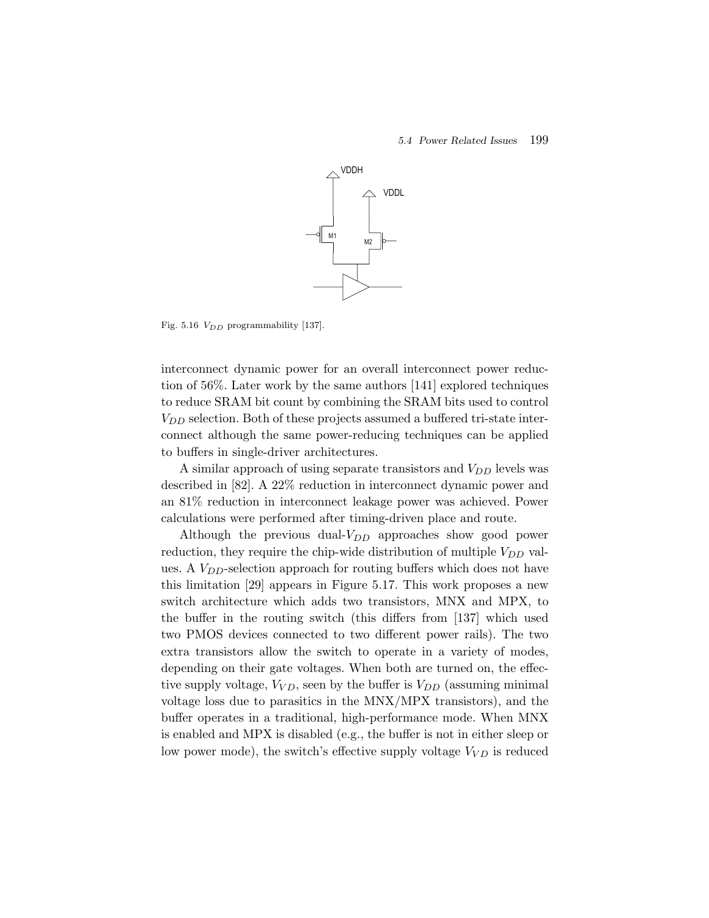Fig. 5.16 $V_{DD}$ programmability [137].

interconnect dynamic power for an overall interconnect power reduction of 56%. Later work by the same authors [141] explored techniques to reduce SRAM bit count by combining the SRAM bits used to control $V_{DD}$ selection. Both of these projects assumed a buffered tri-state interconnect although the same power-reducing techniques can be applied to buffers in single-driver architectures.

A similar approach of using separate transistors and $V_{DD}$ levels was described in [82]. A 22% reduction in interconnect dynamic power and an 81% reduction in interconnect leakage power was achieved. Power calculations were performed after timing-driven place and route.

Although the previous dual-$V_{DD}$ approaches show good power reduction, they require the chip-wide distribution of multiple $V_{DD}$ values. A $V_{DD}$-selection approach for routing buffers which does not have this limitation [29] appears in Figure 5.17. This work proposes a new switch architecture which adds two transistors, MNX and MPX, to the buffer in the routing switch (this differs from [137] which used two PMOS devices connected to two different power rails). The two extra transistors allow the switch to operate in a variety of modes, depending on their gate voltages. When both are turned on, the effective supply voltage, $V_{VD}$, seen by the buffer is $V_{DD}$ (assuming minimal voltage loss due to parasitics in the MNX/MPX transistors), and the buffer operates in a traditional, high-performance mode. When MNX is enabled and MPX is disabled (e.g., the buffer is not in either sleep or low power mode), the switch's effective supply voltage $V_{VD}$ is reduced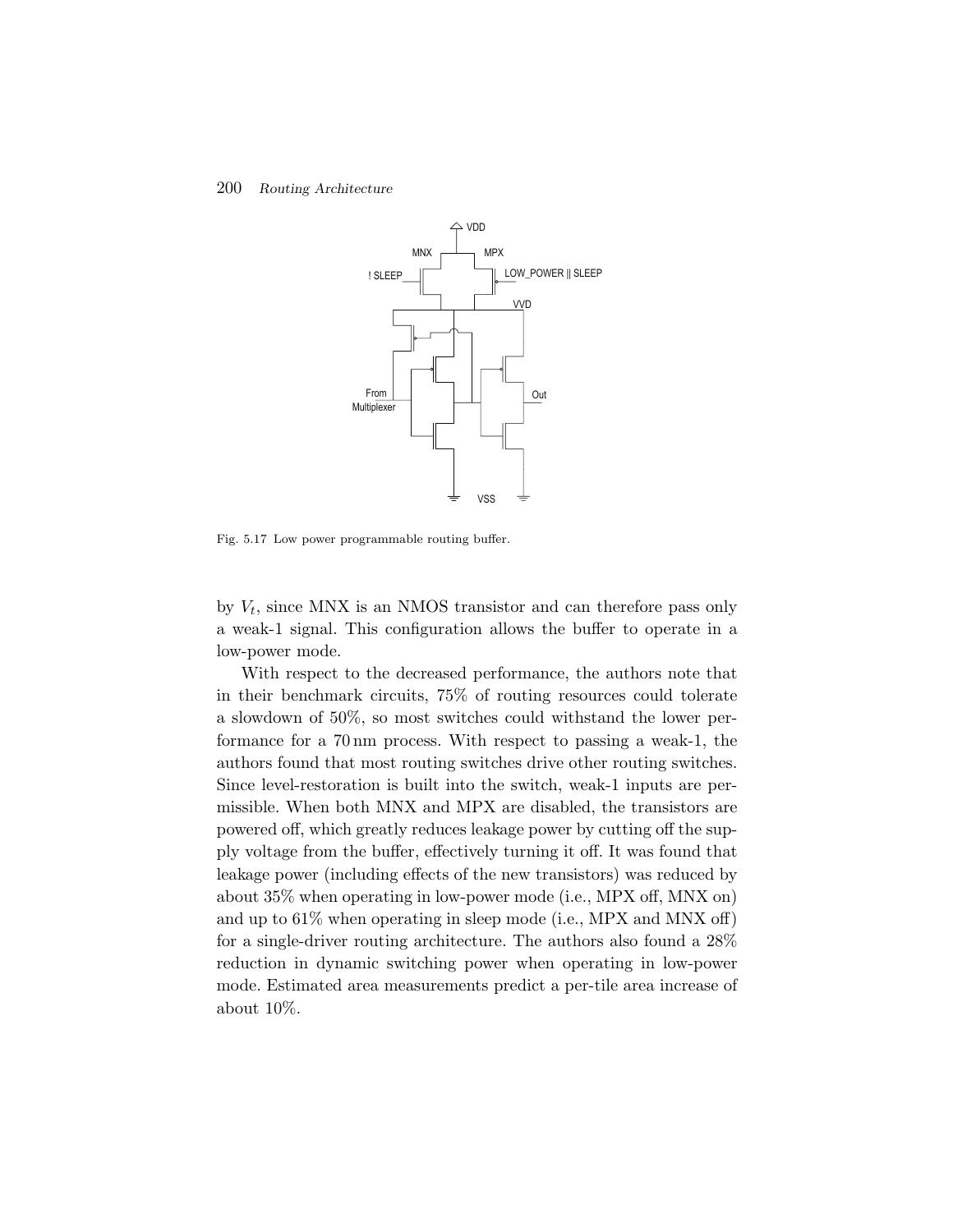Fig. 5.17 Low power programmable routing buffer.

by $V_t$, since MNX is an NMOS transistor and can therefore pass only a weak-1 signal. This configuration allows the buffer to operate in a low-power mode.

With respect to the decreased performance, the authors note that in their benchmark circuits, 75% of routing resources could tolerate a slowdown of 50%, so most switches could withstand the lower performance for a 70 nm process. With respect to passing a weak-1, the authors found that most routing switches drive other routing switches. Since level-restoration is built into the switch, weak-1 inputs are permissible. When both MNX and MPX are disabled, the transistors are powered off, which greatly reduces leakage power by cutting off the supply voltage from the buffer, effectively turning it off. It was found that leakage power (including effects of the new transistors) was reduced by about 35% when operating in low-power mode (i.e., MPX off, MNX on) and up to 61% when operating in sleep mode (i.e., MPX and MNX off) for a single-driver routing architecture. The authors also found a 28% reduction in dynamic switching power when operating in low-power mode. Estimated area measurements predict a per-tile area increase of about 10%.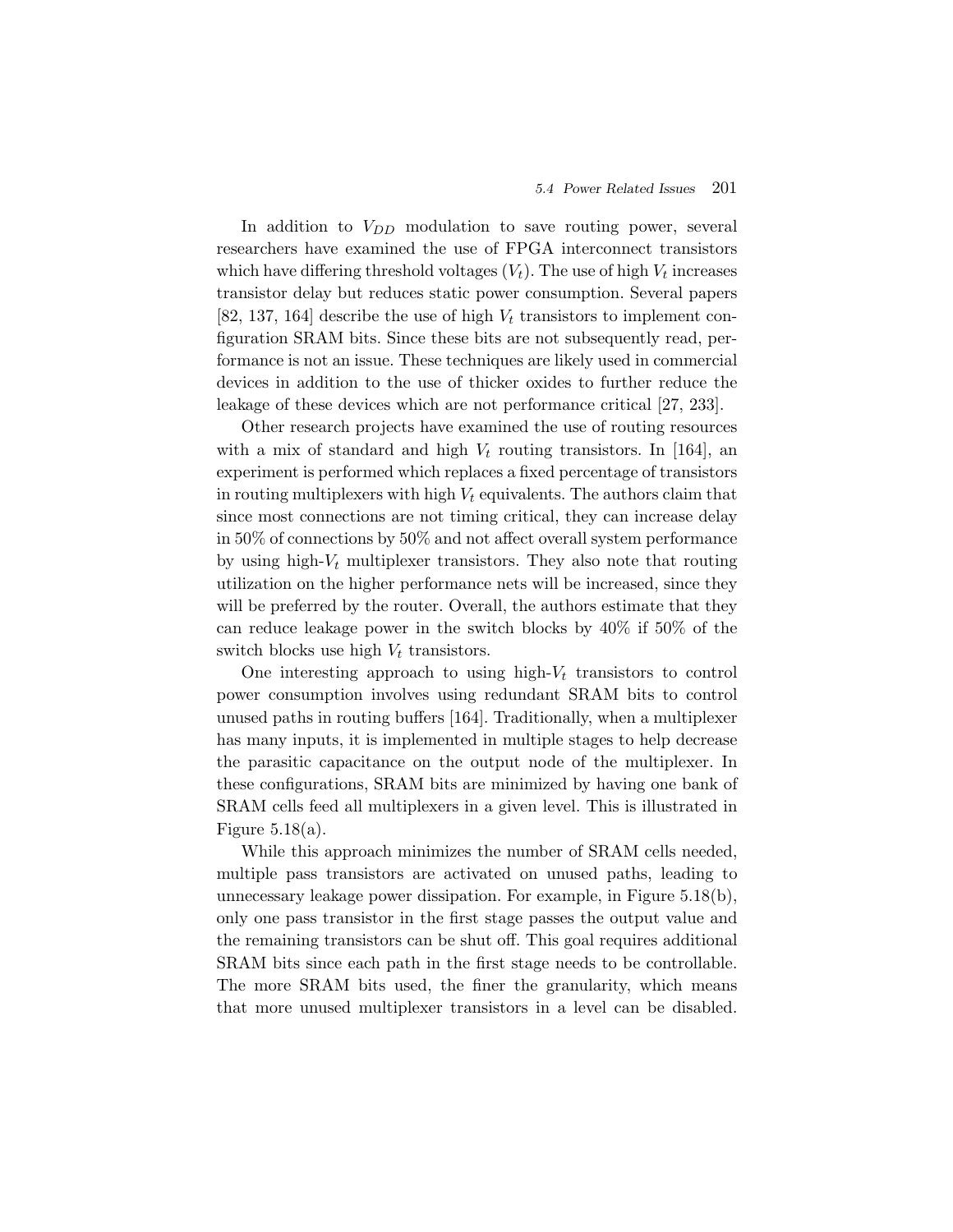In addition to $V_{DD}$ modulation to save routing power, several researchers have examined the use of FPGA interconnect transistors which have differing threshold voltages ($V_t$). The use of high $V_t$ increases transistor delay but reduces static power consumption. Several papers [82, 137, 164] describe the use of high $V_t$ transistors to implement configuration SRAM bits. Since these bits are not subsequently read, performance is not an issue. These techniques are likely used in commercial devices in addition to the use of thicker oxides to further reduce the leakage of these devices which are not performance critical [27, 233].

Other research projects have examined the use of routing resources with a mix of standard and high $V_t$ routing transistors. In [164], an experiment is performed which replaces a fixed percentage of transistors in routing multiplexers with high $V_t$ equivalents. The authors claim that since most connections are not timing critical, they can increase delay in 50% of connections by 50% and not affect overall system performance by using high-$V_t$ multiplexer transistors. They also note that routing utilization on the higher performance nets will be increased, since they will be preferred by the router. Overall, the authors estimate that they can reduce leakage power in the switch blocks by 40% if 50% of the switch blocks use high $V_t$ transistors.

One interesting approach to using high-$V_t$ transistors to control power consumption involves using redundant SRAM bits to control unused paths in routing buffers [164]. Traditionally, when a multiplexer has many inputs, it is implemented in multiple stages to help decrease the parasitic capacitance on the output node of the multiplexer. In these configurations, SRAM bits are minimized by having one bank of SRAM cells feed all multiplexers in a given level. This is illustrated in Figure 5.18(a).

While this approach minimizes the number of SRAM cells needed, multiple pass transistors are activated on unused paths, leading to unnecessary leakage power dissipation. For example, in Figure 5.18(b), only one pass transistor in the first stage passes the output value and the remaining transistors can be shut off. This goal requires additional SRAM bits since each path in the first stage needs to be controllable. The more SRAM bits used, the finer the granularity, which means that more unused multiplexer transistors in a level can be disabled.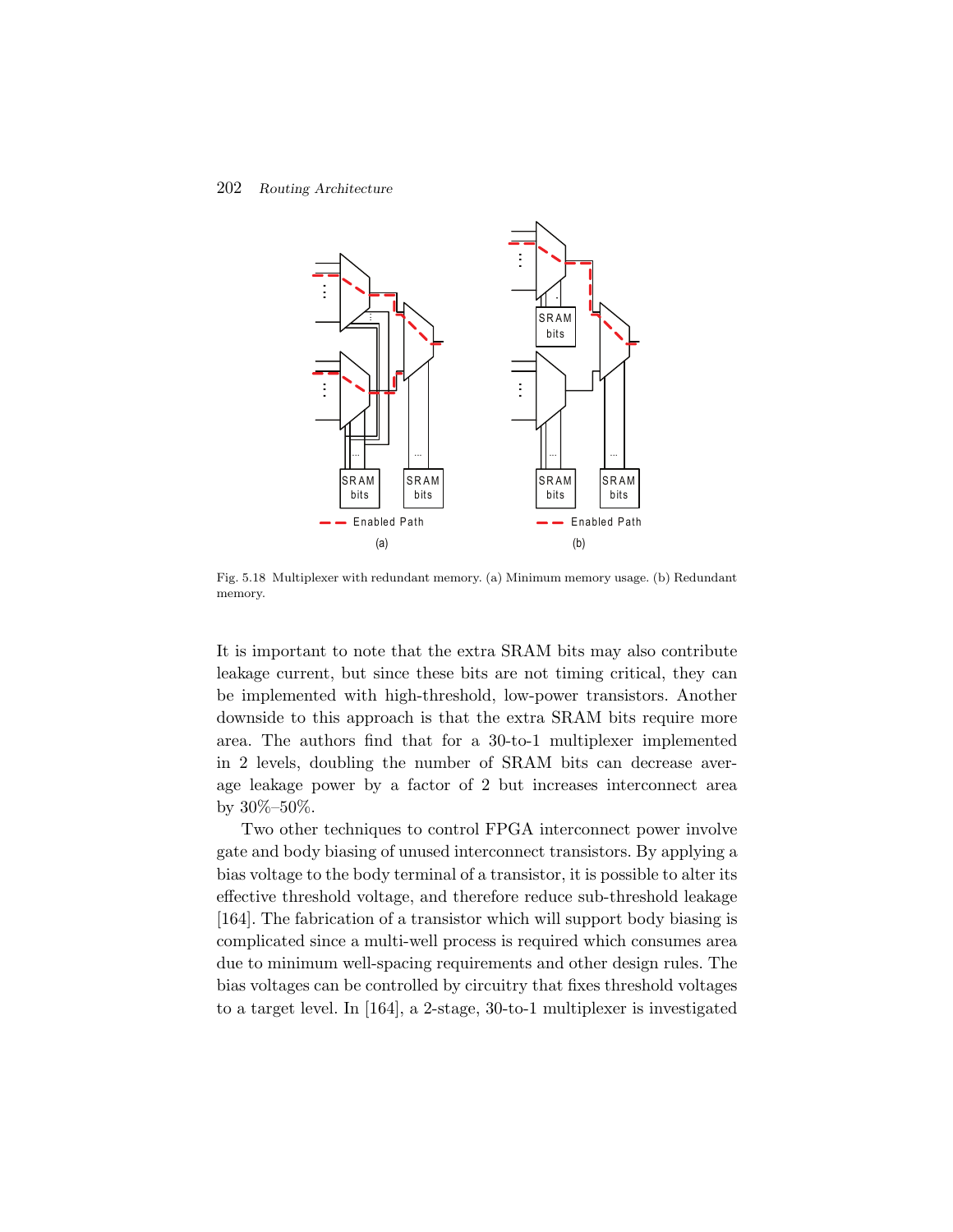Fig. 5.18 Multiplexer with redundant memory. (a) Minimum memory usage. (b) Redundant memory.

It is important to note that the extra SRAM bits may also contribute leakage current, but since these bits are not timing critical, they can be implemented with high-threshold, low-power transistors. Another downside to this approach is that the extra SRAM bits require more area. The authors find that for a 30-to-1 multiplexer implemented in 2 levels, doubling the number of SRAM bits can decrease average leakage power by a factor of 2 but increases interconnect area by 30%–50%.

Two other techniques to control FPGA interconnect power involve gate and body biasing of unused interconnect transistors. By applying a bias voltage to the body terminal of a transistor, it is possible to alter its effective threshold voltage, and therefore reduce sub-threshold leakage [164]. The fabrication of a transistor which will support body biasing is complicated since a multi-well process is required which consumes area due to minimum well-spacing requirements and other design rules. The bias voltages can be controlled by circuitry that fixes threshold voltages to a target level. In [164], a 2-stage, 30-to-1 multiplexer is investigated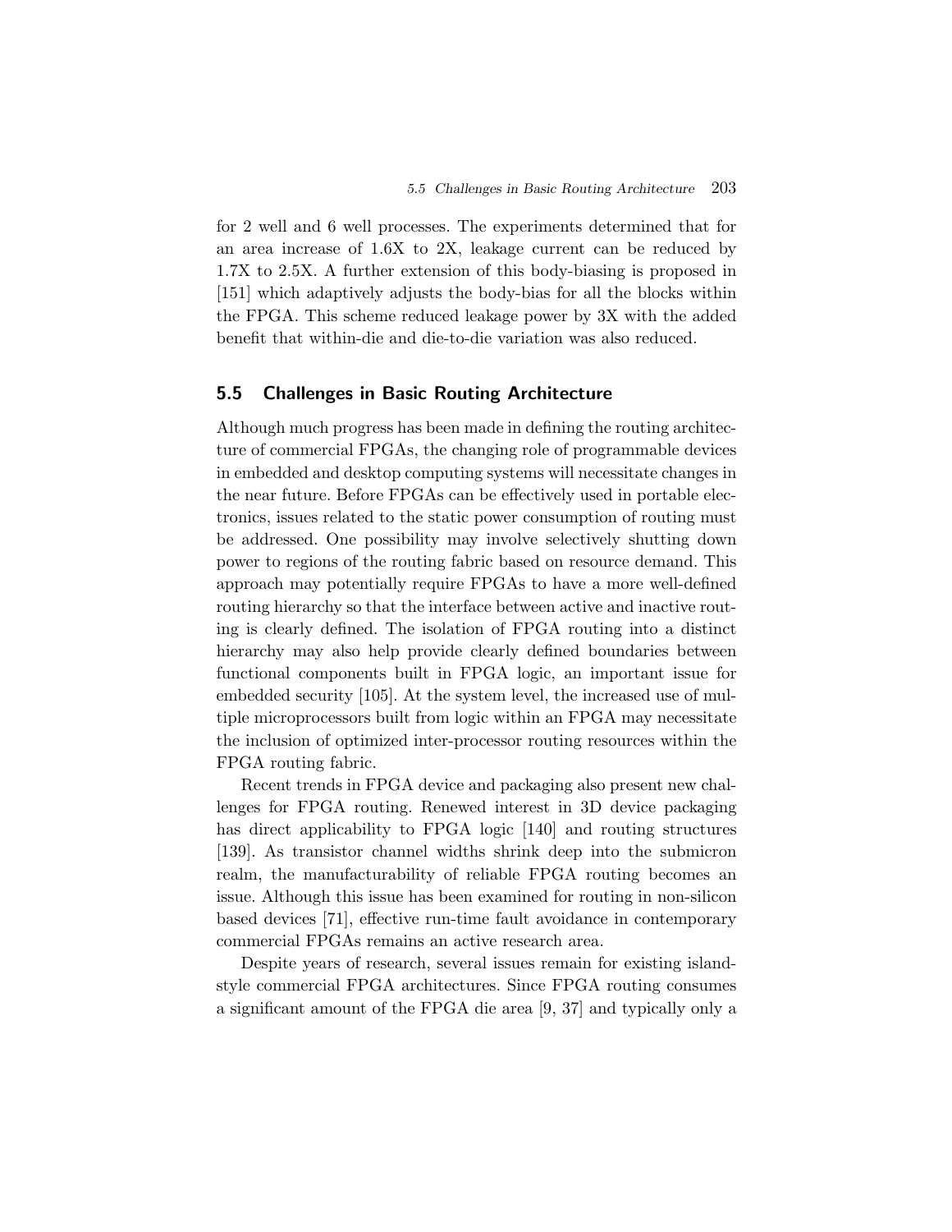for 2 well and 6 well processes. The experiments determined that for an area increase of 1.6X to 2X, leakage current can be reduced by 1.7X to 2.5X. A further extension of this body-biasing is proposed in [151] which adaptively adjusts the body-bias for all the blocks within the FPGA. This scheme reduced leakage power by 3X with the added benefit that within-die and die-to-die variation was also reduced.

## 5.5 Challenges in Basic Routing Architecture

Although much progress has been made in defining the routing architecture of commercial FPGAs, the changing role of programmable devices in embedded and desktop computing systems will necessitate changes in the near future. Before FPGAs can be effectively used in portable electronics, issues related to the static power consumption of routing must be addressed. One possibility may involve selectively shutting down power to regions of the routing fabric based on resource demand. This approach may potentially require FPGAs to have a more well-defined routing hierarchy so that the interface between active and inactive routing is clearly defined. The isolation of FPGA routing into a distinct hierarchy may also help provide clearly defined boundaries between functional components built in FPGA logic, an important issue for embedded security [105]. At the system level, the increased use of multiple microprocessors built from logic within an FPGA may necessitate the inclusion of optimized inter-processor routing resources within the FPGA routing fabric.

Recent trends in FPGA device and packaging also present new challenges for FPGA routing. Renewed interest in 3D device packaging has direct applicability to FPGA logic [140] and routing structures [139]. As transistor channel widths shrink deep into the submicron realm, the manufacturability of reliable FPGA routing becomes an issue. Although this issue has been examined for routing in non-silicon based devices [71], effective run-time fault avoidance in contemporary commercial FPGAs remains an active research area.

Despite years of research, several issues remain for existing island-style commercial FPGA architectures. Since FPGA routing consumes a significant amount of the FPGA die area [9, 37] and typically only a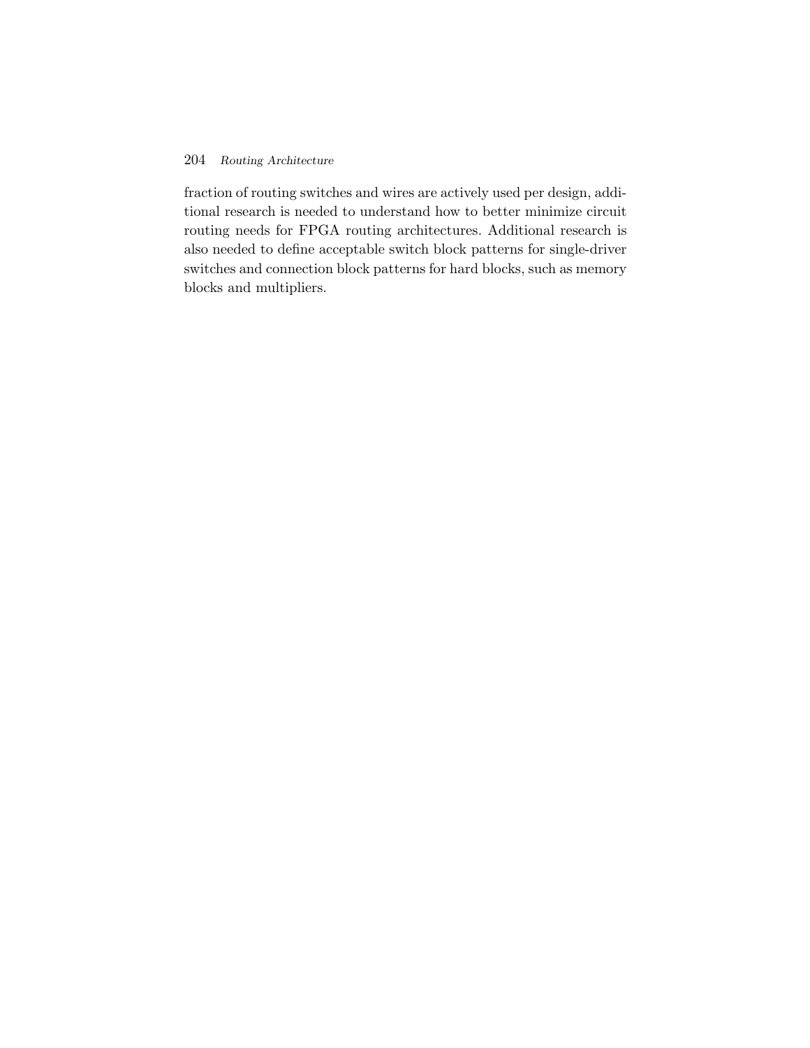fraction of routing switches and wires are actively used per design, additional research is needed to understand how to better minimize circuit routing needs for FPGA routing architectures. Additional research is also needed to define acceptable switch block patterns for single-driver switches and connection block patterns for hard blocks, such as memory blocks and multipliers.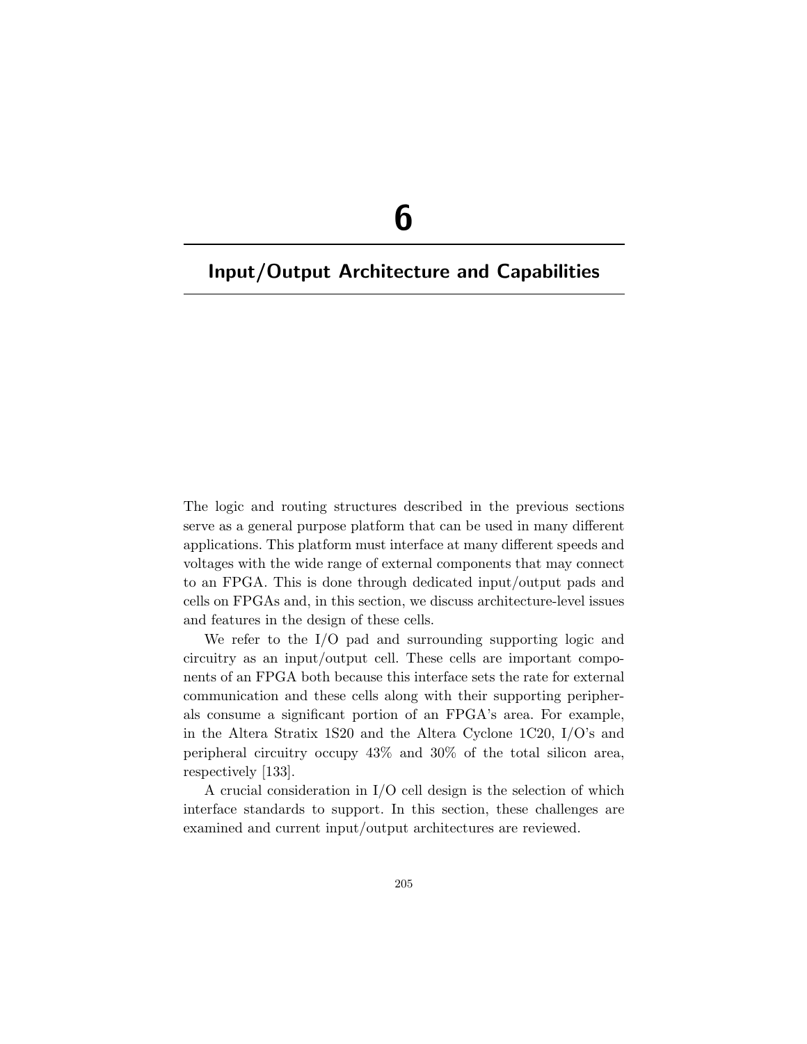# 6

## Input/Output Architecture and Capabilities

The logic and routing structures described in the previous sections serve as a general purpose platform that can be used in many different applications. This platform must interface at many different speeds and voltages with the wide range of external components that may connect to an FPGA. This is done through dedicated input/output pads and cells on FPGAs and, in this section, we discuss architecture-level issues and features in the design of these cells.

We refer to the I/O pad and surrounding supporting logic and circuitry as an input/output cell. These cells are important components of an FPGA both because this interface sets the rate for external communication and these cells along with their supporting peripherals consume a significant portion of an FPGA's area. For example, in the Altera Stratix 1S20 and the Altera Cyclone 1C20, I/O's and peripheral circuitry occupy 43% and 30% of the total silicon area, respectively [133].

A crucial consideration in I/O cell design is the selection of which interface standards to support. In this section, these challenges are examined and current input/output architectures are reviewed.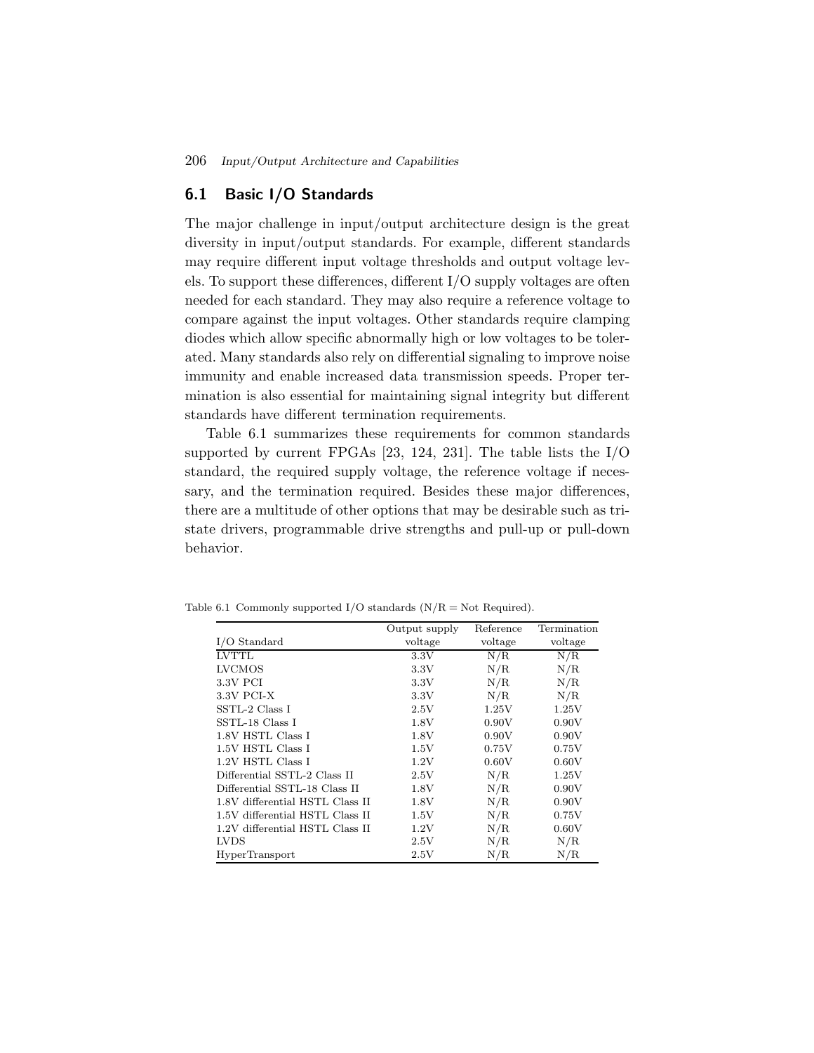## 6.1 Basic I/O Standards

The major challenge in input/output architecture design is the great diversity in input/output standards. For example, different standards may require different input voltage thresholds and output voltage levels. To support these differences, different I/O supply voltages are often needed for each standard. They may also require a reference voltage to compare against the input voltages. Other standards require clamping diodes which allow specific abnormally high or low voltages to be tolerated. Many standards also rely on differential signaling to improve noise immunity and enable increased data transmission speeds. Proper termination is also essential for maintaining signal integrity but different standards have different termination requirements.

Table 6.1 summarizes these requirements for common standards supported by current FPGAs [23, 124, 231]. The table lists the I/O standard, the required supply voltage, the reference voltage if necessary, and the termination required. Besides these major differences, there are a multitude of other options that may be desirable such as tristate drivers, programmable drive strengths and pull-up or pull-down behavior.

Table 6.1 Commonly supported I/O standards (N/R = Not Required).

| I/O Standard | Output supply voltage | Reference voltage | Termination voltage |
|---|---|---|---|
| LVTTL | 3.3V | N/R | N/R |
| LVCMOS | 3.3V | N/R | N/R |
| 3.3V PCI | 3.3V | N/R | N/R |
| 3.3V PCI-X | 3.3V | N/R | N/R |
| SSTL-2 Class I | 2.5V | 1.25V | 1.25V |
| SSTL-18 Class I | 1.8V | 0.90V | 0.90V |
| 1.8V HSTL Class I | 1.8V | 0.90V | 0.90V |
| 1.5V HSTL Class I | 1.5V | 0.75V | 0.75V |
| 1.2V HSTL Class I | 1.2V | 0.60V | 0.60V |
| Differential SSTL-2 Class II | 2.5V | N/R | 1.25V |
| Differential SSTL-18 Class II | 1.8V | N/R | 0.90V |
| 1.8V differential HSTL Class II | 1.8V | N/R | 0.90V |
| 1.5V differential HSTL Class II | 1.5V | N/R | 0.75V |
| 1.2V differential HSTL Class II | 1.2V | N/R | 0.60V |
| LVDS | 2.5V | N/R | N/R |
| HyperTransport | 2.5V | N/R | N/R |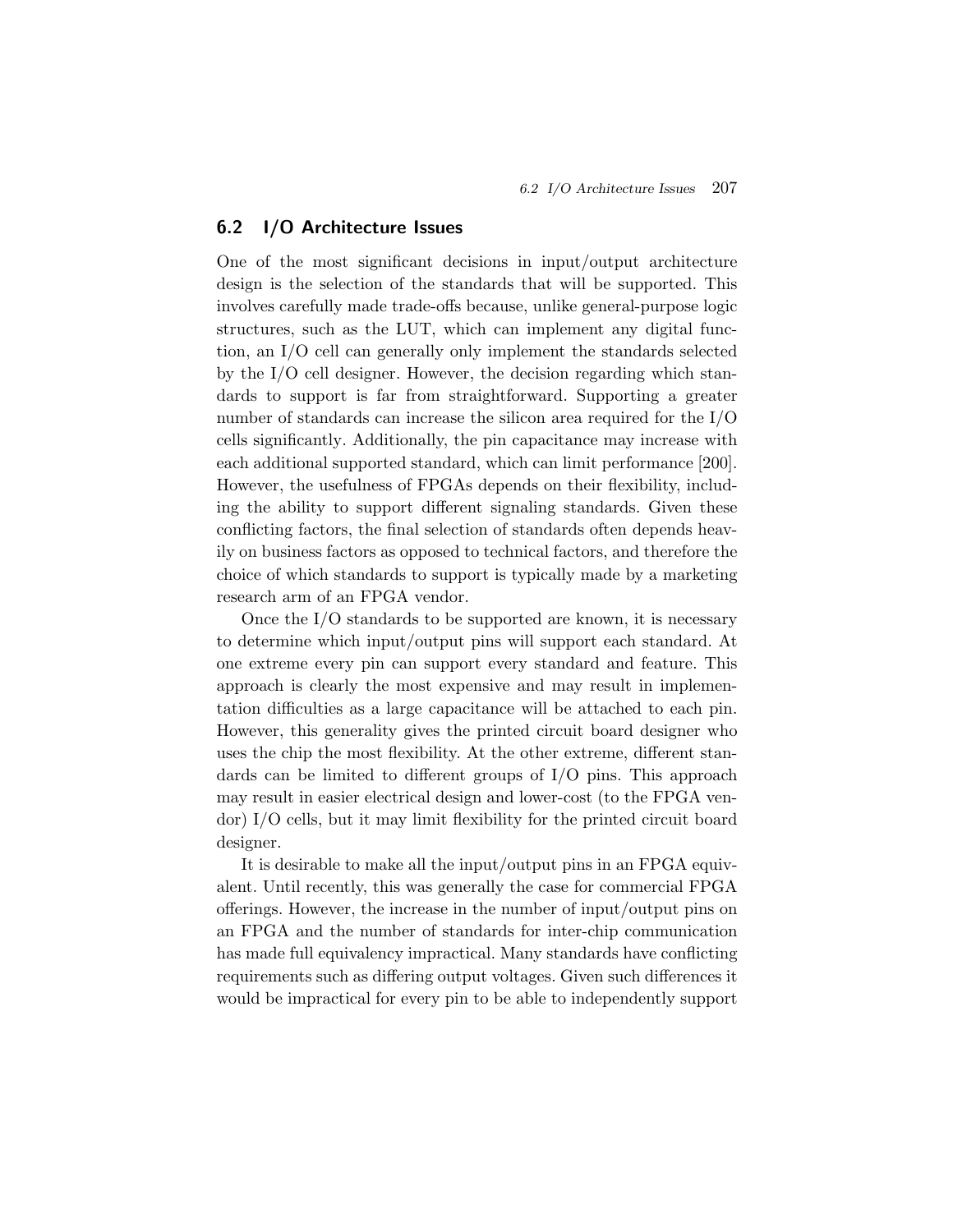## 6.2 I/O Architecture Issues

One of the most significant decisions in input/output architecture design is the selection of the standards that will be supported. This involves carefully made trade-offs because, unlike general-purpose logic structures, such as the LUT, which can implement any digital function, an I/O cell can generally only implement the standards selected by the I/O cell designer. However, the decision regarding which standards to support is far from straightforward. Supporting a greater number of standards can increase the silicon area required for the I/O cells significantly. Additionally, the pin capacitance may increase with each additional supported standard, which can limit performance [200]. However, the usefulness of FPGAs depends on their flexibility, including the ability to support different signaling standards. Given these conflicting factors, the final selection of standards often depends heavily on business factors as opposed to technical factors, and therefore the choice of which standards to support is typically made by a marketing research arm of an FPGA vendor.

Once the I/O standards to be supported are known, it is necessary to determine which input/output pins will support each standard. At one extreme every pin can support every standard and feature. This approach is clearly the most expensive and may result in implementation difficulties as a large capacitance will be attached to each pin. However, this generality gives the printed circuit board designer who uses the chip the most flexibility. At the other extreme, different standards can be limited to different groups of I/O pins. This approach may result in easier electrical design and lower-cost (to the FPGA vendor) I/O cells, but it may limit flexibility for the printed circuit board designer.

It is desirable to make all the input/output pins in an FPGA equivalent. Until recently, this was generally the case for commercial FPGA offerings. However, the increase in the number of input/output pins on an FPGA and the number of standards for inter-chip communication has made full equivalency impractical. Many standards have conflicting requirements such as differing output voltages. Given such differences it would be impractical for every pin to be able to independently support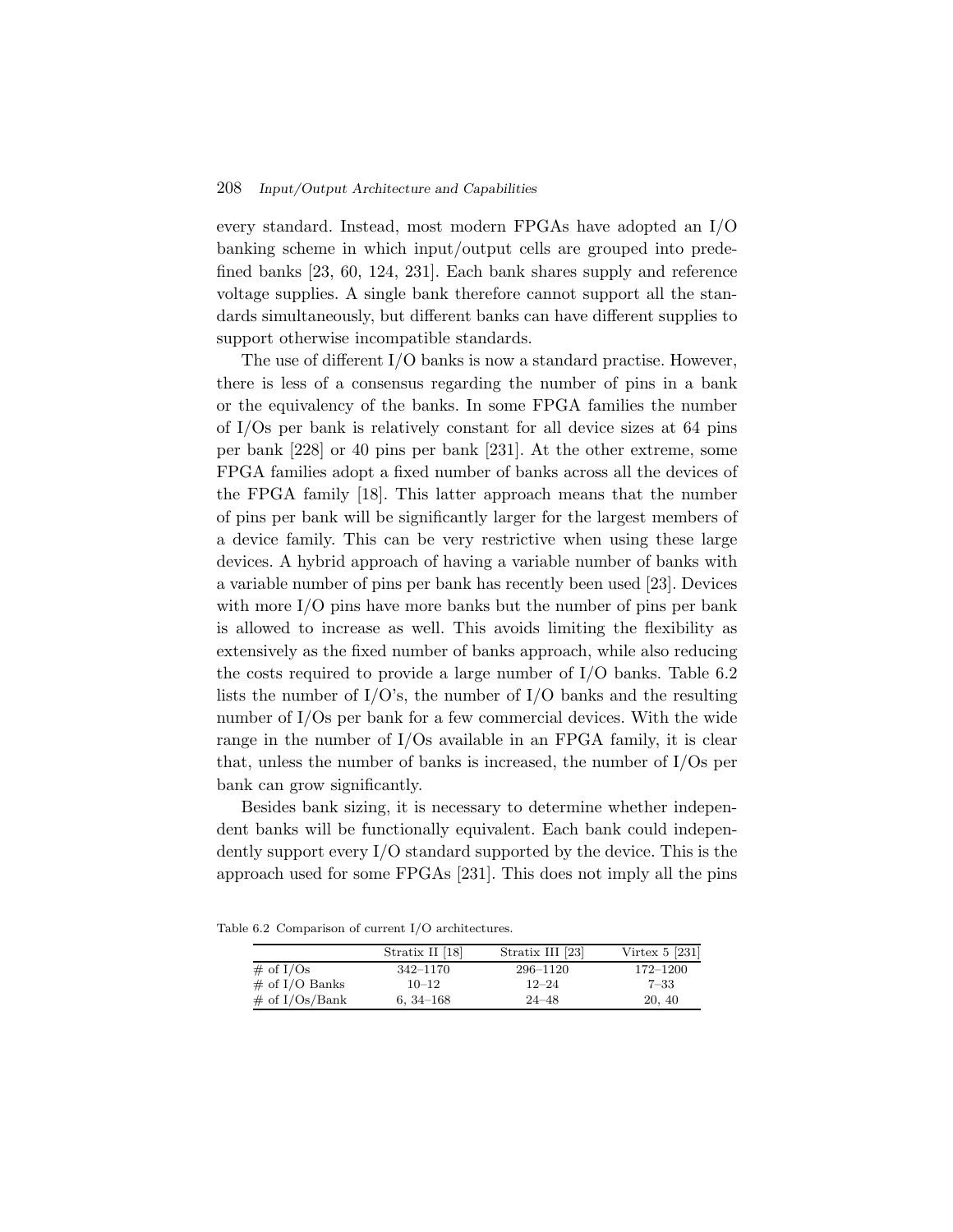every standard. Instead, most modern FPGAs have adopted an I/O banking scheme in which input/output cells are grouped into predefined banks [23, 60, 124, 231]. Each bank shares supply and reference voltage supplies. A single bank therefore cannot support all the standards simultaneously, but different banks can have different supplies to support otherwise incompatible standards.

The use of different I/O banks is now a standard practise. However, there is less of a consensus regarding the number of pins in a bank or the equivalency of the banks. In some FPGA families the number of I/Os per bank is relatively constant for all device sizes at 64 pins per bank [228] or 40 pins per bank [231]. At the other extreme, some FPGA families adopt a fixed number of banks across all the devices of the FPGA family [18]. This latter approach means that the number of pins per bank will be significantly larger for the largest members of a device family. This can be very restrictive when using these large devices. A hybrid approach of having a variable number of banks with a variable number of pins per bank has recently been used [23]. Devices with more I/O pins have more banks but the number of pins per bank is allowed to increase as well. This avoids limiting the flexibility as extensively as the fixed number of banks approach, while also reducing the costs required to provide a large number of I/O banks. Table 6.2 lists the number of I/O's, the number of I/O banks and the resulting number of I/Os per bank for a few commercial devices. With the wide range in the number of I/Os available in an FPGA family, it is clear that, unless the number of banks is increased, the number of I/Os per bank can grow significantly.

Besides bank sizing, it is necessary to determine whether independent banks will be functionally equivalent. Each bank could independently support every I/O standard supported by the device. This is the approach used for some FPGAs [231]. This does not imply all the pins

Table 6.2 Comparison of current I/O architectures.

| | Stratix II [18] | Stratix III [23] | Virtex 5 [231] |
|---|---|---|---|
| # of I/Os | 342–1170 | 296–1120 | 172–1200 |
| # of I/O Banks | 10–12 | 12–24 | 7–33 |
| # of I/Os/Bank | 6, 34–168 | 24–48 | 20, 40 |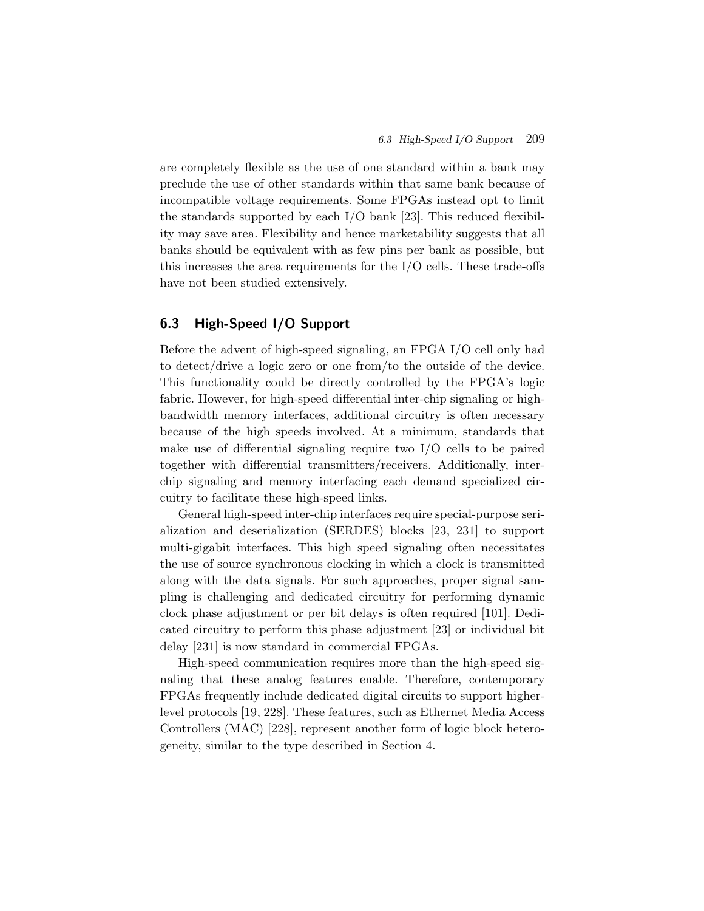are completely flexible as the use of one standard within a bank may preclude the use of other standards within that same bank because of incompatible voltage requirements. Some FPGAs instead opt to limit the standards supported by each I/O bank [23]. This reduced flexibility may save area. Flexibility and hence marketability suggests that all banks should be equivalent with as few pins per bank as possible, but this increases the area requirements for the I/O cells. These trade-offs have not been studied extensively.

## 6.3 High-Speed I/O Support

Before the advent of high-speed signaling, an FPGA I/O cell only had to detect/drive a logic zero or one from/to the outside of the device. This functionality could be directly controlled by the FPGA's logic fabric. However, for high-speed differential inter-chip signaling or high-bandwidth memory interfaces, additional circuitry is often necessary because of the high speeds involved. At a minimum, standards that make use of differential signaling require two I/O cells to be paired together with differential transmitters/receivers. Additionally, inter-chip signaling and memory interfacing each demand specialized circuitry to facilitate these high-speed links.

General high-speed inter-chip interfaces require special-purpose serialization and deserialization (SERDES) blocks [23, 231] to support multi-gigabit interfaces. This high speed signaling often necessitates the use of source synchronous clocking in which a clock is transmitted along with the data signals. For such approaches, proper signal sampling is challenging and dedicated circuitry for performing dynamic clock phase adjustment or per bit delays is often required [101]. Dedicated circuitry to perform this phase adjustment [23] or individual bit delay [231] is now standard in commercial FPGAs.

High-speed communication requires more than the high-speed signaling that these analog features enable. Therefore, contemporary FPGAs frequently include dedicated digital circuits to support higher-level protocols [19, 228]. These features, such as Ethernet Media Access Controllers (MAC) [228], represent another form of logic block heterogeneity, similar to the type described in Section 4.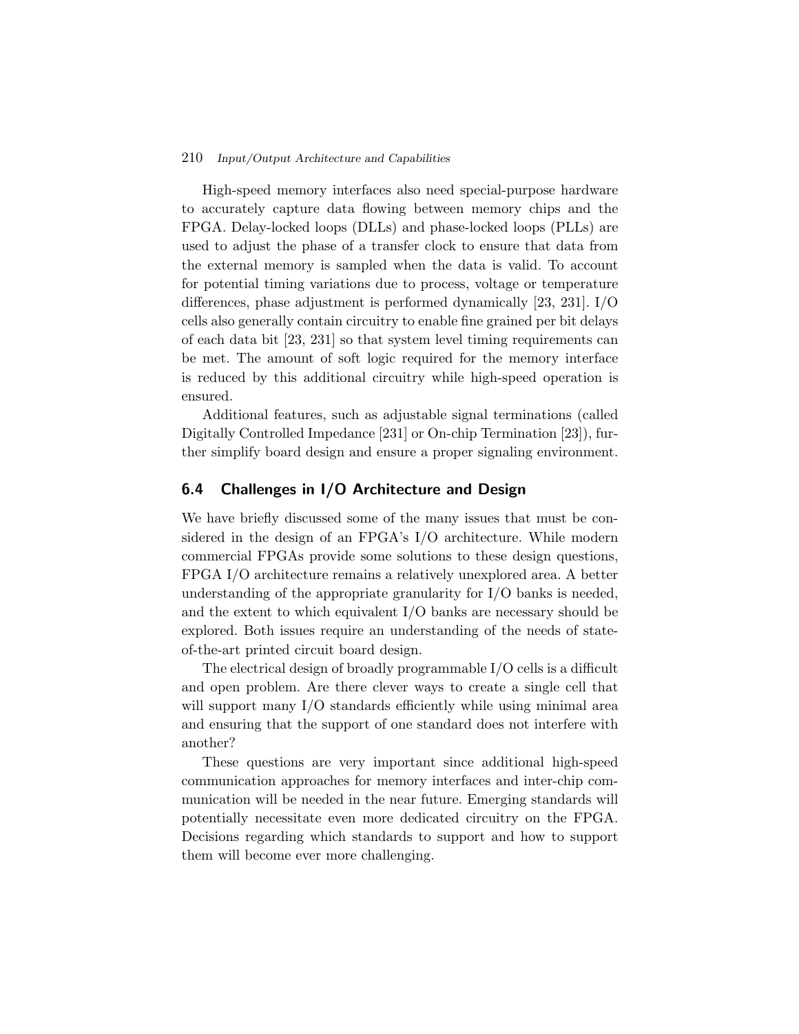High-speed memory interfaces also need special-purpose hardware to accurately capture data flowing between memory chips and the FPGA. Delay-locked loops (DLLs) and phase-locked loops (PLLs) are used to adjust the phase of a transfer clock to ensure that data from the external memory is sampled when the data is valid. To account for potential timing variations due to process, voltage or temperature differences, phase adjustment is performed dynamically [23, 231]. I/O cells also generally contain circuitry to enable fine grained per bit delays of each data bit [23, 231] so that system level timing requirements can be met. The amount of soft logic required for the memory interface is reduced by this additional circuitry while high-speed operation is ensured.

Additional features, such as adjustable signal terminations (called Digitally Controlled Impedance [231] or On-chip Termination [23]), further simplify board design and ensure a proper signaling environment.

## 6.4 Challenges in I/O Architecture and Design

We have briefly discussed some of the many issues that must be considered in the design of an FPGA's I/O architecture. While modern commercial FPGAs provide some solutions to these design questions, FPGA I/O architecture remains a relatively unexplored area. A better understanding of the appropriate granularity for I/O banks is needed, and the extent to which equivalent I/O banks are necessary should be explored. Both issues require an understanding of the needs of state-of-the-art printed circuit board design.

The electrical design of broadly programmable I/O cells is a difficult and open problem. Are there clever ways to create a single cell that will support many I/O standards efficiently while using minimal area and ensuring that the support of one standard does not interfere with another?

These questions are very important since additional high-speed communication approaches for memory interfaces and inter-chip communication will be needed in the near future. Emerging standards will potentially necessitate even more dedicated circuitry on the FPGA. Decisions regarding which standards to support and how to support them will become ever more challenging.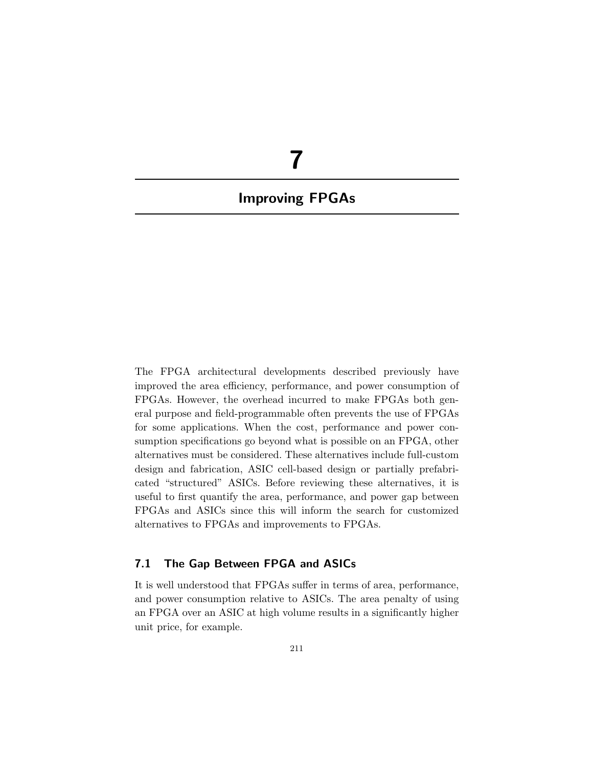# 7

# Improving FPGAs

The FPGA architectural developments described previously have improved the area efficiency, performance, and power consumption of FPGAs. However, the overhead incurred to make FPGAs both general purpose and field-programmable often prevents the use of FPGAs for some applications. When the cost, performance and power consumption specifications go beyond what is possible on an FPGA, other alternatives must be considered. These alternatives include full-custom design and fabrication, ASIC cell-based design or partially prefabricated "structured" ASICs. Before reviewing these alternatives, it is useful to first quantify the area, performance, and power gap between FPGAs and ASICs since this will inform the search for customized alternatives to FPGAs and improvements to FPGAs.

## 7.1 The Gap Between FPGA and ASICs

It is well understood that FPGAs suffer in terms of area, performance, and power consumption relative to ASICs. The area penalty of using an FPGA over an ASIC at high volume results in a significantly higher unit price, for example.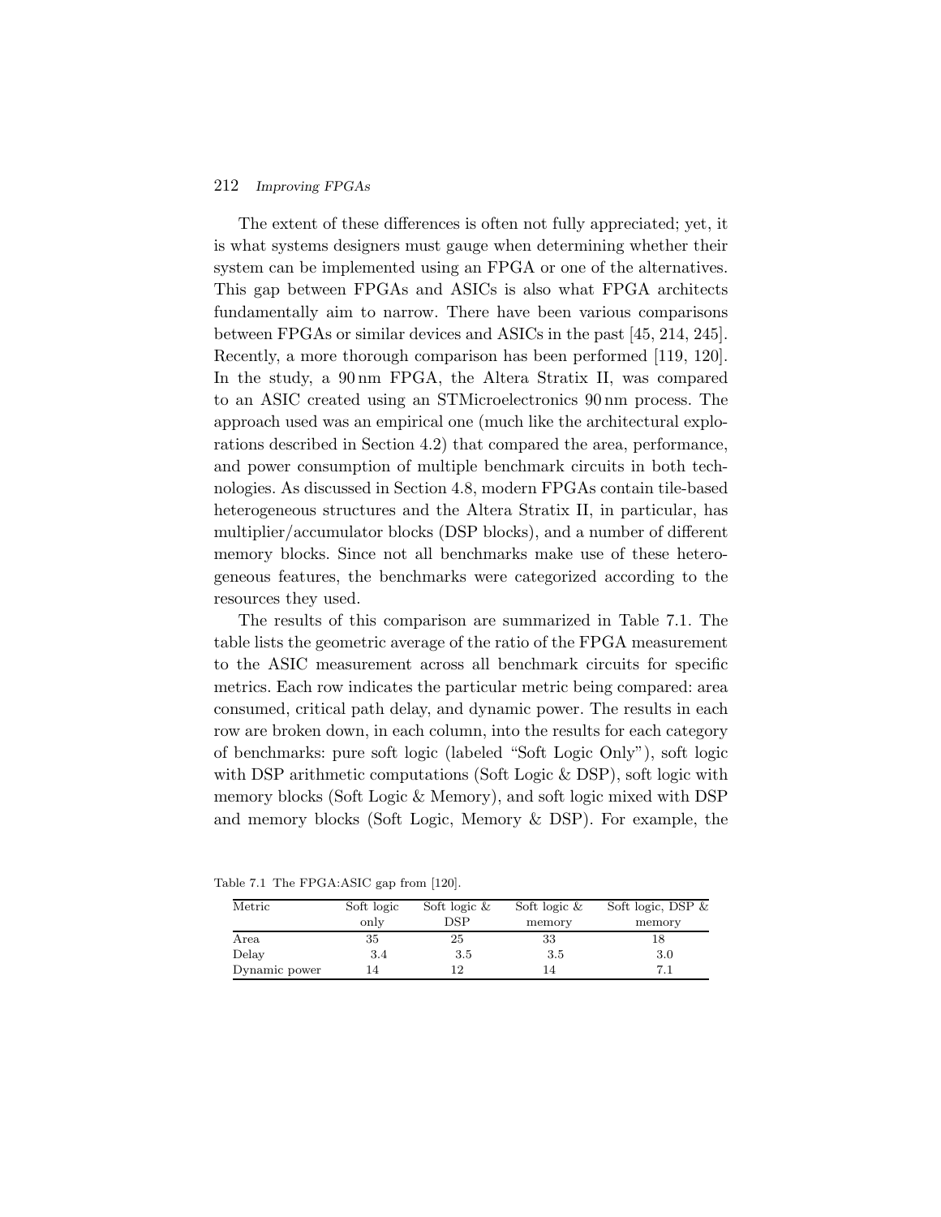The extent of these differences is often not fully appreciated; yet, it is what systems designers must gauge when determining whether their system can be implemented using an FPGA or one of the alternatives. This gap between FPGAs and ASICs is also what FPGA architects fundamentally aim to narrow. There have been various comparisons between FPGAs or similar devices and ASICs in the past [45, 214, 245]. Recently, a more thorough comparison has been performed [119, 120]. In the study, a 90 nm FPGA, the Altera Stratix II, was compared to an ASIC created using an STMicroelectronics 90 nm process. The approach used was an empirical one (much like the architectural explorations described in Section 4.2) that compared the area, performance, and power consumption of multiple benchmark circuits in both technologies. As discussed in Section 4.8, modern FPGAs contain tile-based heterogeneous structures and the Altera Stratix II, in particular, has multiplier/accumulator blocks (DSP blocks), and a number of different memory blocks. Since not all benchmarks make use of these heterogeneous features, the benchmarks were categorized according to the resources they used.

The results of this comparison are summarized in Table 7.1. The table lists the geometric average of the ratio of the FPGA measurement to the ASIC measurement across all benchmark circuits for specific metrics. Each row indicates the particular metric being compared: area consumed, critical path delay, and dynamic power. The results in each row are broken down, in each column, into the results for each category of benchmarks: pure soft logic (labeled "Soft Logic Only"), soft logic with DSP arithmetic computations (Soft Logic & DSP), soft logic with memory blocks (Soft Logic & Memory), and soft logic mixed with DSP and memory blocks (Soft Logic, Memory & DSP). For example, the

Table 7.1 The FPGA:ASIC gap from [120].

| Metric | Soft logic only | Soft logic & DSP | Soft logic & memory | Soft logic, DSP & memory |
|---|---|---|---|---|
| Area | 35 | 25 | 33 | 18 |
| Delay | 3.4 | 3.5 | 3.5 | 3.0 |
| Dynamic power | 14 | 12 | 14 | 7.1 |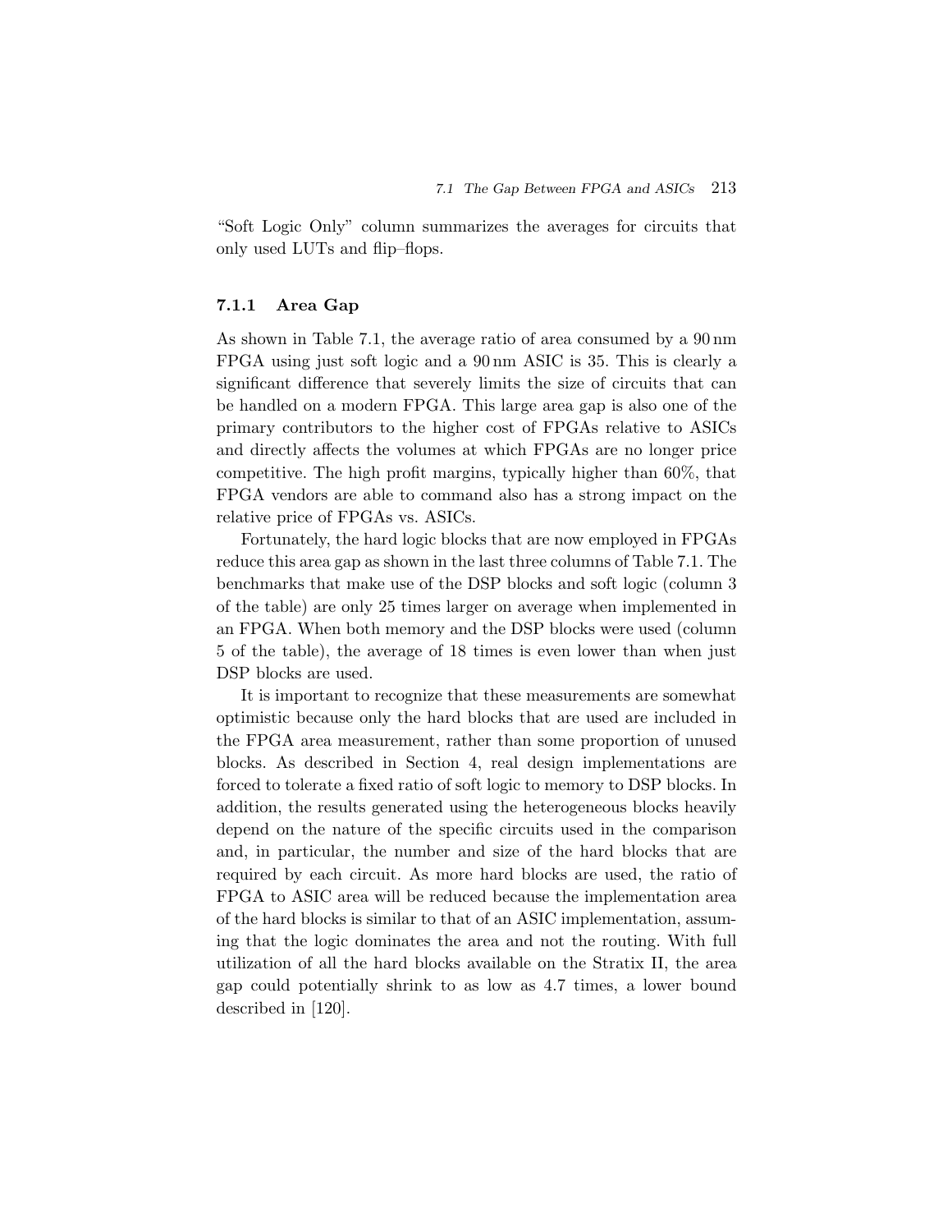"Soft Logic Only" column summarizes the averages for circuits that only used LUTs and flip–flops.

### 7.1.1 Area Gap

As shown in Table 7.1, the average ratio of area consumed by a 90 nm FPGA using just soft logic and a 90 nm ASIC is 35. This is clearly a significant difference that severely limits the size of circuits that can be handled on a modern FPGA. This large area gap is also one of the primary contributors to the higher cost of FPGAs relative to ASICs and directly affects the volumes at which FPGAs are no longer price competitive. The high profit margins, typically higher than 60%, that FPGA vendors are able to command also has a strong impact on the relative price of FPGAs vs. ASICs.

Fortunately, the hard logic blocks that are now employed in FPGAs reduce this area gap as shown in the last three columns of Table 7.1. The benchmarks that make use of the DSP blocks and soft logic (column 3 of the table) are only 25 times larger on average when implemented in an FPGA. When both memory and the DSP blocks were used (column 5 of the table), the average of 18 times is even lower than when just DSP blocks are used.

It is important to recognize that these measurements are somewhat optimistic because only the hard blocks that are used are included in the FPGA area measurement, rather than some proportion of unused blocks. As described in Section 4, real design implementations are forced to tolerate a fixed ratio of soft logic to memory to DSP blocks. In addition, the results generated using the heterogeneous blocks heavily depend on the nature of the specific circuits used in the comparison and, in particular, the number and size of the hard blocks that are required by each circuit. As more hard blocks are used, the ratio of FPGA to ASIC area will be reduced because the implementation area of the hard blocks is similar to that of an ASIC implementation, assuming that the logic dominates the area and not the routing. With full utilization of all the hard blocks available on the Stratix II, the area gap could potentially shrink to as low as 4.7 times, a lower bound described in [120].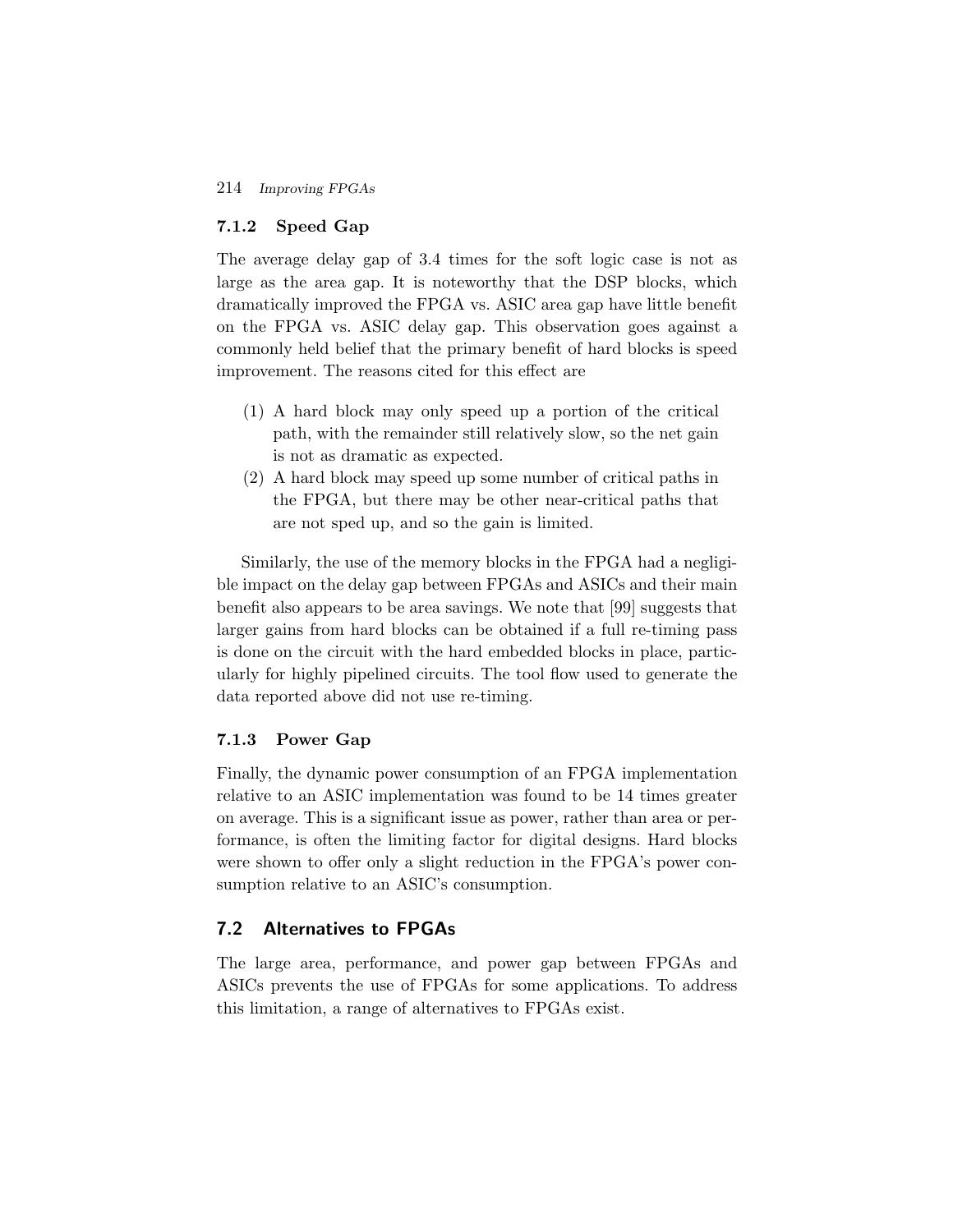### 7.1.2 Speed Gap

The average delay gap of 3.4 times for the soft logic case is not as large as the area gap. It is noteworthy that the DSP blocks, which dramatically improved the FPGA vs. ASIC area gap have little benefit on the FPGA vs. ASIC delay gap. This observation goes against a commonly held belief that the primary benefit of hard blocks is speed improvement. The reasons cited for this effect are

(1) A hard block may only speed up a portion of the critical path, with the remainder still relatively slow, so the net gain is not as dramatic as expected.
(2) A hard block may speed up some number of critical paths in the FPGA, but there may be other near-critical paths that are not sped up, and so the gain is limited.

Similarly, the use of the memory blocks in the FPGA had a negligible impact on the delay gap between FPGAs and ASICs and their main benefit also appears to be area savings. We note that [99] suggests that larger gains from hard blocks can be obtained if a full re-timing pass is done on the circuit with the hard embedded blocks in place, particularly for highly pipelined circuits. The tool flow used to generate the data reported above did not use re-timing.

### 7.1.3 Power Gap

Finally, the dynamic power consumption of an FPGA implementation relative to an ASIC implementation was found to be 14 times greater on average. This is a significant issue as power, rather than area or performance, is often the limiting factor for digital designs. Hard blocks were shown to offer only a slight reduction in the FPGA's power consumption relative to an ASIC's consumption.

## 7.2 Alternatives to FPGAs

The large area, performance, and power gap between FPGAs and ASICs prevents the use of FPGAs for some applications. To address this limitation, a range of alternatives to FPGAs exist.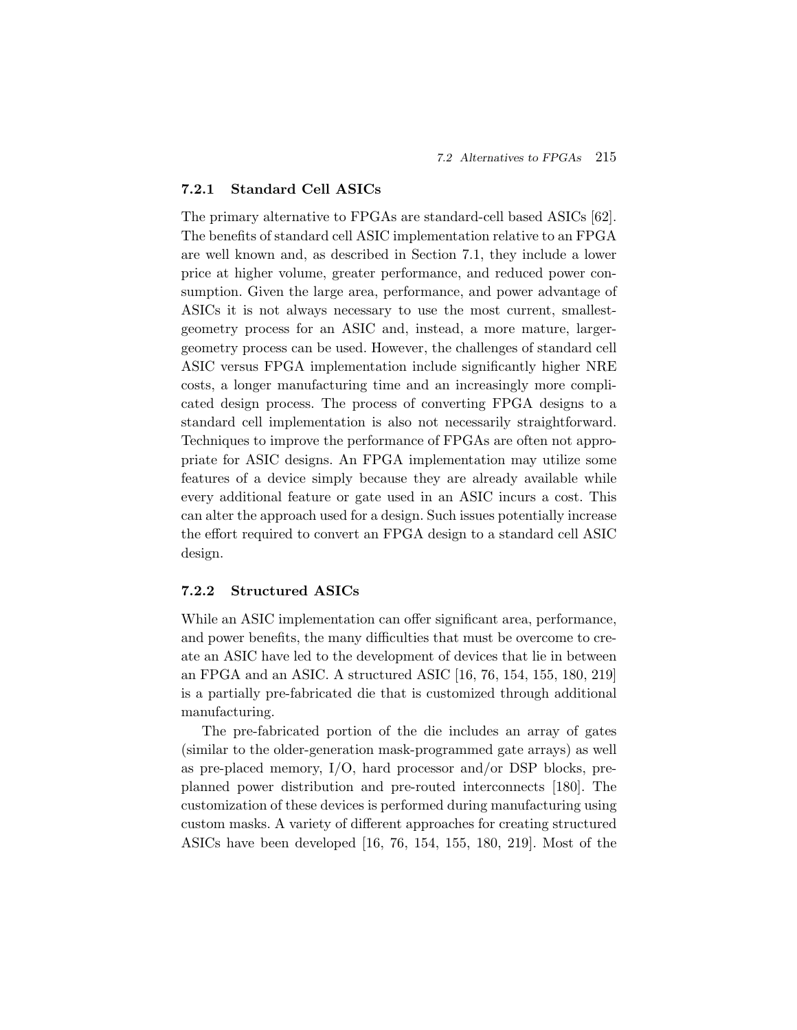### 7.2.1 Standard Cell ASICs

The primary alternative to FPGAs are standard-cell based ASICs [62]. The benefits of standard cell ASIC implementation relative to an FPGA are well known and, as described in Section 7.1, they include a lower price at higher volume, greater performance, and reduced power consumption. Given the large area, performance, and power advantage of ASICs it is not always necessary to use the most current, smallest-geometry process for an ASIC and, instead, a more mature, larger-geometry process can be used. However, the challenges of standard cell ASIC versus FPGA implementation include significantly higher NRE costs, a longer manufacturing time and an increasingly more complicated design process. The process of converting FPGA designs to a standard cell implementation is also not necessarily straightforward. Techniques to improve the performance of FPGAs are often not appropriate for ASIC designs. An FPGA implementation may utilize some features of a device simply because they are already available while every additional feature or gate used in an ASIC incurs a cost. This can alter the approach used for a design. Such issues potentially increase the effort required to convert an FPGA design to a standard cell ASIC design.

### 7.2.2 Structured ASICs

While an ASIC implementation can offer significant area, performance, and power benefits, the many difficulties that must be overcome to create an ASIC have led to the development of devices that lie in between an FPGA and an ASIC. A structured ASIC [16, 76, 154, 155, 180, 219] is a partially pre-fabricated die that is customized through additional manufacturing.

The pre-fabricated portion of the die includes an array of gates (similar to the older-generation mask-programmed gate arrays) as well as pre-placed memory, I/O, hard processor and/or DSP blocks, pre-planned power distribution and pre-routed interconnects [180]. The customization of these devices is performed during manufacturing using custom masks. A variety of different approaches for creating structured ASICs have been developed [16, 76, 154, 155, 180, 219]. Most of the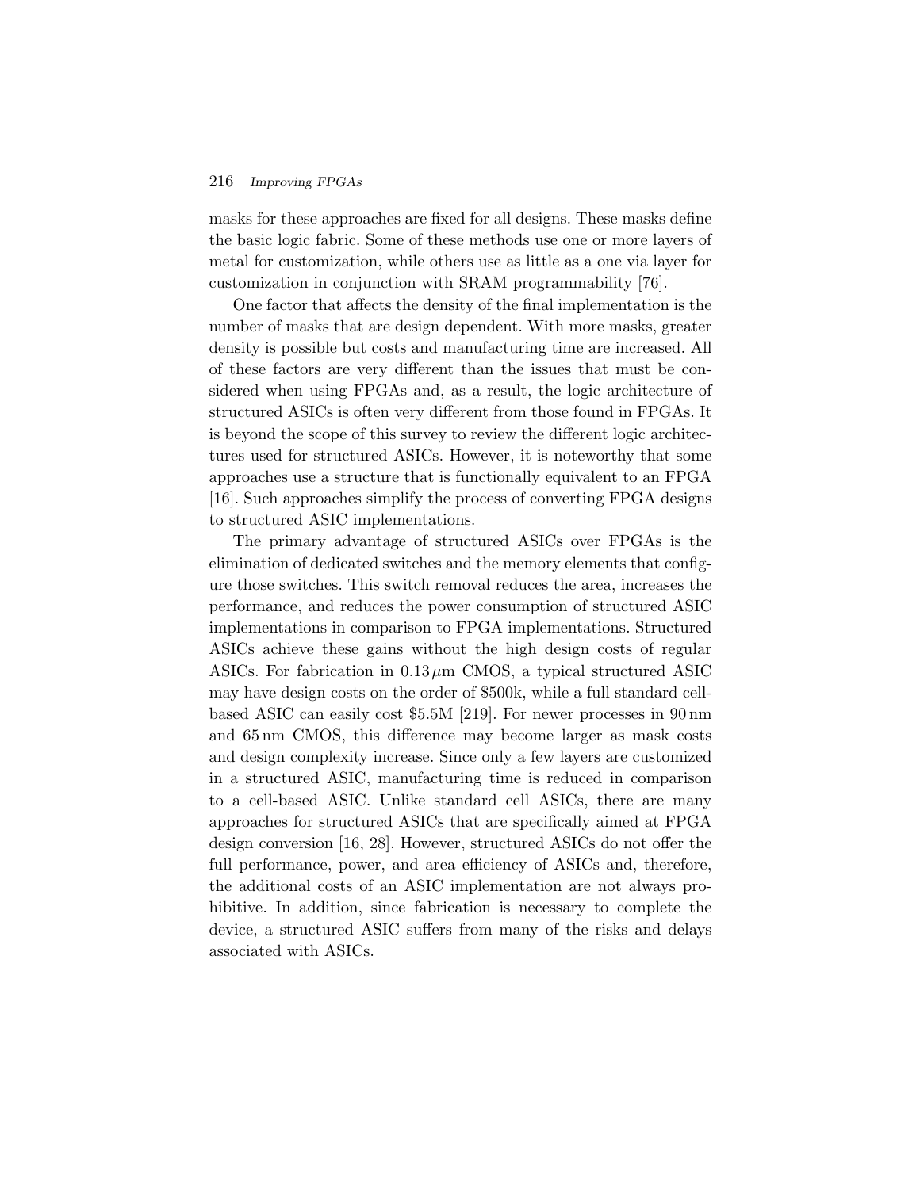masks for these approaches are fixed for all designs. These masks define the basic logic fabric. Some of these methods use one or more layers of metal for customization, while others use as little as a one via layer for customization in conjunction with SRAM programmability [76].

One factor that affects the density of the final implementation is the number of masks that are design dependent. With more masks, greater density is possible but costs and manufacturing time are increased. All of these factors are very different than the issues that must be considered when using FPGAs and, as a result, the logic architecture of structured ASICs is often very different from those found in FPGAs. It is beyond the scope of this survey to review the different logic architectures used for structured ASICs. However, it is noteworthy that some approaches use a structure that is functionally equivalent to an FPGA [16]. Such approaches simplify the process of converting FPGA designs to structured ASIC implementations.

The primary advantage of structured ASICs over FPGAs is the elimination of dedicated switches and the memory elements that configure those switches. This switch removal reduces the area, increases the performance, and reduces the power consumption of structured ASIC implementations in comparison to FPGA implementations. Structured ASICs achieve these gains without the high design costs of regular ASICs. For fabrication in $0.13\,\mu$m CMOS, a typical structured ASIC may have design costs on the order of $500k, while a full standard cell-based ASIC can easily cost $5.5M [219]. For newer processes in 90 nm and 65 nm CMOS, this difference may become larger as mask costs and design complexity increase. Since only a few layers are customized in a structured ASIC, manufacturing time is reduced in comparison to a cell-based ASIC. Unlike standard cell ASICs, there are many approaches for structured ASICs that are specifically aimed at FPGA design conversion [16, 28]. However, structured ASICs do not offer the full performance, power, and area efficiency of ASICs and, therefore, the additional costs of an ASIC implementation are not always prohibitive. In addition, since fabrication is necessary to complete the device, a structured ASIC suffers from many of the risks and delays associated with ASICs.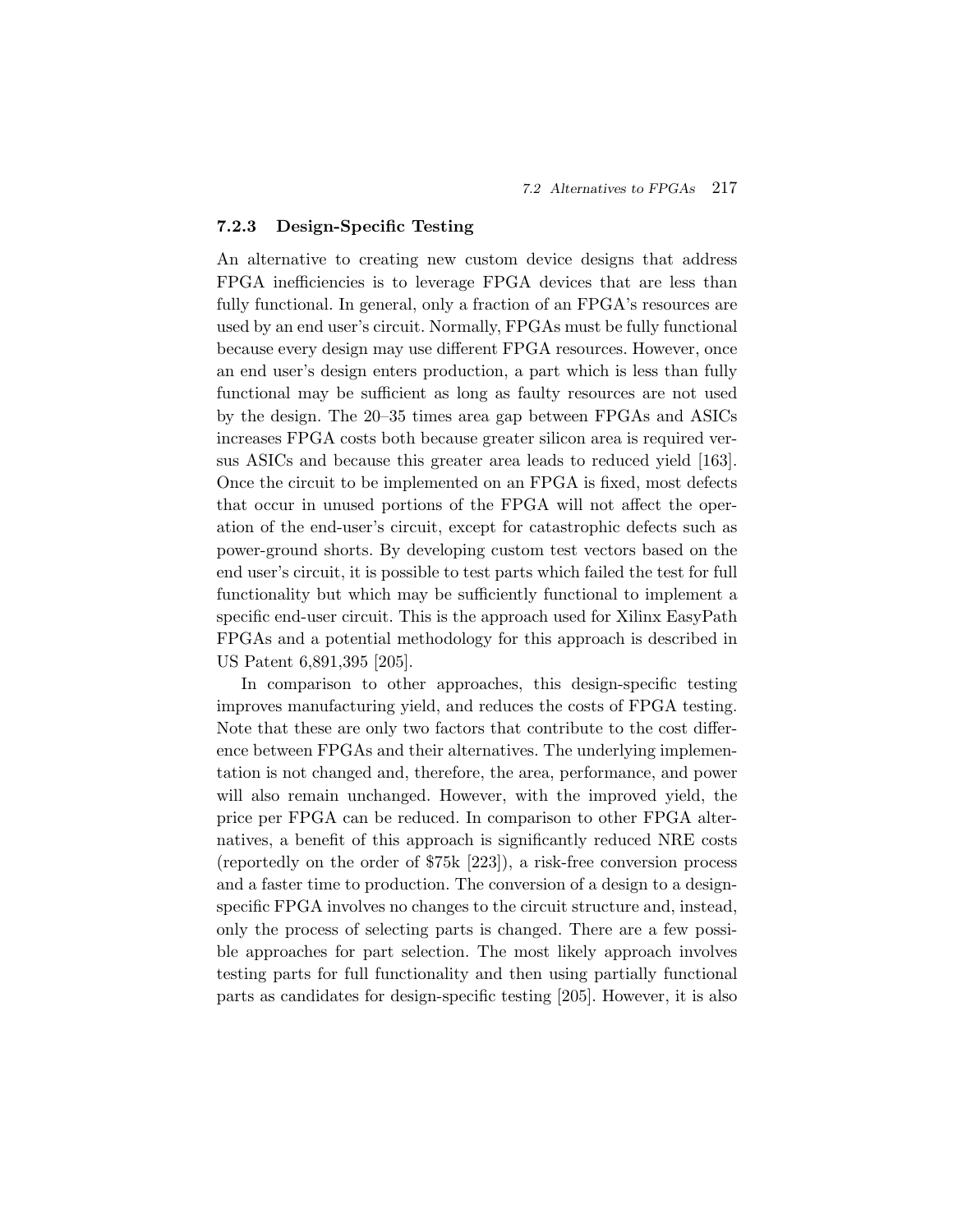### 7.2.3 Design-Specific Testing

An alternative to creating new custom device designs that address FPGA inefficiencies is to leverage FPGA devices that are less than fully functional. In general, only a fraction of an FPGA's resources are used by an end user's circuit. Normally, FPGAs must be fully functional because every design may use different FPGA resources. However, once an end user's design enters production, a part which is less than fully functional may be sufficient as long as faulty resources are not used by the design. The 20–35 times area gap between FPGAs and ASICs increases FPGA costs both because greater silicon area is required versus ASICs and because this greater area leads to reduced yield [163]. Once the circuit to be implemented on an FPGA is fixed, most defects that occur in unused portions of the FPGA will not affect the operation of the end-user's circuit, except for catastrophic defects such as power-ground shorts. By developing custom test vectors based on the end user's circuit, it is possible to test parts which failed the test for full functionality but which may be sufficiently functional to implement a specific end-user circuit. This is the approach used for Xilinx EasyPath FPGAs and a potential methodology for this approach is described in US Patent 6,891,395 [205].

In comparison to other approaches, this design-specific testing improves manufacturing yield, and reduces the costs of FPGA testing. Note that these are only two factors that contribute to the cost difference between FPGAs and their alternatives. The underlying implementation is not changed and, therefore, the area, performance, and power will also remain unchanged. However, with the improved yield, the price per FPGA can be reduced. In comparison to other FPGA alternatives, a benefit of this approach is significantly reduced NRE costs (reportedly on the order of $75k [223]), a risk-free conversion process and a faster time to production. The conversion of a design to a design-specific FPGA involves no changes to the circuit structure and, instead, only the process of selecting parts is changed. There are a few possible approaches for part selection. The most likely approach involves testing parts for full functionality and then using partially functional parts as candidates for design-specific testing [205]. However, it is also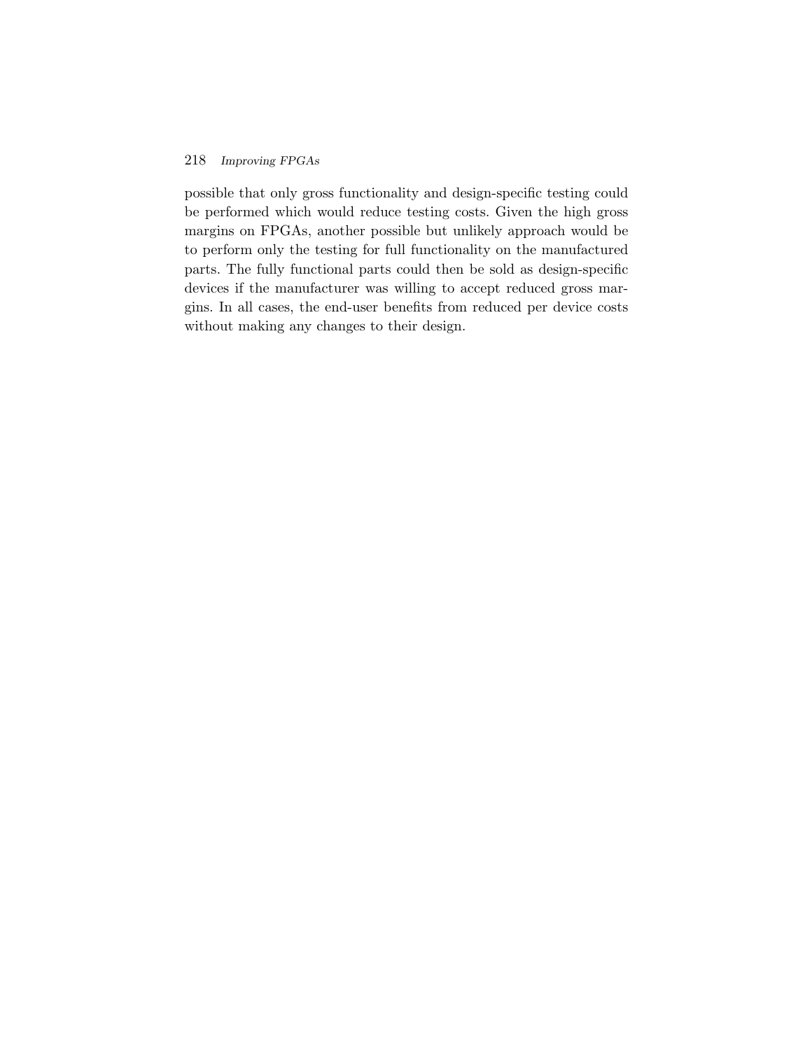possible that only gross functionality and design-specific testing could be performed which would reduce testing costs. Given the high gross margins on FPGAs, another possible but unlikely approach would be to perform only the testing for full functionality on the manufactured parts. The fully functional parts could then be sold as design-specific devices if the manufacturer was willing to accept reduced gross margins. In all cases, the end-user benefits from reduced per device costs without making any changes to their design.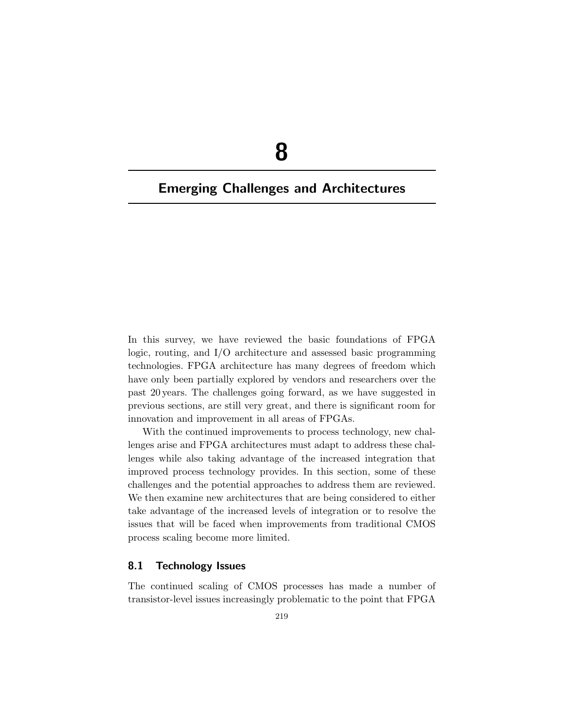# 8

## Emerging Challenges and Architectures

In this survey, we have reviewed the basic foundations of FPGA logic, routing, and I/O architecture and assessed basic programming technologies. FPGA architecture has many degrees of freedom which have only been partially explored by vendors and researchers over the past 20 years. The challenges going forward, as we have suggested in previous sections, are still very great, and there is significant room for innovation and improvement in all areas of FPGAs.

With the continued improvements to process technology, new challenges arise and FPGA architectures must adapt to address these challenges while also taking advantage of the increased integration that improved process technology provides. In this section, some of these challenges and the potential approaches to address them are reviewed. We then examine new architectures that are being considered to either take advantage of the increased levels of integration or to resolve the issues that will be faced when improvements from traditional CMOS process scaling become more limited.

### 8.1 Technology Issues

The continued scaling of CMOS processes has made a number of transistor-level issues increasingly problematic to the point that FPGA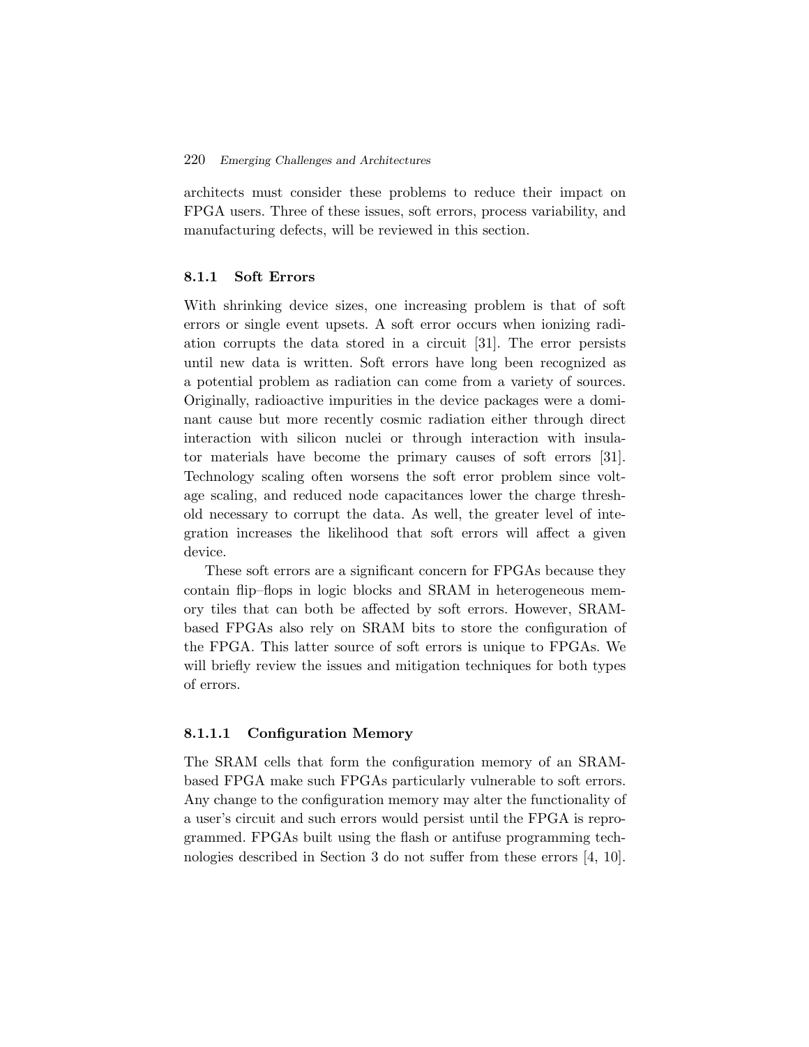architects must consider these problems to reduce their impact on FPGA users. Three of these issues, soft errors, process variability, and manufacturing defects, will be reviewed in this section.

### 8.1.1 Soft Errors

With shrinking device sizes, one increasing problem is that of soft errors or single event upsets. A soft error occurs when ionizing radiation corrupts the data stored in a circuit [31]. The error persists until new data is written. Soft errors have long been recognized as a potential problem as radiation can come from a variety of sources. Originally, radioactive impurities in the device packages were a dominant cause but more recently cosmic radiation either through direct interaction with silicon nuclei or through interaction with insulator materials have become the primary causes of soft errors [31]. Technology scaling often worsens the soft error problem since voltage scaling, and reduced node capacitances lower the charge threshold necessary to corrupt the data. As well, the greater level of integration increases the likelihood that soft errors will affect a given device.

These soft errors are a significant concern for FPGAs because they contain flip–flops in logic blocks and SRAM in heterogeneous memory tiles that can both be affected by soft errors. However, SRAM-based FPGAs also rely on SRAM bits to store the configuration of the FPGA. This latter source of soft errors is unique to FPGAs. We will briefly review the issues and mitigation techniques for both types of errors.

#### 8.1.1.1 Configuration Memory

The SRAM cells that form the configuration memory of an SRAM-based FPGA make such FPGAs particularly vulnerable to soft errors. Any change to the configuration memory may alter the functionality of a user's circuit and such errors would persist until the FPGA is reprogrammed. FPGAs built using the flash or antifuse programming technologies described in Section 3 do not suffer from these errors [4, 10].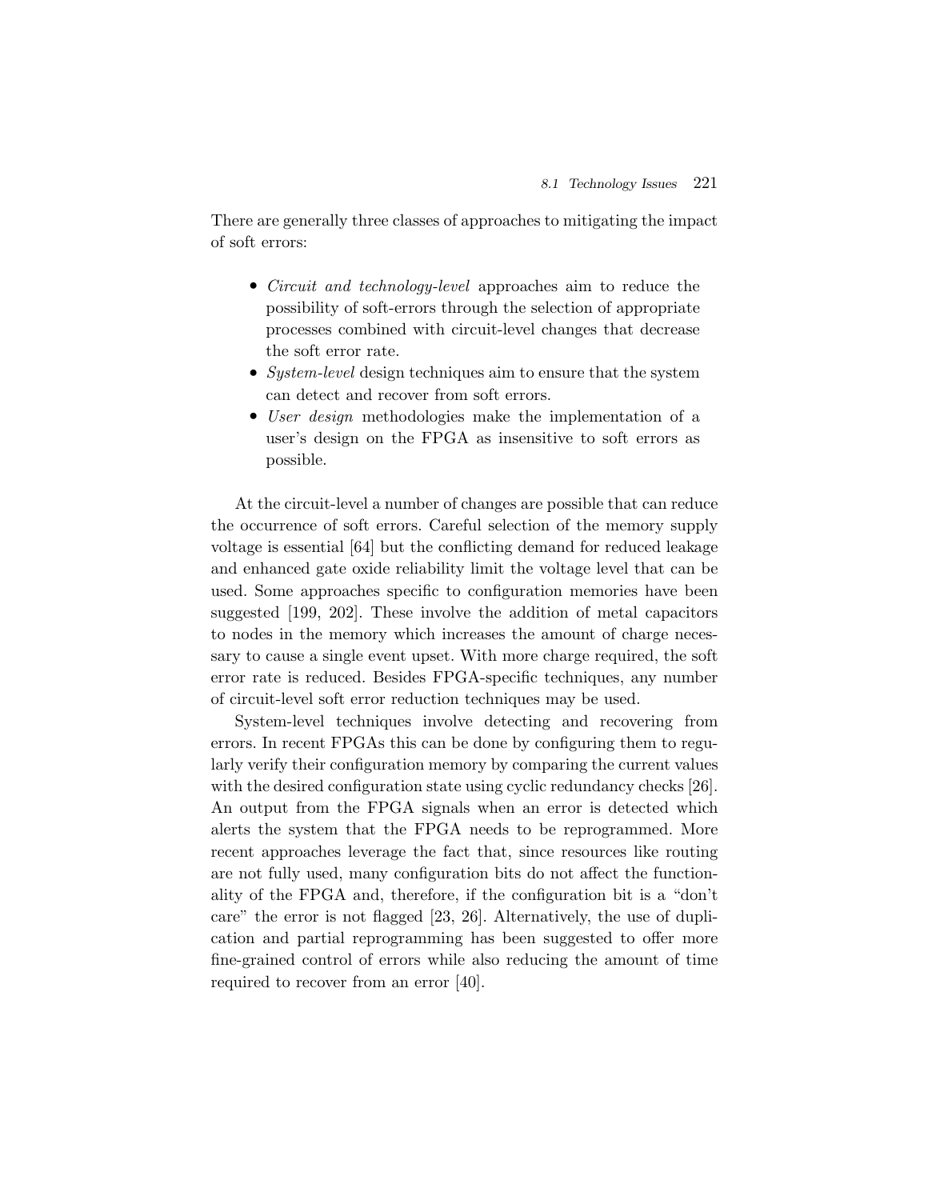There are generally three classes of approaches to mitigating the impact of soft errors:

- *Circuit and technology-level* approaches aim to reduce the possibility of soft-errors through the selection of appropriate processes combined with circuit-level changes that decrease the soft error rate.
- *System-level* design techniques aim to ensure that the system can detect and recover from soft errors.
- *User design* methodologies make the implementation of a user's design on the FPGA as insensitive to soft errors as possible.

At the circuit-level a number of changes are possible that can reduce the occurrence of soft errors. Careful selection of the memory supply voltage is essential [64] but the conflicting demand for reduced leakage and enhanced gate oxide reliability limit the voltage level that can be used. Some approaches specific to configuration memories have been suggested [199, 202]. These involve the addition of metal capacitors to nodes in the memory which increases the amount of charge necessary to cause a single event upset. With more charge required, the soft error rate is reduced. Besides FPGA-specific techniques, any number of circuit-level soft error reduction techniques may be used.

System-level techniques involve detecting and recovering from errors. In recent FPGAs this can be done by configuring them to regularly verify their configuration memory by comparing the current values with the desired configuration state using cyclic redundancy checks [26]. An output from the FPGA signals when an error is detected which alerts the system that the FPGA needs to be reprogrammed. More recent approaches leverage the fact that, since resources like routing are not fully used, many configuration bits do not affect the functionality of the FPGA and, therefore, if the configuration bit is a "don't care" the error is not flagged [23, 26]. Alternatively, the use of duplication and partial reprogramming has been suggested to offer more fine-grained control of errors while also reducing the amount of time required to recover from an error [40].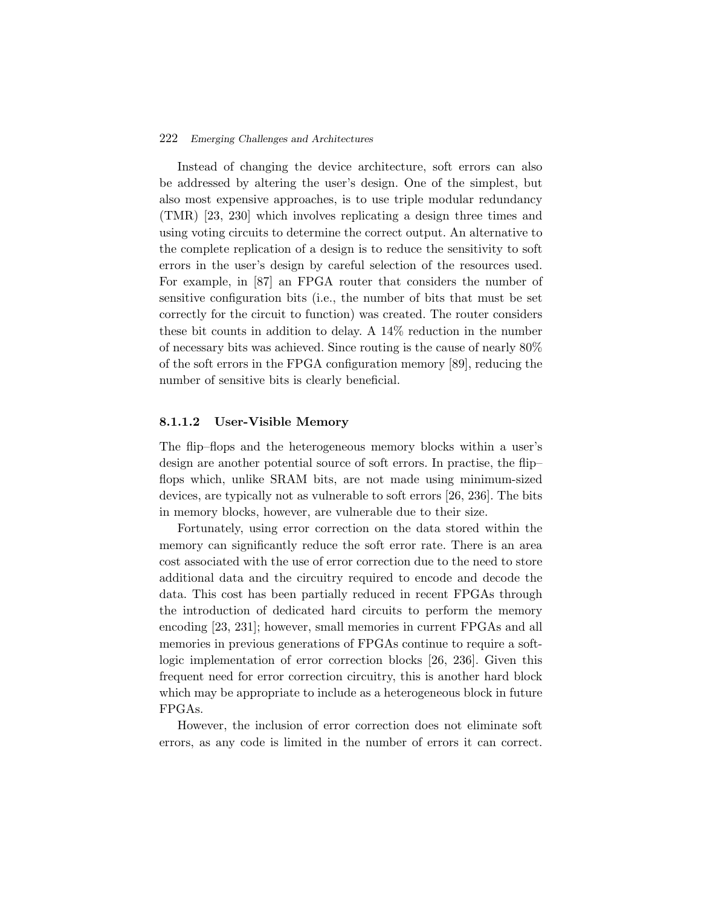Instead of changing the device architecture, soft errors can also be addressed by altering the user's design. One of the simplest, but also most expensive approaches, is to use triple modular redundancy (TMR) [23, 230] which involves replicating a design three times and using voting circuits to determine the correct output. An alternative to the complete replication of a design is to reduce the sensitivity to soft errors in the user's design by careful selection of the resources used. For example, in [87] an FPGA router that considers the number of sensitive configuration bits (i.e., the number of bits that must be set correctly for the circuit to function) was created. The router considers these bit counts in addition to delay. A 14% reduction in the number of necessary bits was achieved. Since routing is the cause of nearly 80% of the soft errors in the FPGA configuration memory [89], reducing the number of sensitive bits is clearly beneficial.

#### 8.1.1.2 User-Visible Memory

The flip–flops and the heterogeneous memory blocks within a user's design are another potential source of soft errors. In practise, the flip–flops which, unlike SRAM bits, are not made using minimum-sized devices, are typically not as vulnerable to soft errors [26, 236]. The bits in memory blocks, however, are vulnerable due to their size.

Fortunately, using error correction on the data stored within the memory can significantly reduce the soft error rate. There is an area cost associated with the use of error correction due to the need to store additional data and the circuitry required to encode and decode the data. This cost has been partially reduced in recent FPGAs through the introduction of dedicated hard circuits to perform the memory encoding [23, 231]; however, small memories in current FPGAs and all memories in previous generations of FPGAs continue to require a soft-logic implementation of error correction blocks [26, 236]. Given this frequent need for error correction circuitry, this is another hard block which may be appropriate to include as a heterogeneous block in future FPGAs.

However, the inclusion of error correction does not eliminate soft errors, as any code is limited in the number of errors it can correct.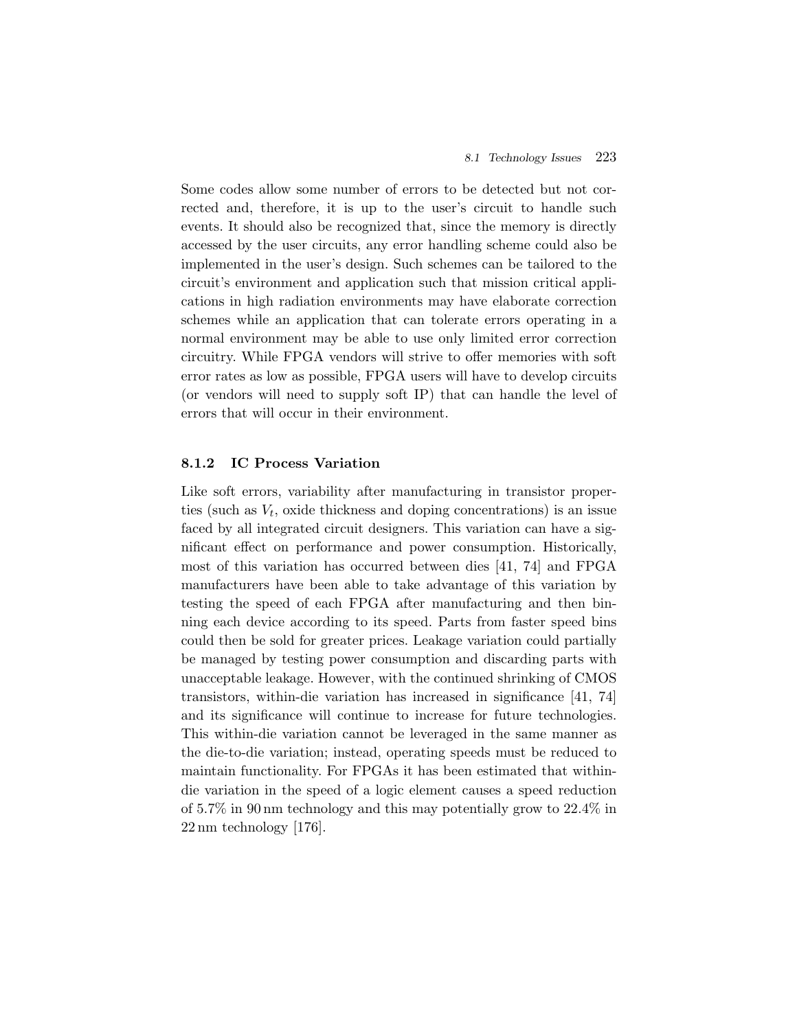Some codes allow some number of errors to be detected but not corrected and, therefore, it is up to the user's circuit to handle such events. It should also be recognized that, since the memory is directly accessed by the user circuits, any error handling scheme could also be implemented in the user's design. Such schemes can be tailored to the circuit's environment and application such that mission critical applications in high radiation environments may have elaborate correction schemes while an application that can tolerate errors operating in a normal environment may be able to use only limited error correction circuitry. While FPGA vendors will strive to offer memories with soft error rates as low as possible, FPGA users will have to develop circuits (or vendors will need to supply soft IP) that can handle the level of errors that will occur in their environment.

### 8.1.2 IC Process Variation

Like soft errors, variability after manufacturing in transistor properties (such as $V_t$, oxide thickness and doping concentrations) is an issue faced by all integrated circuit designers. This variation can have a significant effect on performance and power consumption. Historically, most of this variation has occurred between dies [41, 74] and FPGA manufacturers have been able to take advantage of this variation by testing the speed of each FPGA after manufacturing and then binning each device according to its speed. Parts from faster speed bins could then be sold for greater prices. Leakage variation could partially be managed by testing power consumption and discarding parts with unacceptable leakage. However, with the continued shrinking of CMOS transistors, within-die variation has increased in significance [41, 74] and its significance will continue to increase for future technologies. This within-die variation cannot be leveraged in the same manner as the die-to-die variation; instead, operating speeds must be reduced to maintain functionality. For FPGAs it has been estimated that within-die variation in the speed of a logic element causes a speed reduction of 5.7% in 90 nm technology and this may potentially grow to 22.4% in 22 nm technology [176].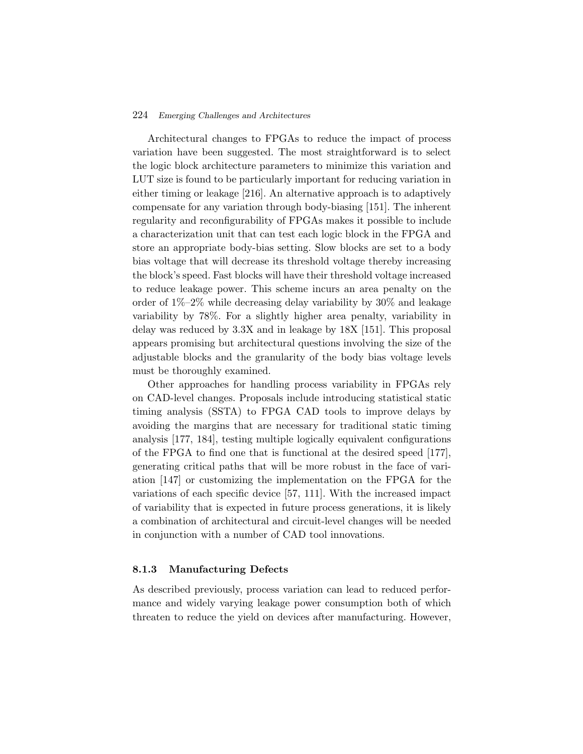Architectural changes to FPGAs to reduce the impact of process variation have been suggested. The most straightforward is to select the logic block architecture parameters to minimize this variation and LUT size is found to be particularly important for reducing variation in either timing or leakage [216]. An alternative approach is to adaptively compensate for any variation through body-biasing [151]. The inherent regularity and reconfigurability of FPGAs makes it possible to include a characterization unit that can test each logic block in the FPGA and store an appropriate body-bias setting. Slow blocks are set to a body bias voltage that will decrease its threshold voltage thereby increasing the block's speed. Fast blocks will have their threshold voltage increased to reduce leakage power. This scheme incurs an area penalty on the order of 1%–2% while decreasing delay variability by 30% and leakage variability by 78%. For a slightly higher area penalty, variability in delay was reduced by 3.3X and in leakage by 18X [151]. This proposal appears promising but architectural questions involving the size of the adjustable blocks and the granularity of the body bias voltage levels must be thoroughly examined.

Other approaches for handling process variability in FPGAs rely on CAD-level changes. Proposals include introducing statistical static timing analysis (SSTA) to FPGA CAD tools to improve delays by avoiding the margins that are necessary for traditional static timing analysis [177, 184], testing multiple logically equivalent configurations of the FPGA to find one that is functional at the desired speed [177], generating critical paths that will be more robust in the face of variation [147] or customizing the implementation on the FPGA for the variations of each specific device [57, 111]. With the increased impact of variability that is expected in future process generations, it is likely a combination of architectural and circuit-level changes will be needed in conjunction with a number of CAD tool innovations.

### 8.1.3 Manufacturing Defects

As described previously, process variation can lead to reduced performance and widely varying leakage power consumption both of which threaten to reduce the yield on devices after manufacturing. However,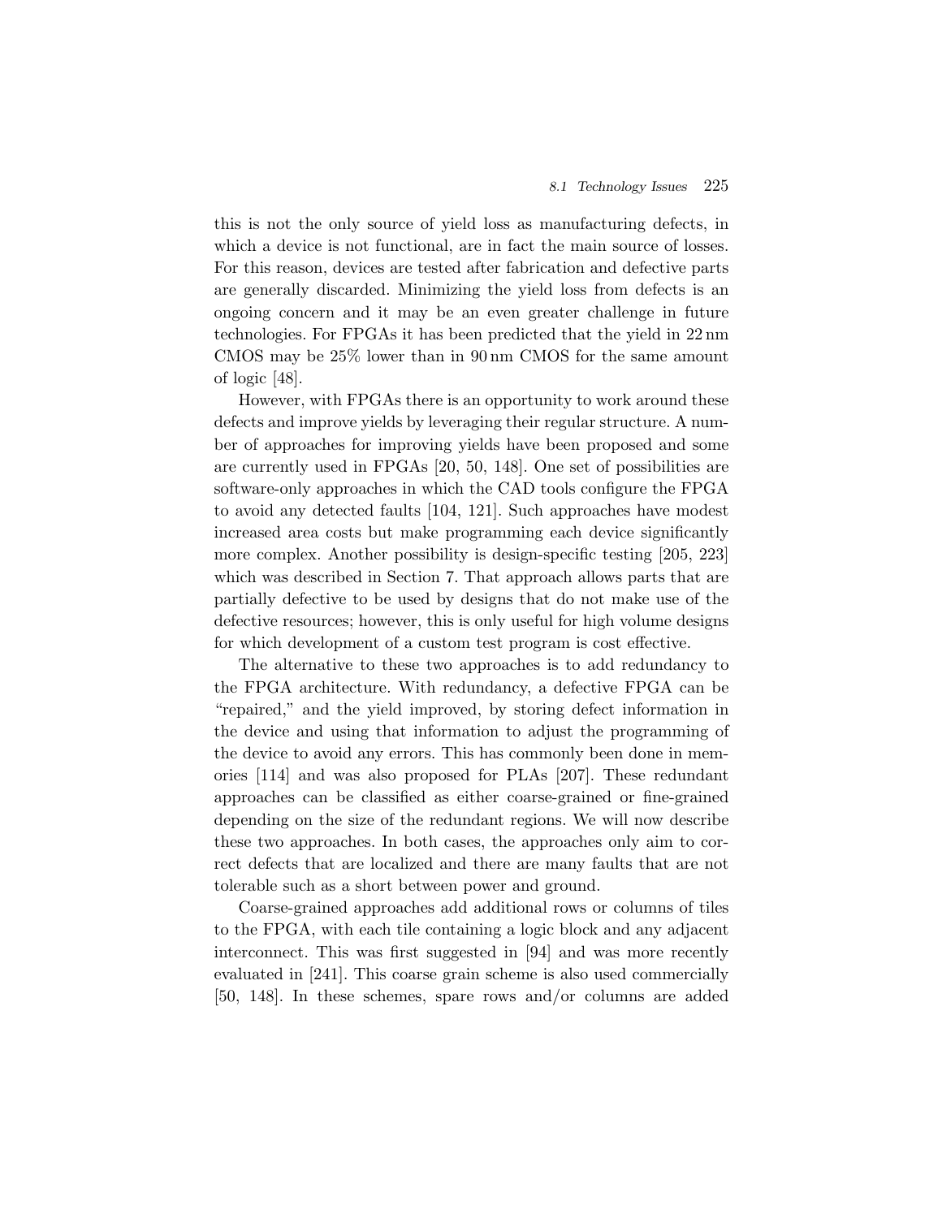this is not the only source of yield loss as manufacturing defects, in which a device is not functional, are in fact the main source of losses. For this reason, devices are tested after fabrication and defective parts are generally discarded. Minimizing the yield loss from defects is an ongoing concern and it may be an even greater challenge in future technologies. For FPGAs it has been predicted that the yield in 22 nm CMOS may be 25% lower than in 90 nm CMOS for the same amount of logic [48].

However, with FPGAs there is an opportunity to work around these defects and improve yields by leveraging their regular structure. A number of approaches for improving yields have been proposed and some are currently used in FPGAs [20, 50, 148]. One set of possibilities are software-only approaches in which the CAD tools configure the FPGA to avoid any detected faults [104, 121]. Such approaches have modest increased area costs but make programming each device significantly more complex. Another possibility is design-specific testing [205, 223] which was described in Section 7. That approach allows parts that are partially defective to be used by designs that do not make use of the defective resources; however, this is only useful for high volume designs for which development of a custom test program is cost effective.

The alternative to these two approaches is to add redundancy to the FPGA architecture. With redundancy, a defective FPGA can be "repaired," and the yield improved, by storing defect information in the device and using that information to adjust the programming of the device to avoid any errors. This has commonly been done in memories [114] and was also proposed for PLAs [207]. These redundant approaches can be classified as either coarse-grained or fine-grained depending on the size of the redundant regions. We will now describe these two approaches. In both cases, the approaches only aim to correct defects that are localized and there are many faults that are not tolerable such as a short between power and ground.

Coarse-grained approaches add additional rows or columns of tiles to the FPGA, with each tile containing a logic block and any adjacent interconnect. This was first suggested in [94] and was more recently evaluated in [241]. This coarse grain scheme is also used commercially [50, 148]. In these schemes, spare rows and/or columns are added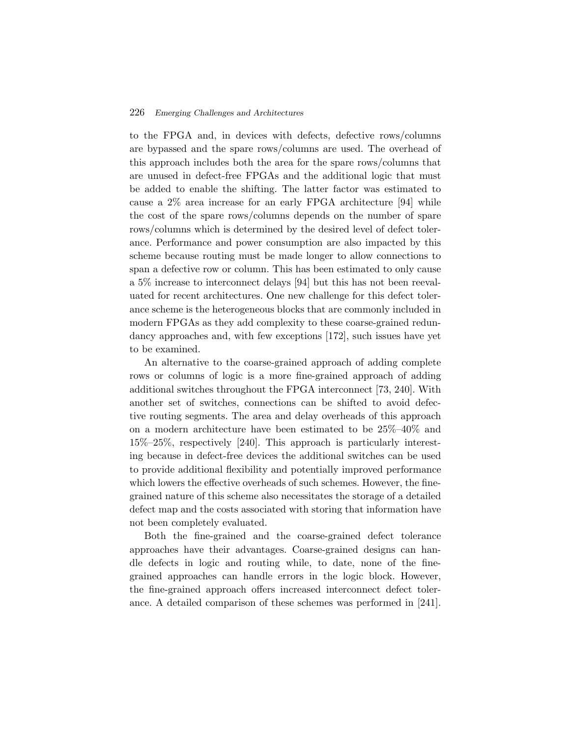to the FPGA and, in devices with defects, defective rows/columns are bypassed and the spare rows/columns are used. The overhead of this approach includes both the area for the spare rows/columns that are unused in defect-free FPGAs and the additional logic that must be added to enable the shifting. The latter factor was estimated to cause a 2% area increase for an early FPGA architecture [94] while the cost of the spare rows/columns depends on the number of spare rows/columns which is determined by the desired level of defect tolerance. Performance and power consumption are also impacted by this scheme because routing must be made longer to allow connections to span a defective row or column. This has been estimated to only cause a 5% increase to interconnect delays [94] but this has not been reevaluated for recent architectures. One new challenge for this defect tolerance scheme is the heterogeneous blocks that are commonly included in modern FPGAs as they add complexity to these coarse-grained redundancy approaches and, with few exceptions [172], such issues have yet to be examined.

An alternative to the coarse-grained approach of adding complete rows or columns of logic is a more fine-grained approach of adding additional switches throughout the FPGA interconnect [73, 240]. With another set of switches, connections can be shifted to avoid defective routing segments. The area and delay overheads of this approach on a modern architecture have been estimated to be 25%–40% and 15%–25%, respectively [240]. This approach is particularly interesting because in defect-free devices the additional switches can be used to provide additional flexibility and potentially improved performance which lowers the effective overheads of such schemes. However, the fine-grained nature of this scheme also necessitates the storage of a detailed defect map and the costs associated with storing that information have not been completely evaluated.

Both the fine-grained and the coarse-grained defect tolerance approaches have their advantages. Coarse-grained designs can handle defects in logic and routing while, to date, none of the fine-grained approaches can handle errors in the logic block. However, the fine-grained approach offers increased interconnect defect tolerance. A detailed comparison of these schemes was performed in [241].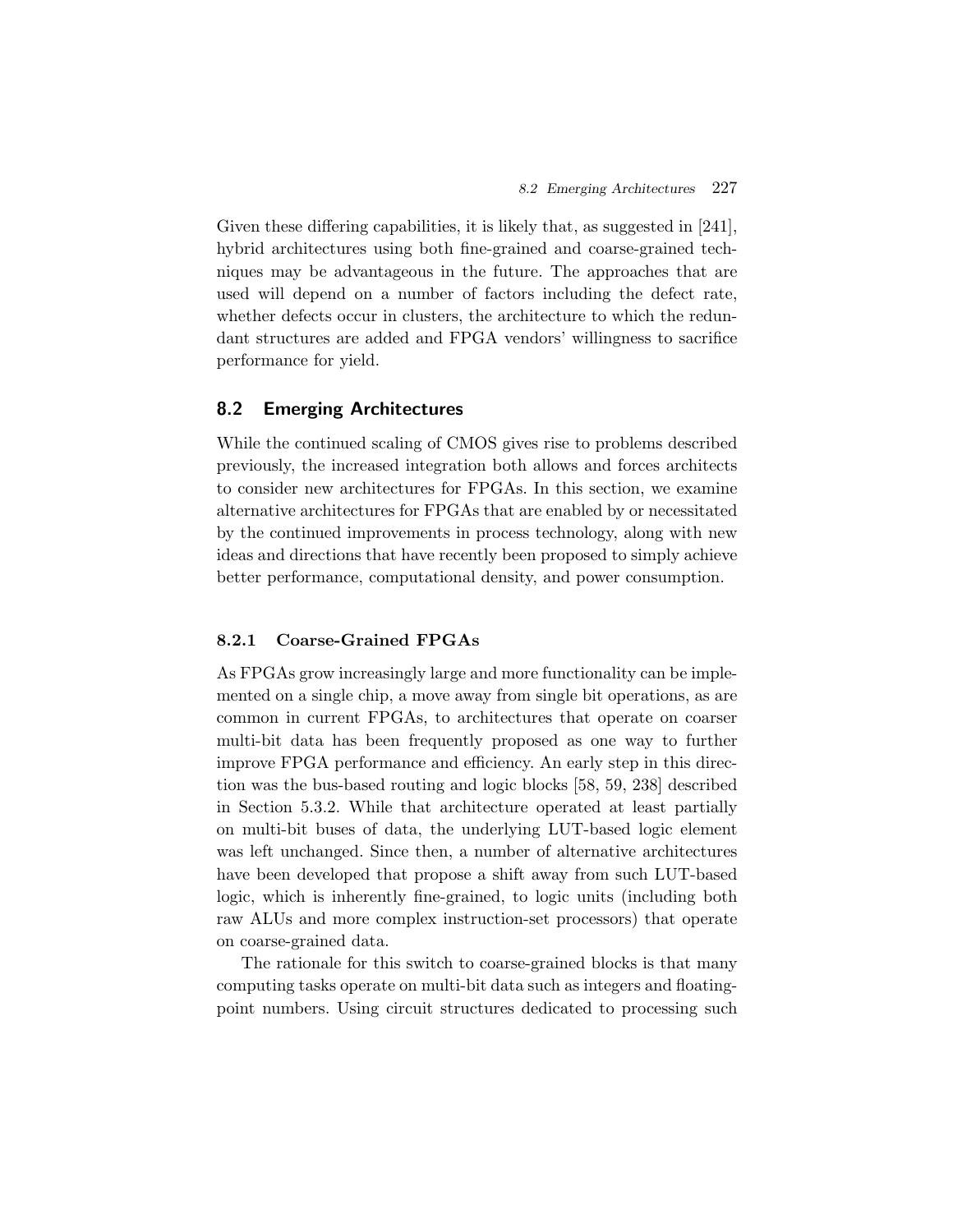Given these differing capabilities, it is likely that, as suggested in [241], hybrid architectures using both fine-grained and coarse-grained techniques may be advantageous in the future. The approaches that are used will depend on a number of factors including the defect rate, whether defects occur in clusters, the architecture to which the redundant structures are added and FPGA vendors' willingness to sacrifice performance for yield.

## 8.2 Emerging Architectures

While the continued scaling of CMOS gives rise to problems described previously, the increased integration both allows and forces architects to consider new architectures for FPGAs. In this section, we examine alternative architectures for FPGAs that are enabled by or necessitated by the continued improvements in process technology, along with new ideas and directions that have recently been proposed to simply achieve better performance, computational density, and power consumption.

### 8.2.1 Coarse-Grained FPGAs

As FPGAs grow increasingly large and more functionality can be implemented on a single chip, a move away from single bit operations, as are common in current FPGAs, to architectures that operate on coarser multi-bit data has been frequently proposed as one way to further improve FPGA performance and efficiency. An early step in this direction was the bus-based routing and logic blocks [58, 59, 238] described in Section 5.3.2. While that architecture operated at least partially on multi-bit buses of data, the underlying LUT-based logic element was left unchanged. Since then, a number of alternative architectures have been developed that propose a shift away from such LUT-based logic, which is inherently fine-grained, to logic units (including both raw ALUs and more complex instruction-set processors) that operate on coarse-grained data.

The rationale for this switch to coarse-grained blocks is that many computing tasks operate on multi-bit data such as integers and floating-point numbers. Using circuit structures dedicated to processing such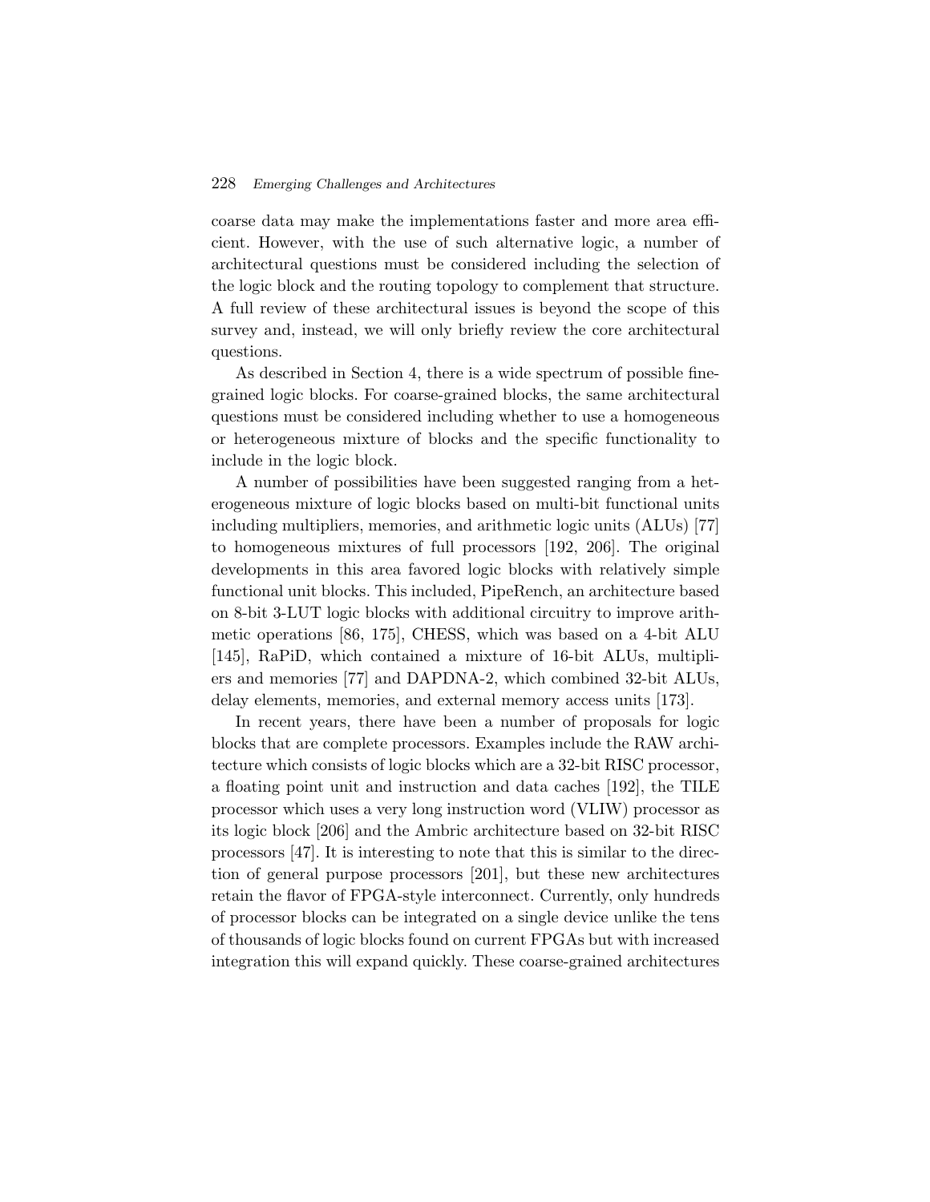coarse data may make the implementations faster and more area efficient. However, with the use of such alternative logic, a number of architectural questions must be considered including the selection of the logic block and the routing topology to complement that structure. A full review of these architectural issues is beyond the scope of this survey and, instead, we will only briefly review the core architectural questions.

As described in Section 4, there is a wide spectrum of possible fine-grained logic blocks. For coarse-grained blocks, the same architectural questions must be considered including whether to use a homogeneous or heterogeneous mixture of blocks and the specific functionality to include in the logic block.

A number of possibilities have been suggested ranging from a heterogeneous mixture of logic blocks based on multi-bit functional units including multipliers, memories, and arithmetic logic units (ALUs) [77] to homogeneous mixtures of full processors [192, 206]. The original developments in this area favored logic blocks with relatively simple functional unit blocks. This included, PipeRench, an architecture based on 8-bit 3-LUT logic blocks with additional circuitry to improve arithmetic operations [86, 175], CHESS, which was based on a 4-bit ALU [145], RaPiD, which contained a mixture of 16-bit ALUs, multipliers and memories [77] and DAPDNA-2, which combined 32-bit ALUs, delay elements, memories, and external memory access units [173].

In recent years, there have been a number of proposals for logic blocks that are complete processors. Examples include the RAW architecture which consists of logic blocks which are a 32-bit RISC processor, a floating point unit and instruction and data caches [192], the TILE processor which uses a very long instruction word (VLIW) processor as its logic block [206] and the Ambric architecture based on 32-bit RISC processors [47]. It is interesting to note that this is similar to the direction of general purpose processors [201], but these new architectures retain the flavor of FPGA-style interconnect. Currently, only hundreds of processor blocks can be integrated on a single device unlike the tens of thousands of logic blocks found on current FPGAs but with increased integration this will expand quickly. These coarse-grained architectures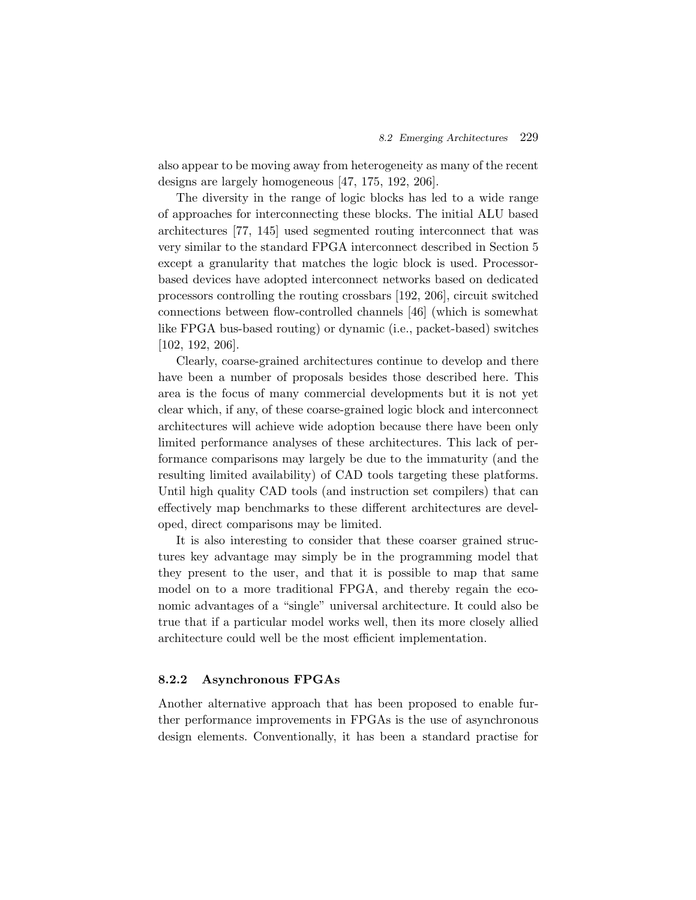also appear to be moving away from heterogeneity as many of the recent designs are largely homogeneous [47, 175, 192, 206].

The diversity in the range of logic blocks has led to a wide range of approaches for interconnecting these blocks. The initial ALU based architectures [77, 145] used segmented routing interconnect that was very similar to the standard FPGA interconnect described in Section 5 except a granularity that matches the logic block is used. Processor-based devices have adopted interconnect networks based on dedicated processors controlling the routing crossbars [192, 206], circuit switched connections between flow-controlled channels [46] (which is somewhat like FPGA bus-based routing) or dynamic (i.e., packet-based) switches [102, 192, 206].

Clearly, coarse-grained architectures continue to develop and there have been a number of proposals besides those described here. This area is the focus of many commercial developments but it is not yet clear which, if any, of these coarse-grained logic block and interconnect architectures will achieve wide adoption because there have been only limited performance analyses of these architectures. This lack of performance comparisons may largely be due to the immaturity (and the resulting limited availability) of CAD tools targeting these platforms. Until high quality CAD tools (and instruction set compilers) that can effectively map benchmarks to these different architectures are developed, direct comparisons may be limited.

It is also interesting to consider that these coarser grained structures key advantage may simply be in the programming model that they present to the user, and that it is possible to map that same model on to a more traditional FPGA, and thereby regain the economic advantages of a "single" universal architecture. It could also be true that if a particular model works well, then its more closely allied architecture could well be the most efficient implementation.

### 8.2.2 Asynchronous FPGAs

Another alternative approach that has been proposed to enable further performance improvements in FPGAs is the use of asynchronous design elements. Conventionally, it has been a standard practise for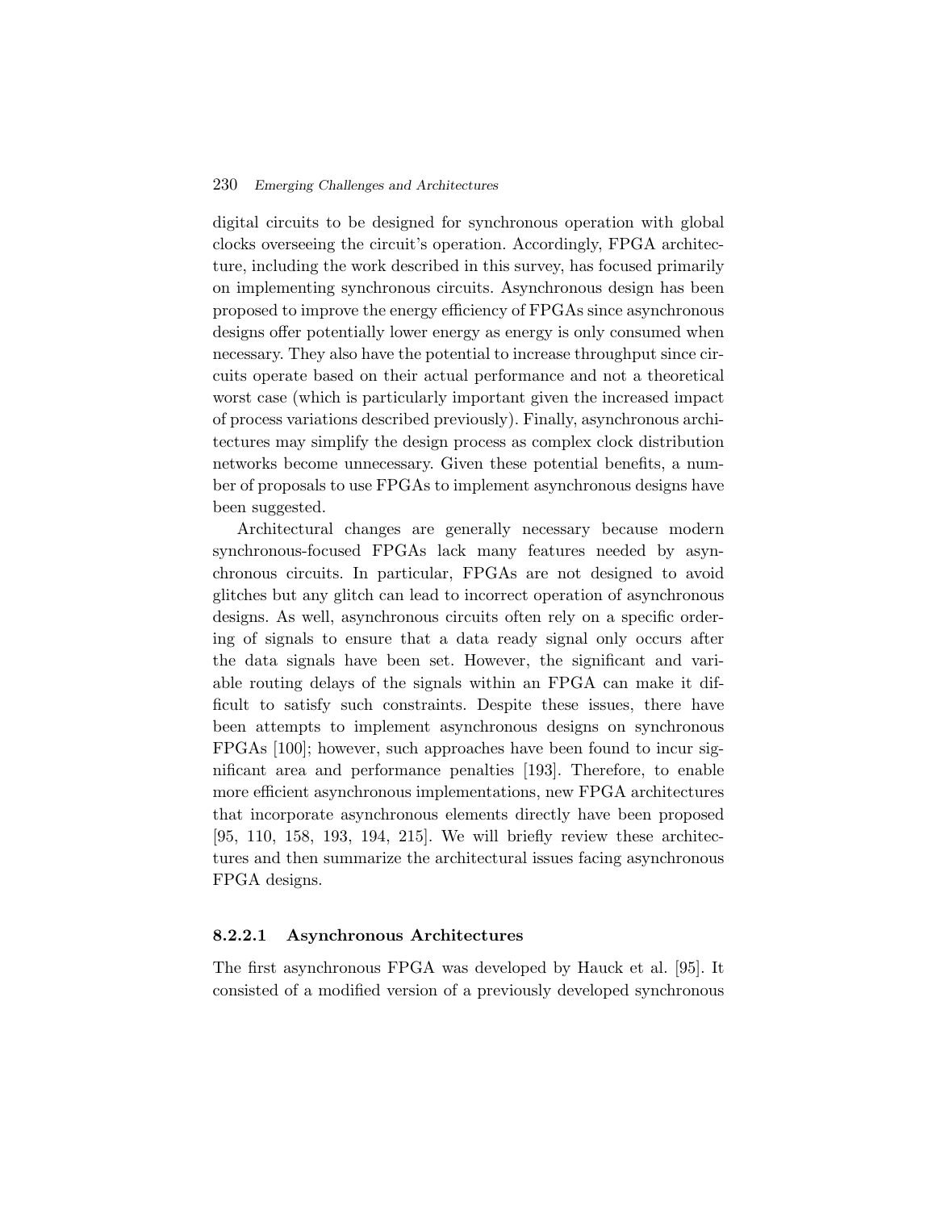digital circuits to be designed for synchronous operation with global clocks overseeing the circuit's operation. Accordingly, FPGA architecture, including the work described in this survey, has focused primarily on implementing synchronous circuits. Asynchronous design has been proposed to improve the energy efficiency of FPGAs since asynchronous designs offer potentially lower energy as energy is only consumed when necessary. They also have the potential to increase throughput since circuits operate based on their actual performance and not a theoretical worst case (which is particularly important given the increased impact of process variations described previously). Finally, asynchronous architectures may simplify the design process as complex clock distribution networks become unnecessary. Given these potential benefits, a number of proposals to use FPGAs to implement asynchronous designs have been suggested.

Architectural changes are generally necessary because modern synchronous-focused FPGAs lack many features needed by asynchronous circuits. In particular, FPGAs are not designed to avoid glitches but any glitch can lead to incorrect operation of asynchronous designs. As well, asynchronous circuits often rely on a specific ordering of signals to ensure that a data ready signal only occurs after the data signals have been set. However, the significant and variable routing delays of the signals within an FPGA can make it difficult to satisfy such constraints. Despite these issues, there have been attempts to implement asynchronous designs on synchronous FPGAs [100]; however, such approaches have been found to incur significant area and performance penalties [193]. Therefore, to enable more efficient asynchronous implementations, new FPGA architectures that incorporate asynchronous elements directly have been proposed [95, 110, 158, 193, 194, 215]. We will briefly review these architectures and then summarize the architectural issues facing asynchronous FPGA designs.

#### 8.2.2.1 Asynchronous Architectures

The first asynchronous FPGA was developed by Hauck et al. [95]. It consisted of a modified version of a previously developed synchronous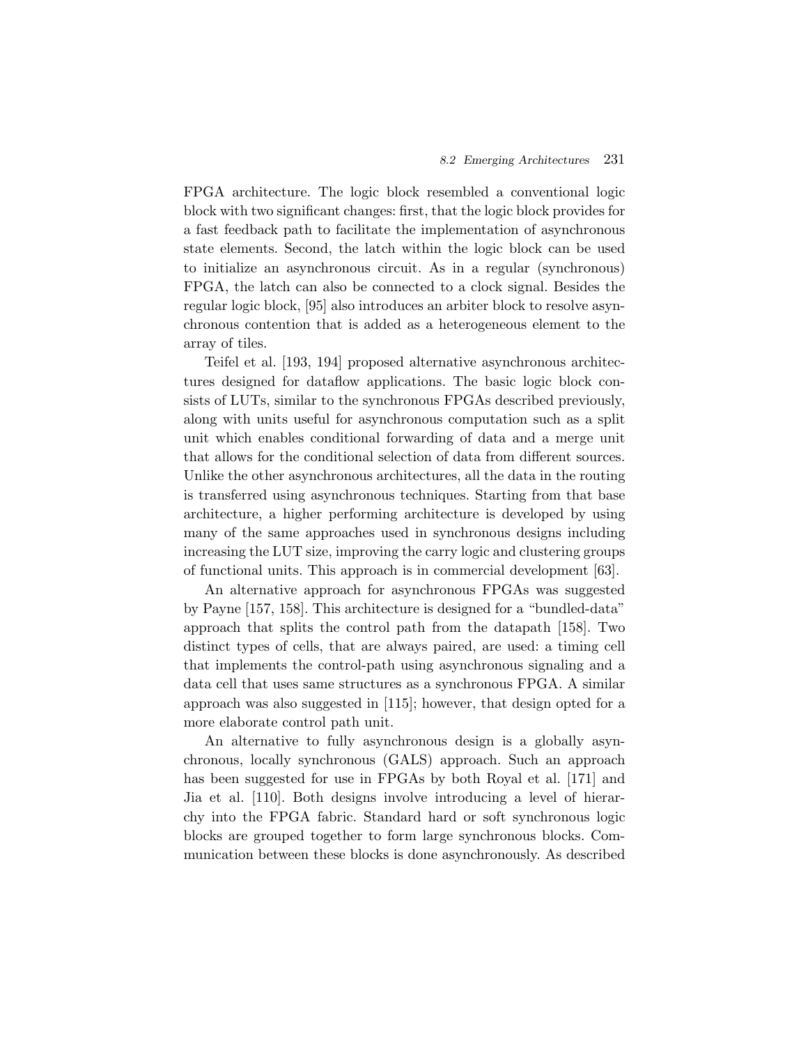FPGA architecture. The logic block resembled a conventional logic block with two significant changes: first, that the logic block provides for a fast feedback path to facilitate the implementation of asynchronous state elements. Second, the latch within the logic block can be used to initialize an asynchronous circuit. As in a regular (synchronous) FPGA, the latch can also be connected to a clock signal. Besides the regular logic block, [95] also introduces an arbiter block to resolve asynchronous contention that is added as a heterogeneous element to the array of tiles.

Teifel et al. [193, 194] proposed alternative asynchronous architectures designed for dataflow applications. The basic logic block consists of LUTs, similar to the synchronous FPGAs described previously, along with units useful for asynchronous computation such as a split unit which enables conditional forwarding of data and a merge unit that allows for the conditional selection of data from different sources. Unlike the other asynchronous architectures, all the data in the routing is transferred using asynchronous techniques. Starting from that base architecture, a higher performing architecture is developed by using many of the same approaches used in synchronous designs including increasing the LUT size, improving the carry logic and clustering groups of functional units. This approach is in commercial development [63].

An alternative approach for asynchronous FPGAs was suggested by Payne [157, 158]. This architecture is designed for a "bundled-data" approach that splits the control path from the datapath [158]. Two distinct types of cells, that are always paired, are used: a timing cell that implements the control-path using asynchronous signaling and a data cell that uses same structures as a synchronous FPGA. A similar approach was also suggested in [115]; however, that design opted for a more elaborate control path unit.

An alternative to fully asynchronous design is a globally asynchronous, locally synchronous (GALS) approach. Such an approach has been suggested for use in FPGAs by both Royal et al. [171] and Jia et al. [110]. Both designs involve introducing a level of hierarchy into the FPGA fabric. Standard hard or soft synchronous logic blocks are grouped together to form large synchronous blocks. Communication between these blocks is done asynchronously. As described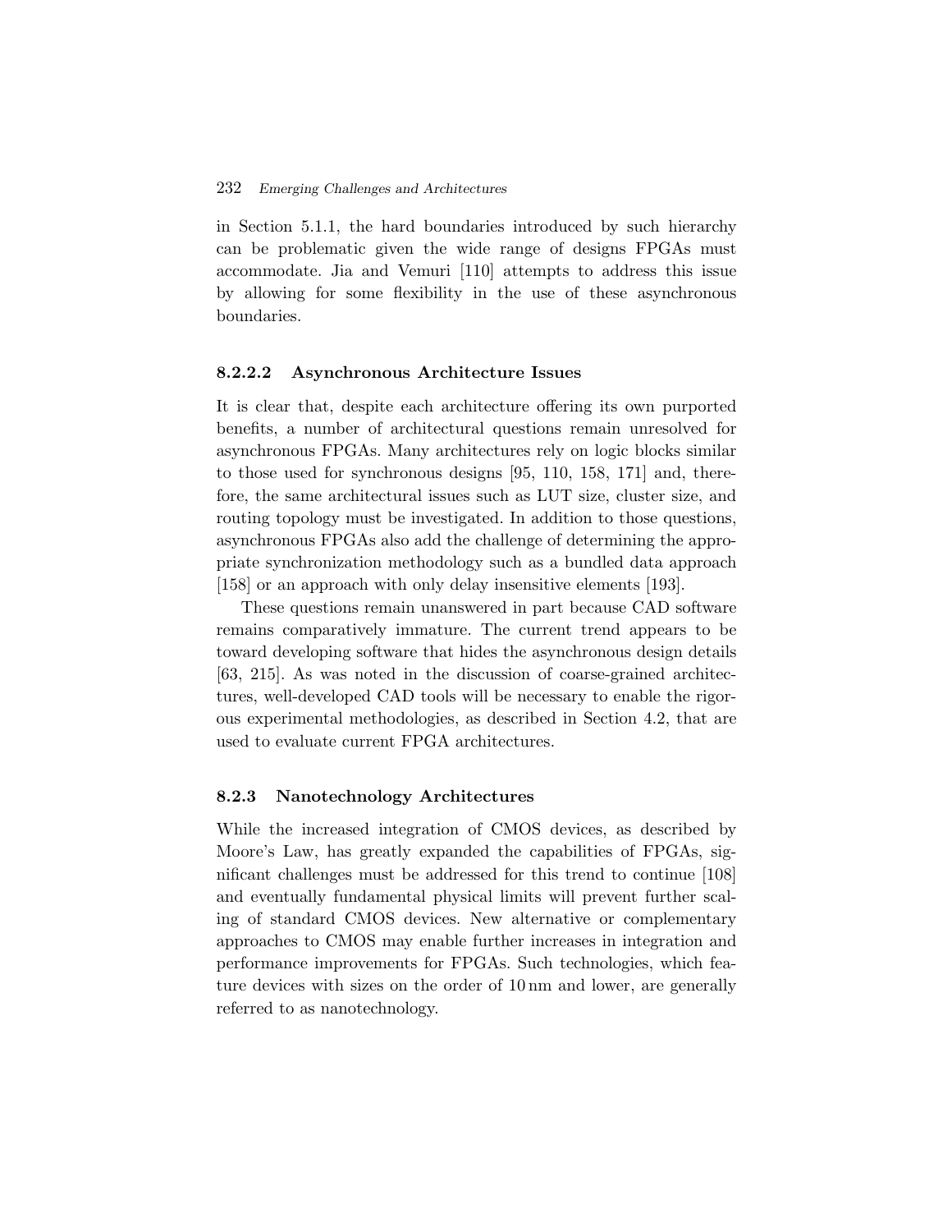in Section 5.1.1, the hard boundaries introduced by such hierarchy can be problematic given the wide range of designs FPGAs must accommodate. Jia and Vemuri [110] attempts to address this issue by allowing for some flexibility in the use of these asynchronous boundaries.

#### 8.2.2.2 Asynchronous Architecture Issues

It is clear that, despite each architecture offering its own purported benefits, a number of architectural questions remain unresolved for asynchronous FPGAs. Many architectures rely on logic blocks similar to those used for synchronous designs [95, 110, 158, 171] and, therefore, the same architectural issues such as LUT size, cluster size, and routing topology must be investigated. In addition to those questions, asynchronous FPGAs also add the challenge of determining the appropriate synchronization methodology such as a bundled data approach [158] or an approach with only delay insensitive elements [193].

These questions remain unanswered in part because CAD software remains comparatively immature. The current trend appears to be toward developing software that hides the asynchronous design details [63, 215]. As was noted in the discussion of coarse-grained architectures, well-developed CAD tools will be necessary to enable the rigorous experimental methodologies, as described in Section 4.2, that are used to evaluate current FPGA architectures.

### 8.2.3 Nanotechnology Architectures

While the increased integration of CMOS devices, as described by Moore's Law, has greatly expanded the capabilities of FPGAs, significant challenges must be addressed for this trend to continue [108] and eventually fundamental physical limits will prevent further scaling of standard CMOS devices. New alternative or complementary approaches to CMOS may enable further increases in integration and performance improvements for FPGAs. Such technologies, which feature devices with sizes on the order of 10 nm and lower, are generally referred to as nanotechnology.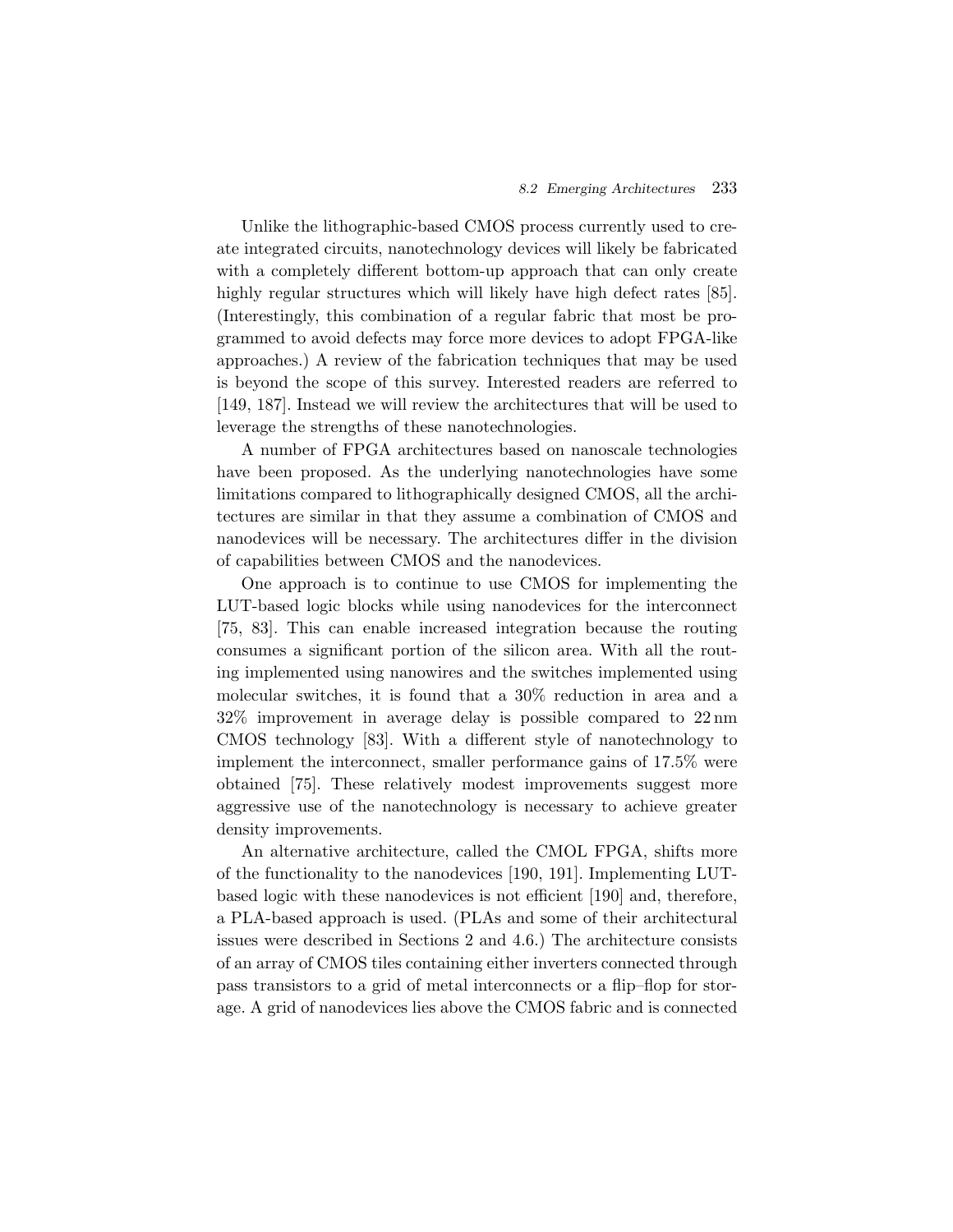Unlike the lithographic-based CMOS process currently used to create integrated circuits, nanotechnology devices will likely be fabricated with a completely different bottom-up approach that can only create highly regular structures which will likely have high defect rates [85]. (Interestingly, this combination of a regular fabric that most be programmed to avoid defects may force more devices to adopt FPGA-like approaches.) A review of the fabrication techniques that may be used is beyond the scope of this survey. Interested readers are referred to [149, 187]. Instead we will review the architectures that will be used to leverage the strengths of these nanotechnologies.

A number of FPGA architectures based on nanoscale technologies have been proposed. As the underlying nanotechnologies have some limitations compared to lithographically designed CMOS, all the architectures are similar in that they assume a combination of CMOS and nanodevices will be necessary. The architectures differ in the division of capabilities between CMOS and the nanodevices.

One approach is to continue to use CMOS for implementing the LUT-based logic blocks while using nanodevices for the interconnect [75, 83]. This can enable increased integration because the routing consumes a significant portion of the silicon area. With all the routing implemented using nanowires and the switches implemented using molecular switches, it is found that a 30% reduction in area and a 32% improvement in average delay is possible compared to 22 nm CMOS technology [83]. With a different style of nanotechnology to implement the interconnect, smaller performance gains of 17.5% were obtained [75]. These relatively modest improvements suggest more aggressive use of the nanotechnology is necessary to achieve greater density improvements.

An alternative architecture, called the CMOL FPGA, shifts more of the functionality to the nanodevices [190, 191]. Implementing LUT-based logic with these nanodevices is not efficient [190] and, therefore, a PLA-based approach is used. (PLAs and some of their architectural issues were described in Sections 2 and 4.6.) The architecture consists of an array of CMOS tiles containing either inverters connected through pass transistors to a grid of metal interconnects or a flip–flop for storage. A grid of nanodevices lies above the CMOS fabric and is connected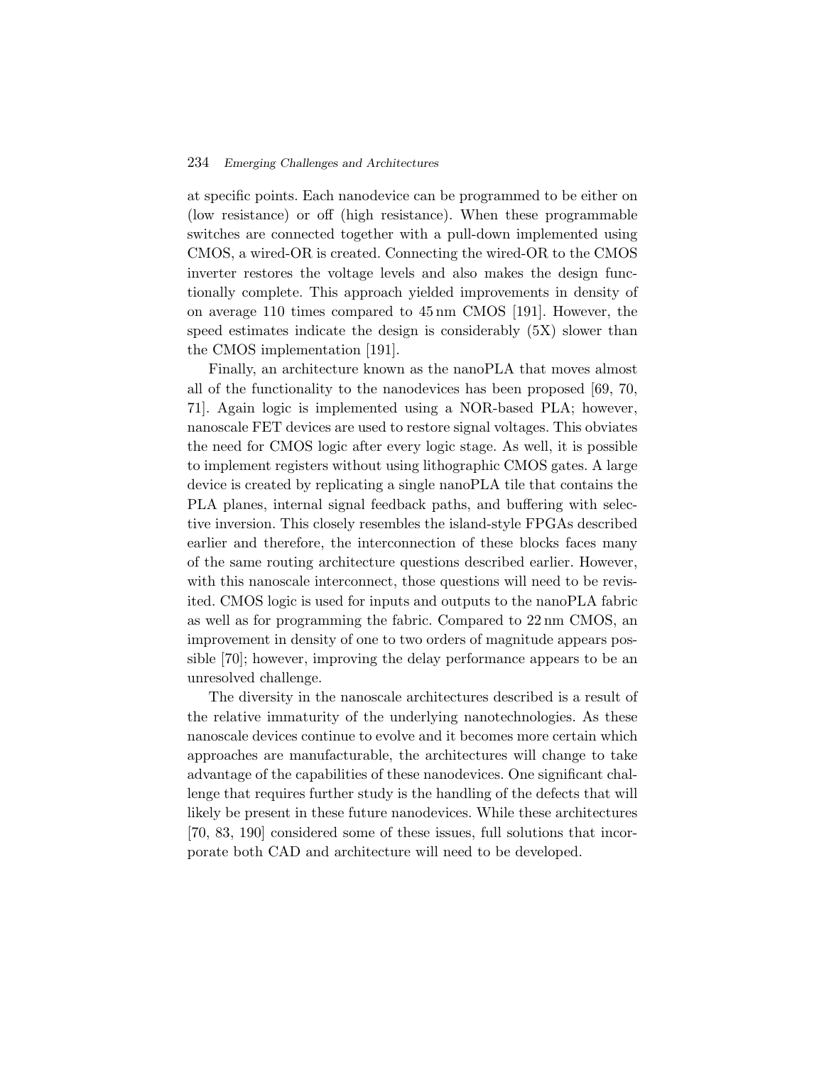at specific points. Each nanodevice can be programmed to be either on (low resistance) or off (high resistance). When these programmable switches are connected together with a pull-down implemented using CMOS, a wired-OR is created. Connecting the wired-OR to the CMOS inverter restores the voltage levels and also makes the design functionally complete. This approach yielded improvements in density of on average 110 times compared to 45 nm CMOS [191]. However, the speed estimates indicate the design is considerably (5X) slower than the CMOS implementation [191].

Finally, an architecture known as the nanoPLA that moves almost all of the functionality to the nanodevices has been proposed [69, 70, 71]. Again logic is implemented using a NOR-based PLA; however, nanoscale FET devices are used to restore signal voltages. This obviates the need for CMOS logic after every logic stage. As well, it is possible to implement registers without using lithographic CMOS gates. A large device is created by replicating a single nanoPLA tile that contains the PLA planes, internal signal feedback paths, and buffering with selective inversion. This closely resembles the island-style FPGAs described earlier and therefore, the interconnection of these blocks faces many of the same routing architecture questions described earlier. However, with this nanoscale interconnect, those questions will need to be revisited. CMOS logic is used for inputs and outputs to the nanoPLA fabric as well as for programming the fabric. Compared to 22 nm CMOS, an improvement in density of one to two orders of magnitude appears possible [70]; however, improving the delay performance appears to be an unresolved challenge.

The diversity in the nanoscale architectures described is a result of the relative immaturity of the underlying nanotechnologies. As these nanoscale devices continue to evolve and it becomes more certain which approaches are manufacturable, the architectures will change to take advantage of the capabilities of these nanodevices. One significant challenge that requires further study is the handling of the defects that will likely be present in these future nanodevices. While these architectures [70, 83, 190] considered some of these issues, full solutions that incorporate both CAD and architecture will need to be developed.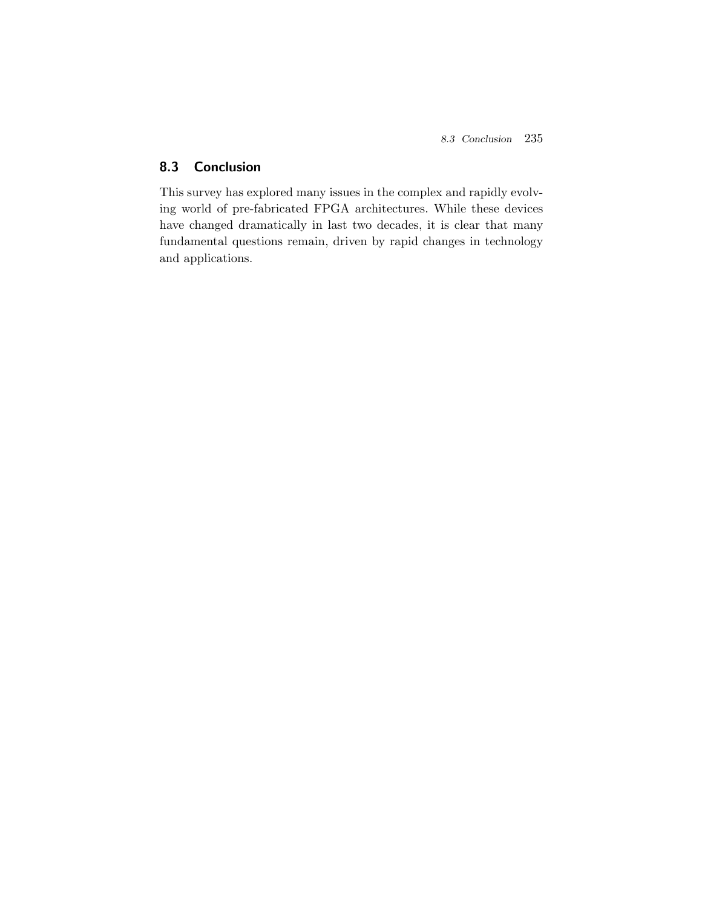## 8.3 Conclusion

This survey has explored many issues in the complex and rapidly evolving world of pre-fabricated FPGA architectures. While these devices have changed dramatically in last two decades, it is clear that many fundamental questions remain, driven by rapid changes in technology and applications.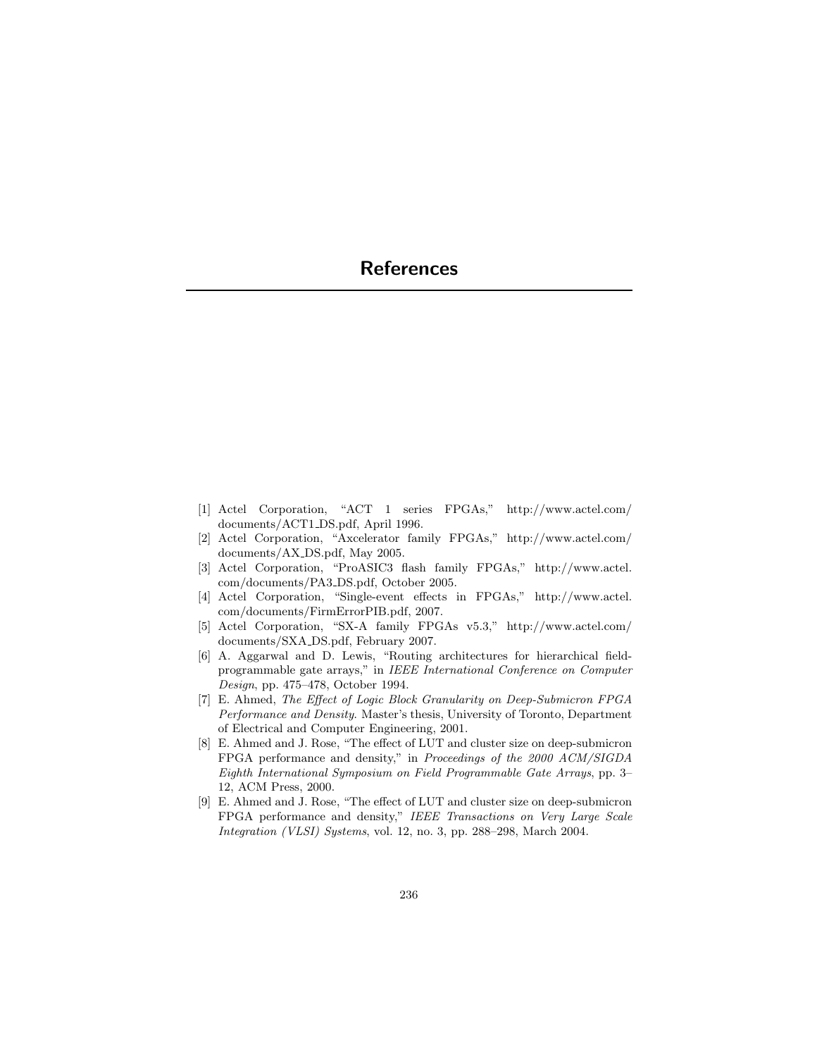# References

[1] Actel Corporation, "ACT 1 series FPGAs," http://www.actel.com/documents/ACT1_DS.pdf, April 1996.

[2] Actel Corporation, "Axcelerator family FPGAs," http://www.actel.com/documents/AX_DS.pdf, May 2005.

[3] Actel Corporation, "ProASIC3 flash family FPGAs," http://www.actel.com/documents/PA3_DS.pdf, October 2005.

[4] Actel Corporation, "Single-event effects in FPGAs," http://www.actel.com/documents/FirmErrorPIB.pdf, 2007.

[5] Actel Corporation, "SX-A family FPGAs v5.3," http://www.actel.com/documents/SXA_DS.pdf, February 2007.

[6] A. Aggarwal and D. Lewis, "Routing architectures for hierarchical field-programmable gate arrays," in *IEEE International Conference on Computer Design*, pp. 475–478, October 1994.

[7] E. Ahmed, *The Effect of Logic Block Granularity on Deep-Submicron FPGA Performance and Density*. Master's thesis, University of Toronto, Department of Electrical and Computer Engineering, 2001.

[8] E. Ahmed and J. Rose, "The effect of LUT and cluster size on deep-submicron FPGA performance and density," in *Proceedings of the 2000 ACM/SIGDA Eighth International Symposium on Field Programmable Gate Arrays*, pp. 3–12, ACM Press, 2000.

[9] E. Ahmed and J. Rose, "The effect of LUT and cluster size on deep-submicron FPGA performance and density," *IEEE Transactions on Very Large Scale Integration (VLSI) Systems*, vol. 12, no. 3, pp. 288–298, March 2004.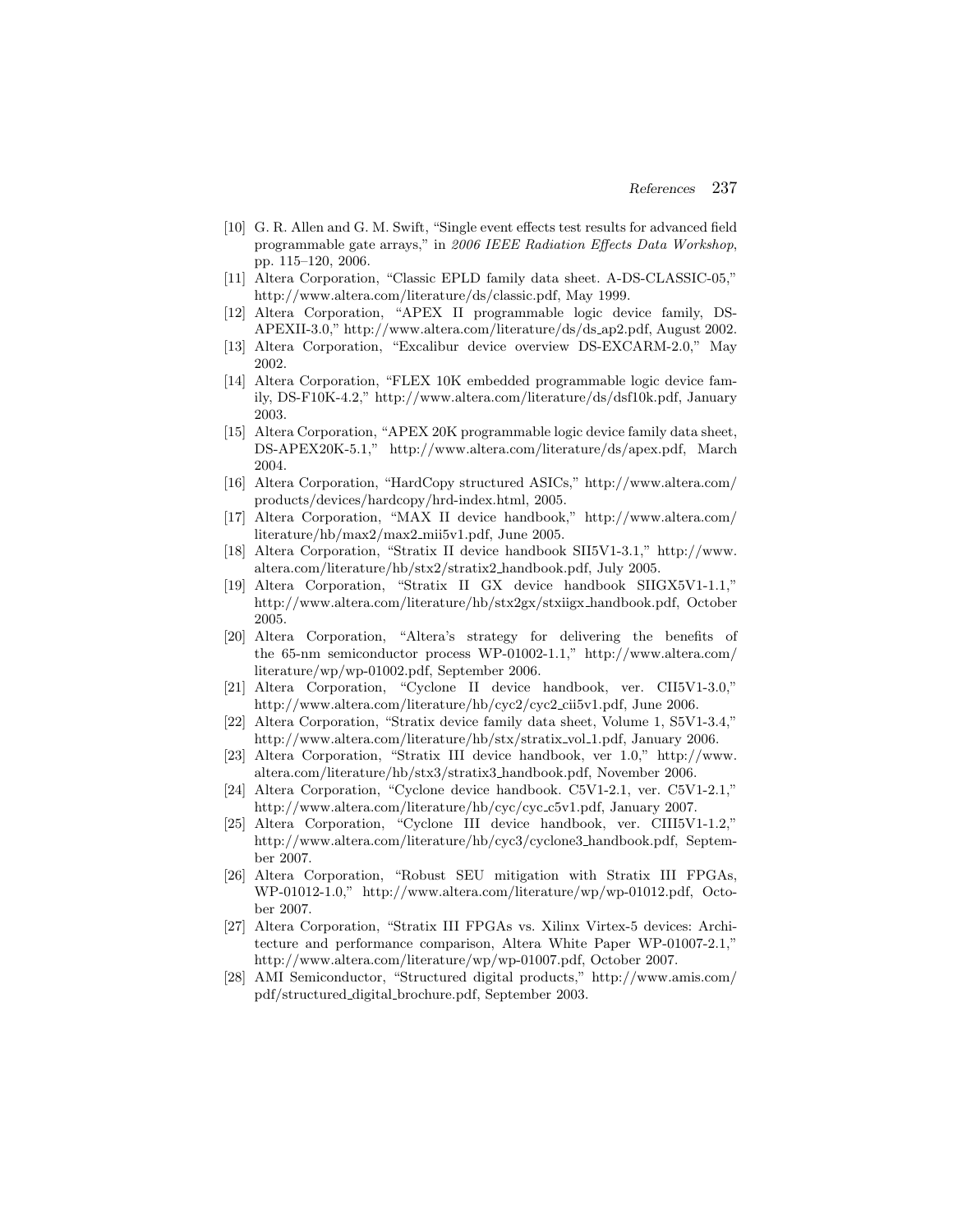[10] G. R. Allen and G. M. Swift, "Single event effects test results for advanced field programmable gate arrays," in *2006 IEEE Radiation Effects Data Workshop*, pp. 115–120, 2006.

[11] Altera Corporation, "Classic EPLD family data sheet. A-DS-CLASSIC-05," http://www.altera.com/literature/ds/classic.pdf, May 1999.

[12] Altera Corporation, "APEX II programmable logic device family, DS-APEXII-3.0," http://www.altera.com/literature/ds/ds_ap2.pdf, August 2002.

[13] Altera Corporation, "Excalibur device overview DS-EXCARM-2.0," May 2002.

[14] Altera Corporation, "FLEX 10K embedded programmable logic device family, DS-F10K-4.2," http://www.altera.com/literature/ds/dsf10k.pdf, January 2003.

[15] Altera Corporation, "APEX 20K programmable logic device family data sheet, DS-APEX20K-5.1," http://www.altera.com/literature/ds/apex.pdf, March 2004.

[16] Altera Corporation, "HardCopy structured ASICs," http://www.altera.com/products/devices/hardcopy/hrd-index.html, 2005.

[17] Altera Corporation, "MAX II device handbook," http://www.altera.com/literature/hb/max2/max2_mii5v1.pdf, June 2005.

[18] Altera Corporation, "Stratix II device handbook SII5V1-3.1," http://www.altera.com/literature/hb/stx2/stratix2_handbook.pdf, July 2005.

[19] Altera Corporation, "Stratix II GX device handbook SIIGX5V1-1.1," http://www.altera.com/literature/hb/stx2gx/stxiigx_handbook.pdf, October 2005.

[20] Altera Corporation, "Altera's strategy for delivering the benefits of the 65-nm semiconductor process WP-01002-1.1," http://www.altera.com/literature/wp/wp-01002.pdf, September 2006.

[21] Altera Corporation, "Cyclone II device handbook, ver. CII5V1-3.0," http://www.altera.com/literature/hb/cyc2/cyc2_cii5v1.pdf, June 2006.

[22] Altera Corporation, "Stratix device family data sheet, Volume 1, S5V1-3.4," http://www.altera.com/literature/hb/stx/stratix_vol_1.pdf, January 2006.

[23] Altera Corporation, "Stratix III device handbook, ver 1.0," http://www.altera.com/literature/hb/stx3/stratix3_handbook.pdf, November 2006.

[24] Altera Corporation, "Cyclone device handbook. C5V1-2.1, ver. C5V1-2.1," http://www.altera.com/literature/hb/cyc/cyc_c5v1.pdf, January 2007.

[25] Altera Corporation, "Cyclone III device handbook, ver. CIII5V1-1.2," http://www.altera.com/literature/hb/cyc3/cyclone3_handbook.pdf, September 2007.

[26] Altera Corporation, "Robust SEU mitigation with Stratix III FPGAs, WP-01012-1.0," http://www.altera.com/literature/wp/wp-01012.pdf, October 2007.

[27] Altera Corporation, "Stratix III FPGAs vs. Xilinx Virtex-5 devices: Architecture and performance comparison, Altera White Paper WP-01007-2.1," http://www.altera.com/literature/wp/wp-01007.pdf, October 2007.

[28] AMI Semiconductor, "Structured digital products," http://www.amis.com/pdf/structured_digital_brochure.pdf, September 2003.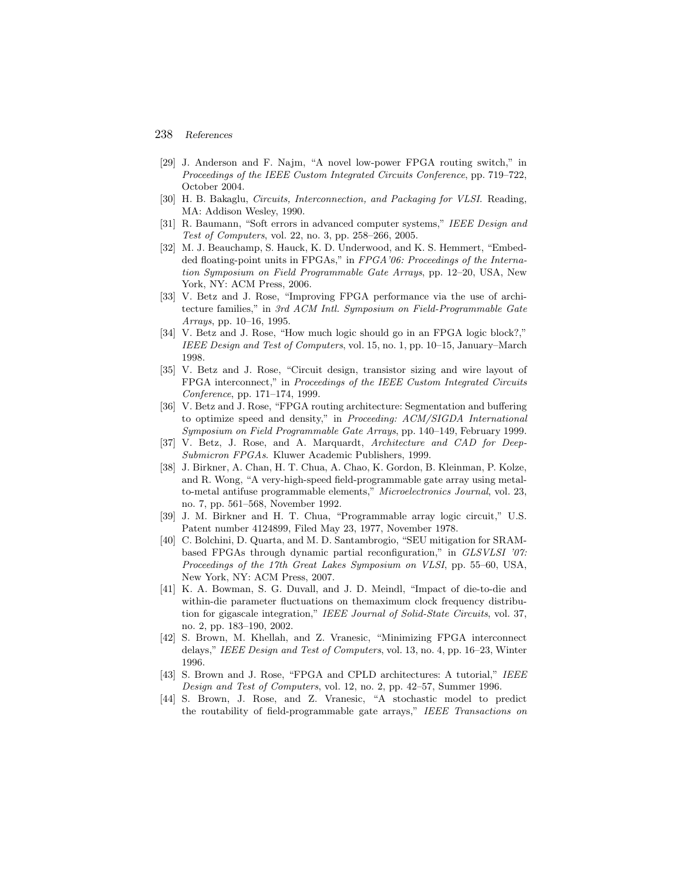[29] J. Anderson and F. Najm, "A novel low-power FPGA routing switch," in *Proceedings of the IEEE Custom Integrated Circuits Conference*, pp. 719–722, October 2004.

[30] H. B. Bakaglu, *Circuits, Interconnection, and Packaging for VLSI*. Reading, MA: Addison Wesley, 1990.

[31] R. Baumann, "Soft errors in advanced computer systems," *IEEE Design and Test of Computers*, vol. 22, no. 3, pp. 258–266, 2005.

[32] M. J. Beauchamp, S. Hauck, K. D. Underwood, and K. S. Hemmert, "Embedded floating-point units in FPGAs," in *FPGA'06: Proceedings of the Internation Symposium on Field Programmable Gate Arrays*, pp. 12–20, USA, New York, NY: ACM Press, 2006.

[33] V. Betz and J. Rose, "Improving FPGA performance via the use of architecture families," in *3rd ACM Intl. Symposium on Field-Programmable Gate Arrays*, pp. 10–16, 1995.

[34] V. Betz and J. Rose, "How much logic should go in an FPGA logic block?," *IEEE Design and Test of Computers*, vol. 15, no. 1, pp. 10–15, January–March 1998.

[35] V. Betz and J. Rose, "Circuit design, transistor sizing and wire layout of FPGA interconnect," in *Proceedings of the IEEE Custom Integrated Circuits Conference*, pp. 171–174, 1999.

[36] V. Betz and J. Rose, "FPGA routing architecture: Segmentation and buffering to optimize speed and density," in *Proceeding: ACM/SIGDA International Symposium on Field Programmable Gate Arrays*, pp. 140–149, February 1999.

[37] V. Betz, J. Rose, and A. Marquardt, *Architecture and CAD for Deep-Submicron FPGAs*. Kluwer Academic Publishers, 1999.

[38] J. Birkner, A. Chan, H. T. Chua, A. Chao, K. Gordon, B. Kleinman, P. Kolze, and R. Wong, "A very-high-speed field-programmable gate array using metal-to-metal antifuse programmable elements," *Microelectronics Journal*, vol. 23, no. 7, pp. 561–568, November 1992.

[39] J. M. Birkner and H. T. Chua, "Programmable array logic circuit," U.S. Patent number 4124899, Filed May 23, 1977, November 1978.

[40] C. Bolchini, D. Quarta, and M. D. Santambrogio, "SEU mitigation for SRAM-based FPGAs through dynamic partial reconfiguration," in *GLSVLSI '07: Proceedings of the 17th Great Lakes Symposium on VLSI*, pp. 55–60, USA, New York, NY: ACM Press, 2007.

[41] K. A. Bowman, S. G. Duvall, and J. D. Meindl, "Impact of die-to-die and within-die parameter fluctuations on themaximum clock frequency distribution for gigascale integration," *IEEE Journal of Solid-State Circuits*, vol. 37, no. 2, pp. 183–190, 2002.

[42] S. Brown, M. Khellah, and Z. Vranesic, "Minimizing FPGA interconnect delays," *IEEE Design and Test of Computers*, vol. 13, no. 4, pp. 16–23, Winter 1996.

[43] S. Brown and J. Rose, "FPGA and CPLD architectures: A tutorial," *IEEE Design and Test of Computers*, vol. 12, no. 2, pp. 42–57, Summer 1996.

[44] S. Brown, J. Rose, and Z. Vranesic, "A stochastic model to predict the routability of field-programmable gate arrays," *IEEE Transactions on*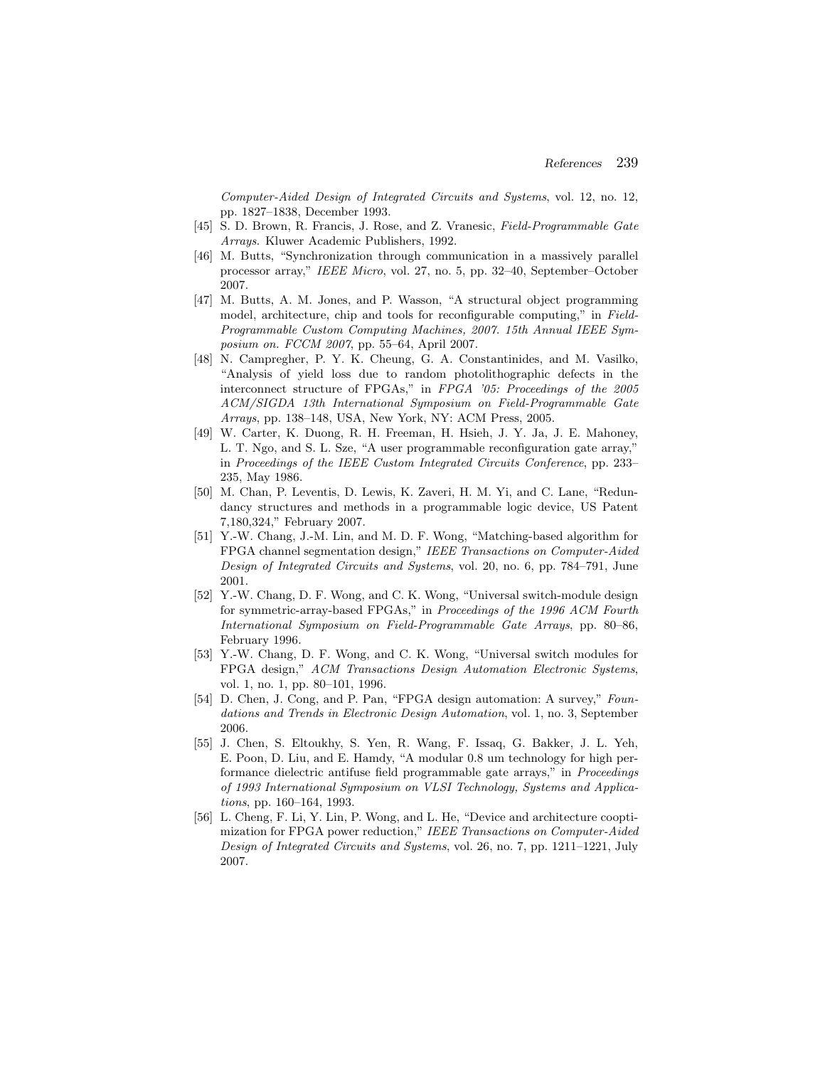*Computer-Aided Design of Integrated Circuits and Systems*, vol. 12, no. 12, pp. 1827–1838, December 1993.

[45] S. D. Brown, R. Francis, J. Rose, and Z. Vranesic, *Field-Programmable Gate Arrays.* Kluwer Academic Publishers, 1992.

[46] M. Butts, "Synchronization through communication in a massively parallel processor array," *IEEE Micro*, vol. 27, no. 5, pp. 32–40, September–October 2007.

[47] M. Butts, A. M. Jones, and P. Wasson, "A structural object programming model, architecture, chip and tools for reconfigurable computing," in *Field-Programmable Custom Computing Machines, 2007. 15th Annual IEEE Symposium on. FCCM 2007*, pp. 55–64, April 2007.

[48] N. Campregher, P. Y. K. Cheung, G. A. Constantinides, and M. Vasilko, "Analysis of yield loss due to random photolithographic defects in the interconnect structure of FPGAs," in *FPGA '05: Proceedings of the 2005 ACM/SIGDA 13th International Symposium on Field-Programmable Gate Arrays*, pp. 138–148, USA, New York, NY: ACM Press, 2005.

[49] W. Carter, K. Duong, R. H. Freeman, H. Hsieh, J. Y. Ja, J. E. Mahoney, L. T. Ngo, and S. L. Sze, "A user programmable reconfiguration gate array," in *Proceedings of the IEEE Custom Integrated Circuits Conference*, pp. 233–235, May 1986.

[50] M. Chan, P. Leventis, D. Lewis, K. Zaveri, H. M. Yi, and C. Lane, "Redundancy structures and methods in a programmable logic device, US Patent 7,180,324," February 2007.

[51] Y.-W. Chang, J.-M. Lin, and M. D. F. Wong, "Matching-based algorithm for FPGA channel segmentation design," *IEEE Transactions on Computer-Aided Design of Integrated Circuits and Systems*, vol. 20, no. 6, pp. 784–791, June 2001.

[52] Y.-W. Chang, D. F. Wong, and C. K. Wong, "Universal switch-module design for symmetric-array-based FPGAs," in *Proceedings of the 1996 ACM Fourth International Symposium on Field-Programmable Gate Arrays*, pp. 80–86, February 1996.

[53] Y.-W. Chang, D. F. Wong, and C. K. Wong, "Universal switch modules for FPGA design," *ACM Transactions Design Automation Electronic Systems*, vol. 1, no. 1, pp. 80–101, 1996.

[54] D. Chen, J. Cong, and P. Pan, "FPGA design automation: A survey," *Foundations and Trends in Electronic Design Automation*, vol. 1, no. 3, September 2006.

[55] J. Chen, S. Eltoukhy, S. Yen, R. Wang, F. Issaq, G. Bakker, J. L. Yeh, E. Poon, D. Liu, and E. Hamdy, "A modular 0.8 um technology for high performance dielectric antifuse field programmable gate arrays," in *Proceedings of 1993 International Symposium on VLSI Technology, Systems and Applications*, pp. 160–164, 1993.

[56] L. Cheng, F. Li, Y. Lin, P. Wong, and L. He, "Device and architecture cooptimization for FPGA power reduction," *IEEE Transactions on Computer-Aided Design of Integrated Circuits and Systems*, vol. 26, no. 7, pp. 1211–1221, July 2007.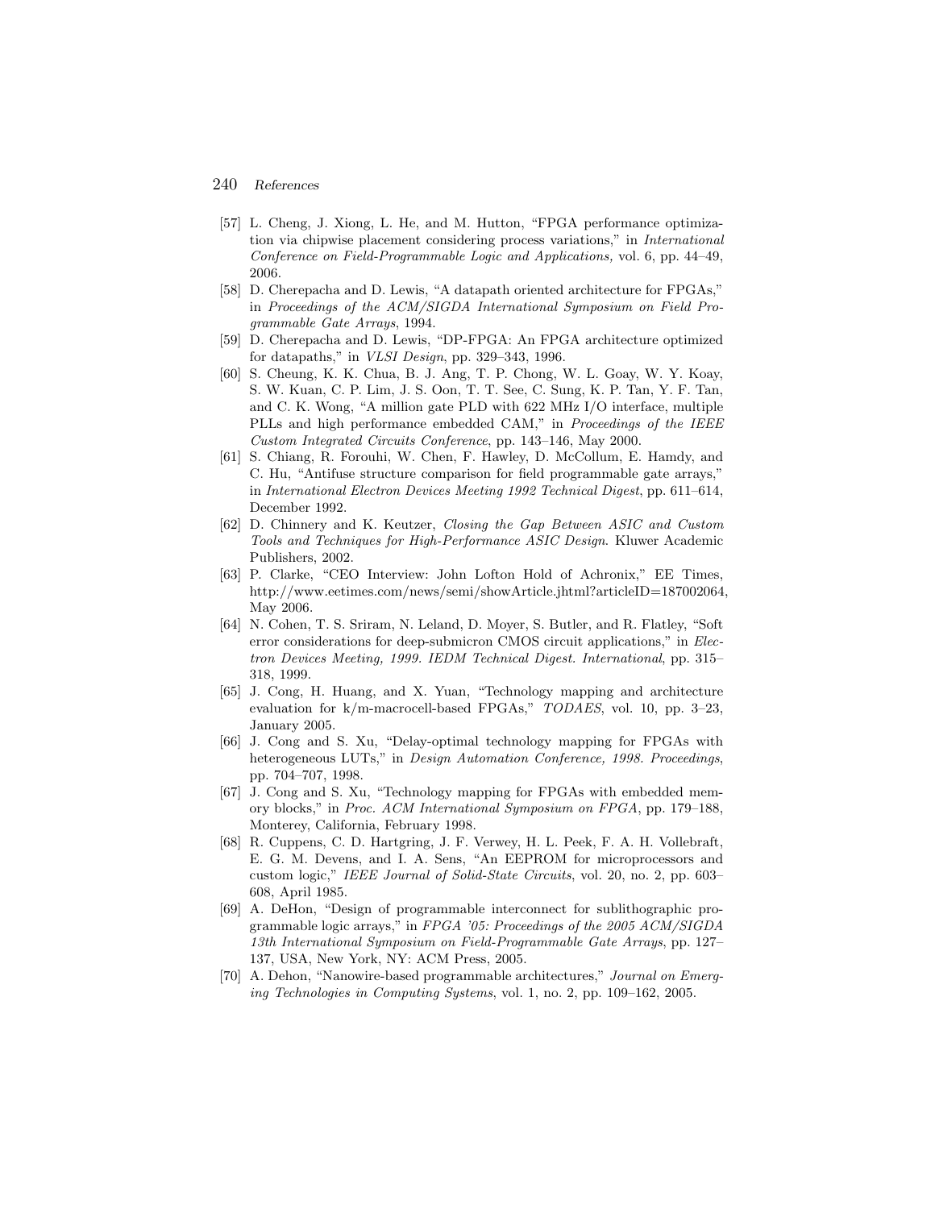[57] L. Cheng, J. Xiong, L. He, and M. Hutton, "FPGA performance optimization via chipwise placement considering process variations," in *International Conference on Field-Programmable Logic and Applications,* vol. 6, pp. 44–49, 2006.

[58] D. Cherepacha and D. Lewis, "A datapath oriented architecture for FPGAs," in *Proceedings of the ACM/SIGDA International Symposium on Field Programmable Gate Arrays*, 1994.

[59] D. Cherepacha and D. Lewis, "DP-FPGA: An FPGA architecture optimized for datapaths," in *VLSI Design*, pp. 329–343, 1996.

[60] S. Cheung, K. K. Chua, B. J. Ang, T. P. Chong, W. L. Goay, W. Y. Koay, S. W. Kuan, C. P. Lim, J. S. Oon, T. T. See, C. Sung, K. P. Tan, Y. F. Tan, and C. K. Wong, "A million gate PLD with 622 MHz I/O interface, multiple PLLs and high performance embedded CAM," in *Proceedings of the IEEE Custom Integrated Circuits Conference*, pp. 143–146, May 2000.

[61] S. Chiang, R. Forouhi, W. Chen, F. Hawley, D. McCollum, E. Hamdy, and C. Hu, "Antifuse structure comparison for field programmable gate arrays," in *International Electron Devices Meeting 1992 Technical Digest*, pp. 611–614, December 1992.

[62] D. Chinnery and K. Keutzer, *Closing the Gap Between ASIC and Custom Tools and Techniques for High-Performance ASIC Design*. Kluwer Academic Publishers, 2002.

[63] P. Clarke, "CEO Interview: John Lofton Hold of Achronix," EE Times, http://www.eetimes.com/news/semi/showArticle.jhtml?articleID=187002064, May 2006.

[64] N. Cohen, T. S. Sriram, N. Leland, D. Moyer, S. Butler, and R. Flatley, "Soft error considerations for deep-submicron CMOS circuit applications," in *Electron Devices Meeting, 1999. IEDM Technical Digest. International*, pp. 315–318, 1999.

[65] J. Cong, H. Huang, and X. Yuan, "Technology mapping and architecture evaluation for k/m-macrocell-based FPGAs," *TODAES*, vol. 10, pp. 3–23, January 2005.

[66] J. Cong and S. Xu, "Delay-optimal technology mapping for FPGAs with heterogeneous LUTs," in *Design Automation Conference, 1998. Proceedings*, pp. 704–707, 1998.

[67] J. Cong and S. Xu, "Technology mapping for FPGAs with embedded memory blocks," in *Proc. ACM International Symposium on FPGA*, pp. 179–188, Monterey, California, February 1998.

[68] R. Cuppens, C. D. Hartgring, J. F. Verwey, H. L. Peek, F. A. H. Vollebraft, E. G. M. Devens, and I. A. Sens, "An EEPROM for microprocessors and custom logic," *IEEE Journal of Solid-State Circuits*, vol. 20, no. 2, pp. 603–608, April 1985.

[69] A. DeHon, "Design of programmable interconnect for sublithographic programmable logic arrays," in *FPGA '05: Proceedings of the 2005 ACM/SIGDA 13th International Symposium on Field-Programmable Gate Arrays*, pp. 127–137, USA, New York, NY: ACM Press, 2005.

[70] A. Dehon, "Nanowire-based programmable architectures," *Journal on Emerging Technologies in Computing Systems*, vol. 1, no. 2, pp. 109–162, 2005.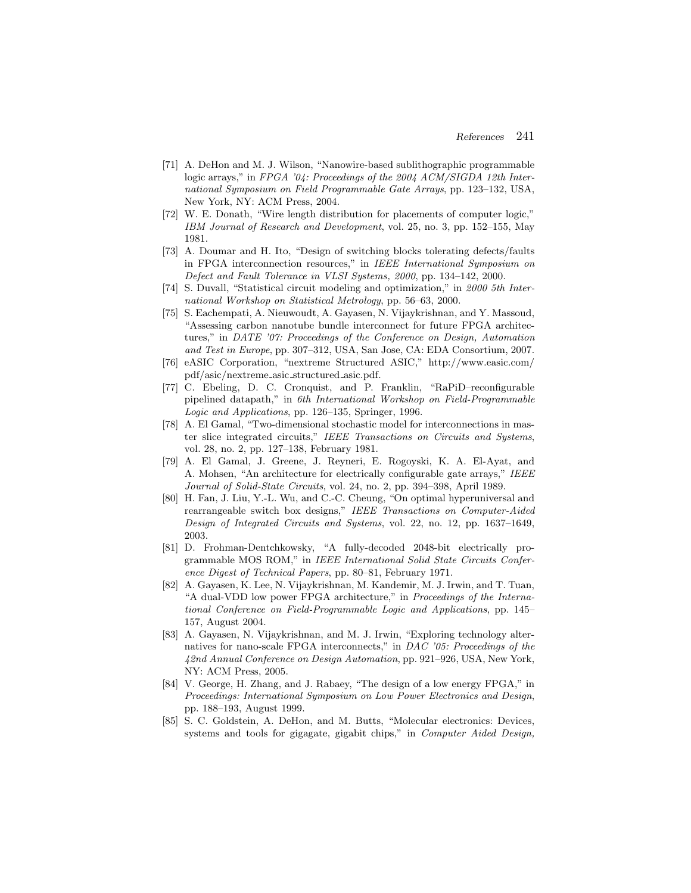[71] A. DeHon and M. J. Wilson, "Nanowire-based sublithographic programmable logic arrays," in *FPGA '04: Proceedings of the 2004 ACM/SIGDA 12th International Symposium on Field Programmable Gate Arrays*, pp. 123–132, USA, New York, NY: ACM Press, 2004.

[72] W. E. Donath, "Wire length distribution for placements of computer logic," *IBM Journal of Research and Development*, vol. 25, no. 3, pp. 152–155, May 1981.

[73] A. Doumar and H. Ito, "Design of switching blocks tolerating defects/faults in FPGA interconnection resources," in *IEEE International Symposium on Defect and Fault Tolerance in VLSI Systems, 2000*, pp. 134–142, 2000.

[74] S. Duvall, "Statistical circuit modeling and optimization," in *2000 5th International Workshop on Statistical Metrology*, pp. 56–63, 2000.

[75] S. Eachempati, A. Nieuwoudt, A. Gayasen, N. Vijaykrishnan, and Y. Massoud, "Assessing carbon nanotube bundle interconnect for future FPGA architectures," in *DATE '07: Proceedings of the Conference on Design, Automation and Test in Europe*, pp. 307–312, USA, San Jose, CA: EDA Consortium, 2007.

[76] eASIC Corporation, "nextreme Structured ASIC," http://www.easic.com/pdf/asic/nextreme_asic_structured_asic.pdf.

[77] C. Ebeling, D. C. Cronquist, and P. Franklin, "RaPiD–reconfigurable pipelined datapath," in *6th International Workshop on Field-Programmable Logic and Applications*, pp. 126–135, Springer, 1996.

[78] A. El Gamal, "Two-dimensional stochastic model for interconnections in master slice integrated circuits," *IEEE Transactions on Circuits and Systems*, vol. 28, no. 2, pp. 127–138, February 1981.

[79] A. El Gamal, J. Greene, J. Reyneri, E. Rogoyski, K. A. El-Ayat, and A. Mohsen, "An architecture for electrically configurable gate arrays," *IEEE Journal of Solid-State Circuits*, vol. 24, no. 2, pp. 394–398, April 1989.

[80] H. Fan, J. Liu, Y.-L. Wu, and C.-C. Cheung, "On optimal hyperuniversal and rearrangeable switch box designs," *IEEE Transactions on Computer-Aided Design of Integrated Circuits and Systems*, vol. 22, no. 12, pp. 1637–1649, 2003.

[81] D. Frohman-Dentchkowsky, "A fully-decoded 2048-bit electrically programmable MOS ROM," in *IEEE International Solid State Circuits Conference Digest of Technical Papers*, pp. 80–81, February 1971.

[82] A. Gayasen, K. Lee, N. Vijaykrishnan, M. Kandemir, M. J. Irwin, and T. Tuan, "A dual-VDD low power FPGA architecture," in *Proceedings of the International Conference on Field-Programmable Logic and Applications*, pp. 145–157, August 2004.

[83] A. Gayasen, N. Vijaykrishnan, and M. J. Irwin, "Exploring technology alternatives for nano-scale FPGA interconnects," in *DAC '05: Proceedings of the 42nd Annual Conference on Design Automation*, pp. 921–926, USA, New York, NY: ACM Press, 2005.

[84] V. George, H. Zhang, and J. Rabaey, "The design of a low energy FPGA," in *Proceedings: International Symposium on Low Power Electronics and Design*, pp. 188–193, August 1999.

[85] S. C. Goldstein, A. DeHon, and M. Butts, "Molecular electronics: Devices, systems and tools for gigagate, gigabit chips," in *Computer Aided Design,*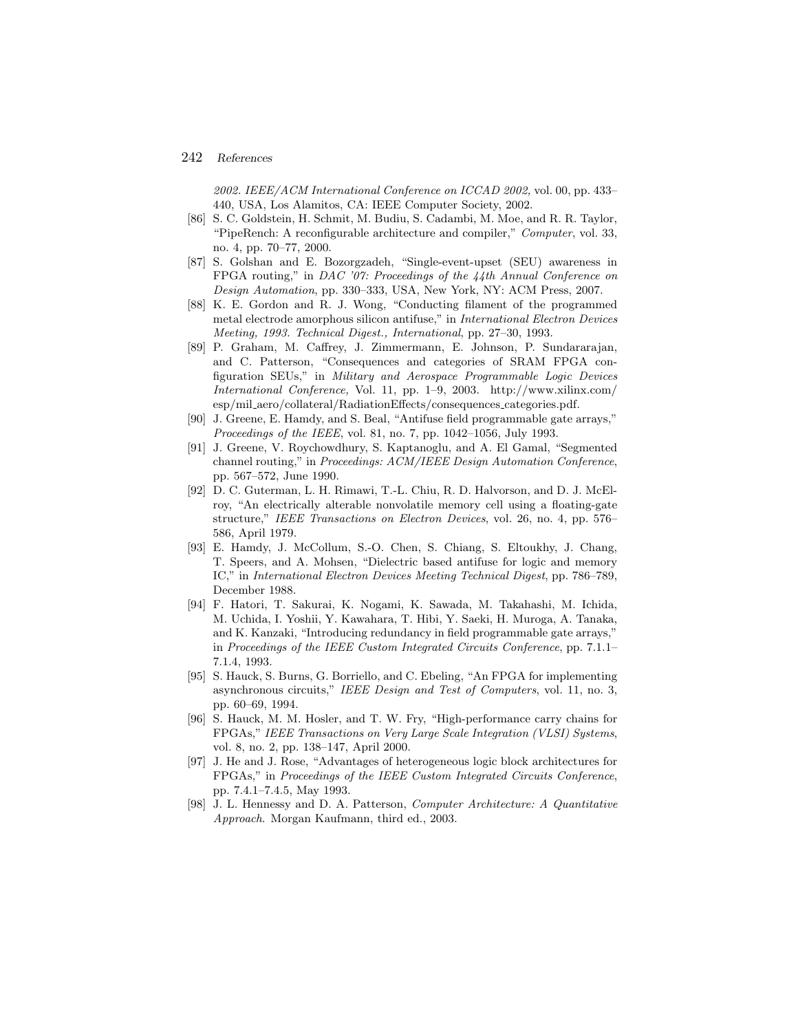*2002. IEEE/ACM International Conference on ICCAD 2002*, vol. 00, pp. 433–440, USA, Los Alamitos, CA: IEEE Computer Society, 2002.

[86] S. C. Goldstein, H. Schmit, M. Budiu, S. Cadambi, M. Moe, and R. R. Taylor, "PipeRench: A reconfigurable architecture and compiler," *Computer*, vol. 33, no. 4, pp. 70–77, 2000.

[87] S. Golshan and E. Bozorgzadeh, "Single-event-upset (SEU) awareness in FPGA routing," in *DAC '07: Proceedings of the 44th Annual Conference on Design Automation*, pp. 330–333, USA, New York, NY: ACM Press, 2007.

[88] K. E. Gordon and R. J. Wong, "Conducting filament of the programmed metal electrode amorphous silicon antifuse," in *International Electron Devices Meeting, 1993. Technical Digest., International*, pp. 27–30, 1993.

[89] P. Graham, M. Caffrey, J. Zimmermann, E. Johnson, P. Sundararajan, and C. Patterson, "Consequences and categories of SRAM FPGA configuration SEUs," in *Military and Aerospace Programmable Logic Devices International Conference,* Vol. 11, pp. 1–9, 2003. http://www.xilinx.com/esp/mil_aero/collateral/RadiationEffects/consequences_categories.pdf.

[90] J. Greene, E. Hamdy, and S. Beal, "Antifuse field programmable gate arrays," *Proceedings of the IEEE*, vol. 81, no. 7, pp. 1042–1056, July 1993.

[91] J. Greene, V. Roychowdhury, S. Kaptanoglu, and A. El Gamal, "Segmented channel routing," in *Proceedings: ACM/IEEE Design Automation Conference*, pp. 567–572, June 1990.

[92] D. C. Guterman, L. H. Rimawi, T.-L. Chiu, R. D. Halvorson, and D. J. McElroy, "An electrically alterable nonvolatile memory cell using a floating-gate structure," *IEEE Transactions on Electron Devices*, vol. 26, no. 4, pp. 576–586, April 1979.

[93] E. Hamdy, J. McCollum, S.-O. Chen, S. Chiang, S. Eltoukhy, J. Chang, T. Speers, and A. Mohsen, "Dielectric based antifuse for logic and memory IC," in *International Electron Devices Meeting Technical Digest*, pp. 786–789, December 1988.

[94] F. Hatori, T. Sakurai, K. Nogami, K. Sawada, M. Takahashi, M. Ichida, M. Uchida, I. Yoshii, Y. Kawahara, T. Hibi, Y. Saeki, H. Muroga, A. Tanaka, and K. Kanzaki, "Introducing redundancy in field programmable gate arrays," in *Proceedings of the IEEE Custom Integrated Circuits Conference*, pp. 7.1.1–7.1.4, 1993.

[95] S. Hauck, S. Burns, G. Borriello, and C. Ebeling, "An FPGA for implementing asynchronous circuits," *IEEE Design and Test of Computers*, vol. 11, no. 3, pp. 60–69, 1994.

[96] S. Hauck, M. M. Hosler, and T. W. Fry, "High-performance carry chains for FPGAs," *IEEE Transactions on Very Large Scale Integration (VLSI) Systems*, vol. 8, no. 2, pp. 138–147, April 2000.

[97] J. He and J. Rose, "Advantages of heterogeneous logic block architectures for FPGAs," in *Proceedings of the IEEE Custom Integrated Circuits Conference*, pp. 7.4.1–7.4.5, May 1993.

[98] J. L. Hennessy and D. A. Patterson, *Computer Architecture: A Quantitative Approach*. Morgan Kaufmann, third ed., 2003.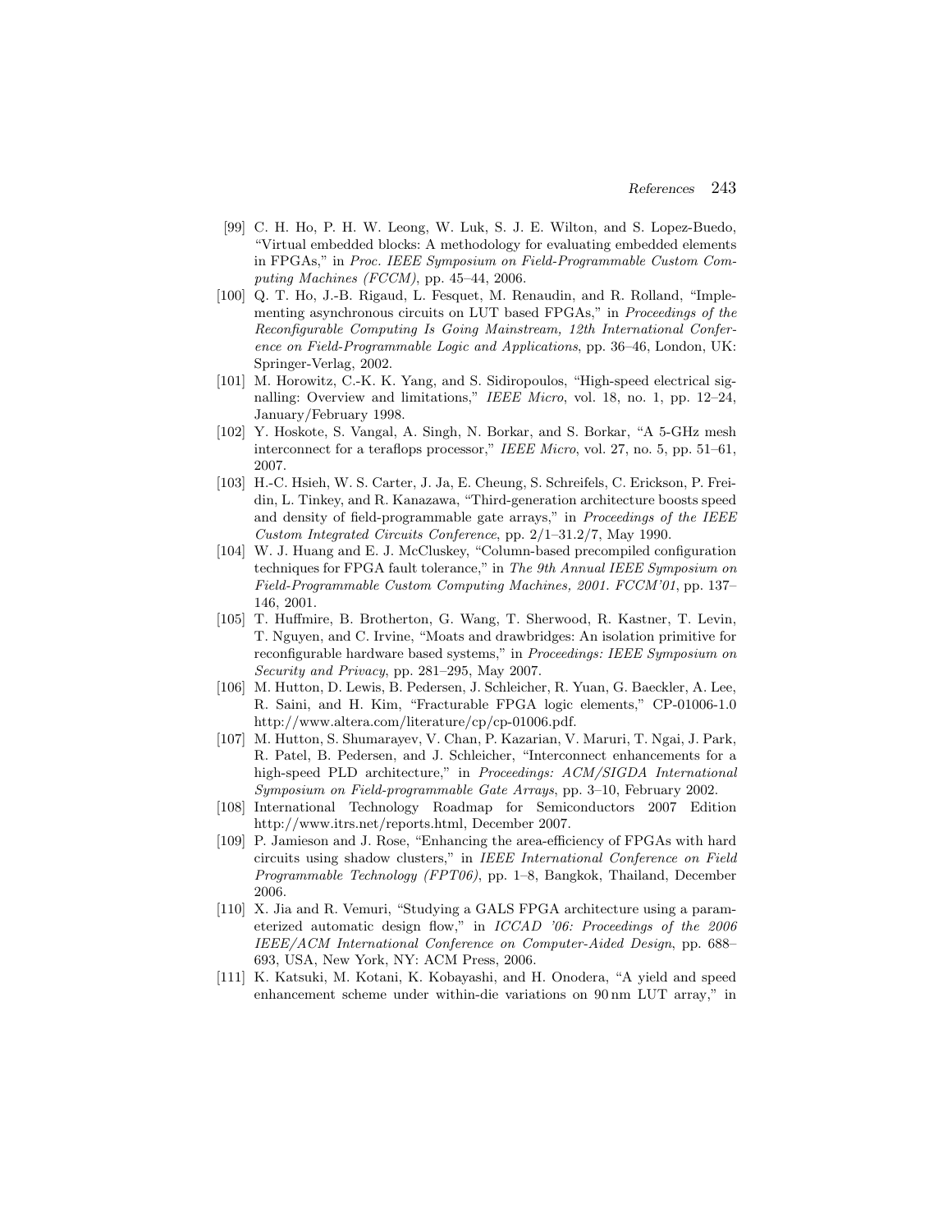[99] C. H. Ho, P. H. W. Leong, W. Luk, S. J. E. Wilton, and S. Lopez-Buedo, "Virtual embedded blocks: A methodology for evaluating embedded elements in FPGAs," in *Proc. IEEE Symposium on Field-Programmable Custom Computing Machines (FCCM)*, pp. 45–44, 2006.

[100] Q. T. Ho, J.-B. Rigaud, L. Fesquet, M. Renaudin, and R. Rolland, "Implementing asynchronous circuits on LUT based FPGAs," in *Proceedings of the Reconfigurable Computing Is Going Mainstream, 12th International Conference on Field-Programmable Logic and Applications*, pp. 36–46, London, UK: Springer-Verlag, 2002.

[101] M. Horowitz, C.-K. K. Yang, and S. Sidiropoulos, "High-speed electrical signalling: Overview and limitations," *IEEE Micro*, vol. 18, no. 1, pp. 12–24, January/February 1998.

[102] Y. Hoskote, S. Vangal, A. Singh, N. Borkar, and S. Borkar, "A 5-GHz mesh interconnect for a teraflops processor," *IEEE Micro*, vol. 27, no. 5, pp. 51–61, 2007.

[103] H.-C. Hsieh, W. S. Carter, J. Ja, E. Cheung, S. Schreifels, C. Erickson, P. Freidin, L. Tinkey, and R. Kanazawa, "Third-generation architecture boosts speed and density of field-programmable gate arrays," in *Proceedings of the IEEE Custom Integrated Circuits Conference*, pp. 2/1–31.2/7, May 1990.

[104] W. J. Huang and E. J. McCluskey, "Column-based precompiled configuration techniques for FPGA fault tolerance," in *The 9th Annual IEEE Symposium on Field-Programmable Custom Computing Machines, 2001. FCCM'01*, pp. 137–146, 2001.

[105] T. Huffmire, B. Brotherton, G. Wang, T. Sherwood, R. Kastner, T. Levin, T. Nguyen, and C. Irvine, "Moats and drawbridges: An isolation primitive for reconfigurable hardware based systems," in *Proceedings: IEEE Symposium on Security and Privacy*, pp. 281–295, May 2007.

[106] M. Hutton, D. Lewis, B. Pedersen, J. Schleicher, R. Yuan, G. Baeckler, A. Lee, R. Saini, and H. Kim, "Fracturable FPGA logic elements," CP-01006-1.0 http://www.altera.com/literature/cp/cp-01006.pdf.

[107] M. Hutton, S. Shumarayev, V. Chan, P. Kazarian, V. Maruri, T. Ngai, J. Park, R. Patel, B. Pedersen, and J. Schleicher, "Interconnect enhancements for a high-speed PLD architecture," in *Proceedings: ACM/SIGDA International Symposium on Field-programmable Gate Arrays*, pp. 3–10, February 2002.

[108] International Technology Roadmap for Semiconductors 2007 Edition http://www.itrs.net/reports.html, December 2007.

[109] P. Jamieson and J. Rose, "Enhancing the area-efficiency of FPGAs with hard circuits using shadow clusters," in *IEEE International Conference on Field Programmable Technology (FPT06)*, pp. 1–8, Bangkok, Thailand, December 2006.

[110] X. Jia and R. Vemuri, "Studying a GALS FPGA architecture using a parameterized automatic design flow," in *ICCAD '06: Proceedings of the 2006 IEEE/ACM International Conference on Computer-Aided Design*, pp. 688–693, USA, New York, NY: ACM Press, 2006.

[111] K. Katsuki, M. Kotani, K. Kobayashi, and H. Onodera, "A yield and speed enhancement scheme under within-die variations on 90 nm LUT array," in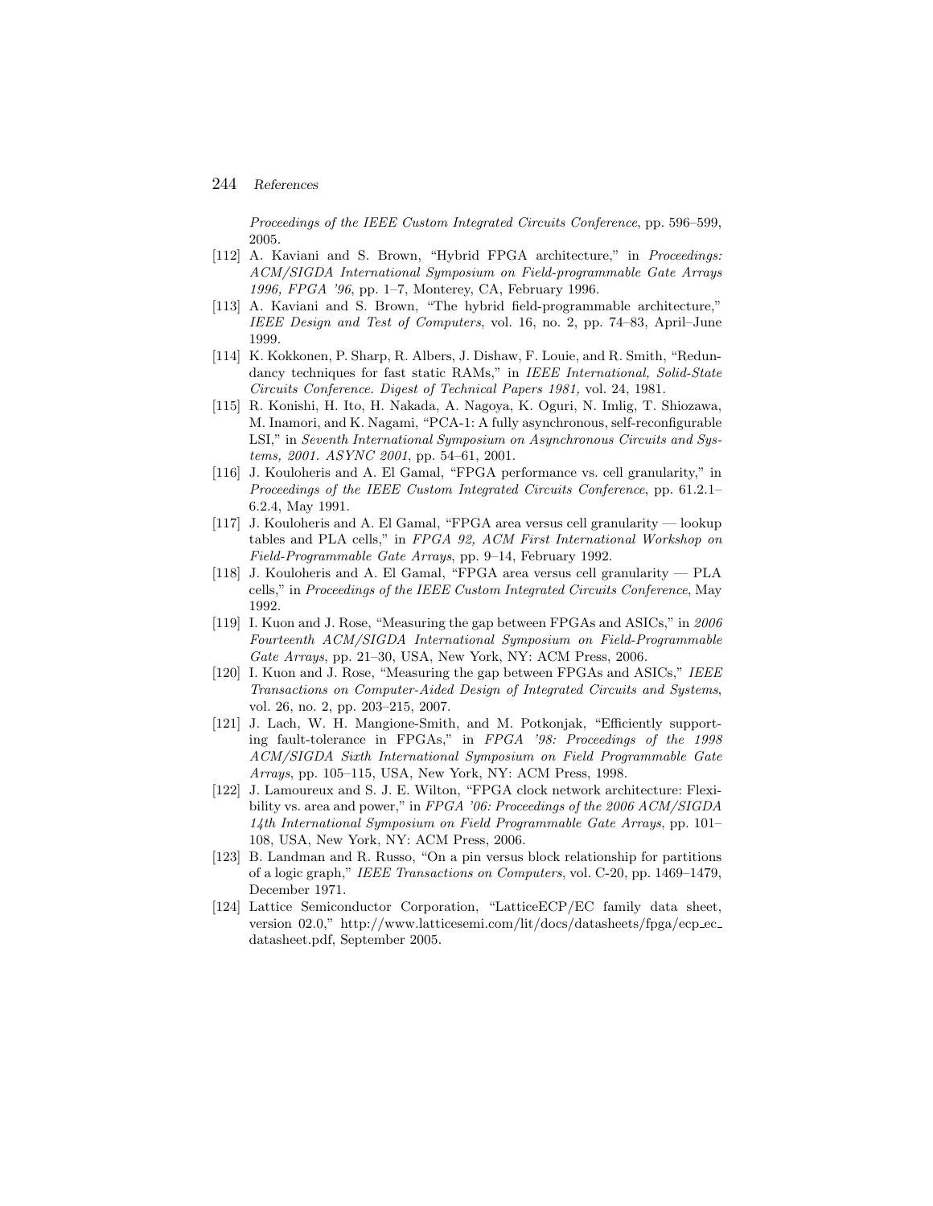*Proceedings of the IEEE Custom Integrated Circuits Conference*, pp. 596–599, 2005.

[112] A. Kaviani and S. Brown, "Hybrid FPGA architecture," in *Proceedings: ACM/SIGDA International Symposium on Field-programmable Gate Arrays 1996, FPGA '96*, pp. 1–7, Monterey, CA, February 1996.

[113] A. Kaviani and S. Brown, "The hybrid field-programmable architecture," *IEEE Design and Test of Computers*, vol. 16, no. 2, pp. 74–83, April–June 1999.

[114] K. Kokkonen, P. Sharp, R. Albers, J. Dishaw, F. Louie, and R. Smith, "Redundancy techniques for fast static RAMs," in *IEEE International, Solid-State Circuits Conference. Digest of Technical Papers 1981,* vol. 24, 1981.

[115] R. Konishi, H. Ito, H. Nakada, A. Nagoya, K. Oguri, N. Imlig, T. Shiozawa, M. Inamori, and K. Nagami, "PCA-1: A fully asynchronous, self-reconfigurable LSI," in *Seventh International Symposium on Asynchronous Circuits and Systems, 2001. ASYNC 2001*, pp. 54–61, 2001.

[116] J. Kouloheris and A. El Gamal, "FPGA performance vs. cell granularity," in *Proceedings of the IEEE Custom Integrated Circuits Conference*, pp. 61.2.1–6.2.4, May 1991.

[117] J. Kouloheris and A. El Gamal, "FPGA area versus cell granularity — lookup tables and PLA cells," in *FPGA 92, ACM First International Workshop on Field-Programmable Gate Arrays*, pp. 9–14, February 1992.

[118] J. Kouloheris and A. El Gamal, "FPGA area versus cell granularity — PLA cells," in *Proceedings of the IEEE Custom Integrated Circuits Conference*, May 1992.

[119] I. Kuon and J. Rose, "Measuring the gap between FPGAs and ASICs," in *2006 Fourteenth ACM/SIGDA International Symposium on Field-Programmable Gate Arrays*, pp. 21–30, USA, New York, NY: ACM Press, 2006.

[120] I. Kuon and J. Rose, "Measuring the gap between FPGAs and ASICs," *IEEE Transactions on Computer-Aided Design of Integrated Circuits and Systems*, vol. 26, no. 2, pp. 203–215, 2007.

[121] J. Lach, W. H. Mangione-Smith, and M. Potkonjak, "Efficiently supporting fault-tolerance in FPGAs," in *FPGA '98: Proceedings of the 1998 ACM/SIGDA Sixth International Symposium on Field Programmable Gate Arrays*, pp. 105–115, USA, New York, NY: ACM Press, 1998.

[122] J. Lamoureux and S. J. E. Wilton, "FPGA clock network architecture: Flexibility vs. area and power," in *FPGA '06: Proceedings of the 2006 ACM/SIGDA 14th International Symposium on Field Programmable Gate Arrays*, pp. 101–108, USA, New York, NY: ACM Press, 2006.

[123] B. Landman and R. Russo, "On a pin versus block relationship for partitions of a logic graph," *IEEE Transactions on Computers*, vol. C-20, pp. 1469–1479, December 1971.

[124] Lattice Semiconductor Corporation, "LatticeECP/EC family data sheet, version 02.0," http://www.latticesemi.com/lit/docs/datasheets/fpga/ecp_ec_datasheet.pdf, September 2005.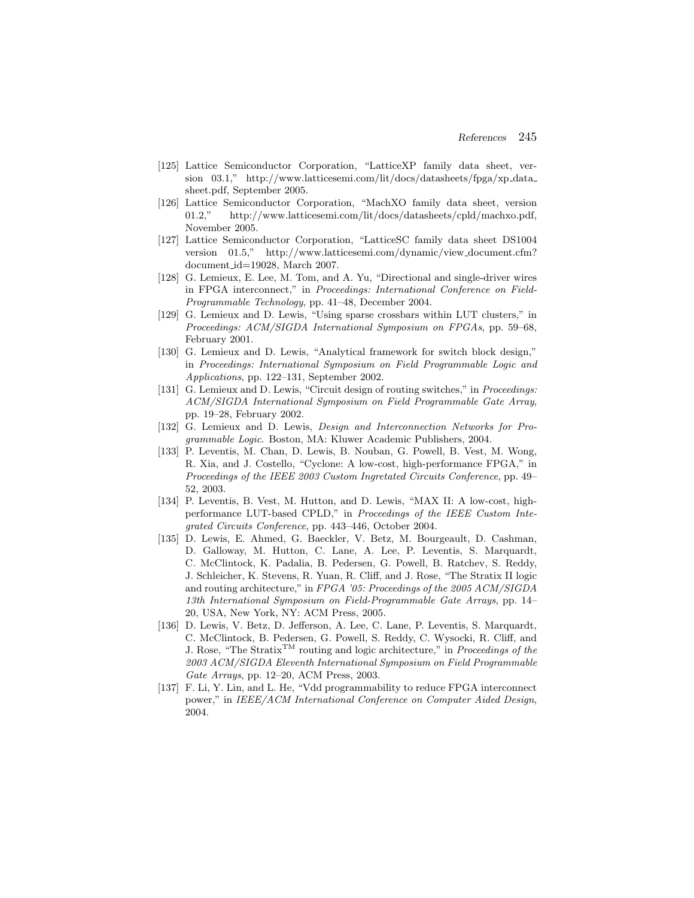[125] Lattice Semiconductor Corporation, "LatticeXP family data sheet, version 03.1," http://www.latticesemi.com/lit/docs/datasheets/fpga/xp_data_sheet.pdf, September 2005.

[126] Lattice Semiconductor Corporation, "MachXO family data sheet, version 01.2," http://www.latticesemi.com/lit/docs/datasheets/cpld/machxo.pdf, November 2005.

[127] Lattice Semiconductor Corporation, "LatticeSC family data sheet DS1004 version 01.5," http://www.latticesemi.com/dynamic/view_document.cfm?document_id=19028, March 2007.

[128] G. Lemieux, E. Lee, M. Tom, and A. Yu, "Directional and single-driver wires in FPGA interconnect," in *Proceedings: International Conference on Field-Programmable Technology*, pp. 41–48, December 2004.

[129] G. Lemieux and D. Lewis, "Using sparse crossbars within LUT clusters," in *Proceedings: ACM/SIGDA International Symposium on FPGAs*, pp. 59–68, February 2001.

[130] G. Lemieux and D. Lewis, "Analytical framework for switch block design," in *Proceedings: International Symposium on Field Programmable Logic and Applications*, pp. 122–131, September 2002.

[131] G. Lemieux and D. Lewis, "Circuit design of routing switches," in *Proceedings: ACM/SIGDA International Symposium on Field Programmable Gate Array*, pp. 19–28, February 2002.

[132] G. Lemieux and D. Lewis, *Design and Interconnection Networks for Programmable Logic*. Boston, MA: Kluwer Academic Publishers, 2004.

[133] P. Leventis, M. Chan, D. Lewis, B. Nouban, G. Powell, B. Vest, M. Wong, R. Xia, and J. Costello, "Cyclone: A low-cost, high-performance FPGA," in *Proceedings of the IEEE 2003 Custom Ingretated Circuits Conference*, pp. 49–52, 2003.

[134] P. Leventis, B. Vest, M. Hutton, and D. Lewis, "MAX II: A low-cost, high-performance LUT-based CPLD," in *Proceedings of the IEEE Custom Integrated Circuits Conference*, pp. 443–446, October 2004.

[135] D. Lewis, E. Ahmed, G. Baeckler, V. Betz, M. Bourgeault, D. Cashman, D. Galloway, M. Hutton, C. Lane, A. Lee, P. Leventis, S. Marquardt, C. McClintock, K. Padalia, B. Pedersen, G. Powell, B. Ratchev, S. Reddy, J. Schleicher, K. Stevens, R. Yuan, R. Cliff, and J. Rose, "The Stratix II logic and routing architecture," in *FPGA '05: Proceedings of the 2005 ACM/SIGDA 13th International Symposium on Field-Programmable Gate Arrays*, pp. 14–20, USA, New York, NY: ACM Press, 2005.

[136] D. Lewis, V. Betz, D. Jefferson, A. Lee, C. Lane, P. Leventis, S. Marquardt, C. McClintock, B. Pedersen, G. Powell, S. Reddy, C. Wysocki, R. Cliff, and J. Rose, "The Stratix™ routing and logic architecture," in *Proceedings of the 2003 ACM/SIGDA Eleventh International Symposium on Field Programmable Gate Arrays*, pp. 12–20, ACM Press, 2003.

[137] F. Li, Y. Lin, and L. He, "Vdd programmability to reduce FPGA interconnect power," in *IEEE/ACM International Conference on Computer Aided Design*, 2004.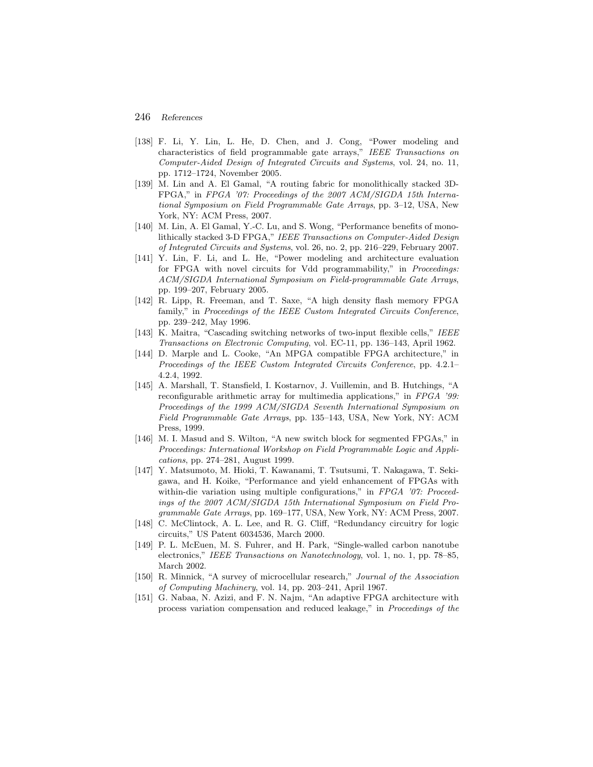[138] F. Li, Y. Lin, L. He, D. Chen, and J. Cong, "Power modeling and characteristics of field programmable gate arrays," *IEEE Transactions on Computer-Aided Design of Integrated Circuits and Systems*, vol. 24, no. 11, pp. 1712–1724, November 2005.

[139] M. Lin and A. El Gamal, "A routing fabric for monolithically stacked 3D-FPGA," in *FPGA '07: Proceedings of the 2007 ACM/SIGDA 15th International Symposium on Field Programmable Gate Arrays*, pp. 3–12, USA, New York, NY: ACM Press, 2007.

[140] M. Lin, A. El Gamal, Y.-C. Lu, and S. Wong, "Performance benefits of monolithically stacked 3-D FPGA," *IEEE Transactions on Computer-Aided Design of Integrated Circuits and Systems*, vol. 26, no. 2, pp. 216–229, February 2007.

[141] Y. Lin, F. Li, and L. He, "Power modeling and architecture evaluation for FPGA with novel circuits for Vdd programmability," in *Proceedings: ACM/SIGDA International Symposium on Field-programmable Gate Arrays*, pp. 199–207, February 2005.

[142] R. Lipp, R. Freeman, and T. Saxe, "A high density flash memory FPGA family," in *Proceedings of the IEEE Custom Integrated Circuits Conference*, pp. 239–242, May 1996.

[143] K. Maitra, "Cascading switching networks of two-input flexible cells," *IEEE Transactions on Electronic Computing*, vol. EC-11, pp. 136–143, April 1962.

[144] D. Marple and L. Cooke, "An MPGA compatible FPGA architecture," in *Proceedings of the IEEE Custom Integrated Circuits Conference*, pp. 4.2.1–4.2.4, 1992.

[145] A. Marshall, T. Stansfield, I. Kostarnov, J. Vuillemin, and B. Hutchings, "A reconfigurable arithmetic array for multimedia applications," in *FPGA '99: Proceedings of the 1999 ACM/SIGDA Seventh International Symposium on Field Programmable Gate Arrays*, pp. 135–143, USA, New York, NY: ACM Press, 1999.

[146] M. I. Masud and S. Wilton, "A new switch block for segmented FPGAs," in *Proceedings: International Workshop on Field Programmable Logic and Applications*, pp. 274–281, August 1999.

[147] Y. Matsumoto, M. Hioki, T. Kawanami, T. Tsutsumi, T. Nakagawa, T. Sekigawa, and H. Koike, "Performance and yield enhancement of FPGAs with within-die variation using multiple configurations," in *FPGA '07: Proceedings of the 2007 ACM/SIGDA 15th International Symposium on Field Programmable Gate Arrays*, pp. 169–177, USA, New York, NY: ACM Press, 2007.

[148] C. McClintock, A. L. Lee, and R. G. Cliff, "Redundancy circuitry for logic circuits," US Patent 6034536, March 2000.

[149] P. L. McEuen, M. S. Fuhrer, and H. Park, "Single-walled carbon nanotube electronics," *IEEE Transactions on Nanotechnology*, vol. 1, no. 1, pp. 78–85, March 2002.

[150] R. Minnick, "A survey of microcellular research," *Journal of the Association of Computing Machinery*, vol. 14, pp. 203–241, April 1967.

[151] G. Nabaa, N. Azizi, and F. N. Najm, "An adaptive FPGA architecture with process variation compensation and reduced leakage," in *Proceedings of the*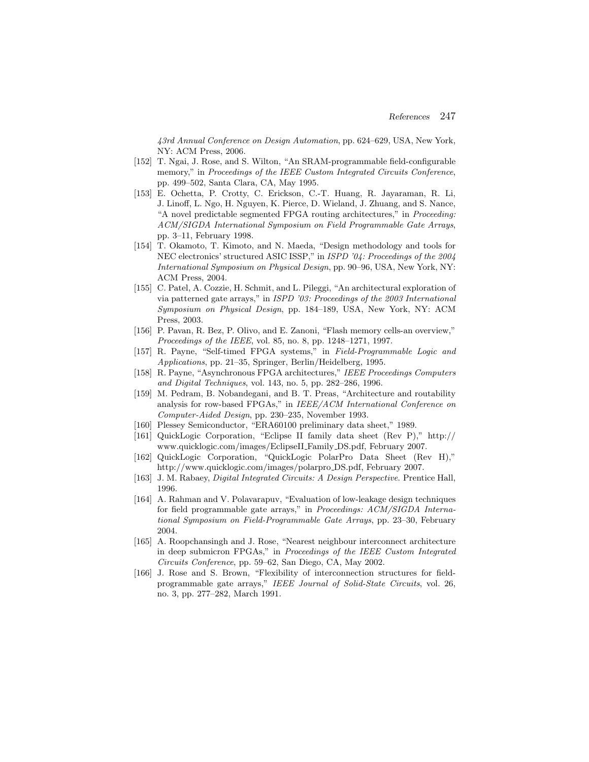*43rd Annual Conference on Design Automation*, pp. 624–629, USA, New York, NY: ACM Press, 2006.

[152] T. Ngai, J. Rose, and S. Wilton, "An SRAM-programmable field-configurable memory," in *Proceedings of the IEEE Custom Integrated Circuits Conference*, pp. 499–502, Santa Clara, CA, May 1995.

[153] E. Ochetta, P. Crotty, C. Erickson, C.-T. Huang, R. Jayaraman, R. Li, J. Linoff, L. Ngo, H. Nguyen, K. Pierce, D. Wieland, J. Zhuang, and S. Nance, "A novel predictable segmented FPGA routing architectures," in *Proceeding: ACM/SIGDA International Symposium on Field Programmable Gate Arrays*, pp. 3–11, February 1998.

[154] T. Okamoto, T. Kimoto, and N. Maeda, "Design methodology and tools for NEC electronics' structured ASIC ISSP," in *ISPD '04: Proceedings of the 2004 International Symposium on Physical Design*, pp. 90–96, USA, New York, NY: ACM Press, 2004.

[155] C. Patel, A. Cozzie, H. Schmit, and L. Pileggi, "An architectural exploration of via patterned gate arrays," in *ISPD '03: Proceedings of the 2003 International Symposium on Physical Design*, pp. 184–189, USA, New York, NY: ACM Press, 2003.

[156] P. Pavan, R. Bez, P. Olivo, and E. Zanoni, "Flash memory cells-an overview," *Proceedings of the IEEE*, vol. 85, no. 8, pp. 1248–1271, 1997.

[157] R. Payne, "Self-timed FPGA systems," in *Field-Programmable Logic and Applications*, pp. 21–35, Springer, Berlin/Heidelberg, 1995.

[158] R. Payne, "Asynchronous FPGA architectures," *IEEE Proceedings Computers and Digital Techniques*, vol. 143, no. 5, pp. 282–286, 1996.

[159] M. Pedram, B. Nobandegani, and B. T. Preas, "Architecture and routability analysis for row-based FPGAs," in *IEEE/ACM International Conference on Computer-Aided Design*, pp. 230–235, November 1993.

[160] Plessey Semiconductor, "ERA60100 preliminary data sheet," 1989.

[161] QuickLogic Corporation, "Eclipse II family data sheet (Rev P)," http://www.quicklogic.com/images/EclipseII_Family_DS.pdf, February 2007.

[162] QuickLogic Corporation, "QuickLogic PolarPro Data Sheet (Rev H)," http://www.quicklogic.com/images/polarpro_DS.pdf, February 2007.

[163] J. M. Rabaey, *Digital Integrated Circuits: A Design Perspective*. Prentice Hall, 1996.

[164] A. Rahman and V. Polavarapuv, "Evaluation of low-leakage design techniques for field programmable gate arrays," in *Proceedings: ACM/SIGDA International Symposium on Field-Programmable Gate Arrays*, pp. 23–30, February 2004.

[165] A. Roopchansingh and J. Rose, "Nearest neighbour interconnect architecture in deep submicron FPGAs," in *Proceedings of the IEEE Custom Integrated Circuits Conference*, pp. 59–62, San Diego, CA, May 2002.

[166] J. Rose and S. Brown, "Flexibility of interconnection structures for field-programmable gate arrays," *IEEE Journal of Solid-State Circuits*, vol. 26, no. 3, pp. 277–282, March 1991.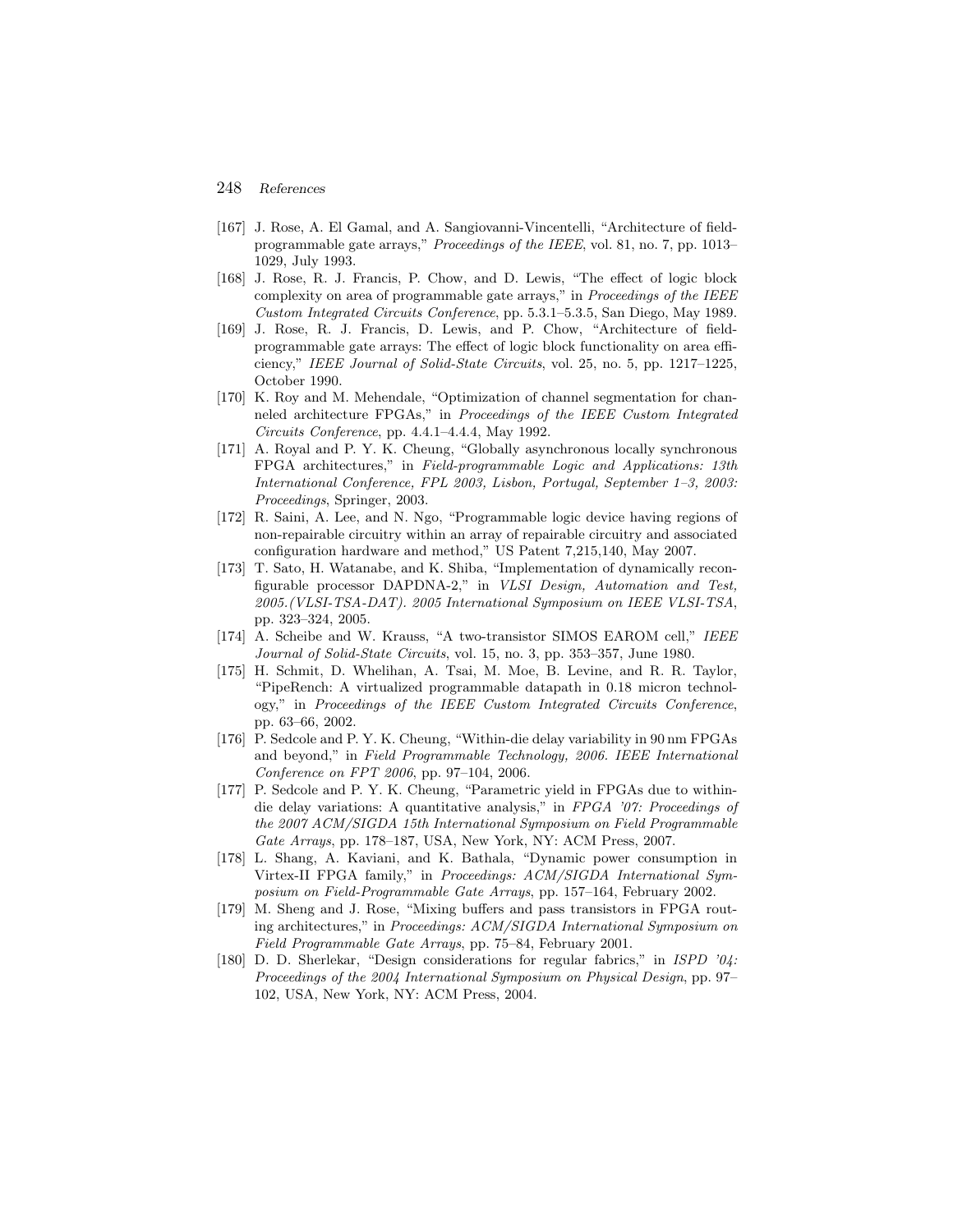[167] J. Rose, A. El Gamal, and A. Sangiovanni-Vincentelli, "Architecture of field-programmable gate arrays," *Proceedings of the IEEE*, vol. 81, no. 7, pp. 1013–1029, July 1993.

[168] J. Rose, R. J. Francis, P. Chow, and D. Lewis, "The effect of logic block complexity on area of programmable gate arrays," in *Proceedings of the IEEE Custom Integrated Circuits Conference*, pp. 5.3.1–5.3.5, San Diego, May 1989.

[169] J. Rose, R. J. Francis, D. Lewis, and P. Chow, "Architecture of field-programmable gate arrays: The effect of logic block functionality on area efficiency," *IEEE Journal of Solid-State Circuits*, vol. 25, no. 5, pp. 1217–1225, October 1990.

[170] K. Roy and M. Mehendale, "Optimization of channel segmentation for channeled architecture FPGAs," in *Proceedings of the IEEE Custom Integrated Circuits Conference*, pp. 4.4.1–4.4.4, May 1992.

[171] A. Royal and P. Y. K. Cheung, "Globally asynchronous locally synchronous FPGA architectures," in *Field-programmable Logic and Applications: 13th International Conference, FPL 2003, Lisbon, Portugal, September 1–3, 2003: Proceedings*, Springer, 2003.

[172] R. Saini, A. Lee, and N. Ngo, "Programmable logic device having regions of non-repairable circuitry within an array of repairable circuitry and associated configuration hardware and method," US Patent 7,215,140, May 2007.

[173] T. Sato, H. Watanabe, and K. Shiba, "Implementation of dynamically reconfigurable processor DAPDNA-2," in *VLSI Design, Automation and Test, 2005.(VLSI-TSA-DAT). 2005 International Symposium on IEEE VLSI-TSA*, pp. 323–324, 2005.

[174] A. Scheibe and W. Krauss, "A two-transistor SIMOS EAROM cell," *IEEE Journal of Solid-State Circuits*, vol. 15, no. 3, pp. 353–357, June 1980.

[175] H. Schmit, D. Whelihan, A. Tsai, M. Moe, B. Levine, and R. R. Taylor, "PipeRench: A virtualized programmable datapath in 0.18 micron technology," in *Proceedings of the IEEE Custom Integrated Circuits Conference*, pp. 63–66, 2002.

[176] P. Sedcole and P. Y. K. Cheung, "Within-die delay variability in 90 nm FPGAs and beyond," in *Field Programmable Technology, 2006. IEEE International Conference on FPT 2006*, pp. 97–104, 2006.

[177] P. Sedcole and P. Y. K. Cheung, "Parametric yield in FPGAs due to within-die delay variations: A quantitative analysis," in *FPGA '07: Proceedings of the 2007 ACM/SIGDA 15th International Symposium on Field Programmable Gate Arrays*, pp. 178–187, USA, New York, NY: ACM Press, 2007.

[178] L. Shang, A. Kaviani, and K. Bathala, "Dynamic power consumption in Virtex-II FPGA family," in *Proceedings: ACM/SIGDA International Symposium on Field-Programmable Gate Arrays*, pp. 157–164, February 2002.

[179] M. Sheng and J. Rose, "Mixing buffers and pass transistors in FPGA routing architectures," in *Proceedings: ACM/SIGDA International Symposium on Field Programmable Gate Arrays*, pp. 75–84, February 2001.

[180] D. D. Sherlekar, "Design considerations for regular fabrics," in *ISPD '04: Proceedings of the 2004 International Symposium on Physical Design*, pp. 97–102, USA, New York, NY: ACM Press, 2004.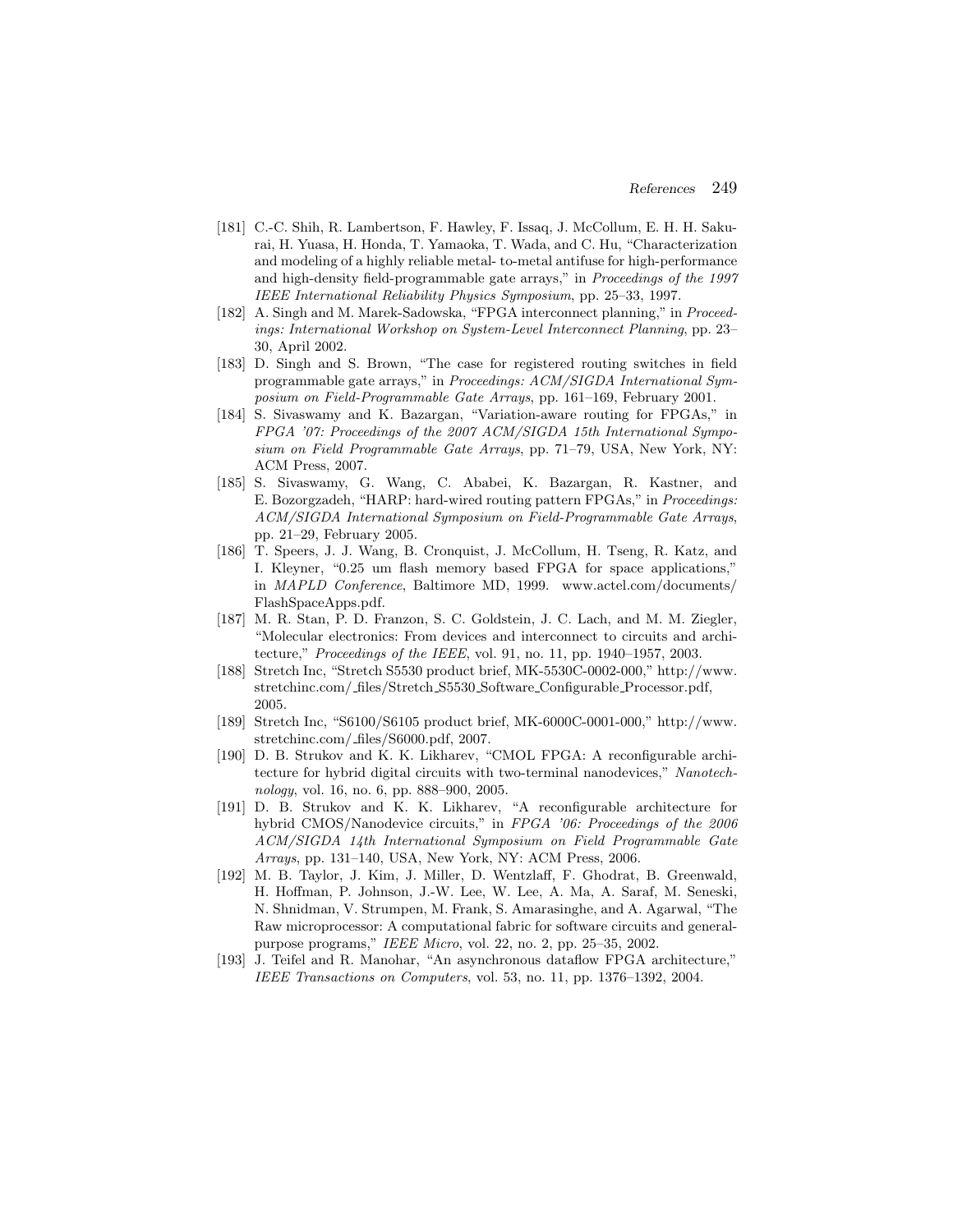[181] C.-C. Shih, R. Lambertson, F. Hawley, F. Issaq, J. McCollum, E. H. H. Sakurai, H. Yuasa, H. Honda, T. Yamaoka, T. Wada, and C. Hu, "Characterization and modeling of a highly reliable metal- to-metal antifuse for high-performance and high-density field-programmable gate arrays," in *Proceedings of the 1997 IEEE International Reliability Physics Symposium*, pp. 25–33, 1997.

[182] A. Singh and M. Marek-Sadowska, "FPGA interconnect planning," in *Proceedings: International Workshop on System-Level Interconnect Planning*, pp. 23–30, April 2002.

[183] D. Singh and S. Brown, "The case for registered routing switches in field programmable gate arrays," in *Proceedings: ACM/SIGDA International Symposium on Field-Programmable Gate Arrays*, pp. 161–169, February 2001.

[184] S. Sivaswamy and K. Bazargan, "Variation-aware routing for FPGAs," in *FPGA '07: Proceedings of the 2007 ACM/SIGDA 15th International Symposium on Field Programmable Gate Arrays*, pp. 71–79, USA, New York, NY: ACM Press, 2007.

[185] S. Sivaswamy, G. Wang, C. Ababei, K. Bazargan, R. Kastner, and E. Bozorgzadeh, "HARP: hard-wired routing pattern FPGAs," in *Proceedings: ACM/SIGDA International Symposium on Field-Programmable Gate Arrays*, pp. 21–29, February 2005.

[186] T. Speers, J. J. Wang, B. Cronquist, J. McCollum, H. Tseng, R. Katz, and I. Kleyner, "0.25 um flash memory based FPGA for space applications," in *MAPLD Conference*, Baltimore MD, 1999. www.actel.com/documents/FlashSpaceApps.pdf.

[187] M. R. Stan, P. D. Franzon, S. C. Goldstein, J. C. Lach, and M. M. Ziegler, "Molecular electronics: From devices and interconnect to circuits and architecture," *Proceedings of the IEEE*, vol. 91, no. 11, pp. 1940–1957, 2003.

[188] Stretch Inc, "Stretch S5530 product brief, MK-5530C-0002-000," http://www.stretchinc.com/_files/Stretch_S5530_Software_Configurable_Processor.pdf, 2005.

[189] Stretch Inc, "S6100/S6105 product brief, MK-6000C-0001-000," http://www.stretchinc.com/_files/S6000.pdf, 2007.

[190] D. B. Strukov and K. K. Likharev, "CMOL FPGA: A reconfigurable architecture for hybrid digital circuits with two-terminal nanodevices," *Nanotechnology*, vol. 16, no. 6, pp. 888–900, 2005.

[191] D. B. Strukov and K. K. Likharev, "A reconfigurable architecture for hybrid CMOS/Nanodevice circuits," in *FPGA '06: Proceedings of the 2006 ACM/SIGDA 14th International Symposium on Field Programmable Gate Arrays*, pp. 131–140, USA, New York, NY: ACM Press, 2006.

[192] M. B. Taylor, J. Kim, J. Miller, D. Wentzlaff, F. Ghodrat, B. Greenwald, H. Hoffman, P. Johnson, J.-W. Lee, W. Lee, A. Ma, A. Saraf, M. Seneski, N. Shnidman, V. Strumpen, M. Frank, S. Amarasinghe, and A. Agarwal, "The Raw microprocessor: A computational fabric for software circuits and general-purpose programs," *IEEE Micro*, vol. 22, no. 2, pp. 25–35, 2002.

[193] J. Teifel and R. Manohar, "An asynchronous dataflow FPGA architecture," *IEEE Transactions on Computers*, vol. 53, no. 11, pp. 1376–1392, 2004.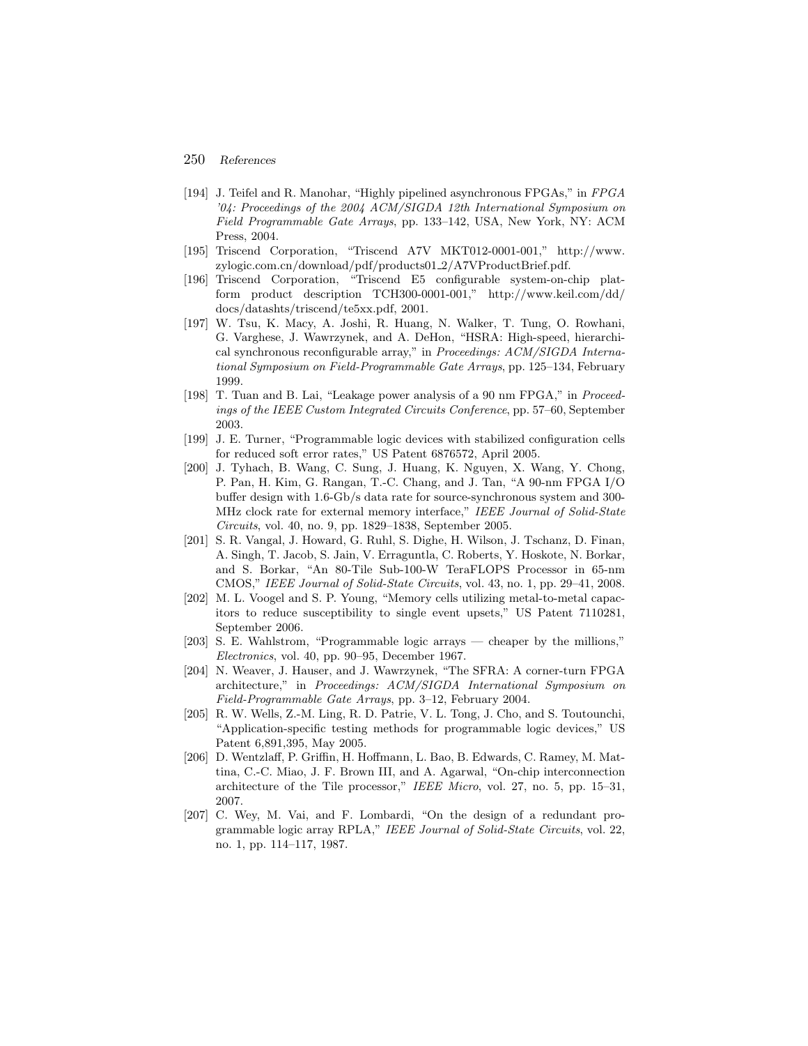- [194] J. Teifel and R. Manohar, "Highly pipelined asynchronous FPGAs," in *FPGA '04: Proceedings of the 2004 ACM/SIGDA 12th International Symposium on Field Programmable Gate Arrays*, pp. 133–142, USA, New York, NY: ACM Press, 2004.
- [195] Triscend Corporation, "Triscend A7V MKT012-0001-001," http://www.zylogic.com.cn/download/pdf/products01_2/A7VProductBrief.pdf.
- [196] Triscend Corporation, "Triscend E5 configurable system-on-chip platform product description TCH300-0001-001," http://www.keil.com/dd/docs/datashts/triscend/te5xx.pdf, 2001.
- [197] W. Tsu, K. Macy, A. Joshi, R. Huang, N. Walker, T. Tung, O. Rowhani, G. Varghese, J. Wawrzynek, and A. DeHon, "HSRA: High-speed, hierarchical synchronous reconfigurable array," in *Proceedings: ACM/SIGDA International Symposium on Field-Programmable Gate Arrays*, pp. 125–134, February 1999.
- [198] T. Tuan and B. Lai, "Leakage power analysis of a 90 nm FPGA," in *Proceedings of the IEEE Custom Integrated Circuits Conference*, pp. 57–60, September 2003.
- [199] J. E. Turner, "Programmable logic devices with stabilized configuration cells for reduced soft error rates," US Patent 6876572, April 2005.
- [200] J. Tyhach, B. Wang, C. Sung, J. Huang, K. Nguyen, X. Wang, Y. Chong, P. Pan, H. Kim, G. Rangan, T.-C. Chang, and J. Tan, "A 90-nm FPGA I/O buffer design with 1.6-Gb/s data rate for source-synchronous system and 300-MHz clock rate for external memory interface," *IEEE Journal of Solid-State Circuits*, vol. 40, no. 9, pp. 1829–1838, September 2005.
- [201] S. R. Vangal, J. Howard, G. Ruhl, S. Dighe, H. Wilson, J. Tschanz, D. Finan, A. Singh, T. Jacob, S. Jain, V. Erraguntla, C. Roberts, Y. Hoskote, N. Borkar, and S. Borkar, "An 80-Tile Sub-100-W TeraFLOPS Processor in 65-nm CMOS," *IEEE Journal of Solid-State Circuits*, vol. 43, no. 1, pp. 29–41, 2008.
- [202] M. L. Voogel and S. P. Young, "Memory cells utilizing metal-to-metal capacitors to reduce susceptibility to single event upsets," US Patent 7110281, September 2006.
- [203] S. E. Wahlstrom, "Programmable logic arrays — cheaper by the millions," *Electronics*, vol. 40, pp. 90–95, December 1967.
- [204] N. Weaver, J. Hauser, and J. Wawrzynek, "The SFRA: A corner-turn FPGA architecture," in *Proceedings: ACM/SIGDA International Symposium on Field-Programmable Gate Arrays*, pp. 3–12, February 2004.
- [205] R. W. Wells, Z.-M. Ling, R. D. Patrie, V. L. Tong, J. Cho, and S. Toutounchi, "Application-specific testing methods for programmable logic devices," US Patent 6,891,395, May 2005.
- [206] D. Wentzlaff, P. Griffin, H. Hoffmann, L. Bao, B. Edwards, C. Ramey, M. Mattina, C.-C. Miao, J. F. Brown III, and A. Agarwal, "On-chip interconnection architecture of the Tile processor," *IEEE Micro*, vol. 27, no. 5, pp. 15–31, 2007.
- [207] C. Wey, M. Vai, and F. Lombardi, "On the design of a redundant programmable logic array RPLA," *IEEE Journal of Solid-State Circuits*, vol. 22, no. 1, pp. 114–117, 1987.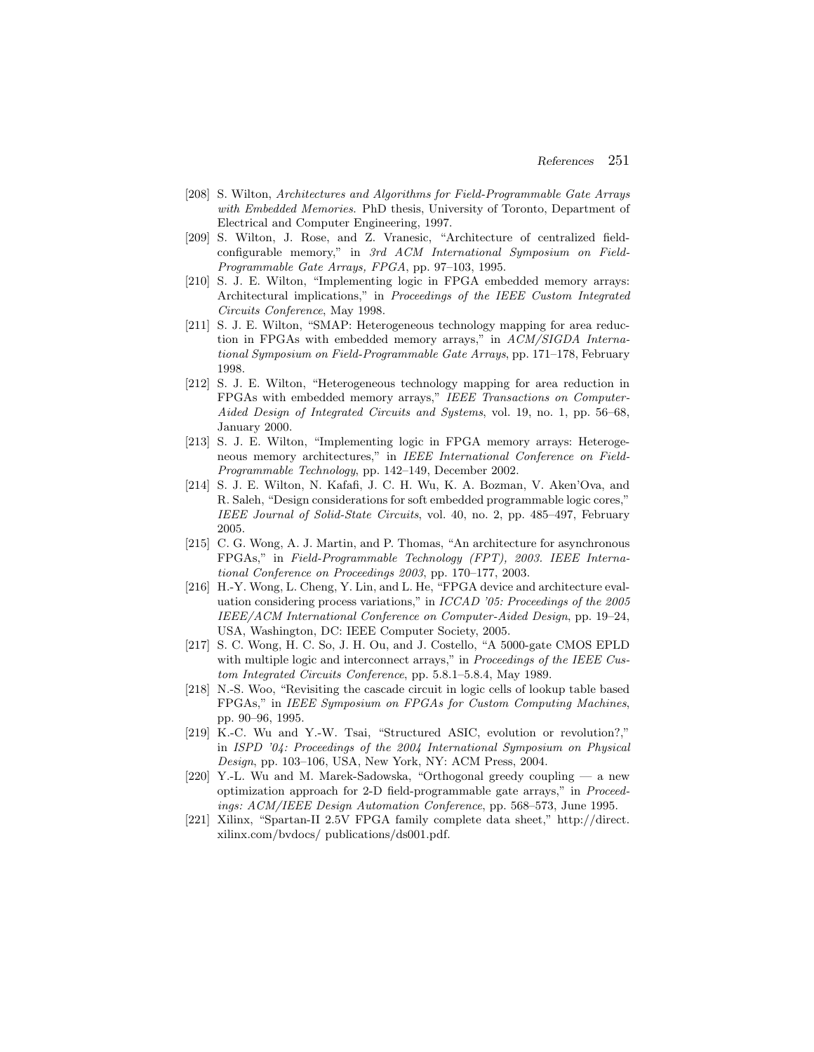[208] S. Wilton, *Architectures and Algorithms for Field-Programmable Gate Arrays with Embedded Memories*. PhD thesis, University of Toronto, Department of Electrical and Computer Engineering, 1997.

[209] S. Wilton, J. Rose, and Z. Vranesic, "Architecture of centralized field-configurable memory," in *3rd ACM International Symposium on Field-Programmable Gate Arrays, FPGA*, pp. 97–103, 1995.

[210] S. J. E. Wilton, "Implementing logic in FPGA embedded memory arrays: Architectural implications," in *Proceedings of the IEEE Custom Integrated Circuits Conference*, May 1998.

[211] S. J. E. Wilton, "SMAP: Heterogeneous technology mapping for area reduction in FPGAs with embedded memory arrays," in *ACM/SIGDA International Symposium on Field-Programmable Gate Arrays*, pp. 171–178, February 1998.

[212] S. J. E. Wilton, "Heterogeneous technology mapping for area reduction in FPGAs with embedded memory arrays," *IEEE Transactions on Computer-Aided Design of Integrated Circuits and Systems*, vol. 19, no. 1, pp. 56–68, January 2000.

[213] S. J. E. Wilton, "Implementing logic in FPGA memory arrays: Heterogeneous memory architectures," in *IEEE International Conference on Field-Programmable Technology*, pp. 142–149, December 2002.

[214] S. J. E. Wilton, N. Kafafi, J. C. H. Wu, K. A. Bozman, V. Aken'Ova, and R. Saleh, "Design considerations for soft embedded programmable logic cores," *IEEE Journal of Solid-State Circuits*, vol. 40, no. 2, pp. 485–497, February 2005.

[215] C. G. Wong, A. J. Martin, and P. Thomas, "An architecture for asynchronous FPGAs," in *Field-Programmable Technology (FPT), 2003. IEEE International Conference on Proceedings 2003*, pp. 170–177, 2003.

[216] H.-Y. Wong, L. Cheng, Y. Lin, and L. He, "FPGA device and architecture evaluation considering process variations," in *ICCAD '05: Proceedings of the 2005 IEEE/ACM International Conference on Computer-Aided Design*, pp. 19–24, USA, Washington, DC: IEEE Computer Society, 2005.

[217] S. C. Wong, H. C. So, J. H. Ou, and J. Costello, "A 5000-gate CMOS EPLD with multiple logic and interconnect arrays," in *Proceedings of the IEEE Custom Integrated Circuits Conference*, pp. 5.8.1–5.8.4, May 1989.

[218] N.-S. Woo, "Revisiting the cascade circuit in logic cells of lookup table based FPGAs," in *IEEE Symposium on FPGAs for Custom Computing Machines*, pp. 90–96, 1995.

[219] K.-C. Wu and Y.-W. Tsai, "Structured ASIC, evolution or revolution?," in *ISPD '04: Proceedings of the 2004 International Symposium on Physical Design*, pp. 103–106, USA, New York, NY: ACM Press, 2004.

[220] Y.-L. Wu and M. Marek-Sadowska, "Orthogonal greedy coupling — a new optimization approach for 2-D field-programmable gate arrays," in *Proceedings: ACM/IEEE Design Automation Conference*, pp. 568–573, June 1995.

[221] Xilinx, "Spartan-II 2.5V FPGA family complete data sheet," http://direct.xilinx.com/bvdocs/ publications/ds001.pdf.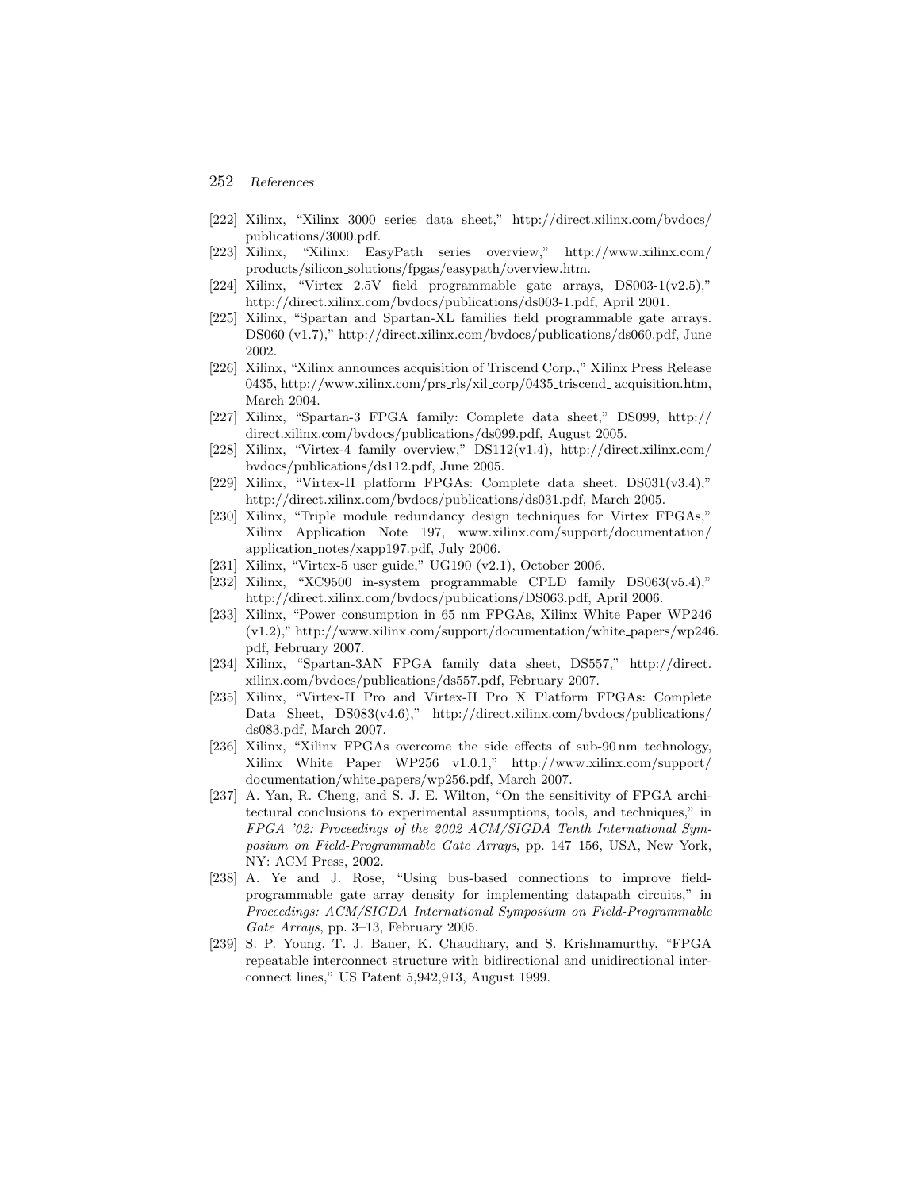[222] Xilinx, "Xilinx 3000 series data sheet," http://direct.xilinx.com/bvdocs/publications/3000.pdf.

[223] Xilinx, "Xilinx: EasyPath series overview," http://www.xilinx.com/products/silicon_solutions/fpgas/easypath/overview.htm.

[224] Xilinx, "Virtex 2.5V field programmable gate arrays, DS003-1(v2.5)," http://direct.xilinx.com/bvdocs/publications/ds003-1.pdf, April 2001.

[225] Xilinx, "Spartan and Spartan-XL families field programmable gate arrays. DS060 (v1.7)," http://direct.xilinx.com/bvdocs/publications/ds060.pdf, June 2002.

[226] Xilinx, "Xilinx announces acquisition of Triscend Corp.," Xilinx Press Release 0435, http://www.xilinx.com/prs_rls/xil_corp/0435_triscend_ acquisition.htm, March 2004.

[227] Xilinx, "Spartan-3 FPGA family: Complete data sheet," DS099, http://direct.xilinx.com/bvdocs/publications/ds099.pdf, August 2005.

[228] Xilinx, "Virtex-4 family overview," DS112(v1.4), http://direct.xilinx.com/bvdocs/publications/ds112.pdf, June 2005.

[229] Xilinx, "Virtex-II platform FPGAs: Complete data sheet. DS031(v3.4)," http://direct.xilinx.com/bvdocs/publications/ds031.pdf, March 2005.

[230] Xilinx, "Triple module redundancy design techniques for Virtex FPGAs," Xilinx Application Note 197, www.xilinx.com/support/documentation/application_notes/xapp197.pdf, July 2006.

[231] Xilinx, "Virtex-5 user guide," UG190 (v2.1), October 2006.

[232] Xilinx, "XC9500 in-system programmable CPLD family DS063(v5.4)," http://direct.xilinx.com/bvdocs/publications/DS063.pdf, April 2006.

[233] Xilinx, "Power consumption in 65 nm FPGAs, Xilinx White Paper WP246 (v1.2)," http://www.xilinx.com/support/documentation/white_papers/wp246.pdf, February 2007.

[234] Xilinx, "Spartan-3AN FPGA family data sheet, DS557," http://direct.xilinx.com/bvdocs/publications/ds557.pdf, February 2007.

[235] Xilinx, "Virtex-II Pro and Virtex-II Pro X Platform FPGAs: Complete Data Sheet, DS083(v4.6)," http://direct.xilinx.com/bvdocs/publications/ds083.pdf, March 2007.

[236] Xilinx, "Xilinx FPGAs overcome the side effects of sub-90 nm technology, Xilinx White Paper WP256 v1.0.1," http://www.xilinx.com/support/documentation/white_papers/wp256.pdf, March 2007.

[237] A. Yan, R. Cheng, and S. J. E. Wilton, "On the sensitivity of FPGA architectural conclusions to experimental assumptions, tools, and techniques," in *FPGA '02: Proceedings of the 2002 ACM/SIGDA Tenth International Symposium on Field-Programmable Gate Arrays*, pp. 147–156, USA, New York, NY: ACM Press, 2002.

[238] A. Ye and J. Rose, "Using bus-based connections to improve field-programmable gate array density for implementing datapath circuits," in *Proceedings: ACM/SIGDA International Symposium on Field-Programmable Gate Arrays*, pp. 3–13, February 2005.

[239] S. P. Young, T. J. Bauer, K. Chaudhary, and S. Krishnamurthy, "FPGA repeatable interconnect structure with bidirectional and unidirectional interconnect lines," US Patent 5,942,913, August 1999.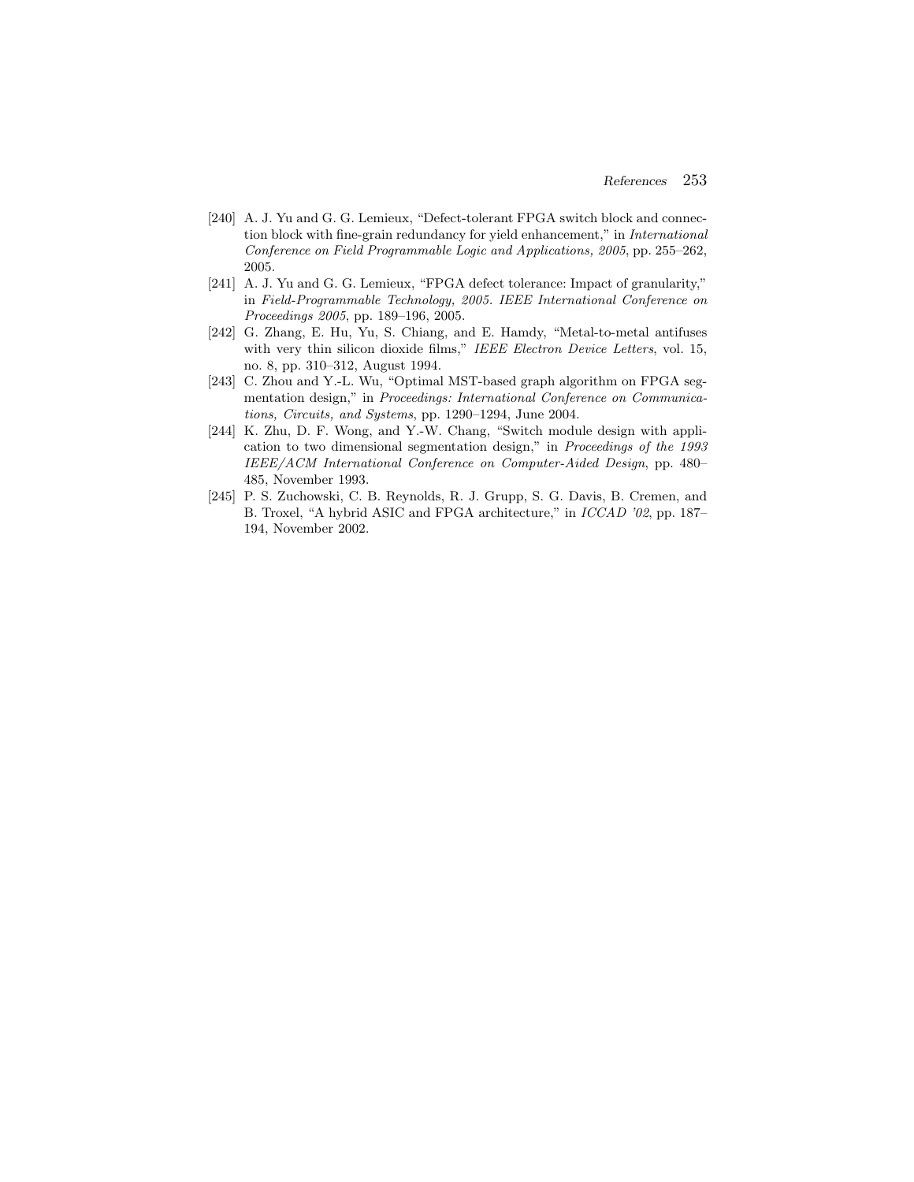[240] A. J. Yu and G. G. Lemieux, "Defect-tolerant FPGA switch block and connection block with fine-grain redundancy for yield enhancement," in *International Conference on Field Programmable Logic and Applications, 2005*, pp. 255–262, 2005.

[241] A. J. Yu and G. G. Lemieux, "FPGA defect tolerance: Impact of granularity," in *Field-Programmable Technology, 2005. IEEE International Conference on Proceedings 2005*, pp. 189–196, 2005.

[242] G. Zhang, E. Hu, Yu, S. Chiang, and E. Hamdy, "Metal-to-metal antifuses with very thin silicon dioxide films," *IEEE Electron Device Letters*, vol. 15, no. 8, pp. 310–312, August 1994.

[243] C. Zhou and Y.-L. Wu, "Optimal MST-based graph algorithm on FPGA segmentation design," in *Proceedings: International Conference on Communications, Circuits, and Systems*, pp. 1290–1294, June 2004.

[244] K. Zhu, D. F. Wong, and Y.-W. Chang, "Switch module design with application to two dimensional segmentation design," in *Proceedings of the 1993 IEEE/ACM International Conference on Computer-Aided Design*, pp. 480–485, November 1993.

[245] P. S. Zuchowski, C. B. Reynolds, R. J. Grupp, S. G. Davis, B. Cremen, and B. Troxel, "A hybrid ASIC and FPGA architecture," in *ICCAD '02*, pp. 187–194, November 2002.